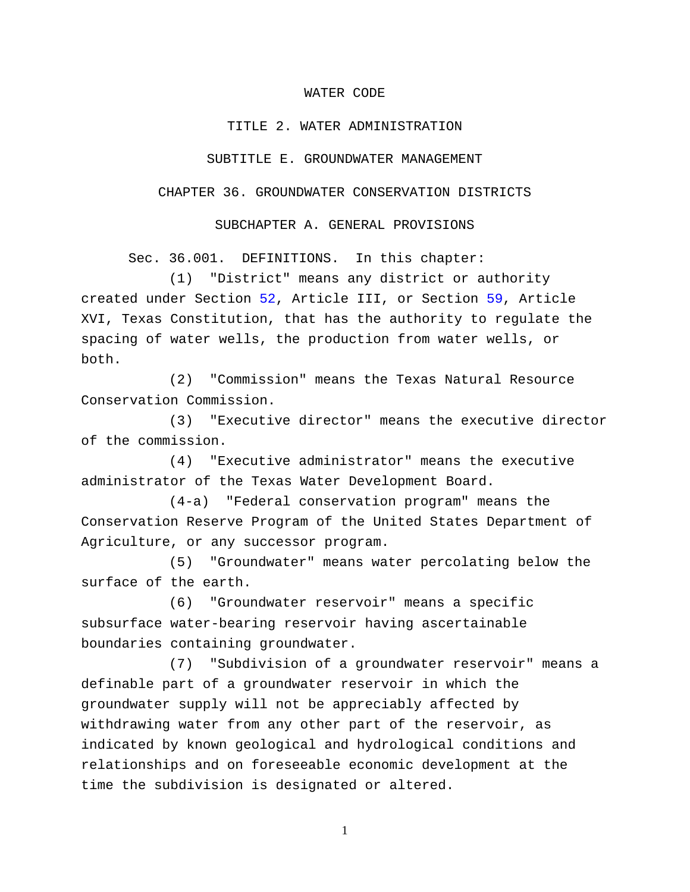# WATER CODE

## TITLE 2. WATER ADMINISTRATION

## SUBTITLE E. GROUNDWATER MANAGEMENT

## CHAPTER 36. GROUNDWATER CONSERVATION DISTRICTS

### SUBCHAPTER A. GENERAL PROVISIONS

Sec. 36.001. DEFINITIONS. In this chapter:

(1) "District" means any district or authority created under Section 52, Article III, or Section 59, Article XVI, Texas Constitution, that has the authority to regulate the spacing of water wells, the production from water wells, or both.

(2) "Commission" means the Texas Natural Resource Conservation Commission.

(3) "Executive director" means the executive director of the commission.

(4) "Executive administrator" means the executive administrator of the Texas Water Development Board.

(4-a) "Federal conservation program" means the Conservation Reserve Program of the United States Department of Agriculture, or any successor program.

(5) "Groundwater" means water percolating below the surface of the earth.

(6) "Groundwater reservoir" means a specific subsurface water-bearing reservoir having ascertainable boundaries containing groundwater.

(7) "Subdivision of a groundwater reservoir" means a definable part of a groundwater reservoir in which the groundwater supply will not be appreciably affected by withdrawing water from any other part of the reservoir, as indicated by known geological and hydrological conditions and relationships and on foreseeable economic development at the time the subdivision is designated or altered.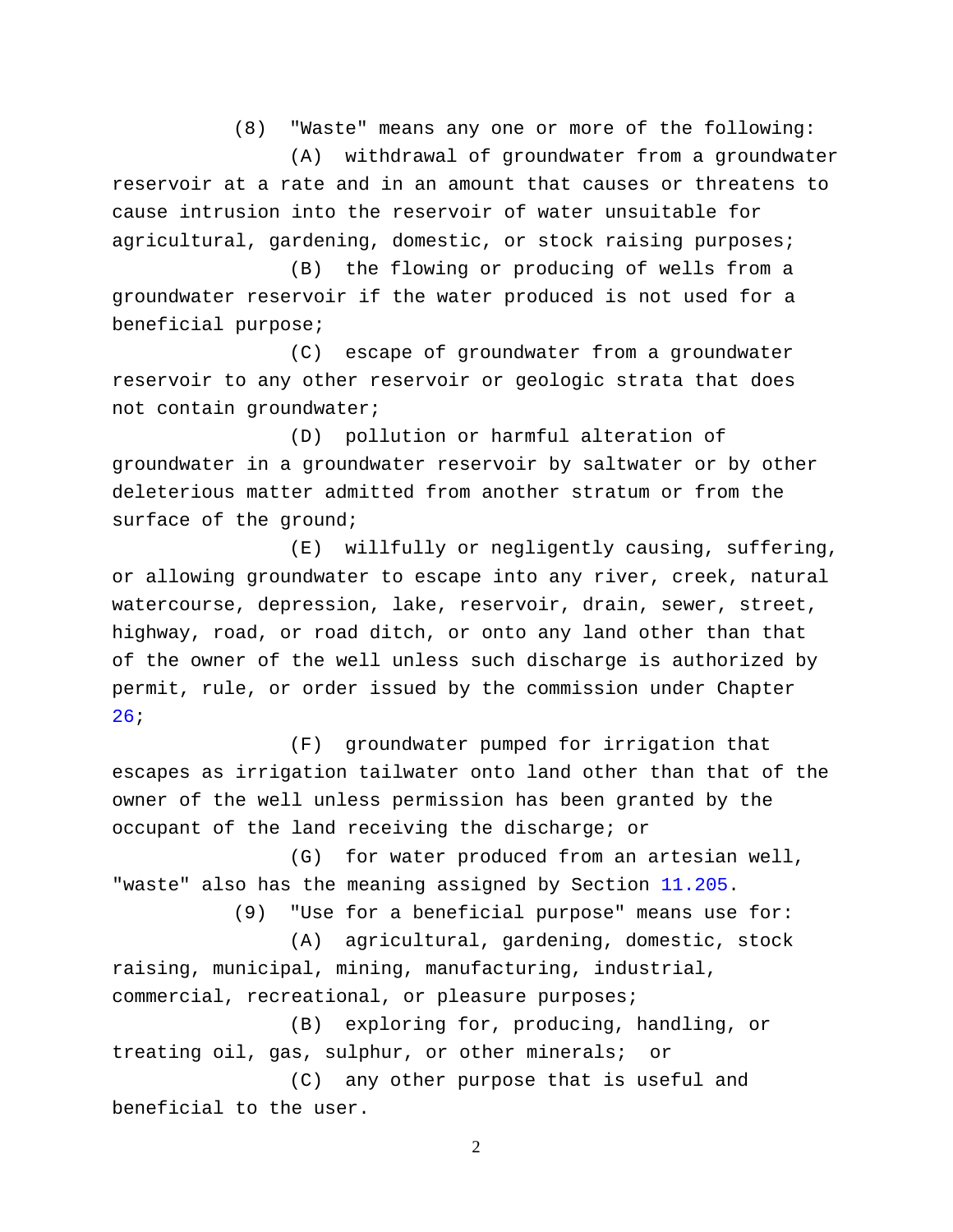(8) "Waste" means any one or more of the following:

(A) withdrawal of groundwater from a groundwater reservoir at a rate and in an amount that causes or threatens to cause intrusion into the reservoir of water unsuitable for agricultural, gardening, domestic, or stock raising purposes;

(B) the flowing or producing of wells from a groundwater reservoir if the water produced is not used for a beneficial purpose;

(C) escape of groundwater from a groundwater reservoir to any other reservoir or geologic strata that does not contain groundwater;

(D) pollution or harmful alteration of groundwater in a groundwater reservoir by saltwater or by other deleterious matter admitted from another stratum or from the surface of the ground;

(E) willfully or negligently causing, suffering, or allowing groundwater to escape into any river, creek, natural watercourse, depression, lake, reservoir, drain, sewer, street, highway, road, or road ditch, or onto any land other than that of the owner of the well unless such discharge is authorized by permit, rule, or order issued by the commission under Chapter 26;

(F) groundwater pumped for irrigation that escapes as irrigation tailwater onto land other than that of the owner of the well unless permission has been granted by the occupant of the land receiving the discharge; or

(G) for water produced from an artesian well, "waste" also has the meaning assigned by Section 11.205.

(9) "Use for a beneficial purpose" means use for:

(A) agricultural, gardening, domestic, stock raising, municipal, mining, manufacturing, industrial, commercial, recreational, or pleasure purposes;

(B) exploring for, producing, handling, or treating oil, gas, sulphur, or other minerals; or

(C) any other purpose that is useful and beneficial to the user.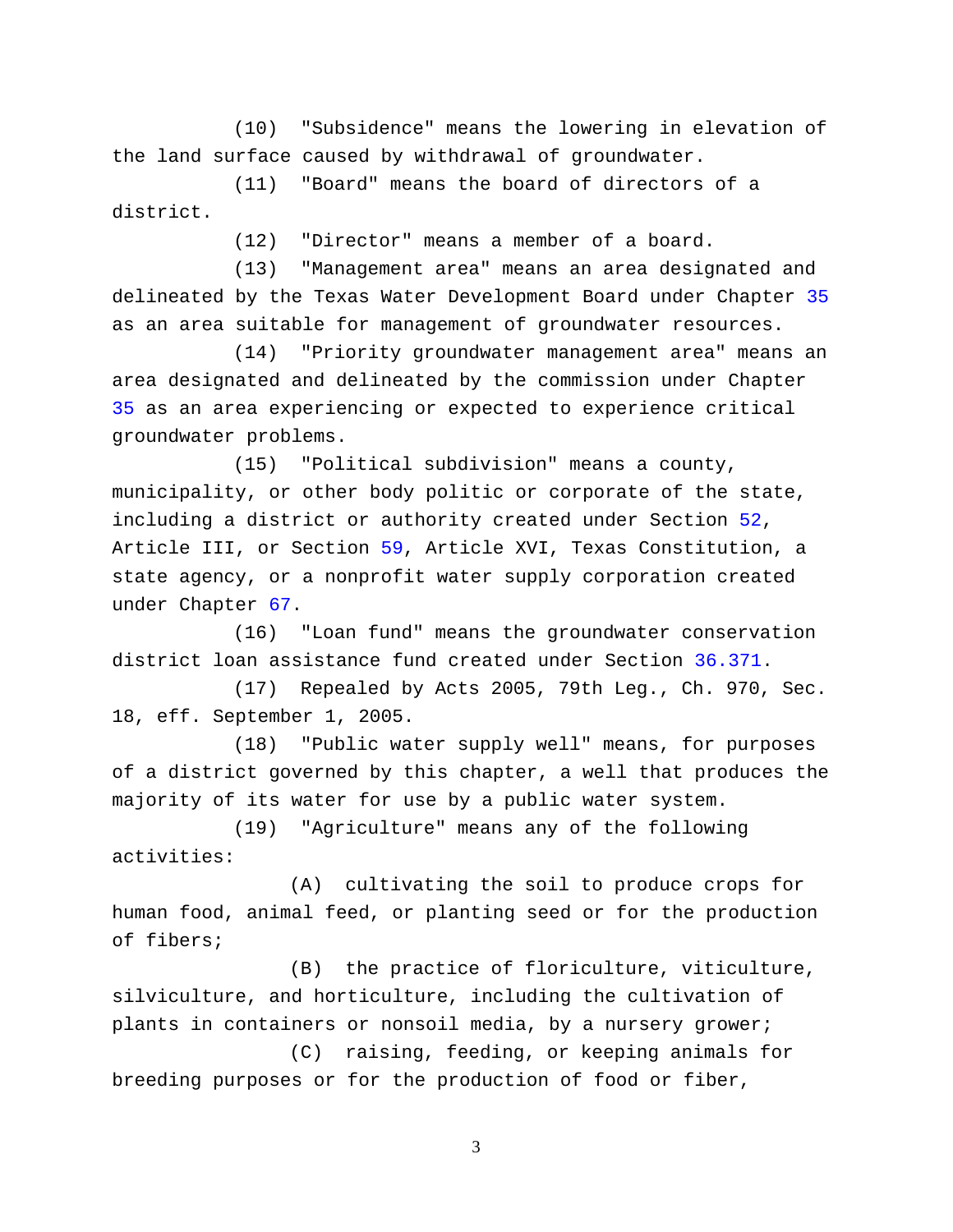(10) "Subsidence" means the lowering in elevation of the land surface caused by withdrawal of groundwater.

(11) "Board" means the board of directors of a district.

(12) "Director" means a member of a board.

(13) "Management area" means an area designated and delineated by the Texas Water Development Board under Chapter 35 as an area suitable for management of groundwater resources.

(14) "Priority groundwater management area" means an area designated and delineated by the commission under Chapter 35 as an area experiencing or expected to experience critical groundwater problems.

(15) "Political subdivision" means a county, municipality, or other body politic or corporate of the state, including a district or authority created under Section 52, Article III, or Section 59, Article XVI, Texas Constitution, a state agency, or a nonprofit water supply corporation created under Chapter 67.

(16) "Loan fund" means the groundwater conservation district loan assistance fund created under Section 36.371.

(17) Repealed by Acts 2005, 79th Leg., Ch. 970, Sec. 18, eff. September 1, 2005.

(18) "Public water supply well" means, for purposes of a district governed by this chapter, a well that produces the majority of its water for use by a public water system.

(19) "Agriculture" means any of the following activities:

(A) cultivating the soil to produce crops for human food, animal feed, or planting seed or for the production of fibers;

(B) the practice of floriculture, viticulture, silviculture, and horticulture, including the cultivation of plants in containers or nonsoil media, by a nursery grower;

(C) raising, feeding, or keeping animals for breeding purposes or for the production of food or fiber,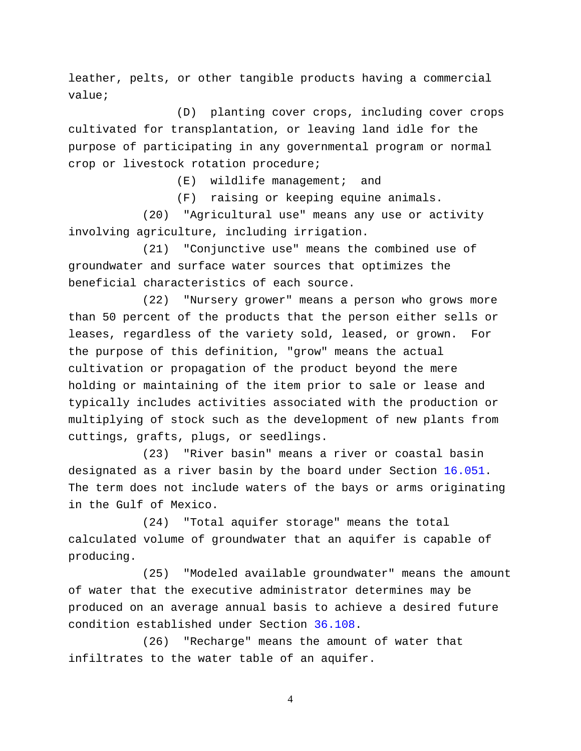leather, pelts, or other tangible products having a commercial value;

(D) planting cover crops, including cover crops cultivated for transplantation, or leaving land idle for the purpose of participating in any governmental program or normal crop or livestock rotation procedure;

(E) wildlife management; and

(F) raising or keeping equine animals.

(20) "Agricultural use" means any use or activity involving agriculture, including irrigation.

(21) "Conjunctive use" means the combined use of groundwater and surface water sources that optimizes the beneficial characteristics of each source.

(22) "Nursery grower" means a person who grows more than 50 percent of the products that the person either sells or leases, regardless of the variety sold, leased, or grown. For the purpose of this definition, "grow" means the actual cultivation or propagation of the product beyond the mere holding or maintaining of the item prior to sale or lease and typically includes activities associated with the production or multiplying of stock such as the development of new plants from cuttings, grafts, plugs, or seedlings.

(23) "River basin" means a river or coastal basin designated as a river basin by the board under Section 16.051. The term does not include waters of the bays or arms originating in the Gulf of Mexico.

(24) "Total aquifer storage" means the total calculated volume of groundwater that an aquifer is capable of producing.

(25) "Modeled available groundwater" means the amount of water that the executive administrator determines may be produced on an average annual basis to achieve a desired future condition established under Section 36.108.

(26) "Recharge" means the amount of water that infiltrates to the water table of an aquifer.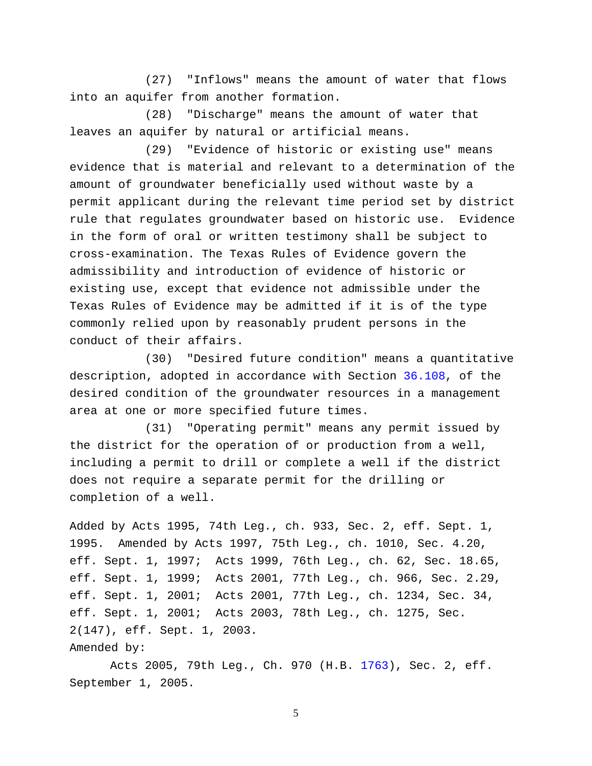(27) "Inflows" means the amount of water that flows into an aquifer from another formation.

(28) "Discharge" means the amount of water that leaves an aquifer by natural or artificial means.

(29) "Evidence of historic or existing use" means evidence that is material and relevant to a determination of the amount of groundwater beneficially used without waste by a permit applicant during the relevant time period set by district rule that regulates groundwater based on historic use. Evidence in the form of oral or written testimony shall be subject to cross-examination. The Texas Rules of Evidence govern the admissibility and introduction of evidence of historic or existing use, except that evidence not admissible under the Texas Rules of Evidence may be admitted if it is of the type commonly relied upon by reasonably prudent persons in the conduct of their affairs.

(30) "Desired future condition" means a quantitative description, adopted in accordance with Section 36.108, of the desired condition of the groundwater resources in a management area at one or more specified future times.

(31) "Operating permit" means any permit issued by the district for the operation of or production from a well, including a permit to drill or complete a well if the district does not require a separate permit for the drilling or completion of a well.

Added by Acts 1995, 74th Leg., ch. 933, Sec. 2, eff. Sept. 1, 1995. Amended by Acts 1997, 75th Leg., ch. 1010, Sec. 4.20, eff. Sept. 1, 1997; Acts 1999, 76th Leg., ch. 62, Sec. 18.65, eff. Sept. 1, 1999; Acts 2001, 77th Leg., ch. 966, Sec. 2.29, eff. Sept. 1, 2001; Acts 2001, 77th Leg., ch. 1234, Sec. 34, eff. Sept. 1, 2001; Acts 2003, 78th Leg., ch. 1275, Sec. 2(147), eff. Sept. 1, 2003.

Amended by:

Acts 2005, 79th Leg., Ch. 970 (H.B. 1763), Sec. 2, eff. September 1, 2005.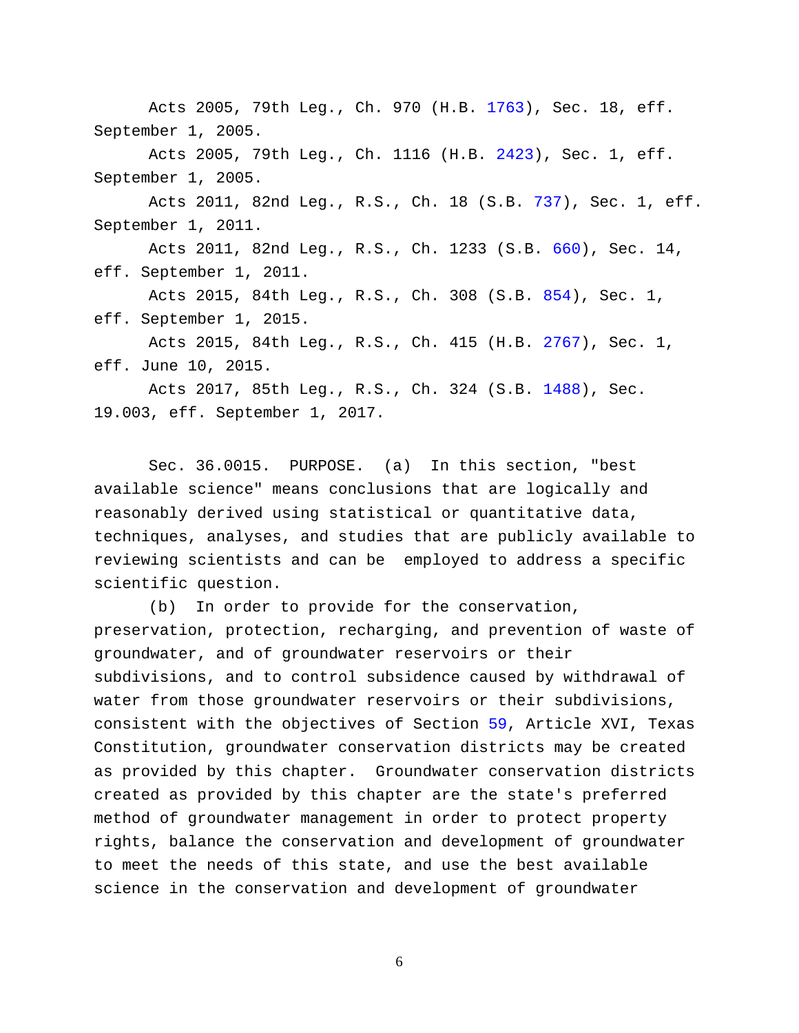Acts 2005, 79th Leg., Ch. 970 (H.B. 1763), Sec. 18, eff. September 1, 2005.

Acts 2005, 79th Leg., Ch. 1116 (H.B. 2423), Sec. 1, eff. September 1, 2005.

Acts 2011, 82nd Leg., R.S., Ch. 18 (S.B. 737), Sec. 1, eff. September 1, 2011.

Acts 2011, 82nd Leg., R.S., Ch. 1233 (S.B. 660), Sec. 14, eff. September 1, 2011.

Acts 2015, 84th Leg., R.S., Ch. 308 (S.B. 854), Sec. 1, eff. September 1, 2015.

Acts 2015, 84th Leg., R.S., Ch. 415 (H.B. 2767), Sec. 1, eff. June 10, 2015.

Acts 2017, 85th Leg., R.S., Ch. 324 (S.B. 1488), Sec. 19.003, eff. September 1, 2017.

Sec. 36.0015. PURPOSE. (a) In this section, "best available science" means conclusions that are logically and reasonably derived using statistical or quantitative data, techniques, analyses, and studies that are publicly available to reviewing scientists and can be employed to address a specific scientific question.

(b) In order to provide for the conservation, preservation, protection, recharging, and prevention of waste of groundwater, and of groundwater reservoirs or their subdivisions, and to control subsidence caused by withdrawal of water from those groundwater reservoirs or their subdivisions, consistent with the objectives of Section 59, Article XVI, Texas Constitution, groundwater conservation districts may be created as provided by this chapter. Groundwater conservation districts created as provided by this chapter are the state's preferred method of groundwater management in order to protect property rights, balance the conservation and development of groundwater to meet the needs of this state, and use the best available science in the conservation and development of groundwater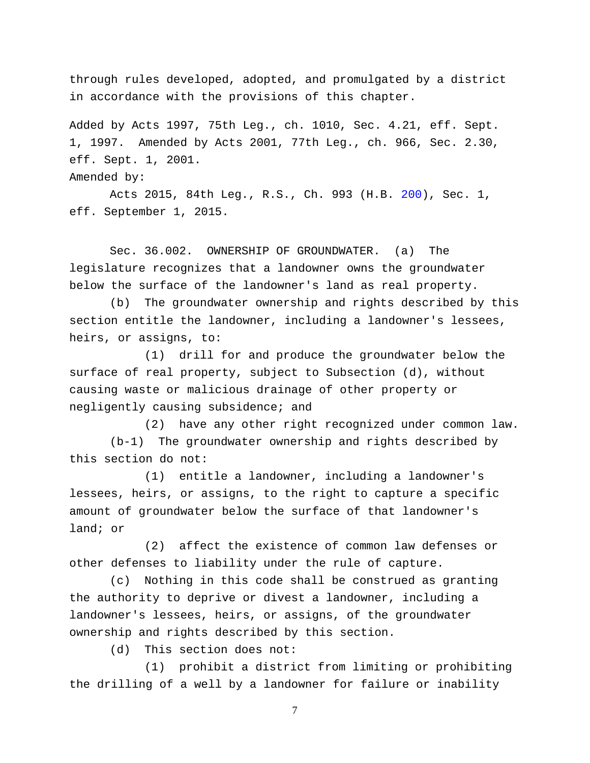through rules developed, adopted, and promulgated by a district in accordance with the provisions of this chapter.

Added by Acts 1997, 75th Leg., ch. 1010, Sec. 4.21, eff. Sept. 1, 1997. Amended by Acts 2001, 77th Leg., ch. 966, Sec. 2.30, eff. Sept. 1, 2001.
Amended by:

Acts 2015, 84th Leg., R.S., Ch. 993 (H.B. 200), Sec. 1, eff. September 1, 2015.

Sec. 36.002. OWNERSHIP OF GROUNDWATER. (a) The legislature recognizes that a landowner owns the groundwater below the surface of the landowner's land as real property.

(b) The groundwater ownership and rights described by this section entitle the landowner, including a landowner's lessees, heirs, or assigns, to:

(1) drill for and produce the groundwater below the surface of real property, subject to Subsection (d), without causing waste or malicious drainage of other property or negligently causing subsidence; and

(2) have any other right recognized under common law.

(b-1) The groundwater ownership and rights described by this section do not:

(1) entitle a landowner, including a landowner's lessees, heirs, or assigns, to the right to capture a specific amount of groundwater below the surface of that landowner's land; or

(2) affect the existence of common law defenses or other defenses to liability under the rule of capture.

(c) Nothing in this code shall be construed as granting the authority to deprive or divest a landowner, including a landowner's lessees, heirs, or assigns, of the groundwater ownership and rights described by this section.

(d) This section does not:

(1) prohibit a district from limiting or prohibiting the drilling of a well by a landowner for failure or inability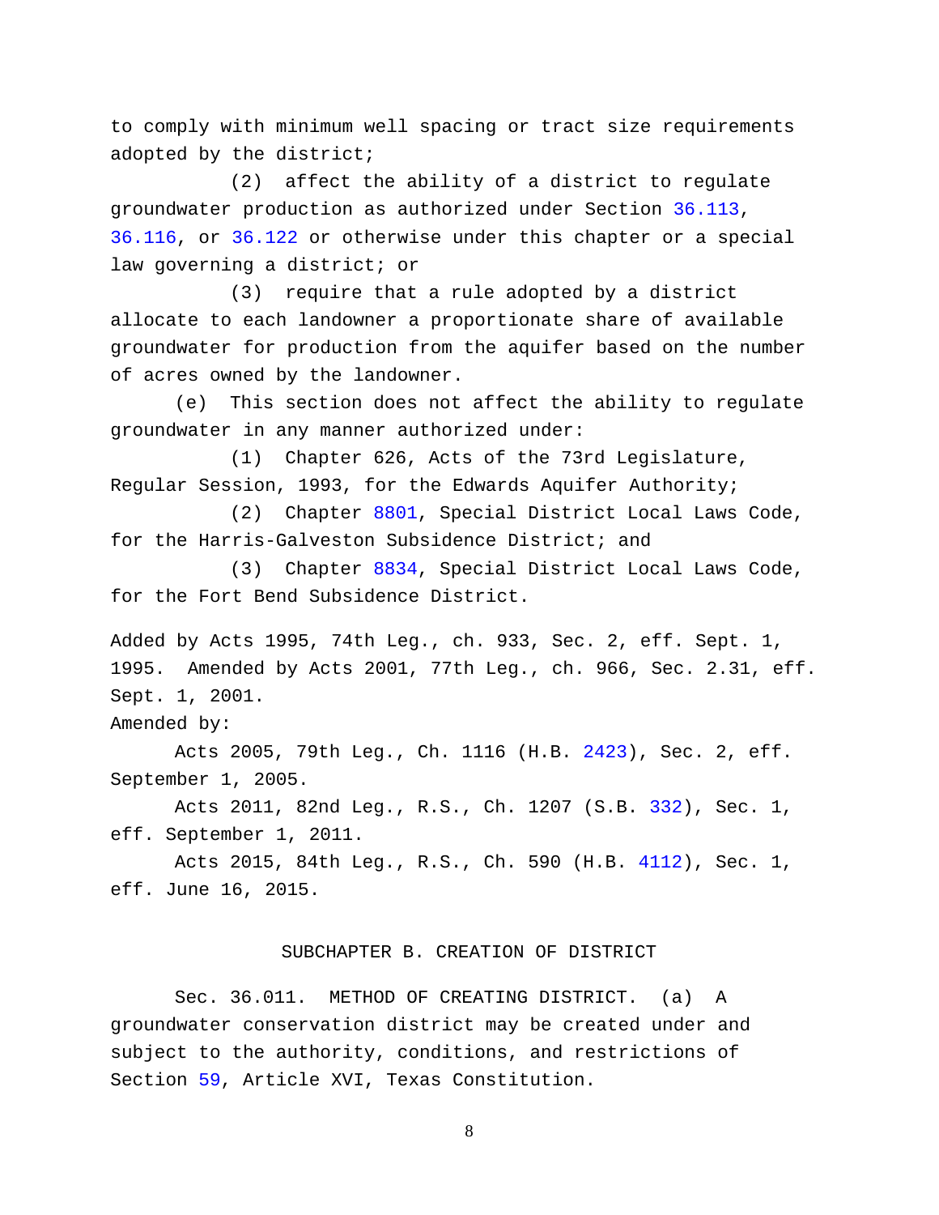to comply with minimum well spacing or tract size requirements adopted by the district;

(2) affect the ability of a district to regulate groundwater production as authorized under Section 36.113, 36.116, or 36.122 or otherwise under this chapter or a special law governing a district; or

(3) require that a rule adopted by a district allocate to each landowner a proportionate share of available groundwater for production from the aquifer based on the number of acres owned by the landowner.

(e) This section does not affect the ability to regulate groundwater in any manner authorized under:

(1) Chapter 626, Acts of the 73rd Legislature, Regular Session, 1993, for the Edwards Aquifer Authority;

(2) Chapter 8801, Special District Local Laws Code, for the Harris-Galveston Subsidence District; and

(3) Chapter 8834, Special District Local Laws Code, for the Fort Bend Subsidence District.

Added by Acts 1995, 74th Leg., ch. 933, Sec. 2, eff. Sept. 1, 1995. Amended by Acts 2001, 77th Leg., ch. 966, Sec. 2.31, eff. Sept. 1, 2001.

Amended by:

Acts 2005, 79th Leg., Ch. 1116 (H.B. 2423), Sec. 2, eff. September 1, 2005.

Acts 2011, 82nd Leg., R.S., Ch. 1207 (S.B. 332), Sec. 1, eff. September 1, 2011.

Acts 2015, 84th Leg., R.S., Ch. 590 (H.B. 4112), Sec. 1, eff. June 16, 2015.

## SUBCHAPTER B. CREATION OF DISTRICT

Sec. 36.011. METHOD OF CREATING DISTRICT. (a) A groundwater conservation district may be created under and subject to the authority, conditions, and restrictions of Section 59, Article XVI, Texas Constitution.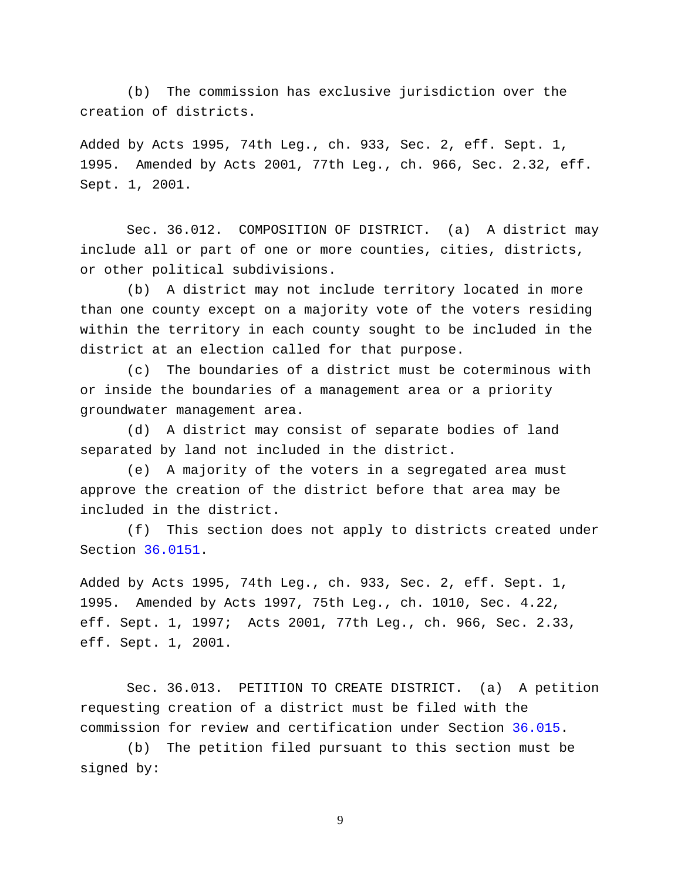(b) The commission has exclusive jurisdiction over the creation of districts.

Added by Acts 1995, 74th Leg., ch. 933, Sec. 2, eff. Sept. 1, 1995. Amended by Acts 2001, 77th Leg., ch. 966, Sec. 2.32, eff. Sept. 1, 2001.

Sec. 36.012. COMPOSITION OF DISTRICT. (a) A district may include all or part of one or more counties, cities, districts, or other political subdivisions.

(b) A district may not include territory located in more than one county except on a majority vote of the voters residing within the territory in each county sought to be included in the district at an election called for that purpose.

(c) The boundaries of a district must be coterminous with or inside the boundaries of a management area or a priority groundwater management area.

(d) A district may consist of separate bodies of land separated by land not included in the district.

(e) A majority of the voters in a segregated area must approve the creation of the district before that area may be included in the district.

(f) This section does not apply to districts created under Section 36.0151.

Added by Acts 1995, 74th Leg., ch. 933, Sec. 2, eff. Sept. 1, 1995. Amended by Acts 1997, 75th Leg., ch. 1010, Sec. 4.22, eff. Sept. 1, 1997; Acts 2001, 77th Leg., ch. 966, Sec. 2.33, eff. Sept. 1, 2001.

Sec. 36.013. PETITION TO CREATE DISTRICT. (a) A petition requesting creation of a district must be filed with the commission for review and certification under Section 36.015.

(b) The petition filed pursuant to this section must be signed by: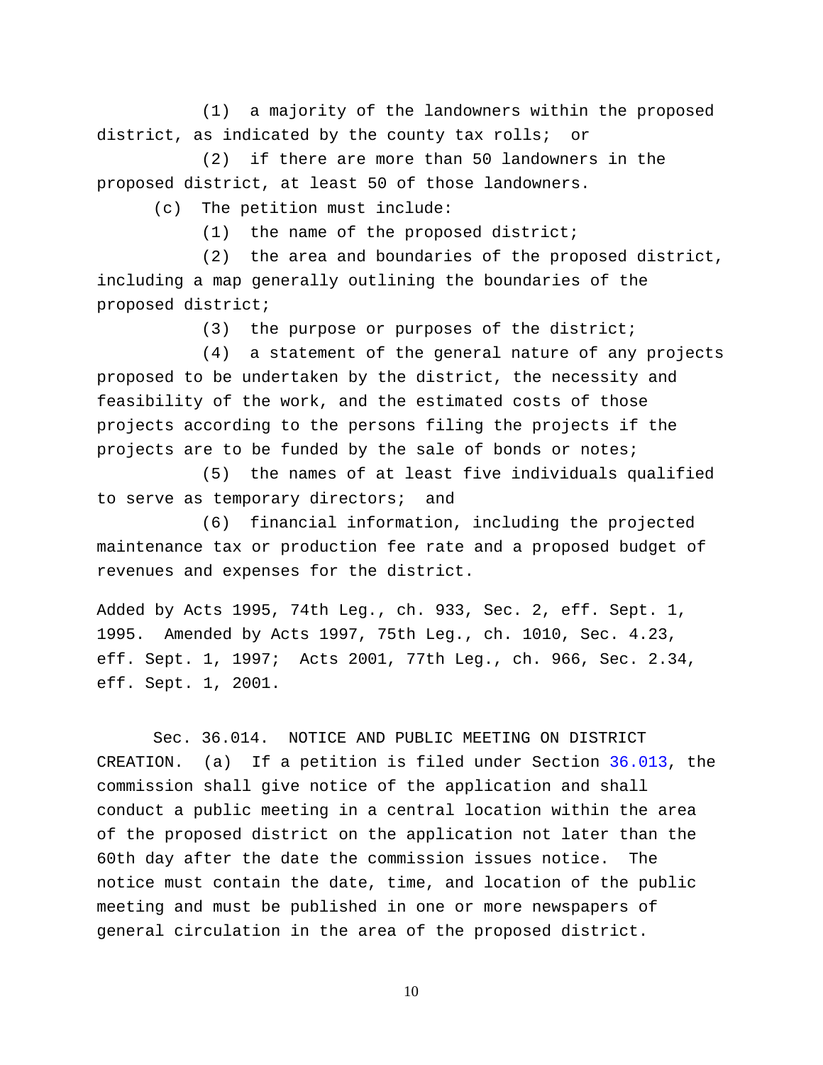(1) a majority of the landowners within the proposed district, as indicated by the county tax rolls; or

(2) if there are more than 50 landowners in the proposed district, at least 50 of those landowners.

(c) The petition must include:

(1) the name of the proposed district;

(2) the area and boundaries of the proposed district, including a map generally outlining the boundaries of the proposed district;

(3) the purpose or purposes of the district;

(4) a statement of the general nature of any projects proposed to be undertaken by the district, the necessity and feasibility of the work, and the estimated costs of those projects according to the persons filing the projects if the projects are to be funded by the sale of bonds or notes;

(5) the names of at least five individuals qualified to serve as temporary directors; and

(6) financial information, including the projected maintenance tax or production fee rate and a proposed budget of revenues and expenses for the district.

Added by Acts 1995, 74th Leg., ch. 933, Sec. 2, eff. Sept. 1, 1995. Amended by Acts 1997, 75th Leg., ch. 1010, Sec. 4.23, eff. Sept. 1, 1997; Acts 2001, 77th Leg., ch. 966, Sec. 2.34, eff. Sept. 1, 2001.

Sec. 36.014. NOTICE AND PUBLIC MEETING ON DISTRICT CREATION. (a) If a petition is filed under Section 36.013, the commission shall give notice of the application and shall conduct a public meeting in a central location within the area of the proposed district on the application not later than the 60th day after the date the commission issues notice. The notice must contain the date, time, and location of the public meeting and must be published in one or more newspapers of general circulation in the area of the proposed district.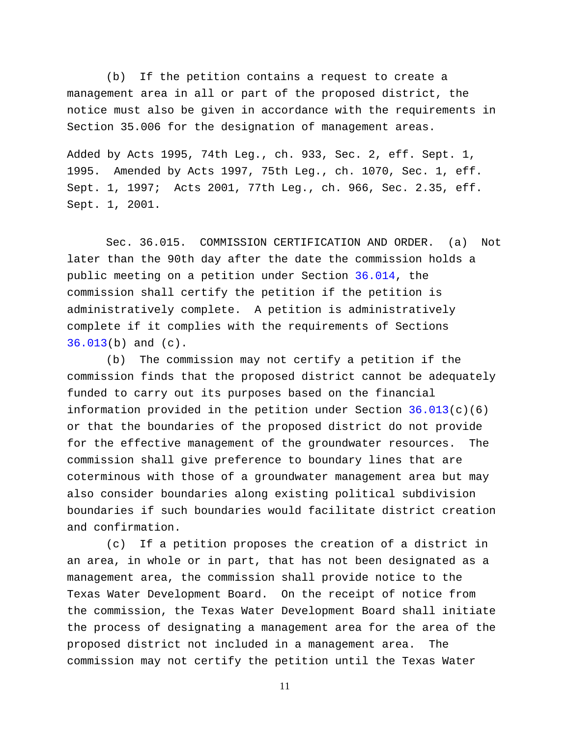(b) If the petition contains a request to create a management area in all or part of the proposed district, the notice must also be given in accordance with the requirements in Section 35.006 for the designation of management areas.

Added by Acts 1995, 74th Leg., ch. 933, Sec. 2, eff. Sept. 1, 1995. Amended by Acts 1997, 75th Leg., ch. 1070, Sec. 1, eff. Sept. 1, 1997; Acts 2001, 77th Leg., ch. 966, Sec. 2.35, eff. Sept. 1, 2001.

Sec. 36.015. COMMISSION CERTIFICATION AND ORDER. (a) Not later than the 90th day after the date the commission holds a public meeting on a petition under Section 36.014, the commission shall certify the petition if the petition is administratively complete. A petition is administratively complete if it complies with the requirements of Sections 36.013(b) and (c).

(b) The commission may not certify a petition if the commission finds that the proposed district cannot be adequately funded to carry out its purposes based on the financial information provided in the petition under Section 36.013(c)(6) or that the boundaries of the proposed district do not provide for the effective management of the groundwater resources. The commission shall give preference to boundary lines that are coterminous with those of a groundwater management area but may also consider boundaries along existing political subdivision boundaries if such boundaries would facilitate district creation and confirmation.

(c) If a petition proposes the creation of a district in an area, in whole or in part, that has not been designated as a management area, the commission shall provide notice to the Texas Water Development Board. On the receipt of notice from the commission, the Texas Water Development Board shall initiate the process of designating a management area for the area of the proposed district not included in a management area. The commission may not certify the petition until the Texas Water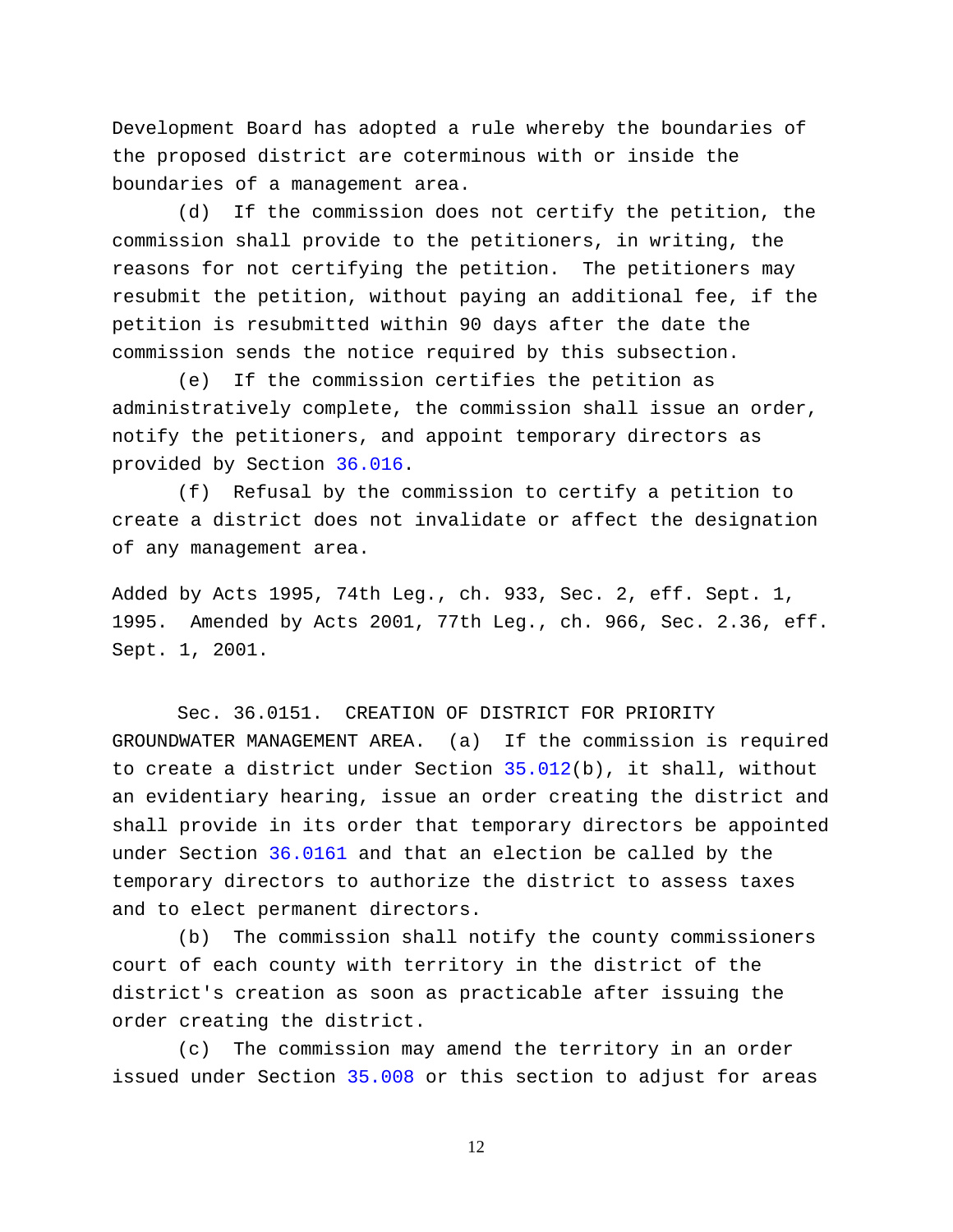Development Board has adopted a rule whereby the boundaries of the proposed district are coterminous with or inside the boundaries of a management area.

(d) If the commission does not certify the petition, the commission shall provide to the petitioners, in writing, the reasons for not certifying the petition. The petitioners may resubmit the petition, without paying an additional fee, if the petition is resubmitted within 90 days after the date the commission sends the notice required by this subsection.

(e) If the commission certifies the petition as administratively complete, the commission shall issue an order, notify the petitioners, and appoint temporary directors as provided by Section 36.016.

(f) Refusal by the commission to certify a petition to create a district does not invalidate or affect the designation of any management area.

Added by Acts 1995, 74th Leg., ch. 933, Sec. 2, eff. Sept. 1, 1995. Amended by Acts 2001, 77th Leg., ch. 966, Sec. 2.36, eff. Sept. 1, 2001.

Sec. 36.0151. CREATION OF DISTRICT FOR PRIORITY GROUNDWATER MANAGEMENT AREA. (a) If the commission is required to create a district under Section 35.012(b), it shall, without an evidentiary hearing, issue an order creating the district and shall provide in its order that temporary directors be appointed under Section 36.0161 and that an election be called by the temporary directors to authorize the district to assess taxes and to elect permanent directors.

(b) The commission shall notify the county commissioners court of each county with territory in the district of the district's creation as soon as practicable after issuing the order creating the district.

(c) The commission may amend the territory in an order issued under Section 35.008 or this section to adjust for areas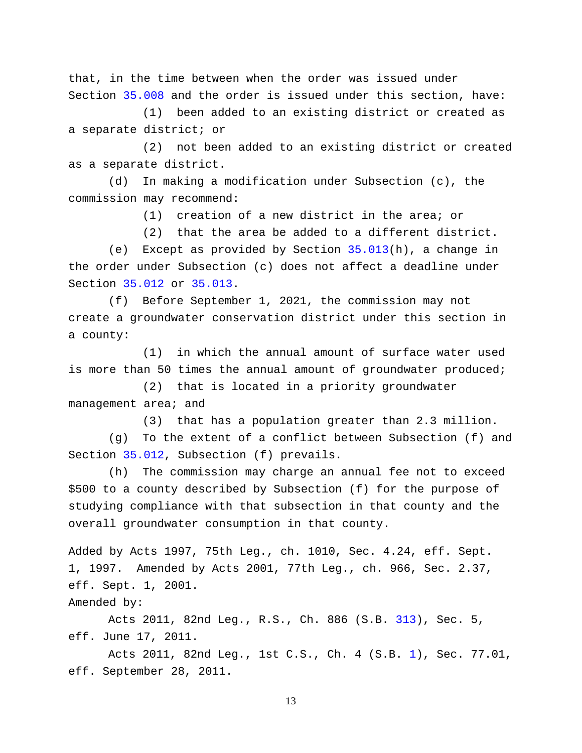that, in the time between when the order was issued under Section 35.008 and the order is issued under this section, have:

(1) been added to an existing district or created as a separate district; or

(2) not been added to an existing district or created as a separate district.

(d) In making a modification under Subsection (c), the commission may recommend:

(1) creation of a new district in the area; or

(2) that the area be added to a different district.

(e) Except as provided by Section 35.013(h), a change in the order under Subsection (c) does not affect a deadline under Section 35.012 or 35.013.

(f) Before September 1, 2021, the commission may not create a groundwater conservation district under this section in a county:

(1) in which the annual amount of surface water used is more than 50 times the annual amount of groundwater produced;

(2) that is located in a priority groundwater management area; and

(3) that has a population greater than 2.3 million.

(g) To the extent of a conflict between Subsection (f) and Section 35.012, Subsection (f) prevails.

(h) The commission may charge an annual fee not to exceed $500 to a county described by Subsection (f) for the purpose of studying compliance with that subsection in that county and the overall groundwater consumption in that county.

Added by Acts 1997, 75th Leg., ch. 1010, Sec. 4.24, eff. Sept. 1, 1997. Amended by Acts 2001, 77th Leg., ch. 966, Sec. 2.37, eff. Sept. 1, 2001.

Amended by:

Acts 2011, 82nd Leg., R.S., Ch. 886 (S.B. 313), Sec. 5, eff. June 17, 2011.

Acts 2011, 82nd Leg., 1st C.S., Ch. 4 (S.B. 1), Sec. 77.01, eff. September 28, 2011.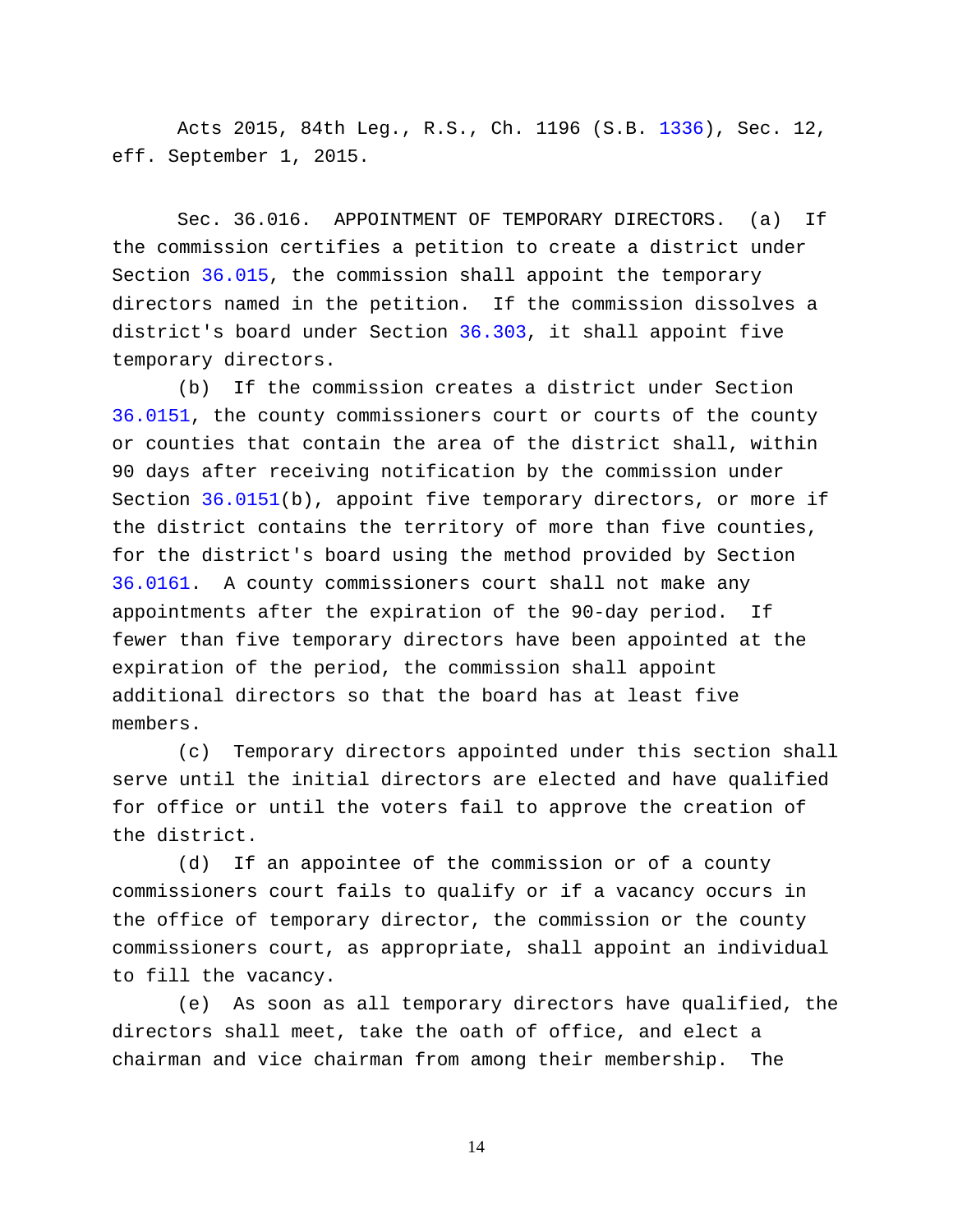Acts 2015, 84th Leg., R.S., Ch. 1196 (S.B. 1336), Sec. 12, eff. September 1, 2015.

Sec. 36.016. APPOINTMENT OF TEMPORARY DIRECTORS. (a) If the commission certifies a petition to create a district under Section 36.015, the commission shall appoint the temporary directors named in the petition. If the commission dissolves a district's board under Section 36.303, it shall appoint five temporary directors.

(b) If the commission creates a district under Section 36.0151, the county commissioners court or courts of the county or counties that contain the area of the district shall, within 90 days after receiving notification by the commission under Section 36.0151(b), appoint five temporary directors, or more if the district contains the territory of more than five counties, for the district's board using the method provided by Section 36.0161. A county commissioners court shall not make any appointments after the expiration of the 90-day period. If fewer than five temporary directors have been appointed at the expiration of the period, the commission shall appoint additional directors so that the board has at least five members.

(c) Temporary directors appointed under this section shall serve until the initial directors are elected and have qualified for office or until the voters fail to approve the creation of the district.

(d) If an appointee of the commission or of a county commissioners court fails to qualify or if a vacancy occurs in the office of temporary director, the commission or the county commissioners court, as appropriate, shall appoint an individual to fill the vacancy.

(e) As soon as all temporary directors have qualified, the directors shall meet, take the oath of office, and elect a chairman and vice chairman from among their membership. The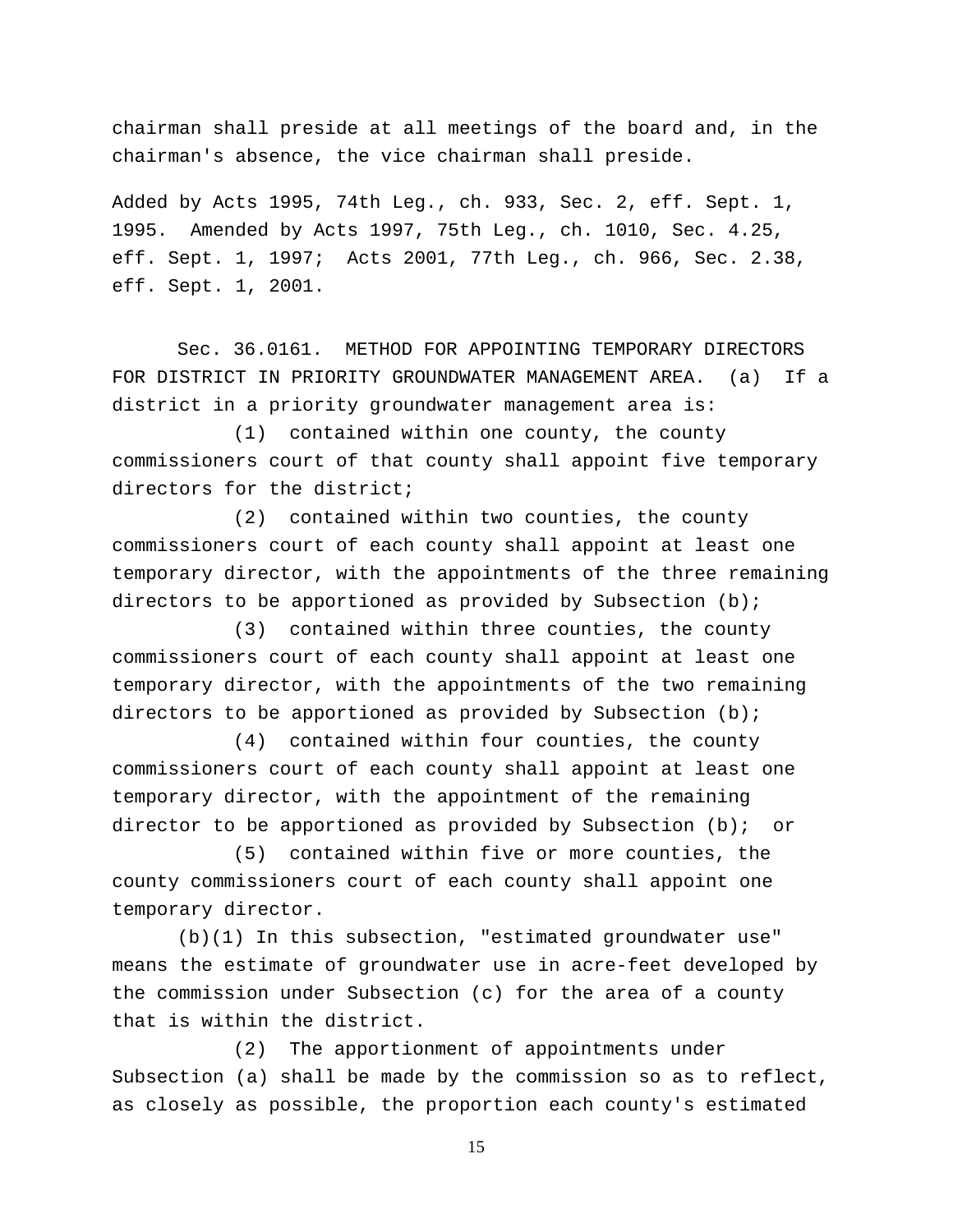chairman shall preside at all meetings of the board and, in the chairman's absence, the vice chairman shall preside.

Added by Acts 1995, 74th Leg., ch. 933, Sec. 2, eff. Sept. 1, 1995. Amended by Acts 1997, 75th Leg., ch. 1010, Sec. 4.25, eff. Sept. 1, 1997; Acts 2001, 77th Leg., ch. 966, Sec. 2.38, eff. Sept. 1, 2001.

Sec. 36.0161. METHOD FOR APPOINTING TEMPORARY DIRECTORS FOR DISTRICT IN PRIORITY GROUNDWATER MANAGEMENT AREA. (a) If a district in a priority groundwater management area is:

(1) contained within one county, the county commissioners court of that county shall appoint five temporary directors for the district;

(2) contained within two counties, the county commissioners court of each county shall appoint at least one temporary director, with the appointments of the three remaining directors to be apportioned as provided by Subsection (b);

(3) contained within three counties, the county commissioners court of each county shall appoint at least one temporary director, with the appointments of the two remaining directors to be apportioned as provided by Subsection (b);

(4) contained within four counties, the county commissioners court of each county shall appoint at least one temporary director, with the appointment of the remaining director to be apportioned as provided by Subsection (b); or

(5) contained within five or more counties, the county commissioners court of each county shall appoint one temporary director.

(b)(1) In this subsection, "estimated groundwater use" means the estimate of groundwater use in acre-feet developed by the commission under Subsection (c) for the area of a county that is within the district.

(2) The apportionment of appointments under Subsection (a) shall be made by the commission so as to reflect, as closely as possible, the proportion each county's estimated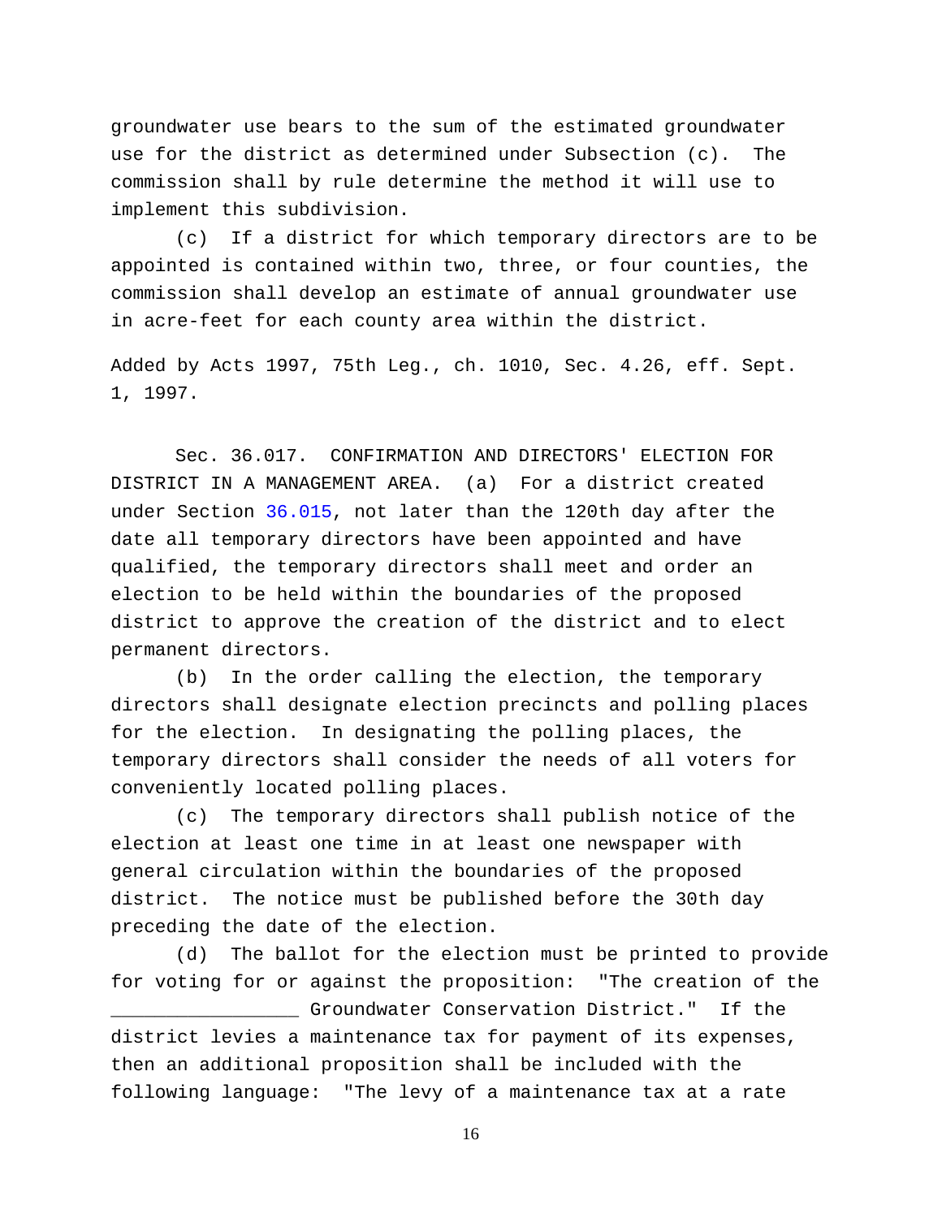groundwater use bears to the sum of the estimated groundwater use for the district as determined under Subsection (c). The commission shall by rule determine the method it will use to implement this subdivision.

(c) If a district for which temporary directors are to be appointed is contained within two, three, or four counties, the commission shall develop an estimate of annual groundwater use in acre-feet for each county area within the district.

Added by Acts 1997, 75th Leg., ch. 1010, Sec. 4.26, eff. Sept. 1, 1997.

Sec. 36.017. CONFIRMATION AND DIRECTORS' ELECTION FOR DISTRICT IN A MANAGEMENT AREA. (a) For a district created under Section 36.015, not later than the 120th day after the date all temporary directors have been appointed and have qualified, the temporary directors shall meet and order an election to be held within the boundaries of the proposed district to approve the creation of the district and to elect permanent directors.

(b) In the order calling the election, the temporary directors shall designate election precincts and polling places for the election. In designating the polling places, the temporary directors shall consider the needs of all voters for conveniently located polling places.

(c) The temporary directors shall publish notice of the election at least one time in at least one newspaper with general circulation within the boundaries of the proposed district. The notice must be published before the 30th day preceding the date of the election.

(d) The ballot for the election must be printed to provide for voting for or against the proposition: "The creation of the _________________ Groundwater Conservation District." If the district levies a maintenance tax for payment of its expenses, then an additional proposition shall be included with the following language: "The levy of a maintenance tax at a rate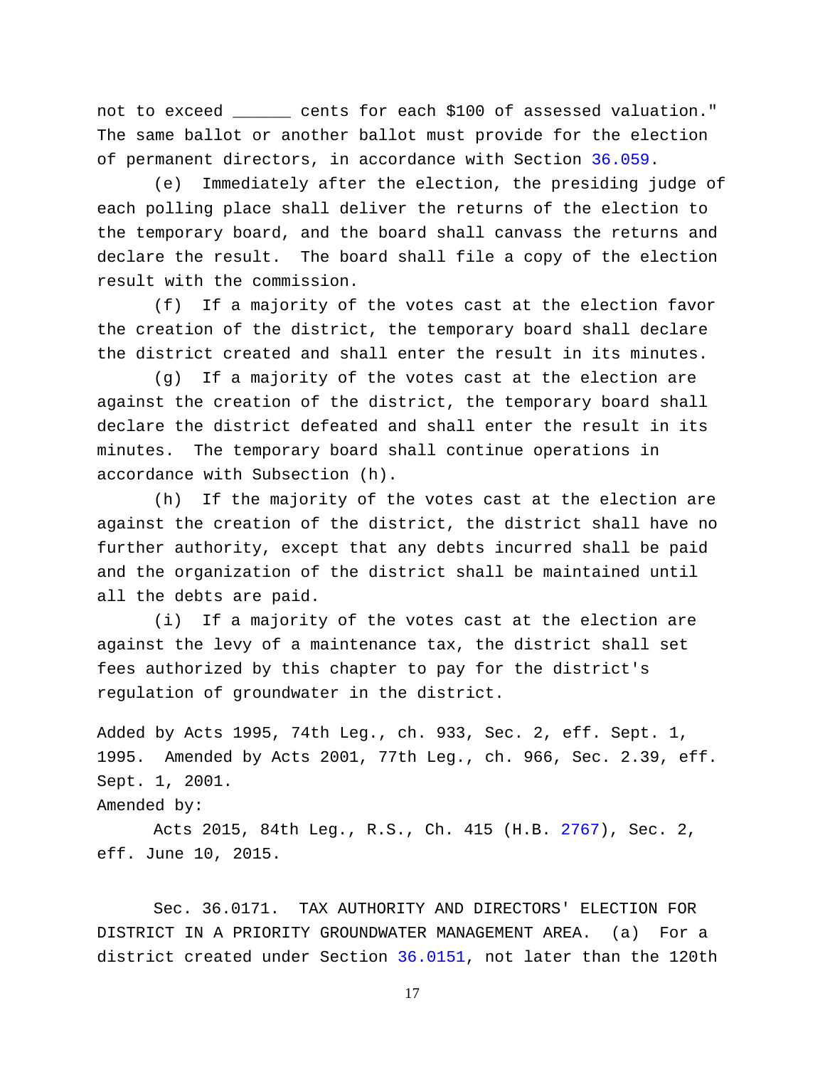not to exceed ______ cents for each $100 of assessed valuation." The same ballot or another ballot must provide for the election of permanent directors, in accordance with Section 36.059.

(e) Immediately after the election, the presiding judge of each polling place shall deliver the returns of the election to the temporary board, and the board shall canvass the returns and declare the result. The board shall file a copy of the election result with the commission.

(f) If a majority of the votes cast at the election favor the creation of the district, the temporary board shall declare the district created and shall enter the result in its minutes.

(g) If a majority of the votes cast at the election are against the creation of the district, the temporary board shall declare the district defeated and shall enter the result in its minutes. The temporary board shall continue operations in accordance with Subsection (h).

(h) If the majority of the votes cast at the election are against the creation of the district, the district shall have no further authority, except that any debts incurred shall be paid and the organization of the district shall be maintained until all the debts are paid.

(i) If a majority of the votes cast at the election are against the levy of a maintenance tax, the district shall set fees authorized by this chapter to pay for the district's regulation of groundwater in the district.

Added by Acts 1995, 74th Leg., ch. 933, Sec. 2, eff. Sept. 1, 1995. Amended by Acts 2001, 77th Leg., ch. 966, Sec. 2.39, eff. Sept. 1, 2001.

Amended by:

Acts 2015, 84th Leg., R.S., Ch. 415 (H.B. 2767), Sec. 2, eff. June 10, 2015.

Sec. 36.0171. TAX AUTHORITY AND DIRECTORS' ELECTION FOR DISTRICT IN A PRIORITY GROUNDWATER MANAGEMENT AREA. (a) For a district created under Section 36.0151, not later than the 120th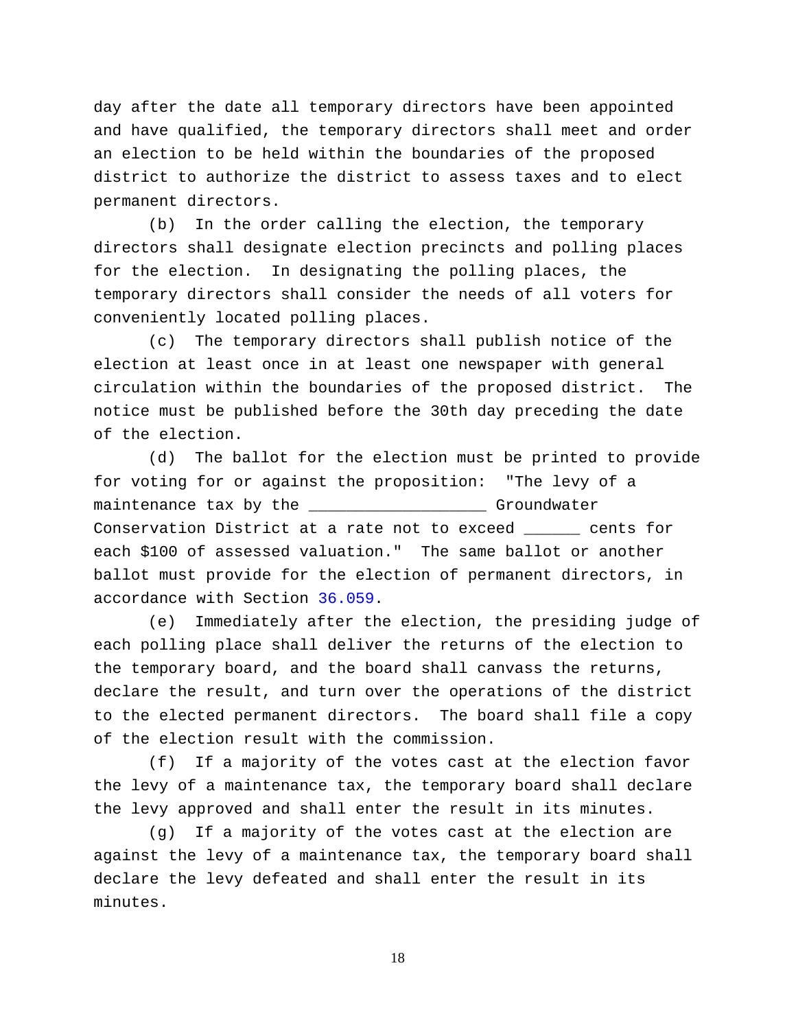day after the date all temporary directors have been appointed and have qualified, the temporary directors shall meet and order an election to be held within the boundaries of the proposed district to authorize the district to assess taxes and to elect permanent directors.

(b) In the order calling the election, the temporary directors shall designate election precincts and polling places for the election. In designating the polling places, the temporary directors shall consider the needs of all voters for conveniently located polling places.

(c) The temporary directors shall publish notice of the election at least once in at least one newspaper with general circulation within the boundaries of the proposed district. The notice must be published before the 30th day preceding the date of the election.

(d) The ballot for the election must be printed to provide for voting for or against the proposition: "The levy of a maintenance tax by the ___________________ Groundwater Conservation District at a rate not to exceed ______ cents for each $100 of assessed valuation." The same ballot or another ballot must provide for the election of permanent directors, in accordance with Section 36.059.

(e) Immediately after the election, the presiding judge of each polling place shall deliver the returns of the election to the temporary board, and the board shall canvass the returns, declare the result, and turn over the operations of the district to the elected permanent directors. The board shall file a copy of the election result with the commission.

(f) If a majority of the votes cast at the election favor the levy of a maintenance tax, the temporary board shall declare the levy approved and shall enter the result in its minutes.

(g) If a majority of the votes cast at the election are against the levy of a maintenance tax, the temporary board shall declare the levy defeated and shall enter the result in its minutes.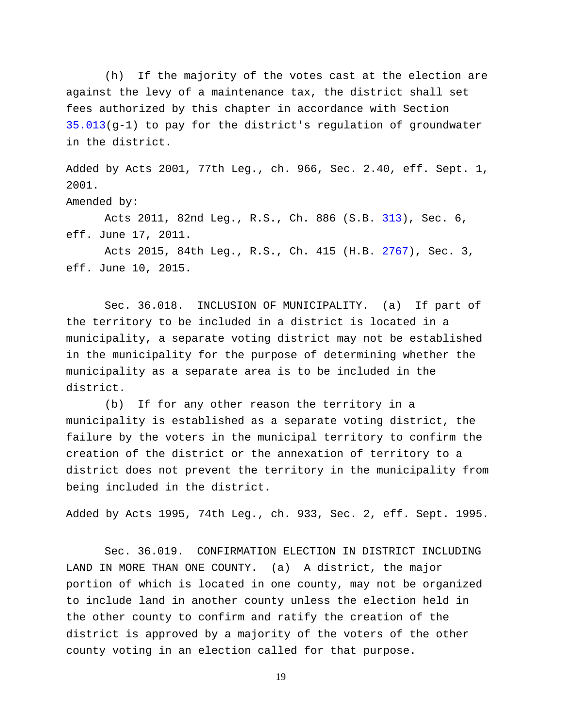(h) If the majority of the votes cast at the election are against the levy of a maintenance tax, the district shall set fees authorized by this chapter in accordance with Section 35.013(g-1) to pay for the district's regulation of groundwater in the district.

Added by Acts 2001, 77th Leg., ch. 966, Sec. 2.40, eff. Sept. 1, 2001.

Amended by:

Acts 2011, 82nd Leg., R.S., Ch. 886 (S.B. 313), Sec. 6, eff. June 17, 2011.

Acts 2015, 84th Leg., R.S., Ch. 415 (H.B. 2767), Sec. 3, eff. June 10, 2015.

Sec. 36.018. INCLUSION OF MUNICIPALITY. (a) If part of the territory to be included in a district is located in a municipality, a separate voting district may not be established in the municipality for the purpose of determining whether the municipality as a separate area is to be included in the district.

(b) If for any other reason the territory in a municipality is established as a separate voting district, the failure by the voters in the municipal territory to confirm the creation of the district or the annexation of territory to a district does not prevent the territory in the municipality from being included in the district.

Added by Acts 1995, 74th Leg., ch. 933, Sec. 2, eff. Sept. 1995.

Sec. 36.019. CONFIRMATION ELECTION IN DISTRICT INCLUDING LAND IN MORE THAN ONE COUNTY. (a) A district, the major portion of which is located in one county, may not be organized to include land in another county unless the election held in the other county to confirm and ratify the creation of the district is approved by a majority of the voters of the other county voting in an election called for that purpose.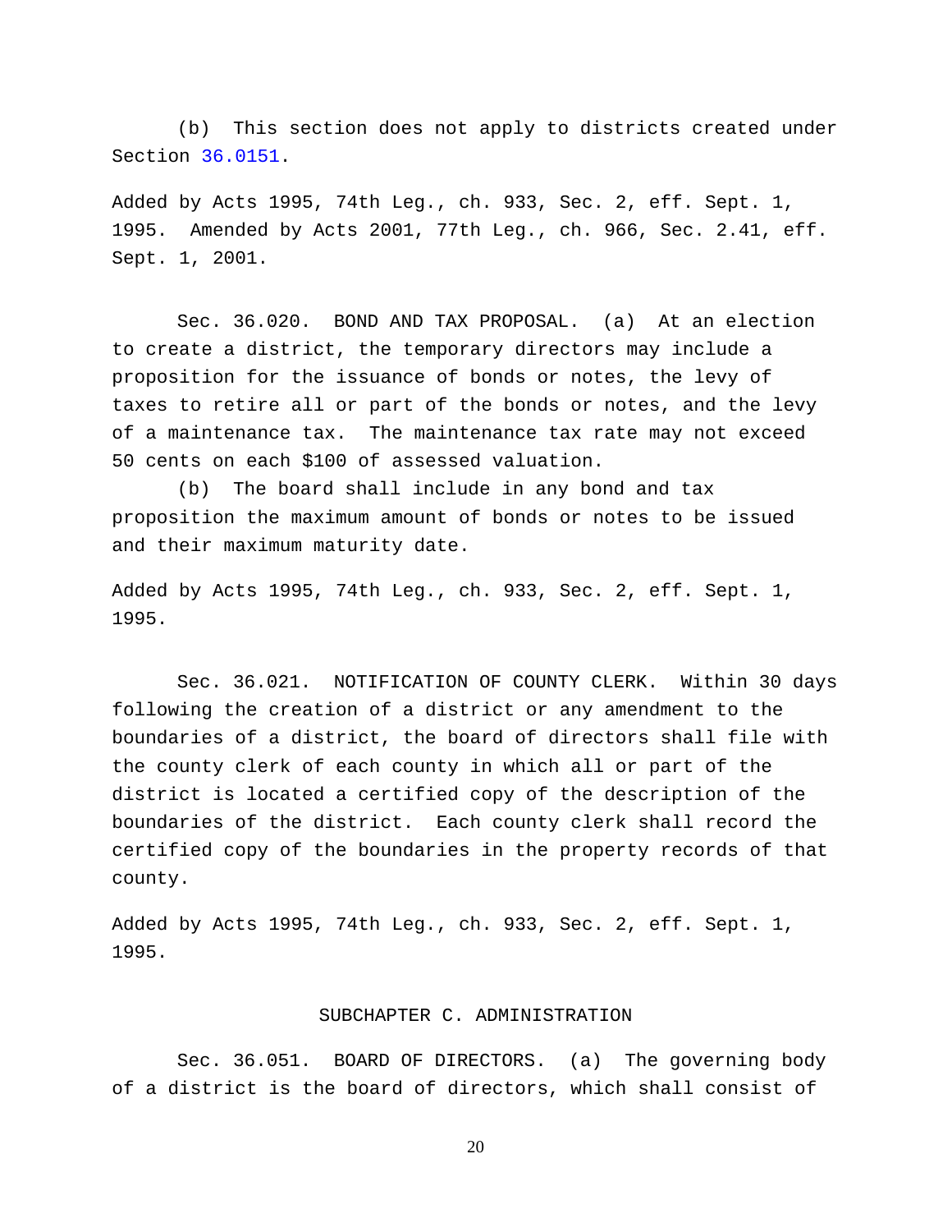(b) This section does not apply to districts created under Section 36.0151.

Added by Acts 1995, 74th Leg., ch. 933, Sec. 2, eff. Sept. 1, 1995. Amended by Acts 2001, 77th Leg., ch. 966, Sec. 2.41, eff. Sept. 1, 2001.

Sec. 36.020. BOND AND TAX PROPOSAL. (a) At an election to create a district, the temporary directors may include a proposition for the issuance of bonds or notes, the levy of taxes to retire all or part of the bonds or notes, and the levy of a maintenance tax. The maintenance tax rate may not exceed 50 cents on each $100 of assessed valuation.

(b) The board shall include in any bond and tax proposition the maximum amount of bonds or notes to be issued and their maximum maturity date.

Added by Acts 1995, 74th Leg., ch. 933, Sec. 2, eff. Sept. 1, 1995.

Sec. 36.021. NOTIFICATION OF COUNTY CLERK. Within 30 days following the creation of a district or any amendment to the boundaries of a district, the board of directors shall file with the county clerk of each county in which all or part of the district is located a certified copy of the description of the boundaries of the district. Each county clerk shall record the certified copy of the boundaries in the property records of that county.

Added by Acts 1995, 74th Leg., ch. 933, Sec. 2, eff. Sept. 1, 1995.

## SUBCHAPTER C. ADMINISTRATION

Sec. 36.051. BOARD OF DIRECTORS. (a) The governing body of a district is the board of directors, which shall consist of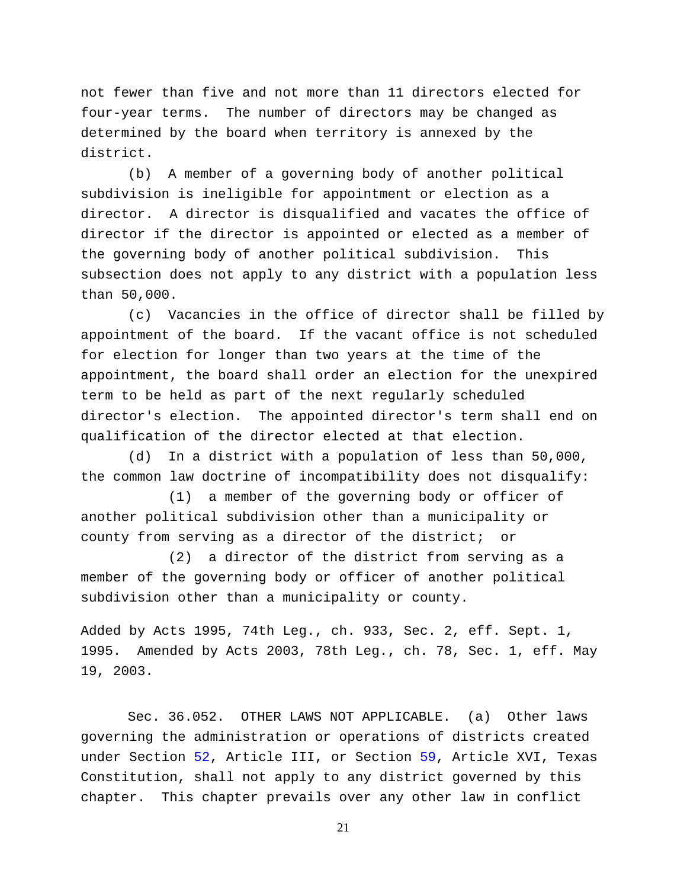not fewer than five and not more than 11 directors elected for four-year terms. The number of directors may be changed as determined by the board when territory is annexed by the district.

(b) A member of a governing body of another political subdivision is ineligible for appointment or election as a director. A director is disqualified and vacates the office of director if the director is appointed or elected as a member of the governing body of another political subdivision. This subsection does not apply to any district with a population less than 50,000.

(c) Vacancies in the office of director shall be filled by appointment of the board. If the vacant office is not scheduled for election for longer than two years at the time of the appointment, the board shall order an election for the unexpired term to be held as part of the next regularly scheduled director's election. The appointed director's term shall end on qualification of the director elected at that election.

(d) In a district with a population of less than 50,000, the common law doctrine of incompatibility does not disqualify:

(1) a member of the governing body or officer of another political subdivision other than a municipality or county from serving as a director of the district; or

(2) a director of the district from serving as a member of the governing body or officer of another political subdivision other than a municipality or county.

Added by Acts 1995, 74th Leg., ch. 933, Sec. 2, eff. Sept. 1, 1995. Amended by Acts 2003, 78th Leg., ch. 78, Sec. 1, eff. May 19, 2003.

Sec. 36.052. OTHER LAWS NOT APPLICABLE. (a) Other laws governing the administration or operations of districts created under Section 52, Article III, or Section 59, Article XVI, Texas Constitution, shall not apply to any district governed by this chapter. This chapter prevails over any other law in conflict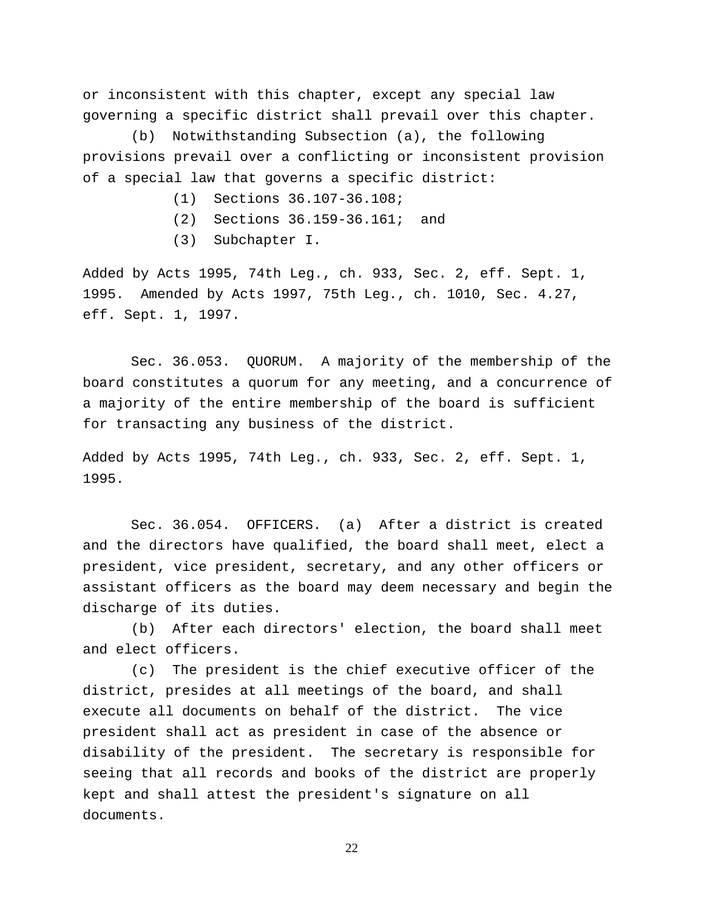or inconsistent with this chapter, except any special law governing a specific district shall prevail over this chapter.

(b) Notwithstanding Subsection (a), the following provisions prevail over a conflicting or inconsistent provision of a special law that governs a specific district:

(1) Sections 36.107-36.108;

(2) Sections 36.159-36.161; and

(3) Subchapter I.

Added by Acts 1995, 74th Leg., ch. 933, Sec. 2, eff. Sept. 1, 1995. Amended by Acts 1997, 75th Leg., ch. 1010, Sec. 4.27, eff. Sept. 1, 1997.

Sec. 36.053. QUORUM. A majority of the membership of the board constitutes a quorum for any meeting, and a concurrence of a majority of the entire membership of the board is sufficient for transacting any business of the district.

Added by Acts 1995, 74th Leg., ch. 933, Sec. 2, eff. Sept. 1, 1995.

Sec. 36.054. OFFICERS. (a) After a district is created and the directors have qualified, the board shall meet, elect a president, vice president, secretary, and any other officers or assistant officers as the board may deem necessary and begin the discharge of its duties.

(b) After each directors' election, the board shall meet and elect officers.

(c) The president is the chief executive officer of the district, presides at all meetings of the board, and shall execute all documents on behalf of the district. The vice president shall act as president in case of the absence or disability of the president. The secretary is responsible for seeing that all records and books of the district are properly kept and shall attest the president's signature on all documents.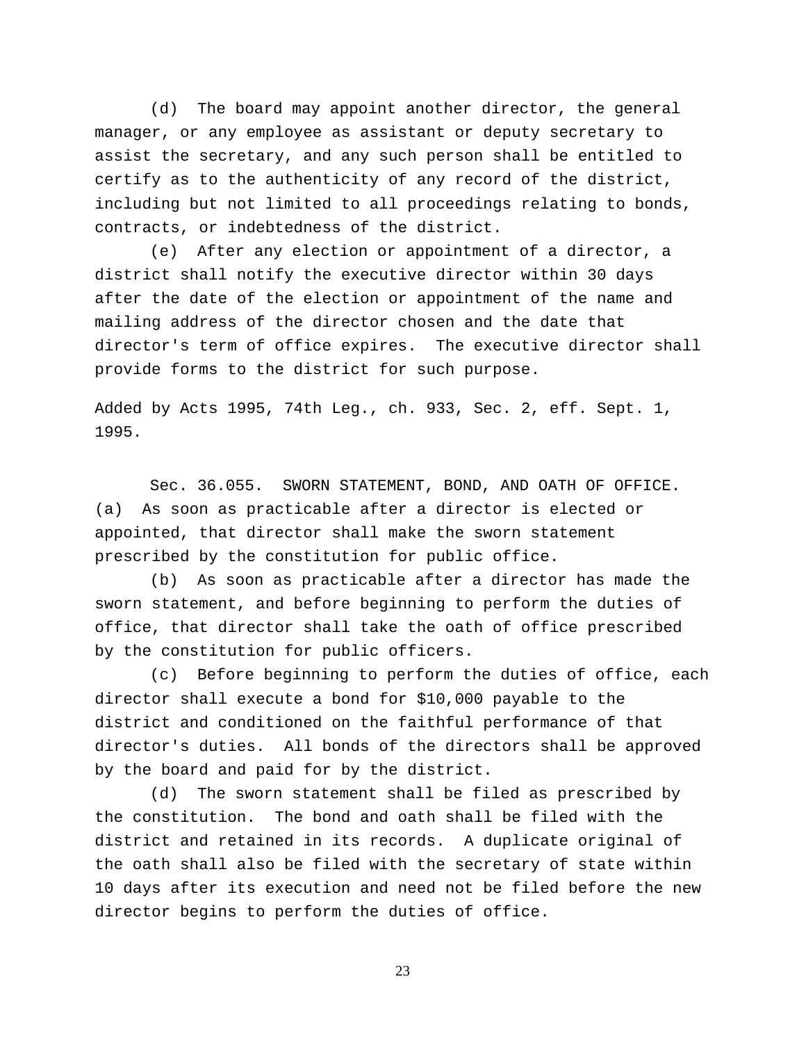(d) The board may appoint another director, the general manager, or any employee as assistant or deputy secretary to assist the secretary, and any such person shall be entitled to certify as to the authenticity of any record of the district, including but not limited to all proceedings relating to bonds, contracts, or indebtedness of the district.

(e) After any election or appointment of a director, a district shall notify the executive director within 30 days after the date of the election or appointment of the name and mailing address of the director chosen and the date that director's term of office expires. The executive director shall provide forms to the district for such purpose.

Added by Acts 1995, 74th Leg., ch. 933, Sec. 2, eff. Sept. 1, 1995.

Sec. 36.055. SWORN STATEMENT, BOND, AND OATH OF OFFICE. (a) As soon as practicable after a director is elected or appointed, that director shall make the sworn statement prescribed by the constitution for public office.

(b) As soon as practicable after a director has made the sworn statement, and before beginning to perform the duties of office, that director shall take the oath of office prescribed by the constitution for public officers.

(c) Before beginning to perform the duties of office, each director shall execute a bond for $10,000 payable to the district and conditioned on the faithful performance of that director's duties. All bonds of the directors shall be approved by the board and paid for by the district.

(d) The sworn statement shall be filed as prescribed by the constitution. The bond and oath shall be filed with the district and retained in its records. A duplicate original of the oath shall also be filed with the secretary of state within 10 days after its execution and need not be filed before the new director begins to perform the duties of office.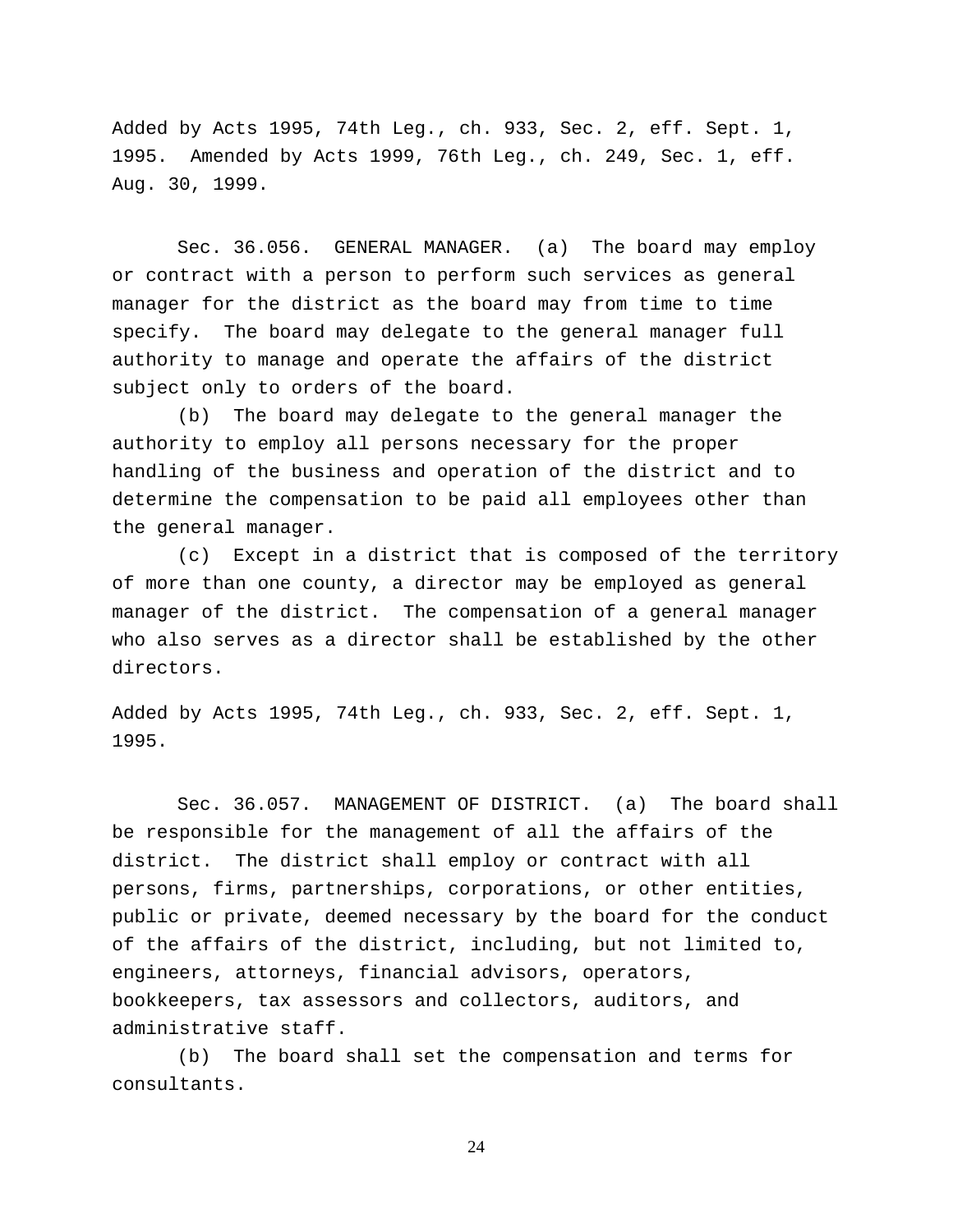Added by Acts 1995, 74th Leg., ch. 933, Sec. 2, eff. Sept. 1, 1995. Amended by Acts 1999, 76th Leg., ch. 249, Sec. 1, eff. Aug. 30, 1999.

Sec. 36.056. GENERAL MANAGER. (a) The board may employ or contract with a person to perform such services as general manager for the district as the board may from time to time specify. The board may delegate to the general manager full authority to manage and operate the affairs of the district subject only to orders of the board.

(b) The board may delegate to the general manager the authority to employ all persons necessary for the proper handling of the business and operation of the district and to determine the compensation to be paid all employees other than the general manager.

(c) Except in a district that is composed of the territory of more than one county, a director may be employed as general manager of the district. The compensation of a general manager who also serves as a director shall be established by the other directors.

Added by Acts 1995, 74th Leg., ch. 933, Sec. 2, eff. Sept. 1, 1995.

Sec. 36.057. MANAGEMENT OF DISTRICT. (a) The board shall be responsible for the management of all the affairs of the district. The district shall employ or contract with all persons, firms, partnerships, corporations, or other entities, public or private, deemed necessary by the board for the conduct of the affairs of the district, including, but not limited to, engineers, attorneys, financial advisors, operators, bookkeepers, tax assessors and collectors, auditors, and administrative staff.

(b) The board shall set the compensation and terms for consultants.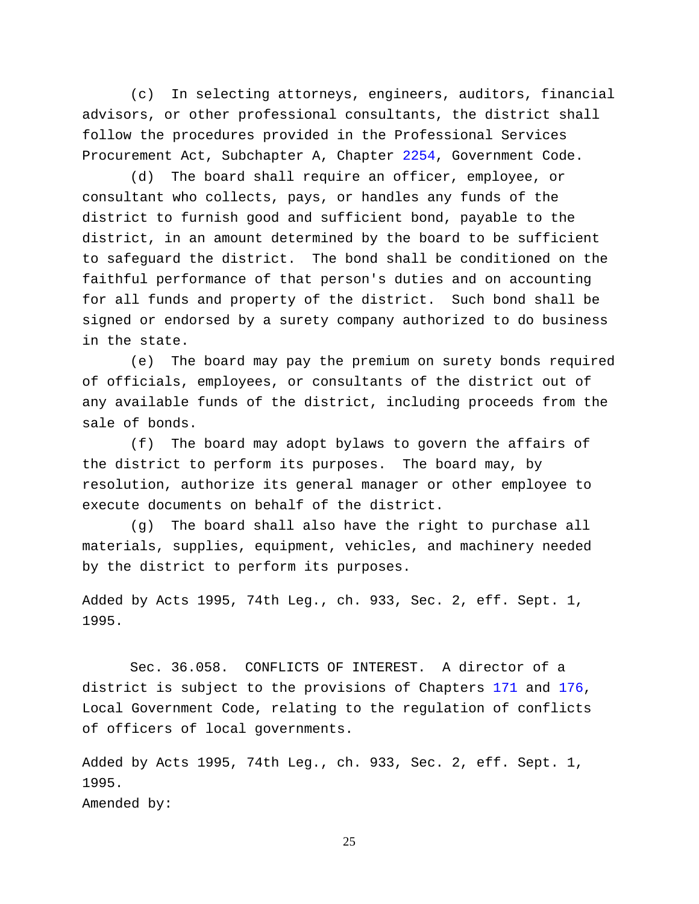(c) In selecting attorneys, engineers, auditors, financial advisors, or other professional consultants, the district shall follow the procedures provided in the Professional Services Procurement Act, Subchapter A, Chapter 2254, Government Code.

(d) The board shall require an officer, employee, or consultant who collects, pays, or handles any funds of the district to furnish good and sufficient bond, payable to the district, in an amount determined by the board to be sufficient to safeguard the district. The bond shall be conditioned on the faithful performance of that person's duties and on accounting for all funds and property of the district. Such bond shall be signed or endorsed by a surety company authorized to do business in the state.

(e) The board may pay the premium on surety bonds required of officials, employees, or consultants of the district out of any available funds of the district, including proceeds from the sale of bonds.

(f) The board may adopt bylaws to govern the affairs of the district to perform its purposes. The board may, by resolution, authorize its general manager or other employee to execute documents on behalf of the district.

(g) The board shall also have the right to purchase all materials, supplies, equipment, vehicles, and machinery needed by the district to perform its purposes.

Added by Acts 1995, 74th Leg., ch. 933, Sec. 2, eff. Sept. 1, 1995.

Sec. 36.058. CONFLICTS OF INTEREST. A director of a district is subject to the provisions of Chapters 171 and 176, Local Government Code, relating to the regulation of conflicts of officers of local governments.

Added by Acts 1995, 74th Leg., ch. 933, Sec. 2, eff. Sept. 1, 1995.
Amended by: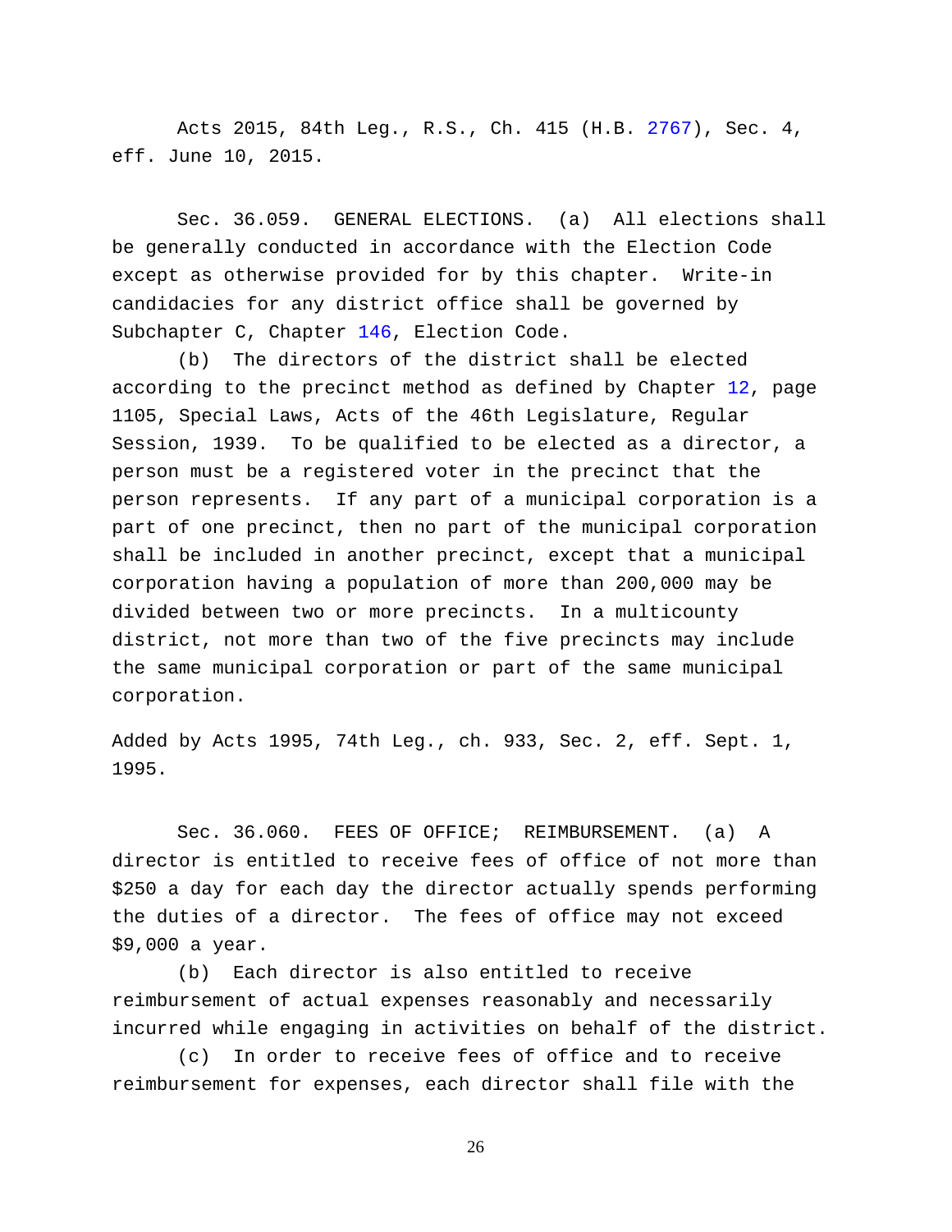Acts 2015, 84th Leg., R.S., Ch. 415 (H.B. 2767), Sec. 4, eff. June 10, 2015.

Sec. 36.059. GENERAL ELECTIONS. (a) All elections shall be generally conducted in accordance with the Election Code except as otherwise provided for by this chapter. Write-in candidacies for any district office shall be governed by Subchapter C, Chapter 146, Election Code.

(b) The directors of the district shall be elected according to the precinct method as defined by Chapter 12, page 1105, Special Laws, Acts of the 46th Legislature, Regular Session, 1939. To be qualified to be elected as a director, a person must be a registered voter in the precinct that the person represents. If any part of a municipal corporation is a part of one precinct, then no part of the municipal corporation shall be included in another precinct, except that a municipal corporation having a population of more than 200,000 may be divided between two or more precincts. In a multicounty district, not more than two of the five precincts may include the same municipal corporation or part of the same municipal corporation.

Added by Acts 1995, 74th Leg., ch. 933, Sec. 2, eff. Sept. 1, 1995.

Sec. 36.060. FEES OF OFFICE; REIMBURSEMENT. (a) A director is entitled to receive fees of office of not more than $250 a day for each day the director actually spends performing the duties of a director. The fees of office may not exceed $9,000 a year.

(b) Each director is also entitled to receive reimbursement of actual expenses reasonably and necessarily incurred while engaging in activities on behalf of the district.

(c) In order to receive fees of office and to receive reimbursement for expenses, each director shall file with the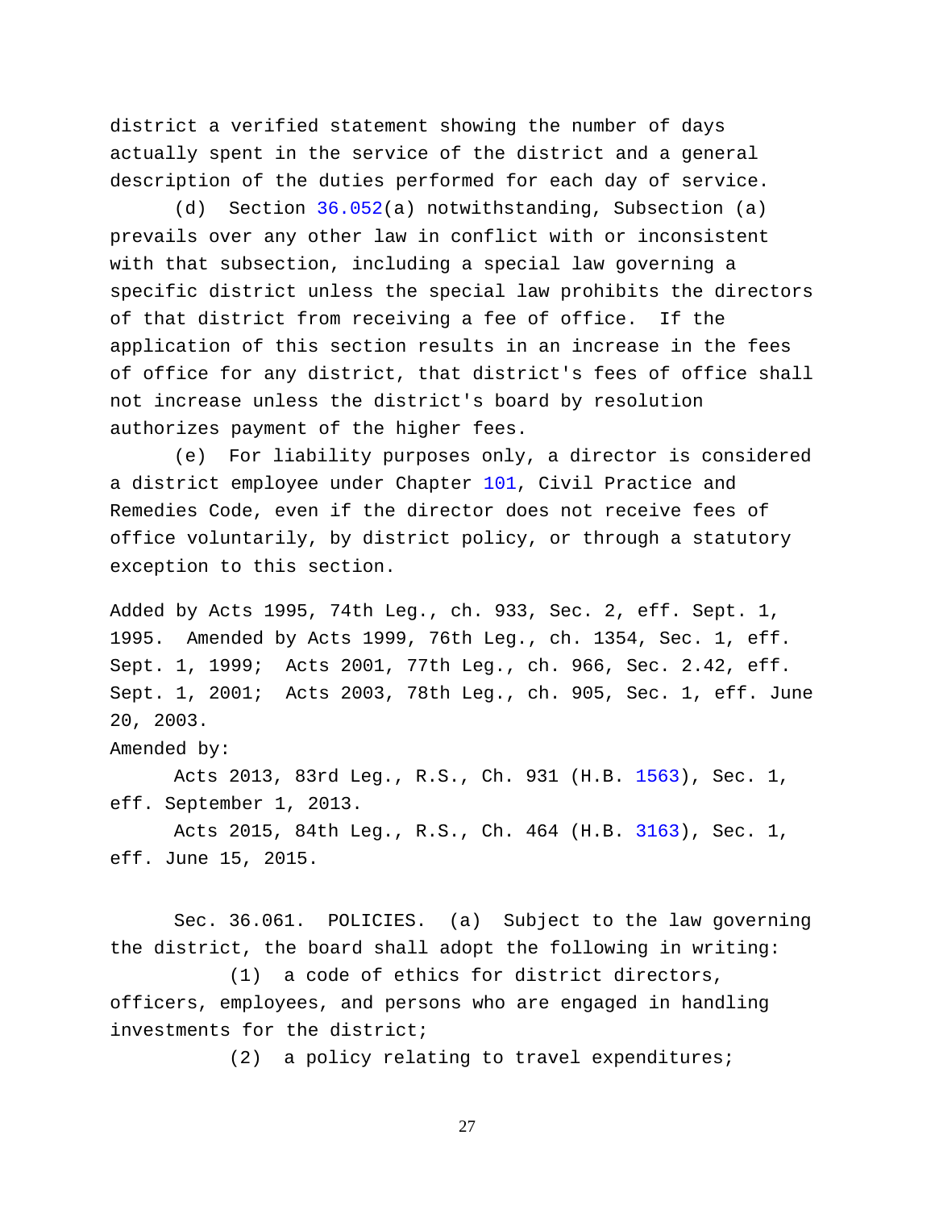district a verified statement showing the number of days actually spent in the service of the district and a general description of the duties performed for each day of service.

(d) Section 36.052(a) notwithstanding, Subsection (a) prevails over any other law in conflict with or inconsistent with that subsection, including a special law governing a specific district unless the special law prohibits the directors of that district from receiving a fee of office. If the application of this section results in an increase in the fees of office for any district, that district's fees of office shall not increase unless the district's board by resolution authorizes payment of the higher fees.

(e) For liability purposes only, a director is considered a district employee under Chapter 101, Civil Practice and Remedies Code, even if the director does not receive fees of office voluntarily, by district policy, or through a statutory exception to this section.

Added by Acts 1995, 74th Leg., ch. 933, Sec. 2, eff. Sept. 1, 1995. Amended by Acts 1999, 76th Leg., ch. 1354, Sec. 1, eff. Sept. 1, 1999; Acts 2001, 77th Leg., ch. 966, Sec. 2.42, eff. Sept. 1, 2001; Acts 2003, 78th Leg., ch. 905, Sec. 1, eff. June 20, 2003.

Amended by:

Acts 2013, 83rd Leg., R.S., Ch. 931 (H.B. 1563), Sec. 1, eff. September 1, 2013.

Acts 2015, 84th Leg., R.S., Ch. 464 (H.B. 3163), Sec. 1, eff. June 15, 2015.

Sec. 36.061. POLICIES. (a) Subject to the law governing the district, the board shall adopt the following in writing:

(1) a code of ethics for district directors, officers, employees, and persons who are engaged in handling investments for the district;

(2) a policy relating to travel expenditures;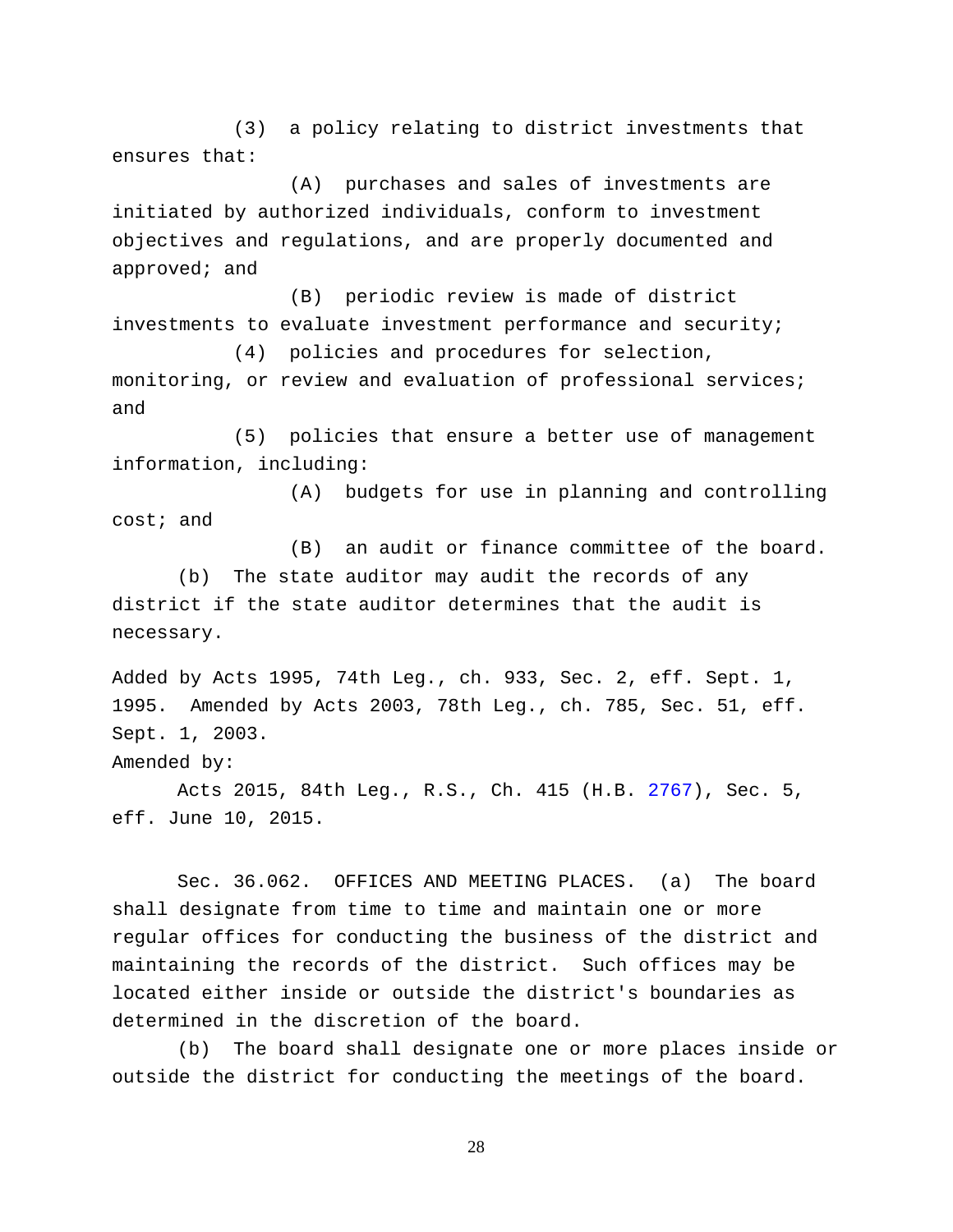(3) a policy relating to district investments that ensures that:

(A) purchases and sales of investments are initiated by authorized individuals, conform to investment objectives and regulations, and are properly documented and approved; and

(B) periodic review is made of district investments to evaluate investment performance and security;

(4) policies and procedures for selection, monitoring, or review and evaluation of professional services; and

(5) policies that ensure a better use of management information, including:

(A) budgets for use in planning and controlling cost; and

(B) an audit or finance committee of the board.

(b) The state auditor may audit the records of any district if the state auditor determines that the audit is necessary.

Added by Acts 1995, 74th Leg., ch. 933, Sec. 2, eff. Sept. 1, 1995. Amended by Acts 2003, 78th Leg., ch. 785, Sec. 51, eff. Sept. 1, 2003.

Amended by:

Acts 2015, 84th Leg., R.S., Ch. 415 (H.B. 2767), Sec. 5, eff. June 10, 2015.

Sec. 36.062. OFFICES AND MEETING PLACES. (a) The board shall designate from time to time and maintain one or more regular offices for conducting the business of the district and maintaining the records of the district. Such offices may be located either inside or outside the district's boundaries as determined in the discretion of the board.

(b) The board shall designate one or more places inside or outside the district for conducting the meetings of the board.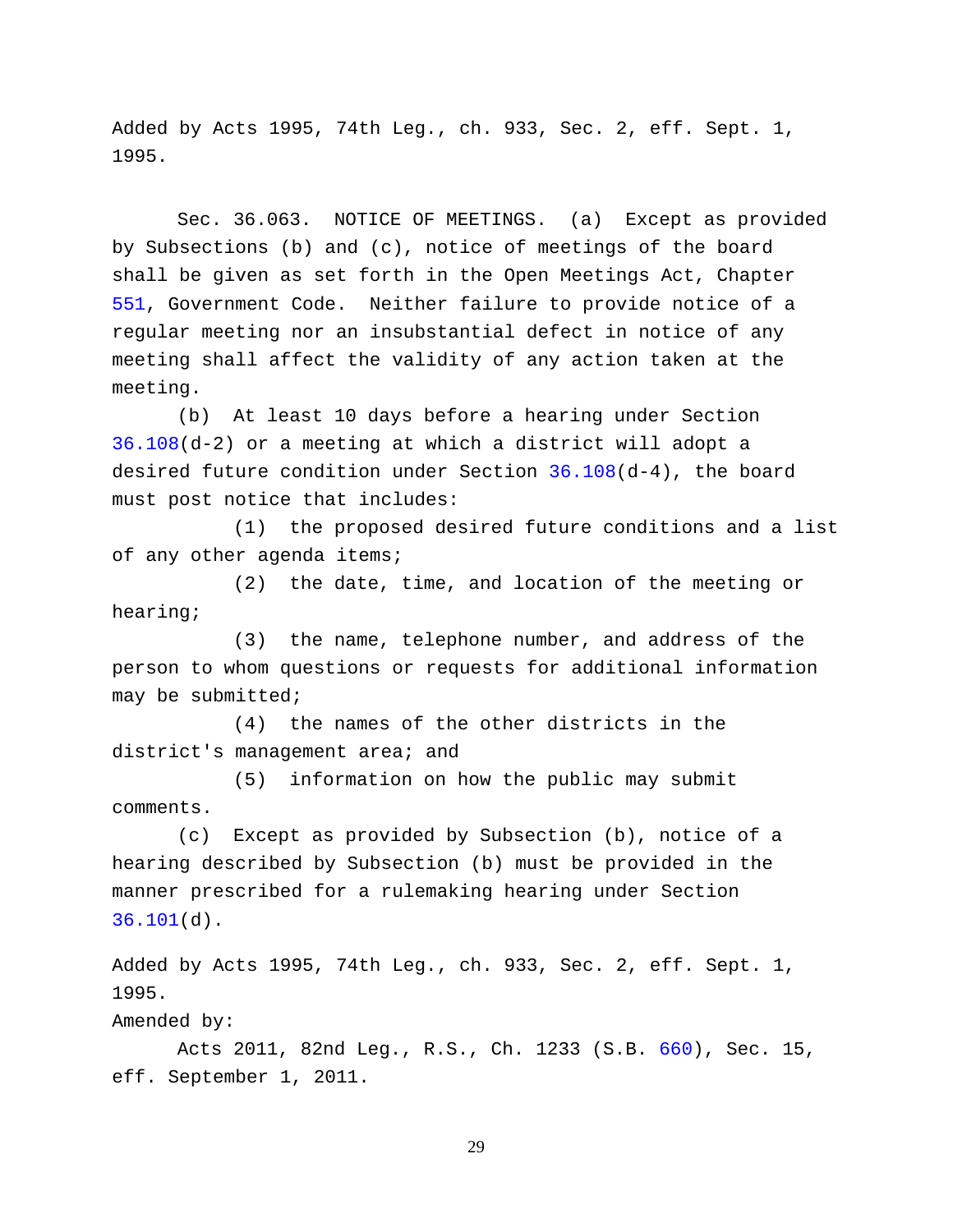Added by Acts 1995, 74th Leg., ch. 933, Sec. 2, eff. Sept. 1, 1995.

Sec. 36.063. NOTICE OF MEETINGS. (a) Except as provided by Subsections (b) and (c), notice of meetings of the board shall be given as set forth in the Open Meetings Act, Chapter 551, Government Code. Neither failure to provide notice of a regular meeting nor an insubstantial defect in notice of any meeting shall affect the validity of any action taken at the meeting.

(b) At least 10 days before a hearing under Section 36.108(d-2) or a meeting at which a district will adopt a desired future condition under Section 36.108(d-4), the board must post notice that includes:

(1) the proposed desired future conditions and a list of any other agenda items;

(2) the date, time, and location of the meeting or hearing;

(3) the name, telephone number, and address of the person to whom questions or requests for additional information may be submitted;

(4) the names of the other districts in the district's management area; and

(5) information on how the public may submit comments.

(c) Except as provided by Subsection (b), notice of a hearing described by Subsection (b) must be provided in the manner prescribed for a rulemaking hearing under Section 36.101(d).

Added by Acts 1995, 74th Leg., ch. 933, Sec. 2, eff. Sept. 1, 1995.

Amended by:

Acts 2011, 82nd Leg., R.S., Ch. 1233 (S.B. 660), Sec. 15, eff. September 1, 2011.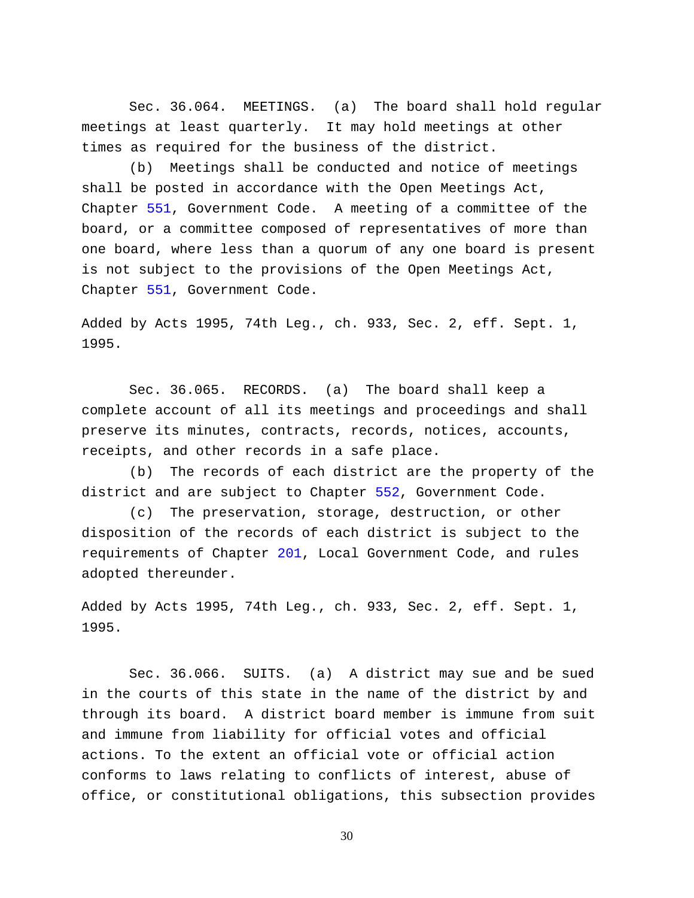Sec. 36.064. MEETINGS. (a) The board shall hold regular meetings at least quarterly. It may hold meetings at other times as required for the business of the district.

(b) Meetings shall be conducted and notice of meetings shall be posted in accordance with the Open Meetings Act, Chapter 551, Government Code. A meeting of a committee of the board, or a committee composed of representatives of more than one board, where less than a quorum of any one board is present is not subject to the provisions of the Open Meetings Act, Chapter 551, Government Code.

Added by Acts 1995, 74th Leg., ch. 933, Sec. 2, eff. Sept. 1, 1995.

Sec. 36.065. RECORDS. (a) The board shall keep a complete account of all its meetings and proceedings and shall preserve its minutes, contracts, records, notices, accounts, receipts, and other records in a safe place.

(b) The records of each district are the property of the district and are subject to Chapter 552, Government Code.

(c) The preservation, storage, destruction, or other disposition of the records of each district is subject to the requirements of Chapter 201, Local Government Code, and rules adopted thereunder.

Added by Acts 1995, 74th Leg., ch. 933, Sec. 2, eff. Sept. 1, 1995.

Sec. 36.066. SUITS. (a) A district may sue and be sued in the courts of this state in the name of the district by and through its board. A district board member is immune from suit and immune from liability for official votes and official actions. To the extent an official vote or official action conforms to laws relating to conflicts of interest, abuse of office, or constitutional obligations, this subsection provides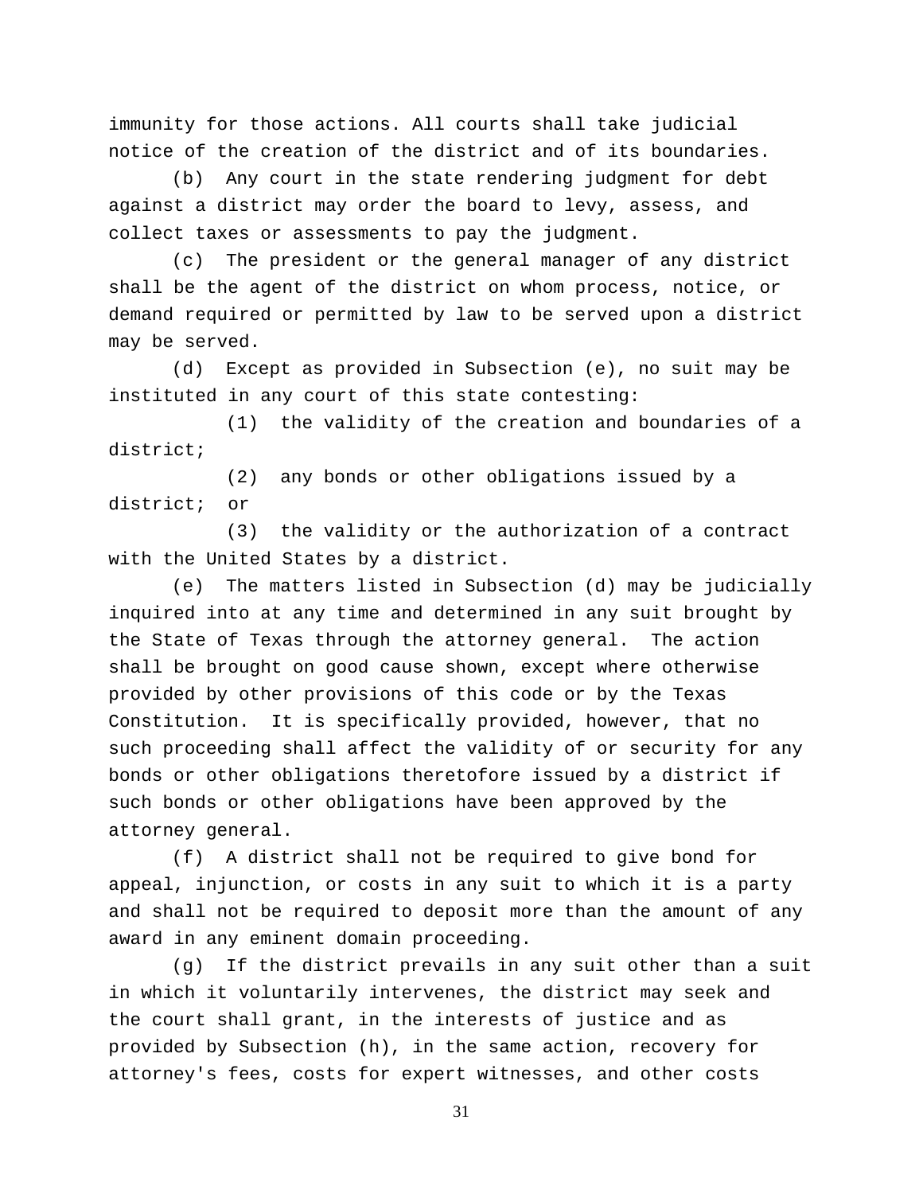immunity for those actions. All courts shall take judicial notice of the creation of the district and of its boundaries.

(b) Any court in the state rendering judgment for debt against a district may order the board to levy, assess, and collect taxes or assessments to pay the judgment.

(c) The president or the general manager of any district shall be the agent of the district on whom process, notice, or demand required or permitted by law to be served upon a district may be served.

(d) Except as provided in Subsection (e), no suit may be instituted in any court of this state contesting:

(1) the validity of the creation and boundaries of a district;

(2) any bonds or other obligations issued by a district; or

(3) the validity or the authorization of a contract with the United States by a district.

(e) The matters listed in Subsection (d) may be judicially inquired into at any time and determined in any suit brought by the State of Texas through the attorney general. The action shall be brought on good cause shown, except where otherwise provided by other provisions of this code or by the Texas Constitution. It is specifically provided, however, that no such proceeding shall affect the validity of or security for any bonds or other obligations theretofore issued by a district if such bonds or other obligations have been approved by the attorney general.

(f) A district shall not be required to give bond for appeal, injunction, or costs in any suit to which it is a party and shall not be required to deposit more than the amount of any award in any eminent domain proceeding.

(g) If the district prevails in any suit other than a suit in which it voluntarily intervenes, the district may seek and the court shall grant, in the interests of justice and as provided by Subsection (h), in the same action, recovery for attorney's fees, costs for expert witnesses, and other costs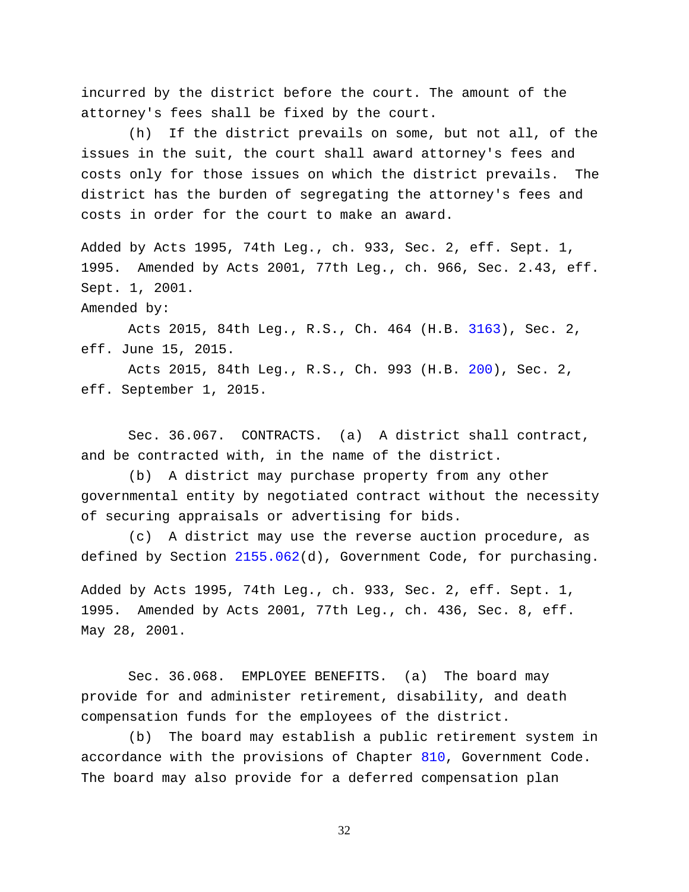incurred by the district before the court. The amount of the attorney's fees shall be fixed by the court.

(h) If the district prevails on some, but not all, of the issues in the suit, the court shall award attorney's fees and costs only for those issues on which the district prevails. The district has the burden of segregating the attorney's fees and costs in order for the court to make an award.

Added by Acts 1995, 74th Leg., ch. 933, Sec. 2, eff. Sept. 1, 1995. Amended by Acts 2001, 77th Leg., ch. 966, Sec. 2.43, eff. Sept. 1, 2001.

Amended by:

Acts 2015, 84th Leg., R.S., Ch. 464 (H.B. 3163), Sec. 2, eff. June 15, 2015.

Acts 2015, 84th Leg., R.S., Ch. 993 (H.B. 200), Sec. 2, eff. September 1, 2015.

Sec. 36.067. CONTRACTS. (a) A district shall contract, and be contracted with, in the name of the district.

(b) A district may purchase property from any other governmental entity by negotiated contract without the necessity of securing appraisals or advertising for bids.

(c) A district may use the reverse auction procedure, as defined by Section 2155.062(d), Government Code, for purchasing.

Added by Acts 1995, 74th Leg., ch. 933, Sec. 2, eff. Sept. 1, 1995. Amended by Acts 2001, 77th Leg., ch. 436, Sec. 8, eff. May 28, 2001.

Sec. 36.068. EMPLOYEE BENEFITS. (a) The board may provide for and administer retirement, disability, and death compensation funds for the employees of the district.

(b) The board may establish a public retirement system in accordance with the provisions of Chapter 810, Government Code. The board may also provide for a deferred compensation plan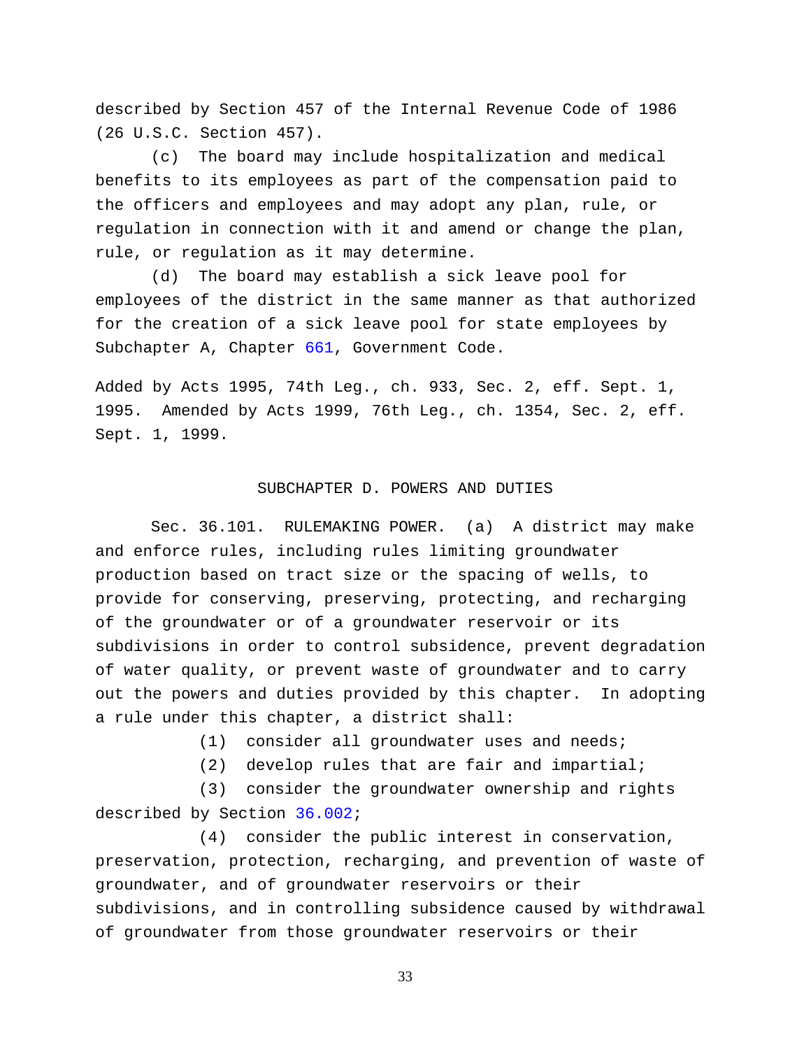described by Section 457 of the Internal Revenue Code of 1986 (26 U.S.C. Section 457).

(c) The board may include hospitalization and medical benefits to its employees as part of the compensation paid to the officers and employees and may adopt any plan, rule, or regulation in connection with it and amend or change the plan, rule, or regulation as it may determine.

(d) The board may establish a sick leave pool for employees of the district in the same manner as that authorized for the creation of a sick leave pool for state employees by Subchapter A, Chapter 661, Government Code.

Added by Acts 1995, 74th Leg., ch. 933, Sec. 2, eff. Sept. 1, 1995. Amended by Acts 1999, 76th Leg., ch. 1354, Sec. 2, eff. Sept. 1, 1999.

## SUBCHAPTER D. POWERS AND DUTIES

Sec. 36.101. RULEMAKING POWER. (a) A district may make and enforce rules, including rules limiting groundwater production based on tract size or the spacing of wells, to provide for conserving, preserving, protecting, and recharging of the groundwater or of a groundwater reservoir or its subdivisions in order to control subsidence, prevent degradation of water quality, or prevent waste of groundwater and to carry out the powers and duties provided by this chapter. In adopting a rule under this chapter, a district shall:

(1) consider all groundwater uses and needs;

(2) develop rules that are fair and impartial;

(3) consider the groundwater ownership and rights described by Section 36.002;

(4) consider the public interest in conservation, preservation, protection, recharging, and prevention of waste of groundwater, and of groundwater reservoirs or their subdivisions, and in controlling subsidence caused by withdrawal of groundwater from those groundwater reservoirs or their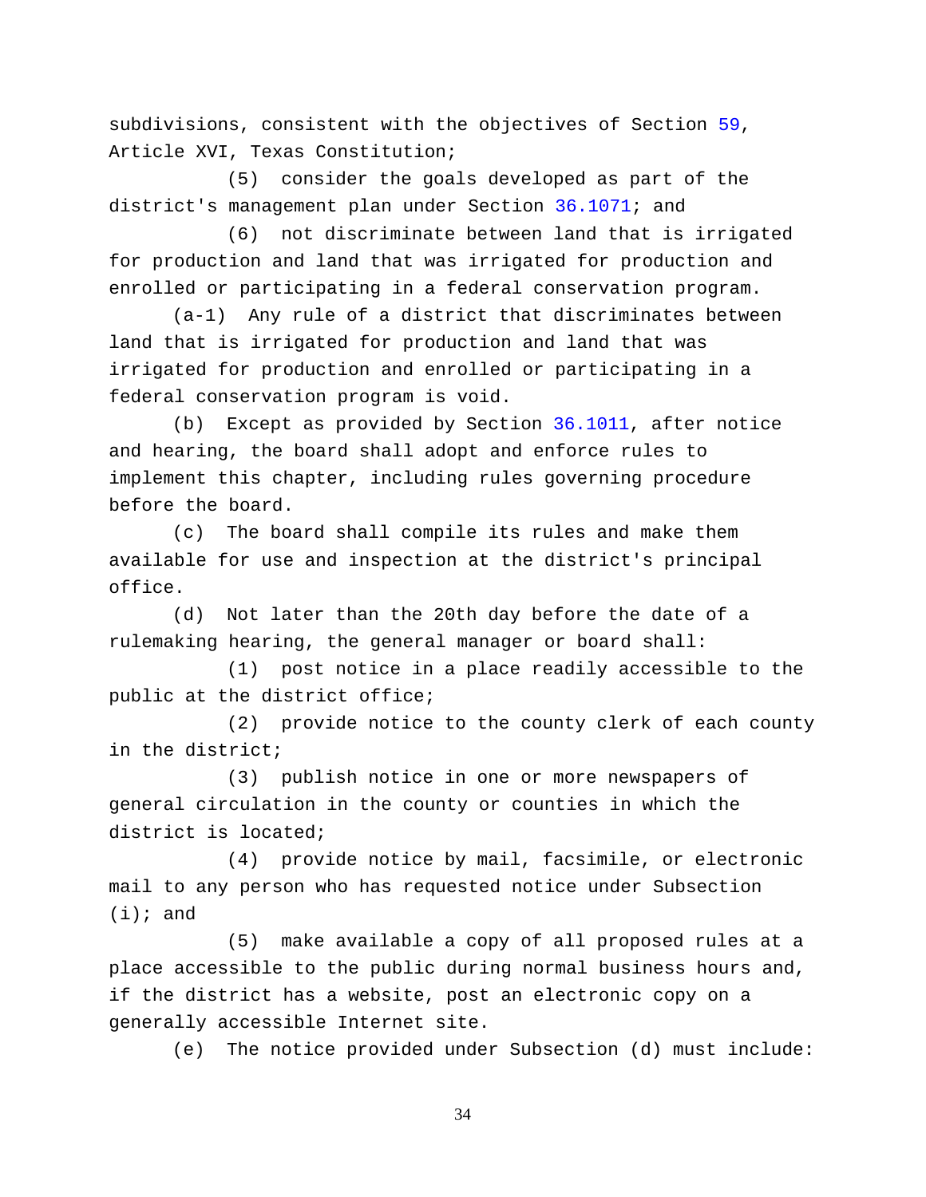subdivisions, consistent with the objectives of Section 59, Article XVI, Texas Constitution;

(5) consider the goals developed as part of the district's management plan under Section 36.1071; and

(6) not discriminate between land that is irrigated for production and land that was irrigated for production and enrolled or participating in a federal conservation program.

(a-1) Any rule of a district that discriminates between land that is irrigated for production and land that was irrigated for production and enrolled or participating in a federal conservation program is void.

(b) Except as provided by Section 36.1011, after notice and hearing, the board shall adopt and enforce rules to implement this chapter, including rules governing procedure before the board.

(c) The board shall compile its rules and make them available for use and inspection at the district's principal office.

(d) Not later than the 20th day before the date of a rulemaking hearing, the general manager or board shall:

(1) post notice in a place readily accessible to the public at the district office;

(2) provide notice to the county clerk of each county in the district;

(3) publish notice in one or more newspapers of general circulation in the county or counties in which the district is located;

(4) provide notice by mail, facsimile, or electronic mail to any person who has requested notice under Subsection (i); and

(5) make available a copy of all proposed rules at a place accessible to the public during normal business hours and, if the district has a website, post an electronic copy on a generally accessible Internet site.

(e) The notice provided under Subsection (d) must include: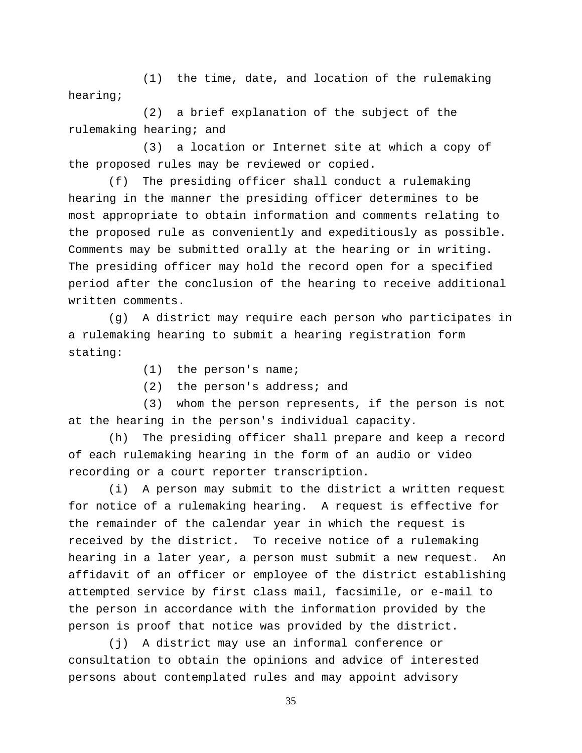(1) the time, date, and location of the rulemaking hearing;

(2) a brief explanation of the subject of the rulemaking hearing; and

(3) a location or Internet site at which a copy of the proposed rules may be reviewed or copied.

(f) The presiding officer shall conduct a rulemaking hearing in the manner the presiding officer determines to be most appropriate to obtain information and comments relating to the proposed rule as conveniently and expeditiously as possible. Comments may be submitted orally at the hearing or in writing. The presiding officer may hold the record open for a specified period after the conclusion of the hearing to receive additional written comments.

(g) A district may require each person who participates in a rulemaking hearing to submit a hearing registration form stating:

(1) the person's name;

(2) the person's address; and

(3) whom the person represents, if the person is not at the hearing in the person's individual capacity.

(h) The presiding officer shall prepare and keep a record of each rulemaking hearing in the form of an audio or video recording or a court reporter transcription.

(i) A person may submit to the district a written request for notice of a rulemaking hearing. A request is effective for the remainder of the calendar year in which the request is received by the district. To receive notice of a rulemaking hearing in a later year, a person must submit a new request. An affidavit of an officer or employee of the district establishing attempted service by first class mail, facsimile, or e-mail to the person in accordance with the information provided by the person is proof that notice was provided by the district.

(j) A district may use an informal conference or consultation to obtain the opinions and advice of interested persons about contemplated rules and may appoint advisory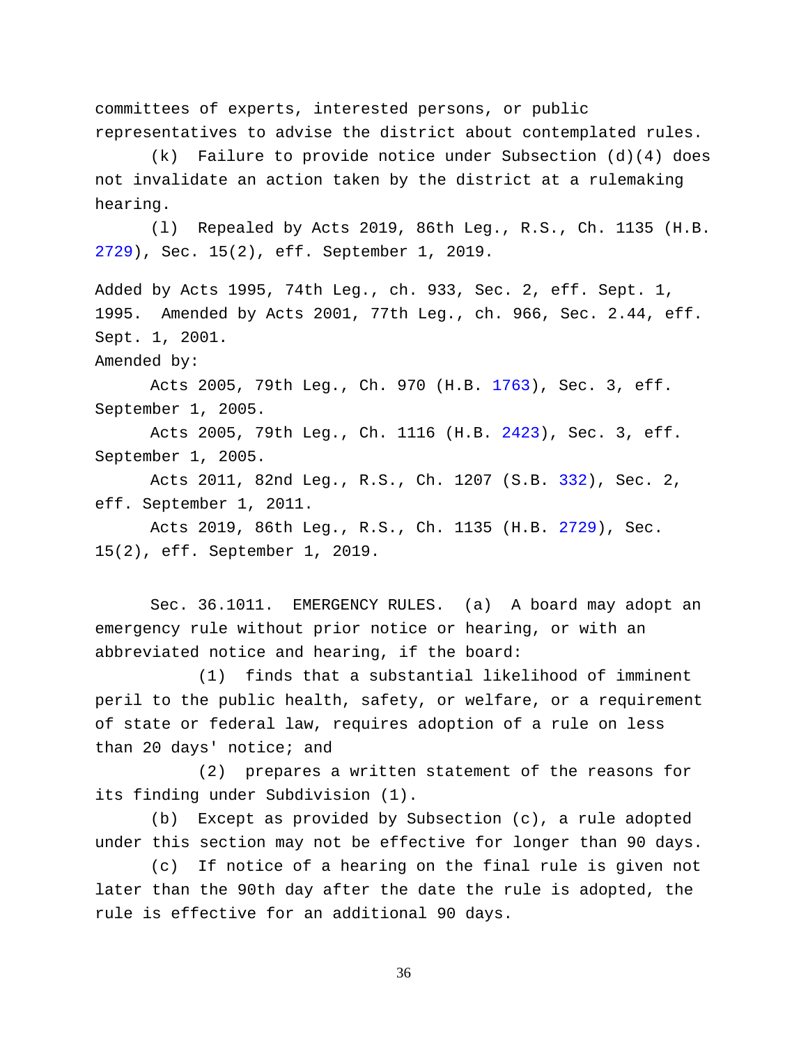committees of experts, interested persons, or public representatives to advise the district about contemplated rules.

(k) Failure to provide notice under Subsection (d)(4) does not invalidate an action taken by the district at a rulemaking hearing.

(l) Repealed by Acts 2019, 86th Leg., R.S., Ch. 1135 (H.B. 2729), Sec. 15(2), eff. September 1, 2019.

Added by Acts 1995, 74th Leg., ch. 933, Sec. 2, eff. Sept. 1, 1995. Amended by Acts 2001, 77th Leg., ch. 966, Sec. 2.44, eff. Sept. 1, 2001.

Amended by:

Acts 2005, 79th Leg., Ch. 970 (H.B. 1763), Sec. 3, eff. September 1, 2005.

Acts 2005, 79th Leg., Ch. 1116 (H.B. 2423), Sec. 3, eff. September 1, 2005.

Acts 2011, 82nd Leg., R.S., Ch. 1207 (S.B. 332), Sec. 2, eff. September 1, 2011.

Acts 2019, 86th Leg., R.S., Ch. 1135 (H.B. 2729), Sec. 15(2), eff. September 1, 2019.

Sec. 36.1011. EMERGENCY RULES. (a) A board may adopt an emergency rule without prior notice or hearing, or with an abbreviated notice and hearing, if the board:

(1) finds that a substantial likelihood of imminent peril to the public health, safety, or welfare, or a requirement of state or federal law, requires adoption of a rule on less than 20 days' notice; and

(2) prepares a written statement of the reasons for its finding under Subdivision (1).

(b) Except as provided by Subsection (c), a rule adopted under this section may not be effective for longer than 90 days.

(c) If notice of a hearing on the final rule is given not later than the 90th day after the date the rule is adopted, the rule is effective for an additional 90 days.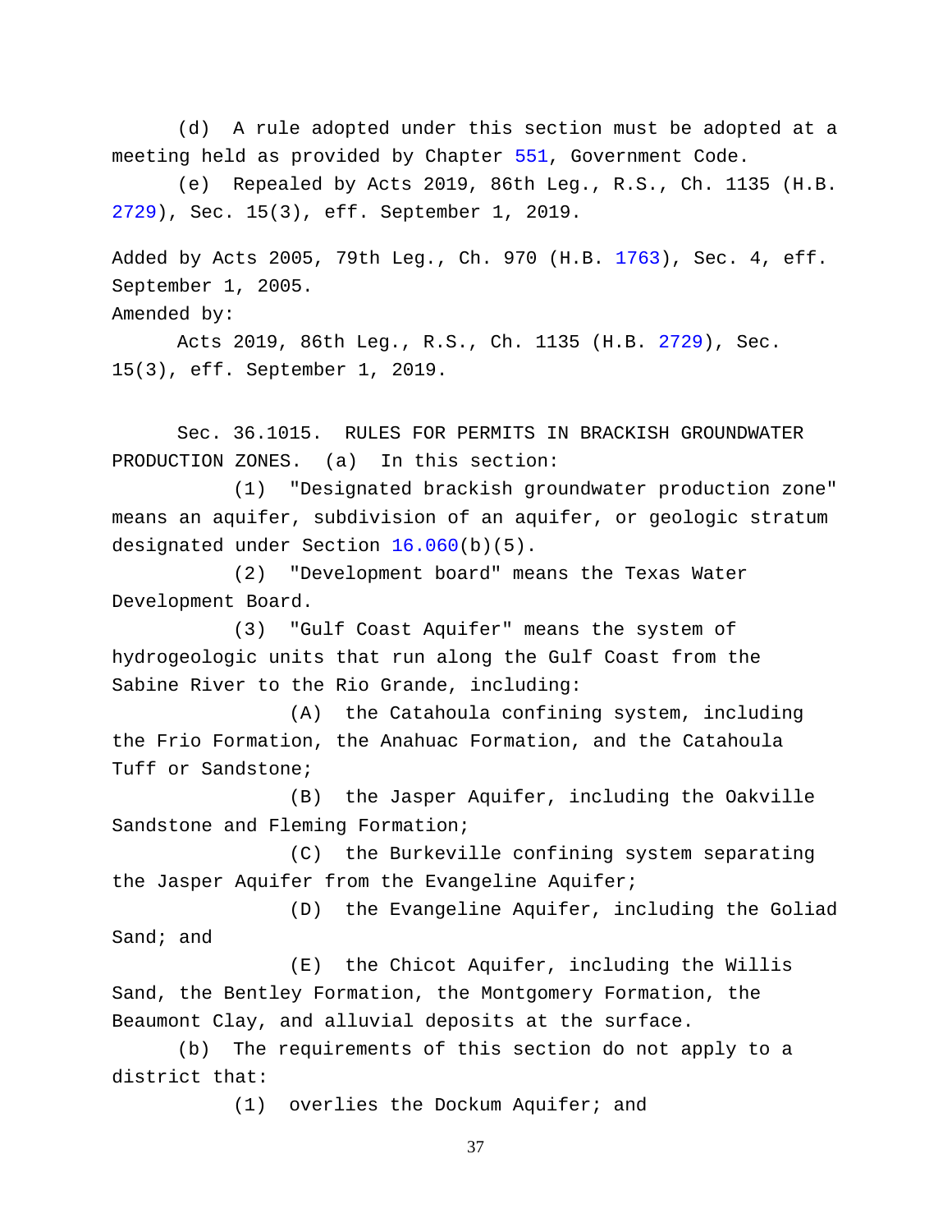(d) A rule adopted under this section must be adopted at a meeting held as provided by Chapter 551, Government Code.

(e) Repealed by Acts 2019, 86th Leg., R.S., Ch. 1135 (H.B. 2729), Sec. 15(3), eff. September 1, 2019.

Added by Acts 2005, 79th Leg., Ch. 970 (H.B. 1763), Sec. 4, eff. September 1, 2005.

Amended by:

Acts 2019, 86th Leg., R.S., Ch. 1135 (H.B. 2729), Sec. 15(3), eff. September 1, 2019.

Sec. 36.1015. RULES FOR PERMITS IN BRACKISH GROUNDWATER PRODUCTION ZONES. (a) In this section:

(1) "Designated brackish groundwater production zone" means an aquifer, subdivision of an aquifer, or geologic stratum designated under Section 16.060(b)(5).

(2) "Development board" means the Texas Water Development Board.

(3) "Gulf Coast Aquifer" means the system of hydrogeologic units that run along the Gulf Coast from the Sabine River to the Rio Grande, including:

(A) the Catahoula confining system, including the Frio Formation, the Anahuac Formation, and the Catahoula Tuff or Sandstone;

(B) the Jasper Aquifer, including the Oakville Sandstone and Fleming Formation;

(C) the Burkeville confining system separating the Jasper Aquifer from the Evangeline Aquifer;

(D) the Evangeline Aquifer, including the Goliad Sand; and

(E) the Chicot Aquifer, including the Willis Sand, the Bentley Formation, the Montgomery Formation, the Beaumont Clay, and alluvial deposits at the surface.

(b) The requirements of this section do not apply to a district that:

(1) overlies the Dockum Aquifer; and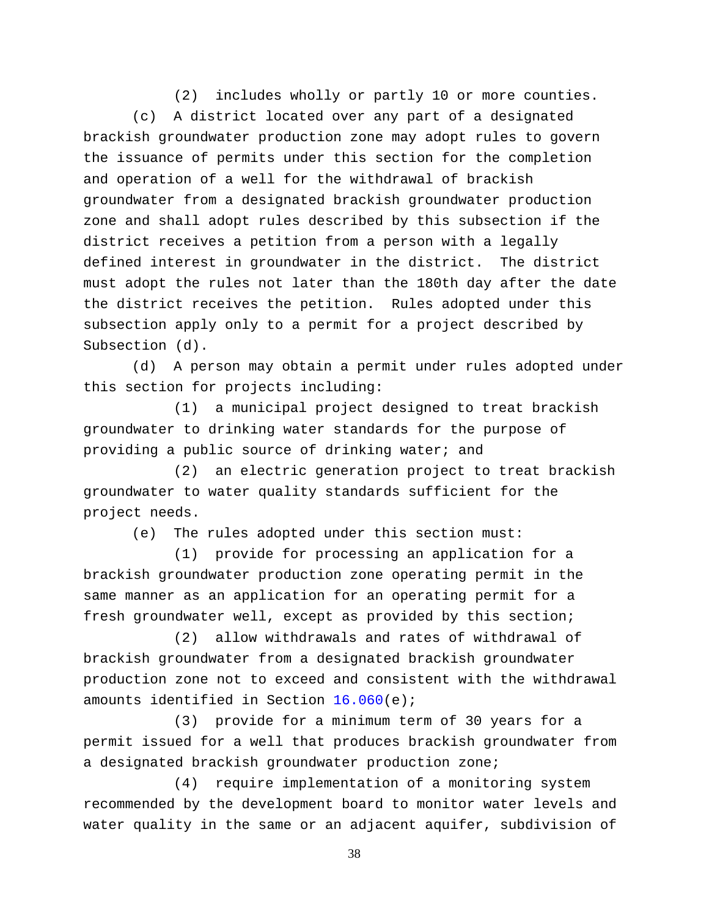(2) includes wholly or partly 10 or more counties.

(c) A district located over any part of a designated brackish groundwater production zone may adopt rules to govern the issuance of permits under this section for the completion and operation of a well for the withdrawal of brackish groundwater from a designated brackish groundwater production zone and shall adopt rules described by this subsection if the district receives a petition from a person with a legally defined interest in groundwater in the district. The district must adopt the rules not later than the 180th day after the date the district receives the petition. Rules adopted under this subsection apply only to a permit for a project described by Subsection (d).

(d) A person may obtain a permit under rules adopted under this section for projects including:

(1) a municipal project designed to treat brackish groundwater to drinking water standards for the purpose of providing a public source of drinking water; and

(2) an electric generation project to treat brackish groundwater to water quality standards sufficient for the project needs.

(e) The rules adopted under this section must:

(1) provide for processing an application for a brackish groundwater production zone operating permit in the same manner as an application for an operating permit for a fresh groundwater well, except as provided by this section;

(2) allow withdrawals and rates of withdrawal of brackish groundwater from a designated brackish groundwater production zone not to exceed and consistent with the withdrawal amounts identified in Section 16.060(e);

(3) provide for a minimum term of 30 years for a permit issued for a well that produces brackish groundwater from a designated brackish groundwater production zone;

(4) require implementation of a monitoring system recommended by the development board to monitor water levels and water quality in the same or an adjacent aquifer, subdivision of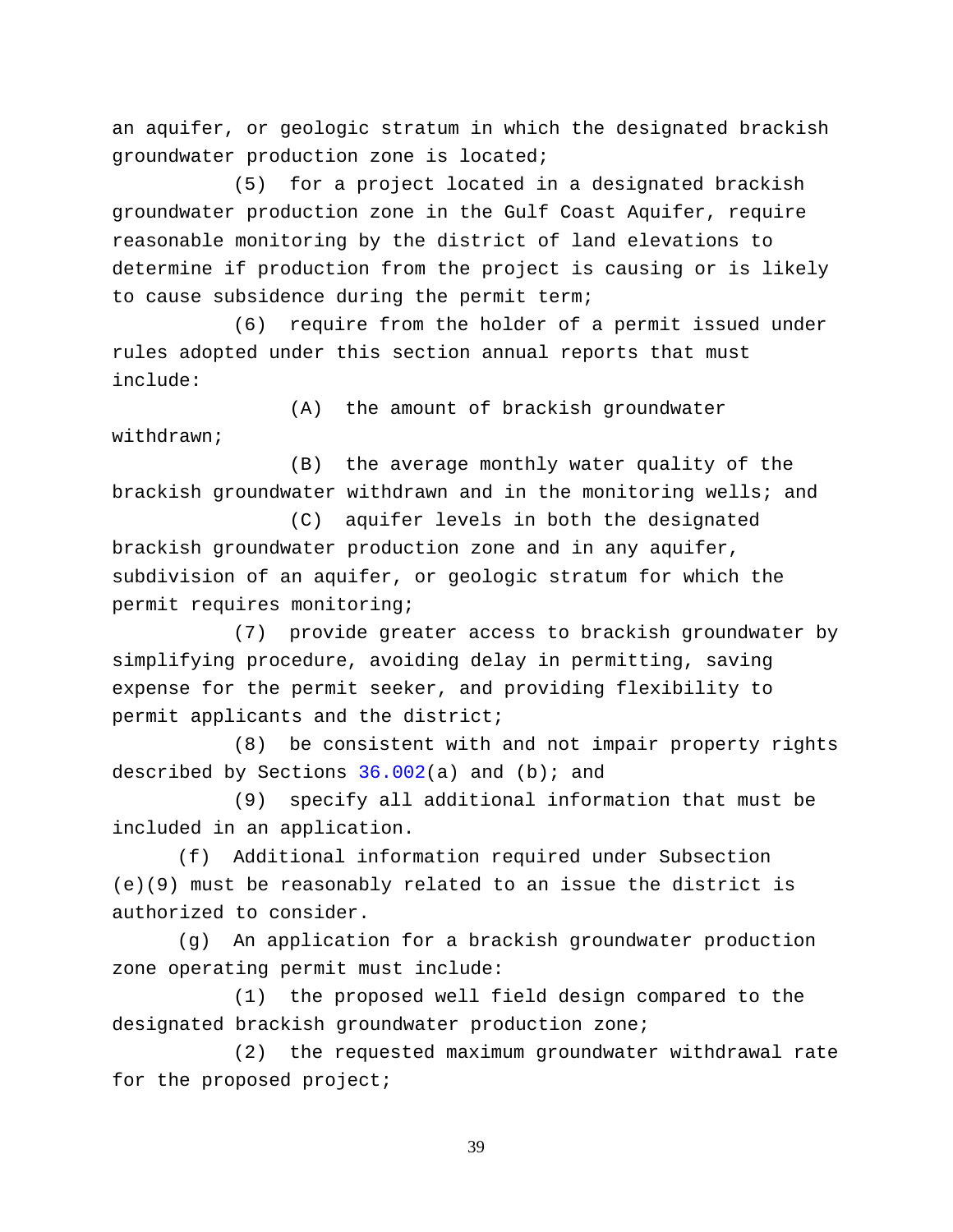an aquifer, or geologic stratum in which the designated brackish groundwater production zone is located;

(5) for a project located in a designated brackish groundwater production zone in the Gulf Coast Aquifer, require reasonable monitoring by the district of land elevations to determine if production from the project is causing or is likely to cause subsidence during the permit term;

(6) require from the holder of a permit issued under rules adopted under this section annual reports that must include:

(A) the amount of brackish groundwater withdrawn;

(B) the average monthly water quality of the brackish groundwater withdrawn and in the monitoring wells; and

(C) aquifer levels in both the designated brackish groundwater production zone and in any aquifer, subdivision of an aquifer, or geologic stratum for which the permit requires monitoring;

(7) provide greater access to brackish groundwater by simplifying procedure, avoiding delay in permitting, saving expense for the permit seeker, and providing flexibility to permit applicants and the district;

(8) be consistent with and not impair property rights described by Sections 36.002(a) and (b); and

(9) specify all additional information that must be included in an application.

(f) Additional information required under Subsection (e)(9) must be reasonably related to an issue the district is authorized to consider.

(g) An application for a brackish groundwater production zone operating permit must include:

(1) the proposed well field design compared to the designated brackish groundwater production zone;

(2) the requested maximum groundwater withdrawal rate for the proposed project;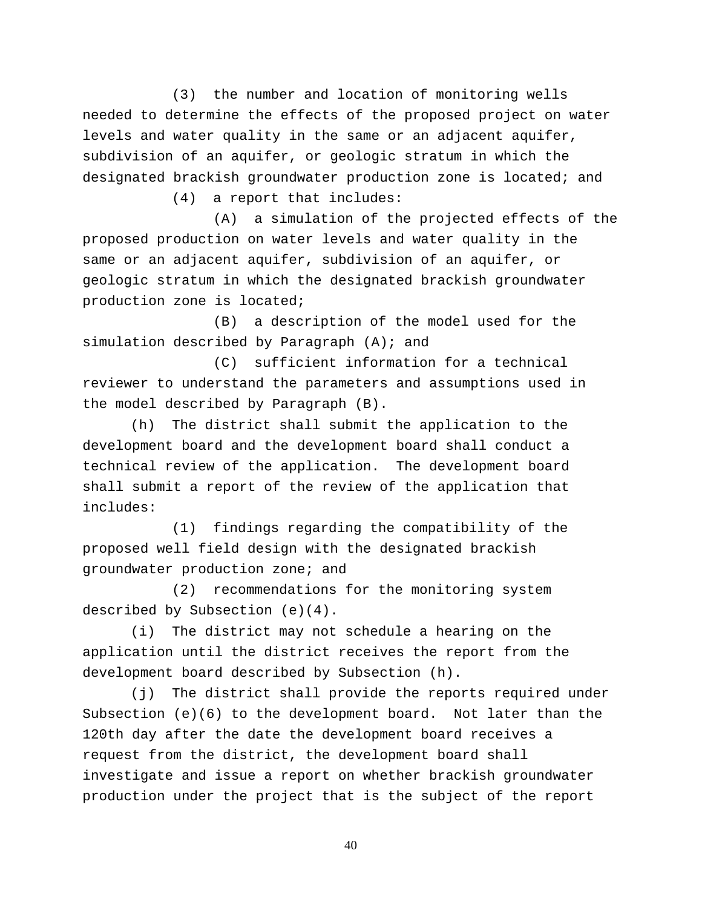(3) the number and location of monitoring wells needed to determine the effects of the proposed project on water levels and water quality in the same or an adjacent aquifer, subdivision of an aquifer, or geologic stratum in which the designated brackish groundwater production zone is located; and

(4) a report that includes:

(A) a simulation of the projected effects of the proposed production on water levels and water quality in the same or an adjacent aquifer, subdivision of an aquifer, or geologic stratum in which the designated brackish groundwater production zone is located;

(B) a description of the model used for the simulation described by Paragraph (A); and

(C) sufficient information for a technical reviewer to understand the parameters and assumptions used in the model described by Paragraph (B).

(h) The district shall submit the application to the development board and the development board shall conduct a technical review of the application. The development board shall submit a report of the review of the application that includes:

(1) findings regarding the compatibility of the proposed well field design with the designated brackish groundwater production zone; and

(2) recommendations for the monitoring system described by Subsection (e)(4).

(i) The district may not schedule a hearing on the application until the district receives the report from the development board described by Subsection (h).

(j) The district shall provide the reports required under Subsection (e)(6) to the development board. Not later than the 120th day after the date the development board receives a request from the district, the development board shall investigate and issue a report on whether brackish groundwater production under the project that is the subject of the report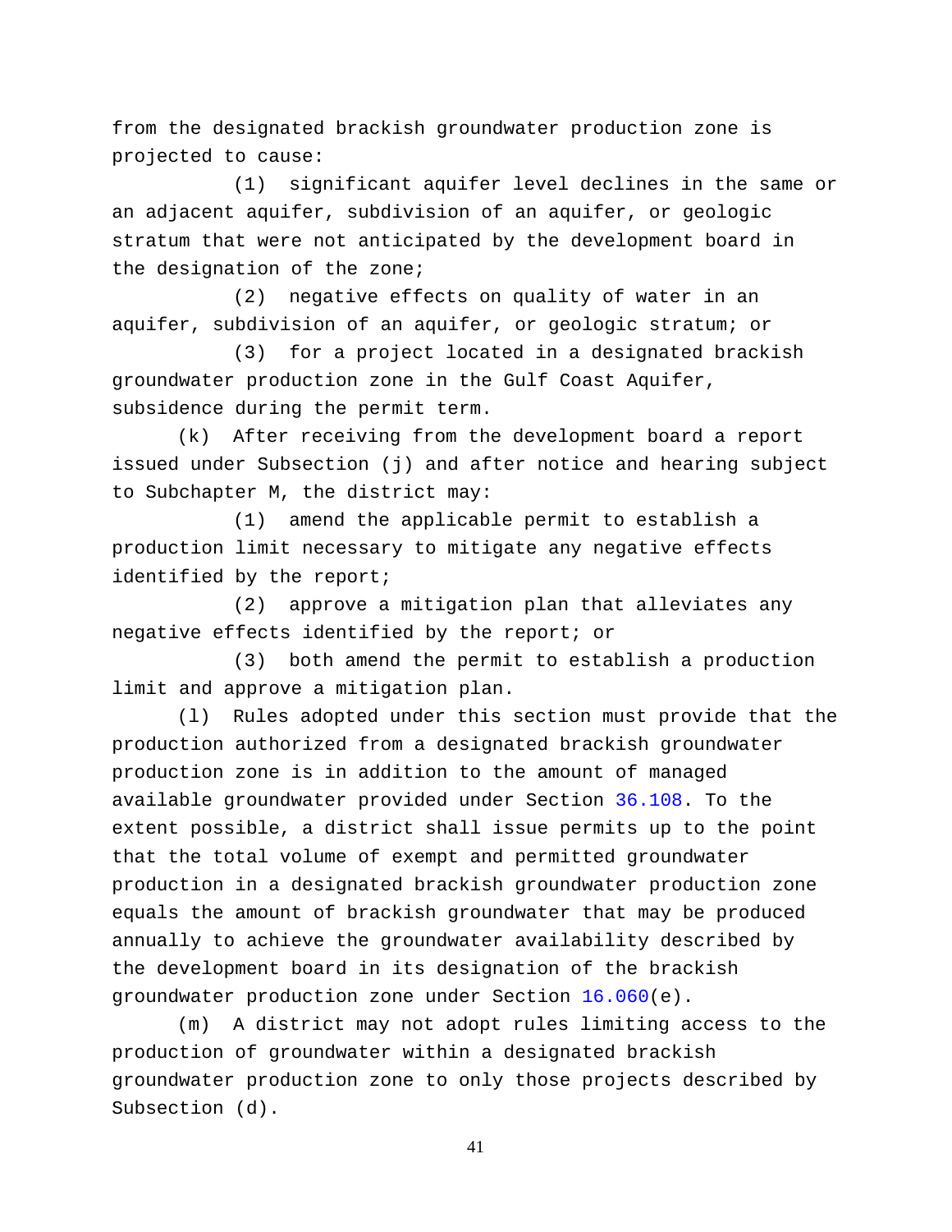from the designated brackish groundwater production zone is projected to cause:

(1) significant aquifer level declines in the same or an adjacent aquifer, subdivision of an aquifer, or geologic stratum that were not anticipated by the development board in the designation of the zone;

(2) negative effects on quality of water in an aquifer, subdivision of an aquifer, or geologic stratum; or

(3) for a project located in a designated brackish groundwater production zone in the Gulf Coast Aquifer, subsidence during the permit term.

(k) After receiving from the development board a report issued under Subsection (j) and after notice and hearing subject to Subchapter M, the district may:

(1) amend the applicable permit to establish a production limit necessary to mitigate any negative effects identified by the report;

(2) approve a mitigation plan that alleviates any negative effects identified by the report; or

(3) both amend the permit to establish a production limit and approve a mitigation plan.

(l) Rules adopted under this section must provide that the production authorized from a designated brackish groundwater production zone is in addition to the amount of managed available groundwater provided under Section 36.108. To the extent possible, a district shall issue permits up to the point that the total volume of exempt and permitted groundwater production in a designated brackish groundwater production zone equals the amount of brackish groundwater that may be produced annually to achieve the groundwater availability described by the development board in its designation of the brackish groundwater production zone under Section 16.060(e).

(m) A district may not adopt rules limiting access to the production of groundwater within a designated brackish groundwater production zone to only those projects described by Subsection (d).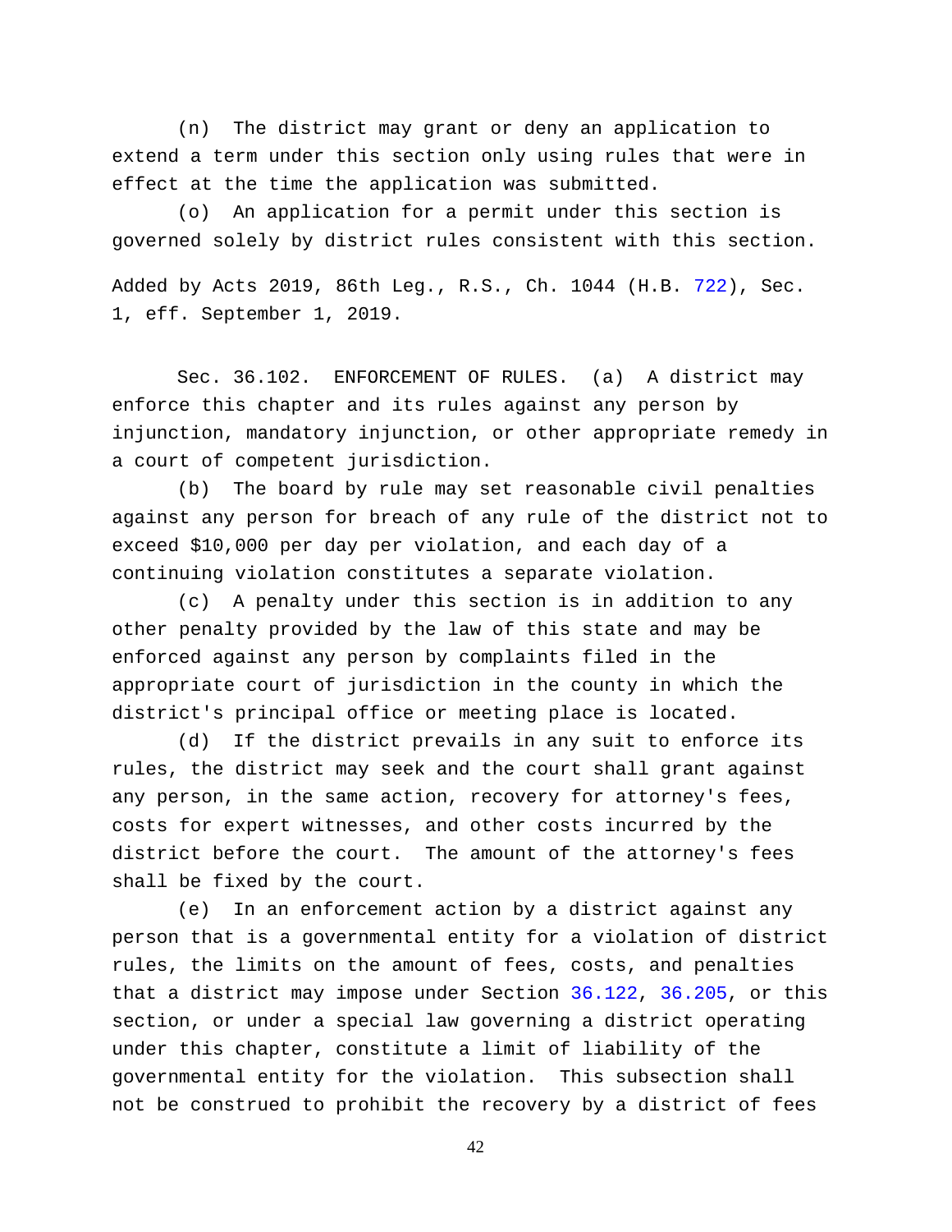(n) The district may grant or deny an application to extend a term under this section only using rules that were in effect at the time the application was submitted.

(o) An application for a permit under this section is governed solely by district rules consistent with this section.

Added by Acts 2019, 86th Leg., R.S., Ch. 1044 (H.B. 722), Sec. 1, eff. September 1, 2019.

Sec. 36.102. ENFORCEMENT OF RULES. (a) A district may enforce this chapter and its rules against any person by injunction, mandatory injunction, or other appropriate remedy in a court of competent jurisdiction.

(b) The board by rule may set reasonable civil penalties against any person for breach of any rule of the district not to exceed $10,000 per day per violation, and each day of a continuing violation constitutes a separate violation.

(c) A penalty under this section is in addition to any other penalty provided by the law of this state and may be enforced against any person by complaints filed in the appropriate court of jurisdiction in the county in which the district's principal office or meeting place is located.

(d) If the district prevails in any suit to enforce its rules, the district may seek and the court shall grant against any person, in the same action, recovery for attorney's fees, costs for expert witnesses, and other costs incurred by the district before the court. The amount of the attorney's fees shall be fixed by the court.

(e) In an enforcement action by a district against any person that is a governmental entity for a violation of district rules, the limits on the amount of fees, costs, and penalties that a district may impose under Section 36.122, 36.205, or this section, or under a special law governing a district operating under this chapter, constitute a limit of liability of the governmental entity for the violation. This subsection shall not be construed to prohibit the recovery by a district of fees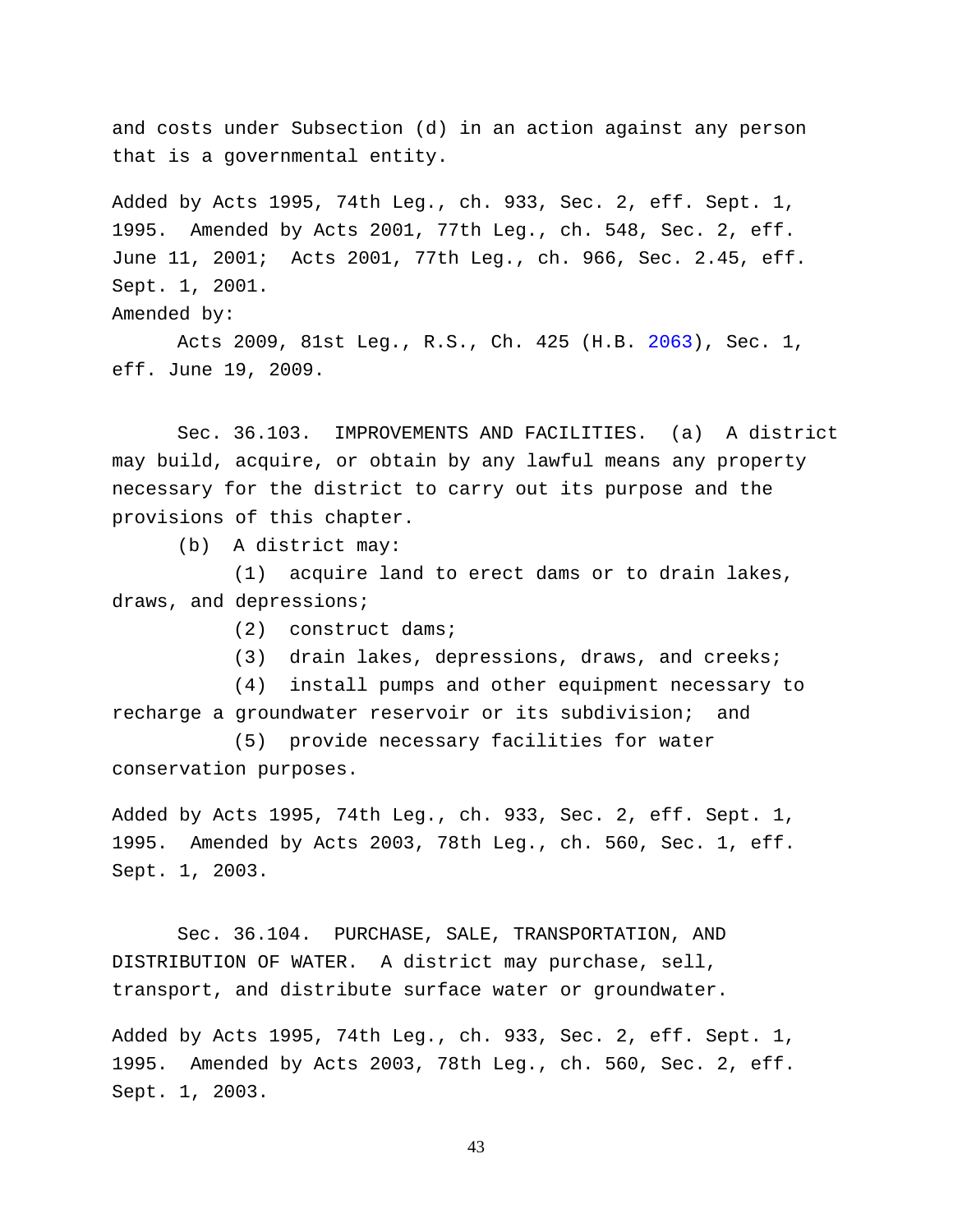and costs under Subsection (d) in an action against any person that is a governmental entity.

Added by Acts 1995, 74th Leg., ch. 933, Sec. 2, eff. Sept. 1, 1995. Amended by Acts 2001, 77th Leg., ch. 548, Sec. 2, eff. June 11, 2001; Acts 2001, 77th Leg., ch. 966, Sec. 2.45, eff. Sept. 1, 2001.
Amended by:

Acts 2009, 81st Leg., R.S., Ch. 425 (H.B. 2063), Sec. 1, eff. June 19, 2009.

Sec. 36.103. IMPROVEMENTS AND FACILITIES. (a) A district may build, acquire, or obtain by any lawful means any property necessary for the district to carry out its purpose and the provisions of this chapter.

(b) A district may:

(1) acquire land to erect dams or to drain lakes, draws, and depressions;

(2) construct dams;

(3) drain lakes, depressions, draws, and creeks;

(4) install pumps and other equipment necessary to recharge a groundwater reservoir or its subdivision; and

(5) provide necessary facilities for water conservation purposes.

Added by Acts 1995, 74th Leg., ch. 933, Sec. 2, eff. Sept. 1, 1995. Amended by Acts 2003, 78th Leg., ch. 560, Sec. 1, eff. Sept. 1, 2003.

Sec. 36.104. PURCHASE, SALE, TRANSPORTATION, AND DISTRIBUTION OF WATER. A district may purchase, sell, transport, and distribute surface water or groundwater.

Added by Acts 1995, 74th Leg., ch. 933, Sec. 2, eff. Sept. 1, 1995. Amended by Acts 2003, 78th Leg., ch. 560, Sec. 2, eff. Sept. 1, 2003.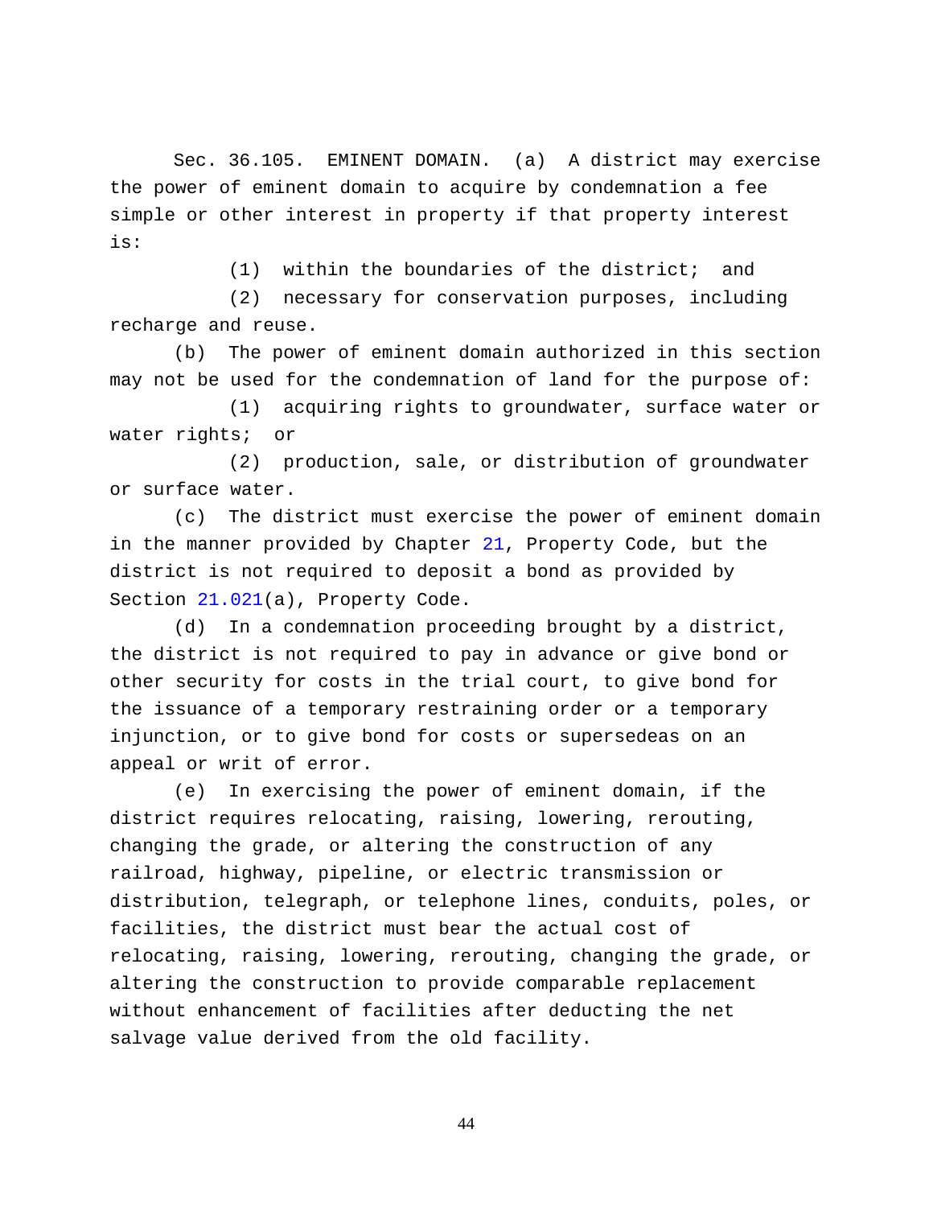Sec. 36.105. EMINENT DOMAIN. (a) A district may exercise the power of eminent domain to acquire by condemnation a fee simple or other interest in property if that property interest is:

(1) within the boundaries of the district; and

(2) necessary for conservation purposes, including recharge and reuse.

(b) The power of eminent domain authorized in this section may not be used for the condemnation of land for the purpose of:

(1) acquiring rights to groundwater, surface water or water rights; or

(2) production, sale, or distribution of groundwater or surface water.

(c) The district must exercise the power of eminent domain in the manner provided by Chapter 21, Property Code, but the district is not required to deposit a bond as provided by Section 21.021(a), Property Code.

(d) In a condemnation proceeding brought by a district, the district is not required to pay in advance or give bond or other security for costs in the trial court, to give bond for the issuance of a temporary restraining order or a temporary injunction, or to give bond for costs or supersedeas on an appeal or writ of error.

(e) In exercising the power of eminent domain, if the district requires relocating, raising, lowering, rerouting, changing the grade, or altering the construction of any railroad, highway, pipeline, or electric transmission or distribution, telegraph, or telephone lines, conduits, poles, or facilities, the district must bear the actual cost of relocating, raising, lowering, rerouting, changing the grade, or altering the construction to provide comparable replacement without enhancement of facilities after deducting the net salvage value derived from the old facility.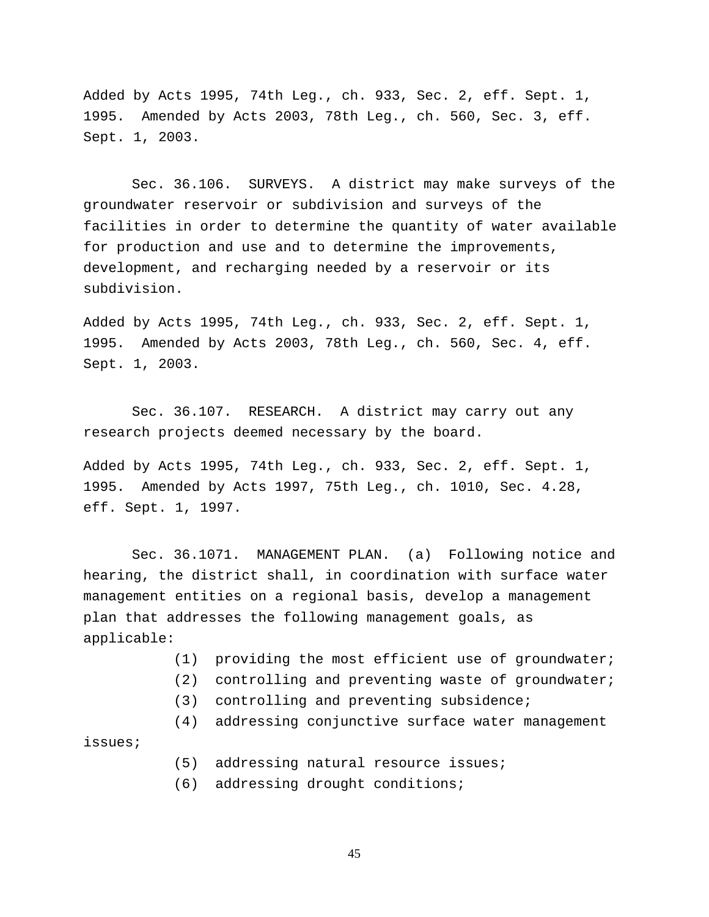Added by Acts 1995, 74th Leg., ch. 933, Sec. 2, eff. Sept. 1, 1995. Amended by Acts 2003, 78th Leg., ch. 560, Sec. 3, eff. Sept. 1, 2003.

Sec. 36.106. SURVEYS. A district may make surveys of the groundwater reservoir or subdivision and surveys of the facilities in order to determine the quantity of water available for production and use and to determine the improvements, development, and recharging needed by a reservoir or its subdivision.

Added by Acts 1995, 74th Leg., ch. 933, Sec. 2, eff. Sept. 1, 1995. Amended by Acts 2003, 78th Leg., ch. 560, Sec. 4, eff. Sept. 1, 2003.

Sec. 36.107. RESEARCH. A district may carry out any research projects deemed necessary by the board.

Added by Acts 1995, 74th Leg., ch. 933, Sec. 2, eff. Sept. 1, 1995. Amended by Acts 1997, 75th Leg., ch. 1010, Sec. 4.28, eff. Sept. 1, 1997.

Sec. 36.1071. MANAGEMENT PLAN. (a) Following notice and hearing, the district shall, in coordination with surface water management entities on a regional basis, develop a management plan that addresses the following management goals, as applicable:

(1) providing the most efficient use of groundwater;

(2) controlling and preventing waste of groundwater;

(3) controlling and preventing subsidence;

(4) addressing conjunctive surface water management issues;

(5) addressing natural resource issues;

(6) addressing drought conditions;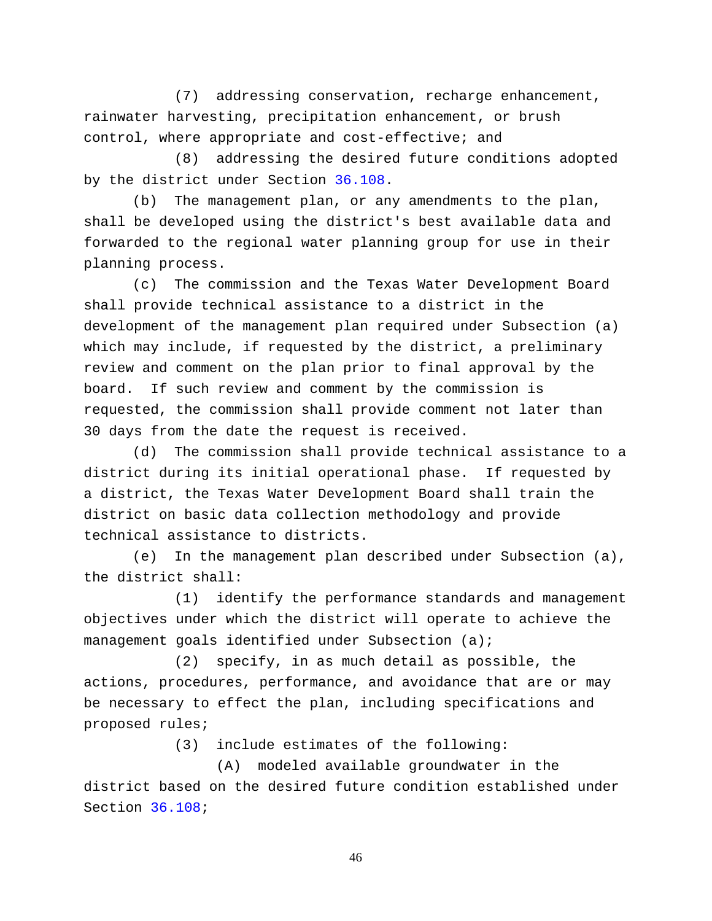(7) addressing conservation, recharge enhancement, rainwater harvesting, precipitation enhancement, or brush control, where appropriate and cost-effective; and

(8) addressing the desired future conditions adopted by the district under Section 36.108.

(b) The management plan, or any amendments to the plan, shall be developed using the district's best available data and forwarded to the regional water planning group for use in their planning process.

(c) The commission and the Texas Water Development Board shall provide technical assistance to a district in the development of the management plan required under Subsection (a) which may include, if requested by the district, a preliminary review and comment on the plan prior to final approval by the board. If such review and comment by the commission is requested, the commission shall provide comment not later than 30 days from the date the request is received.

(d) The commission shall provide technical assistance to a district during its initial operational phase. If requested by a district, the Texas Water Development Board shall train the district on basic data collection methodology and provide technical assistance to districts.

(e) In the management plan described under Subsection (a), the district shall:

(1) identify the performance standards and management objectives under which the district will operate to achieve the management goals identified under Subsection (a);

(2) specify, in as much detail as possible, the actions, procedures, performance, and avoidance that are or may be necessary to effect the plan, including specifications and proposed rules;

(3) include estimates of the following:

(A) modeled available groundwater in the district based on the desired future condition established under Section 36.108;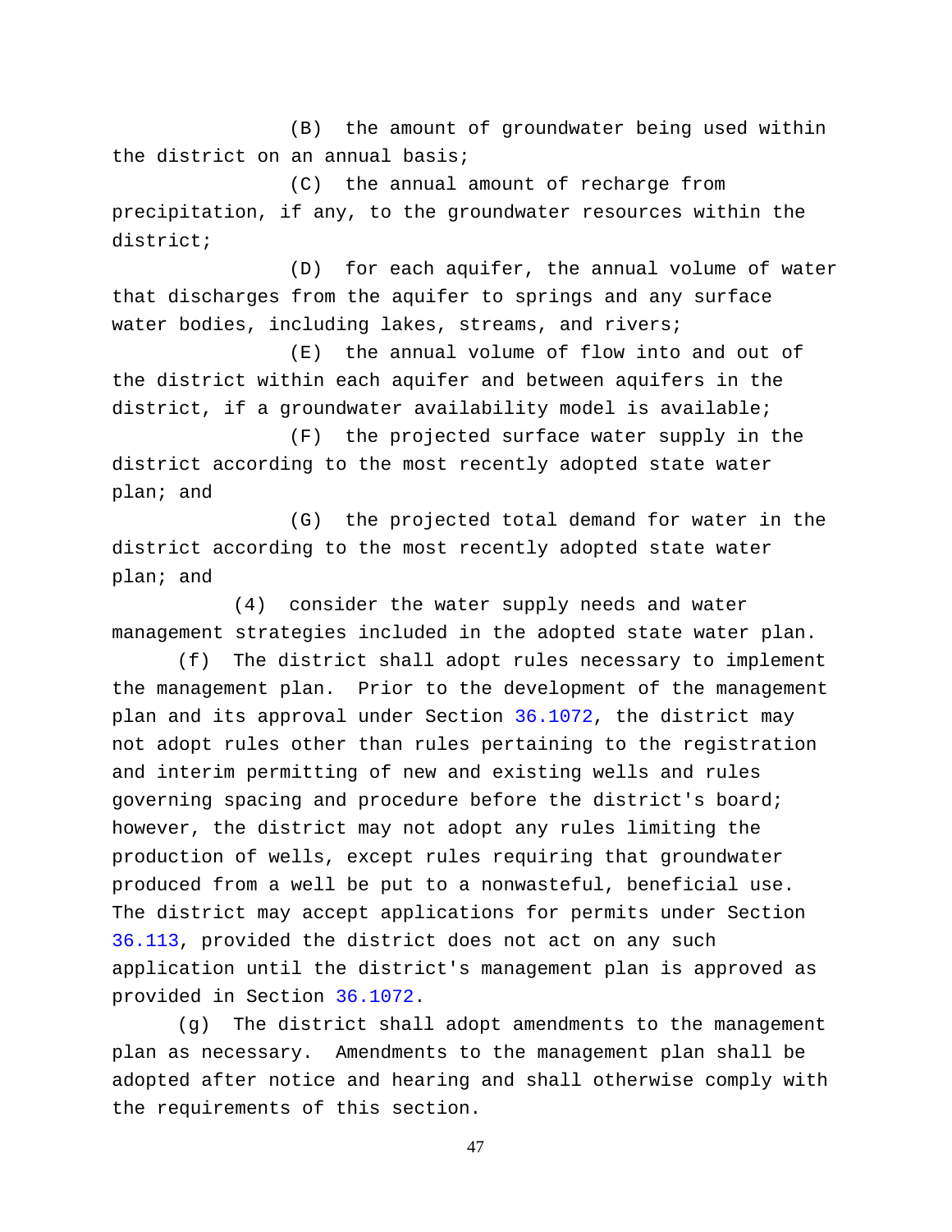(B) the amount of groundwater being used within the district on an annual basis;

(C) the annual amount of recharge from precipitation, if any, to the groundwater resources within the district;

(D) for each aquifer, the annual volume of water that discharges from the aquifer to springs and any surface water bodies, including lakes, streams, and rivers;

(E) the annual volume of flow into and out of the district within each aquifer and between aquifers in the district, if a groundwater availability model is available;

(F) the projected surface water supply in the district according to the most recently adopted state water plan; and

(G) the projected total demand for water in the district according to the most recently adopted state water plan; and

(4) consider the water supply needs and water management strategies included in the adopted state water plan.

(f) The district shall adopt rules necessary to implement the management plan. Prior to the development of the management plan and its approval under Section 36.1072, the district may not adopt rules other than rules pertaining to the registration and interim permitting of new and existing wells and rules governing spacing and procedure before the district's board; however, the district may not adopt any rules limiting the production of wells, except rules requiring that groundwater produced from a well be put to a nonwasteful, beneficial use. The district may accept applications for permits under Section 36.113, provided the district does not act on any such application until the district's management plan is approved as provided in Section 36.1072.

(g) The district shall adopt amendments to the management plan as necessary. Amendments to the management plan shall be adopted after notice and hearing and shall otherwise comply with the requirements of this section.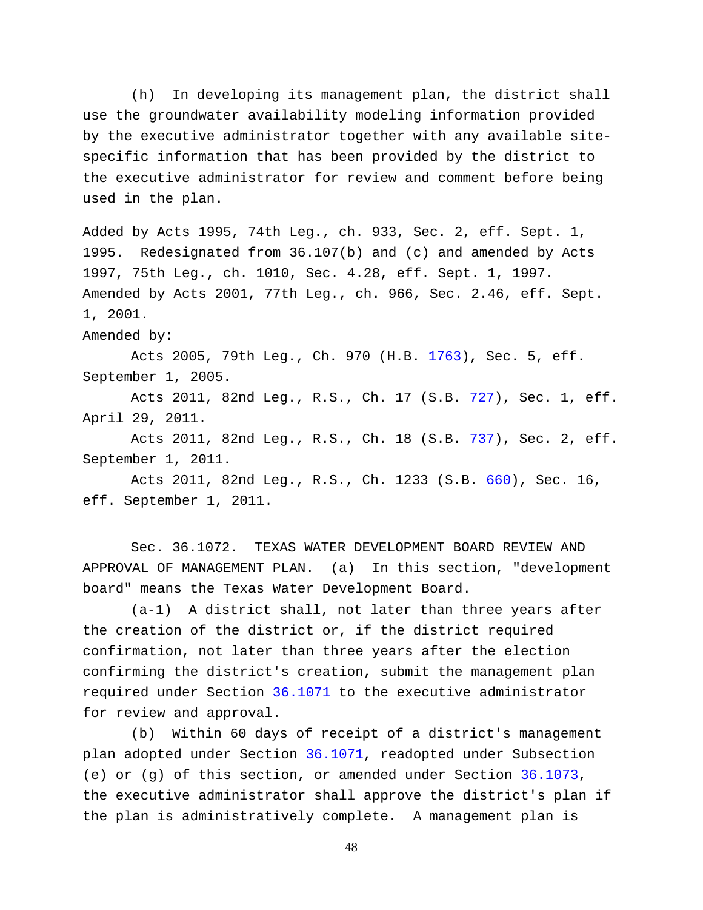(h) In developing its management plan, the district shall use the groundwater availability modeling information provided by the executive administrator together with any available site-specific information that has been provided by the district to the executive administrator for review and comment before being used in the plan.

Added by Acts 1995, 74th Leg., ch. 933, Sec. 2, eff. Sept. 1, 1995. Redesignated from 36.107(b) and (c) and amended by Acts 1997, 75th Leg., ch. 1010, Sec. 4.28, eff. Sept. 1, 1997. Amended by Acts 2001, 77th Leg., ch. 966, Sec. 2.46, eff. Sept. 1, 2001.

Amended by:

Acts 2005, 79th Leg., Ch. 970 (H.B. 1763), Sec. 5, eff. September 1, 2005.

Acts 2011, 82nd Leg., R.S., Ch. 17 (S.B. 727), Sec. 1, eff. April 29, 2011.

Acts 2011, 82nd Leg., R.S., Ch. 18 (S.B. 737), Sec. 2, eff. September 1, 2011.

Acts 2011, 82nd Leg., R.S., Ch. 1233 (S.B. 660), Sec. 16, eff. September 1, 2011.

Sec. 36.1072. TEXAS WATER DEVELOPMENT BOARD REVIEW AND APPROVAL OF MANAGEMENT PLAN. (a) In this section, "development board" means the Texas Water Development Board.

(a-1) A district shall, not later than three years after the creation of the district or, if the district required confirmation, not later than three years after the election confirming the district's creation, submit the management plan required under Section 36.1071 to the executive administrator for review and approval.

(b) Within 60 days of receipt of a district's management plan adopted under Section 36.1071, readopted under Subsection (e) or (g) of this section, or amended under Section 36.1073, the executive administrator shall approve the district's plan if the plan is administratively complete. A management plan is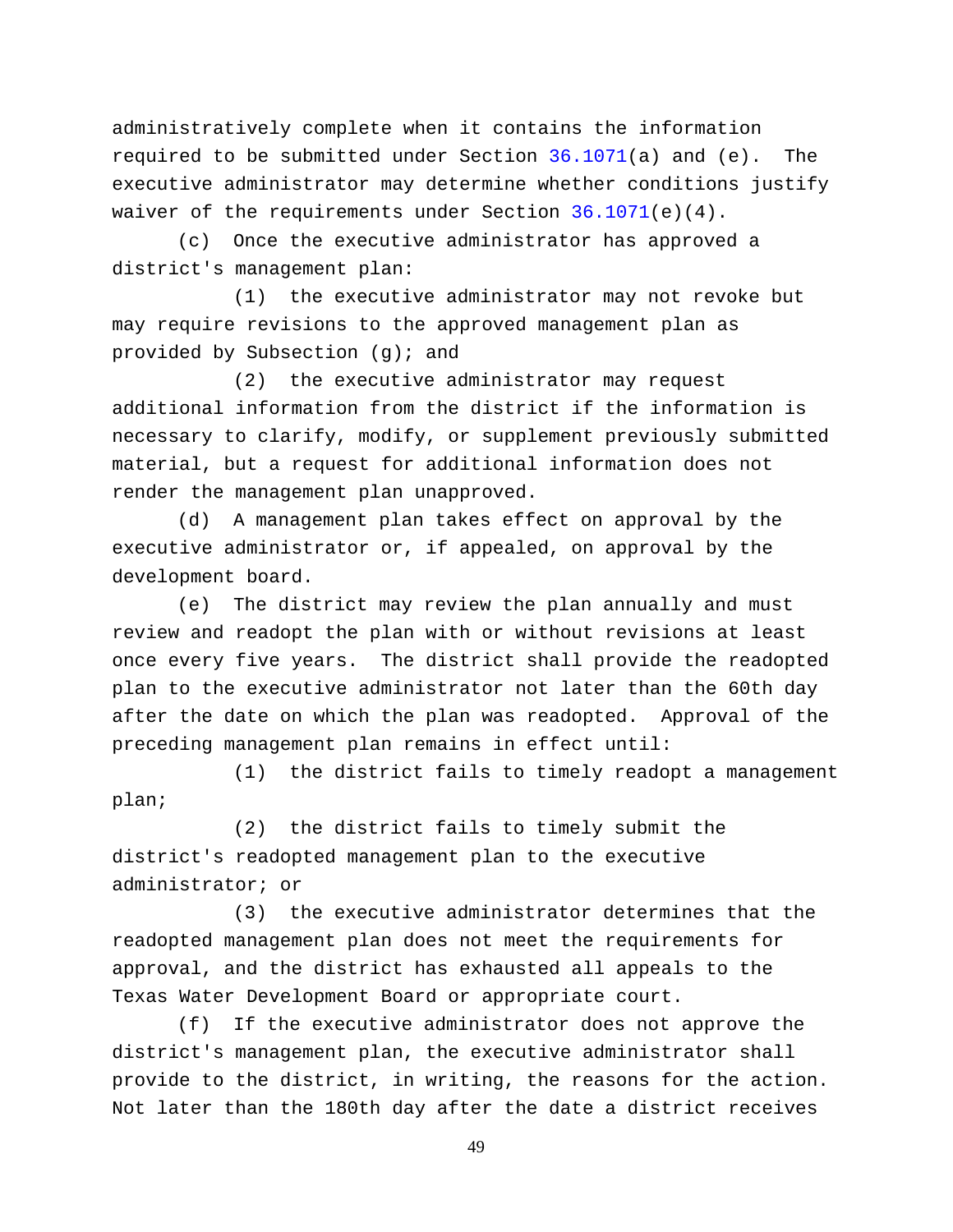administratively complete when it contains the information required to be submitted under Section 36.1071(a) and (e). The executive administrator may determine whether conditions justify waiver of the requirements under Section 36.1071(e)(4).

(c) Once the executive administrator has approved a district's management plan:

(1) the executive administrator may not revoke but may require revisions to the approved management plan as provided by Subsection (g); and

(2) the executive administrator may request additional information from the district if the information is necessary to clarify, modify, or supplement previously submitted material, but a request for additional information does not render the management plan unapproved.

(d) A management plan takes effect on approval by the executive administrator or, if appealed, on approval by the development board.

(e) The district may review the plan annually and must review and readopt the plan with or without revisions at least once every five years. The district shall provide the readopted plan to the executive administrator not later than the 60th day after the date on which the plan was readopted. Approval of the preceding management plan remains in effect until:

(1) the district fails to timely readopt a management plan;

(2) the district fails to timely submit the district's readopted management plan to the executive administrator; or

(3) the executive administrator determines that the readopted management plan does not meet the requirements for approval, and the district has exhausted all appeals to the Texas Water Development Board or appropriate court.

(f) If the executive administrator does not approve the district's management plan, the executive administrator shall provide to the district, in writing, the reasons for the action. Not later than the 180th day after the date a district receives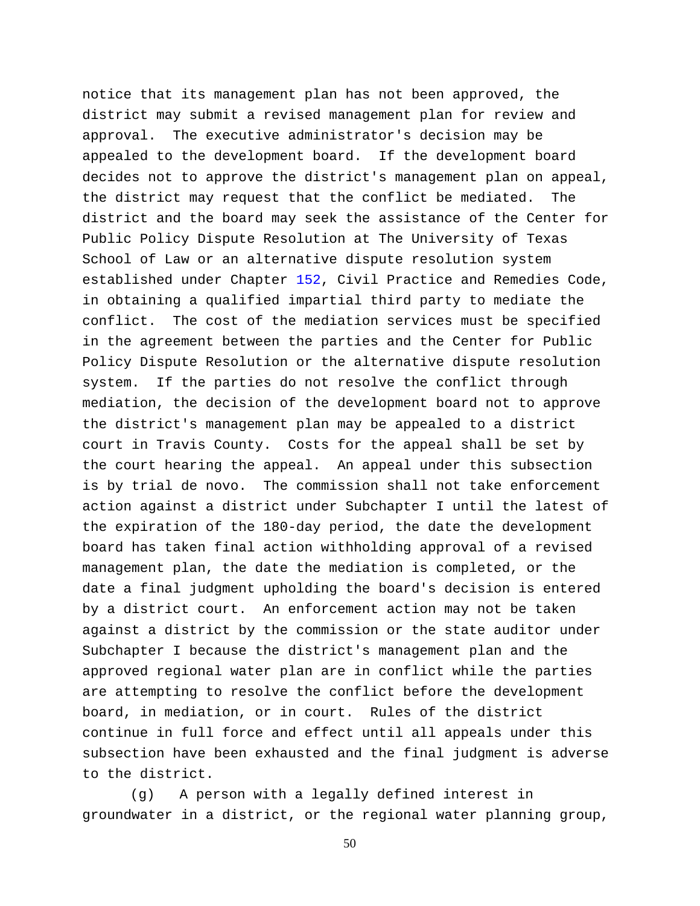notice that its management plan has not been approved, the district may submit a revised management plan for review and approval. The executive administrator's decision may be appealed to the development board. If the development board decides not to approve the district's management plan on appeal, the district may request that the conflict be mediated. The district and the board may seek the assistance of the Center for Public Policy Dispute Resolution at The University of Texas School of Law or an alternative dispute resolution system established under Chapter 152, Civil Practice and Remedies Code, in obtaining a qualified impartial third party to mediate the conflict. The cost of the mediation services must be specified in the agreement between the parties and the Center for Public Policy Dispute Resolution or the alternative dispute resolution system. If the parties do not resolve the conflict through mediation, the decision of the development board not to approve the district's management plan may be appealed to a district court in Travis County. Costs for the appeal shall be set by the court hearing the appeal. An appeal under this subsection is by trial de novo. The commission shall not take enforcement action against a district under Subchapter I until the latest of the expiration of the 180-day period, the date the development board has taken final action withholding approval of a revised management plan, the date the mediation is completed, or the date a final judgment upholding the board's decision is entered by a district court. An enforcement action may not be taken against a district by the commission or the state auditor under Subchapter I because the district's management plan and the approved regional water plan are in conflict while the parties are attempting to resolve the conflict before the development board, in mediation, or in court. Rules of the district continue in full force and effect until all appeals under this subsection have been exhausted and the final judgment is adverse to the district.

(g) A person with a legally defined interest in groundwater in a district, or the regional water planning group,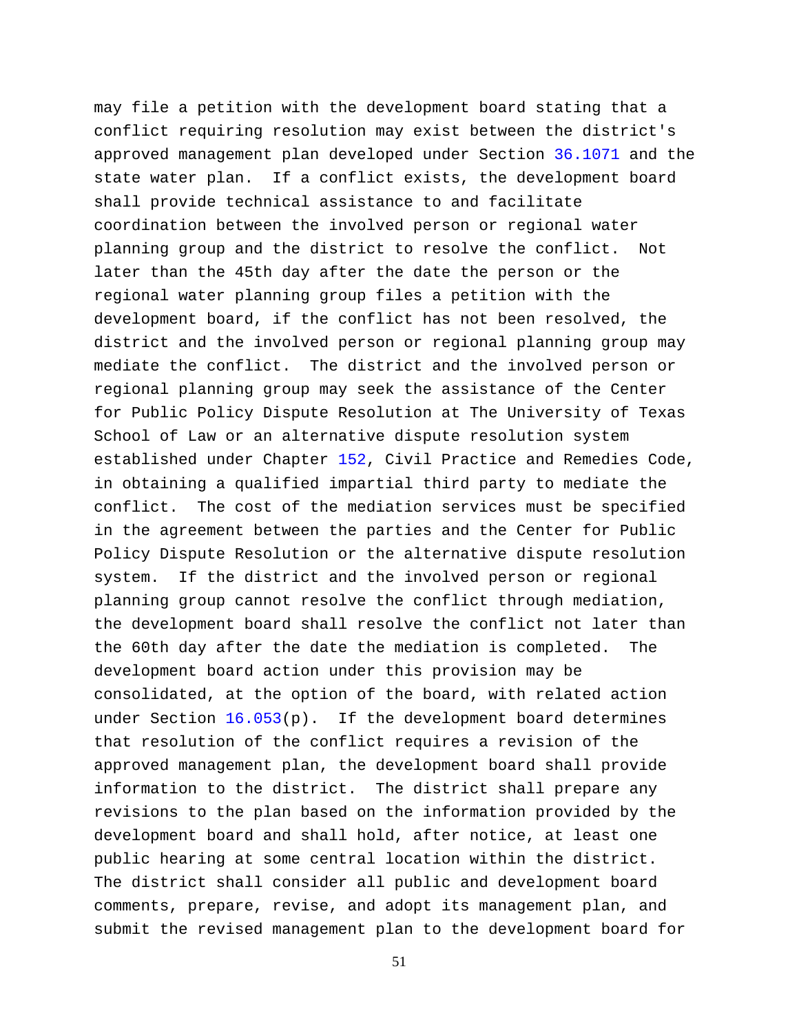may file a petition with the development board stating that a conflict requiring resolution may exist between the district's approved management plan developed under Section 36.1071 and the state water plan. If a conflict exists, the development board shall provide technical assistance to and facilitate coordination between the involved person or regional water planning group and the district to resolve the conflict. Not later than the 45th day after the date the person or the regional water planning group files a petition with the development board, if the conflict has not been resolved, the district and the involved person or regional planning group may mediate the conflict. The district and the involved person or regional planning group may seek the assistance of the Center for Public Policy Dispute Resolution at The University of Texas School of Law or an alternative dispute resolution system established under Chapter 152, Civil Practice and Remedies Code, in obtaining a qualified impartial third party to mediate the conflict. The cost of the mediation services must be specified in the agreement between the parties and the Center for Public Policy Dispute Resolution or the alternative dispute resolution system. If the district and the involved person or regional planning group cannot resolve the conflict through mediation, the development board shall resolve the conflict not later than the 60th day after the date the mediation is completed. The development board action under this provision may be consolidated, at the option of the board, with related action under Section 16.053(p). If the development board determines that resolution of the conflict requires a revision of the approved management plan, the development board shall provide information to the district. The district shall prepare any revisions to the plan based on the information provided by the development board and shall hold, after notice, at least one public hearing at some central location within the district. The district shall consider all public and development board comments, prepare, revise, and adopt its management plan, and submit the revised management plan to the development board for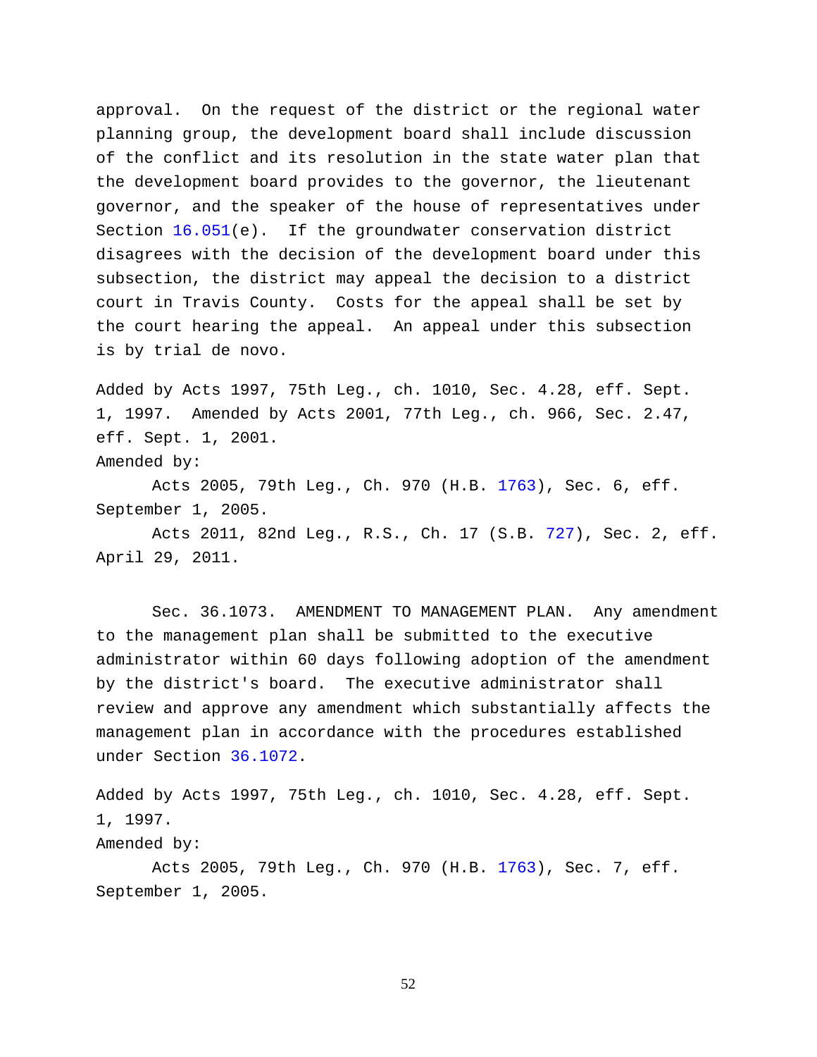approval. On the request of the district or the regional water planning group, the development board shall include discussion of the conflict and its resolution in the state water plan that the development board provides to the governor, the lieutenant governor, and the speaker of the house of representatives under Section 16.051(e). If the groundwater conservation district disagrees with the decision of the development board under this subsection, the district may appeal the decision to a district court in Travis County. Costs for the appeal shall be set by the court hearing the appeal. An appeal under this subsection is by trial de novo.

Added by Acts 1997, 75th Leg., ch. 1010, Sec. 4.28, eff. Sept. 1, 1997. Amended by Acts 2001, 77th Leg., ch. 966, Sec. 2.47, eff. Sept. 1, 2001.

Amended by:

Acts 2005, 79th Leg., Ch. 970 (H.B. 1763), Sec. 6, eff. September 1, 2005.

Acts 2011, 82nd Leg., R.S., Ch. 17 (S.B. 727), Sec. 2, eff. April 29, 2011.

Sec. 36.1073. AMENDMENT TO MANAGEMENT PLAN. Any amendment to the management plan shall be submitted to the executive administrator within 60 days following adoption of the amendment by the district's board. The executive administrator shall review and approve any amendment which substantially affects the management plan in accordance with the procedures established under Section 36.1072.

Added by Acts 1997, 75th Leg., ch. 1010, Sec. 4.28, eff. Sept. 1, 1997.

Amended by:

Acts 2005, 79th Leg., Ch. 970 (H.B. 1763), Sec. 7, eff. September 1, 2005.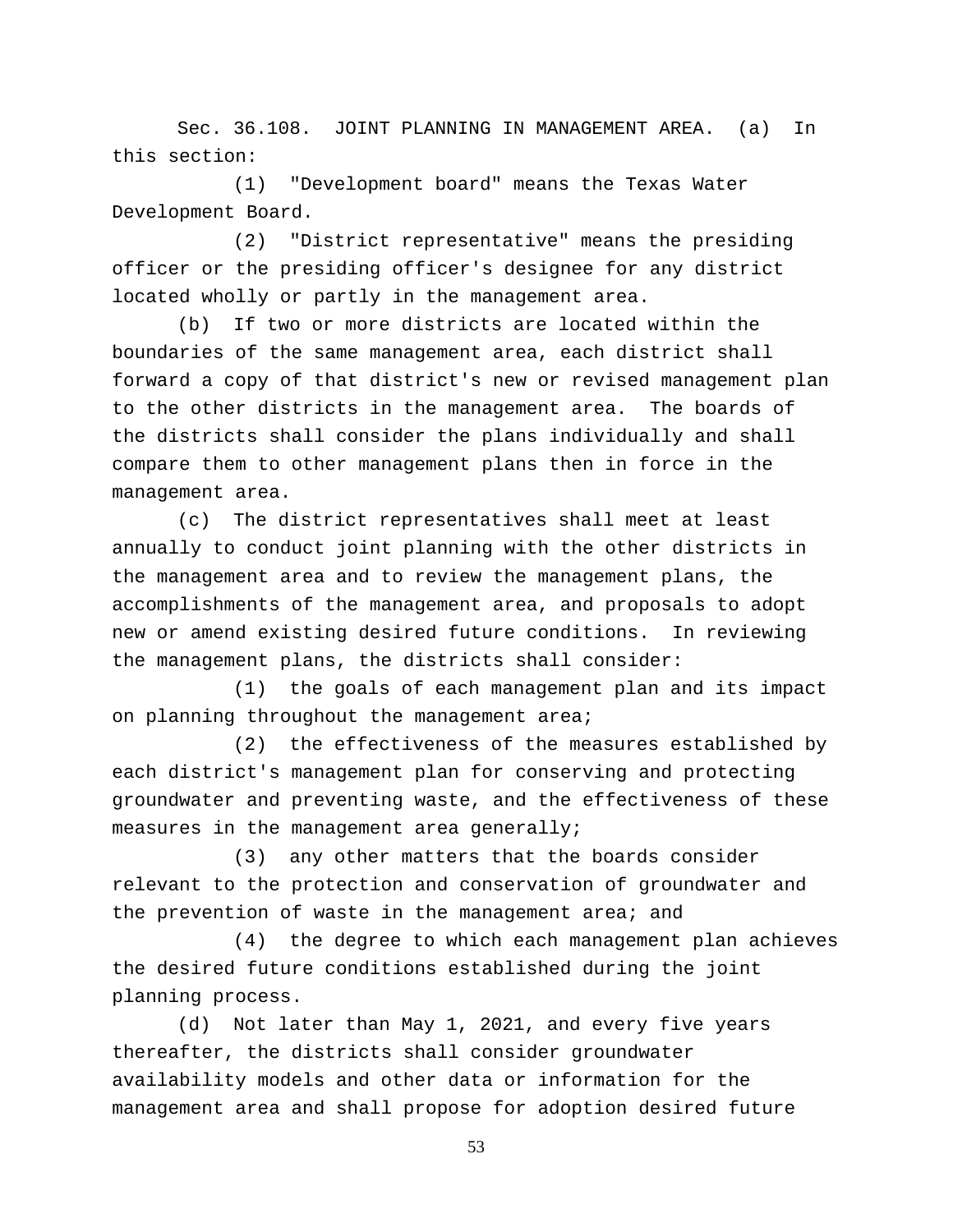Sec. 36.108. JOINT PLANNING IN MANAGEMENT AREA. (a) In this section:

(1) "Development board" means the Texas Water Development Board.

(2) "District representative" means the presiding officer or the presiding officer's designee for any district located wholly or partly in the management area.

(b) If two or more districts are located within the boundaries of the same management area, each district shall forward a copy of that district's new or revised management plan to the other districts in the management area. The boards of the districts shall consider the plans individually and shall compare them to other management plans then in force in the management area.

(c) The district representatives shall meet at least annually to conduct joint planning with the other districts in the management area and to review the management plans, the accomplishments of the management area, and proposals to adopt new or amend existing desired future conditions. In reviewing the management plans, the districts shall consider:

(1) the goals of each management plan and its impact on planning throughout the management area;

(2) the effectiveness of the measures established by each district's management plan for conserving and protecting groundwater and preventing waste, and the effectiveness of these measures in the management area generally;

(3) any other matters that the boards consider relevant to the protection and conservation of groundwater and the prevention of waste in the management area; and

(4) the degree to which each management plan achieves the desired future conditions established during the joint planning process.

(d) Not later than May 1, 2021, and every five years thereafter, the districts shall consider groundwater availability models and other data or information for the management area and shall propose for adoption desired future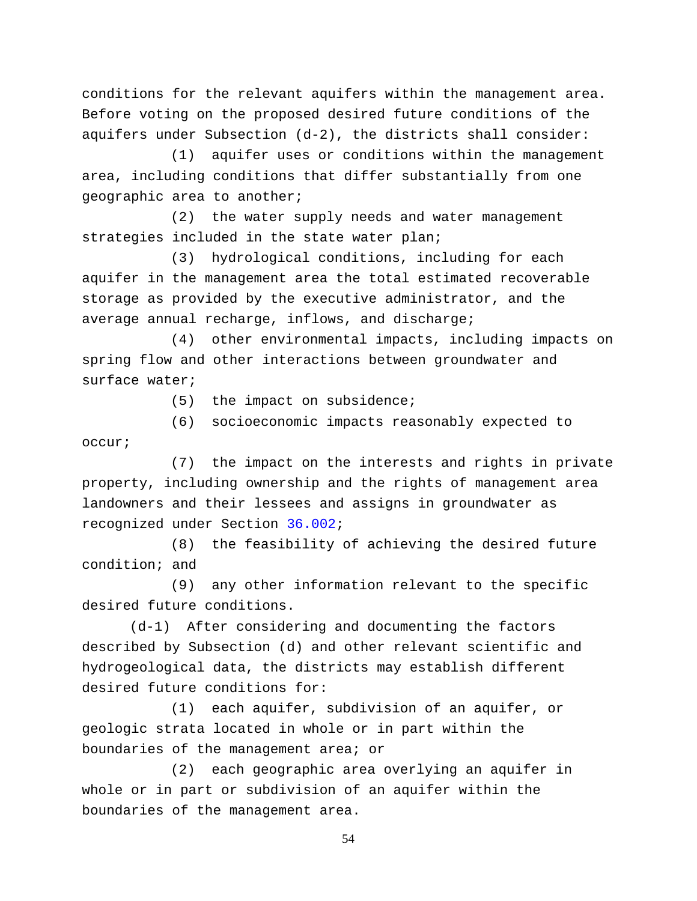conditions for the relevant aquifers within the management area. Before voting on the proposed desired future conditions of the aquifers under Subsection (d-2), the districts shall consider:

(1) aquifer uses or conditions within the management area, including conditions that differ substantially from one geographic area to another;

(2) the water supply needs and water management strategies included in the state water plan;

(3) hydrological conditions, including for each aquifer in the management area the total estimated recoverable storage as provided by the executive administrator, and the average annual recharge, inflows, and discharge;

(4) other environmental impacts, including impacts on spring flow and other interactions between groundwater and surface water;

(5) the impact on subsidence;

(6) socioeconomic impacts reasonably expected to occur;

(7) the impact on the interests and rights in private property, including ownership and the rights of management area landowners and their lessees and assigns in groundwater as recognized under Section 36.002;

(8) the feasibility of achieving the desired future condition; and

(9) any other information relevant to the specific desired future conditions.

(d-1) After considering and documenting the factors described by Subsection (d) and other relevant scientific and hydrogeological data, the districts may establish different desired future conditions for:

(1) each aquifer, subdivision of an aquifer, or geologic strata located in whole or in part within the boundaries of the management area; or

(2) each geographic area overlying an aquifer in whole or in part or subdivision of an aquifer within the boundaries of the management area.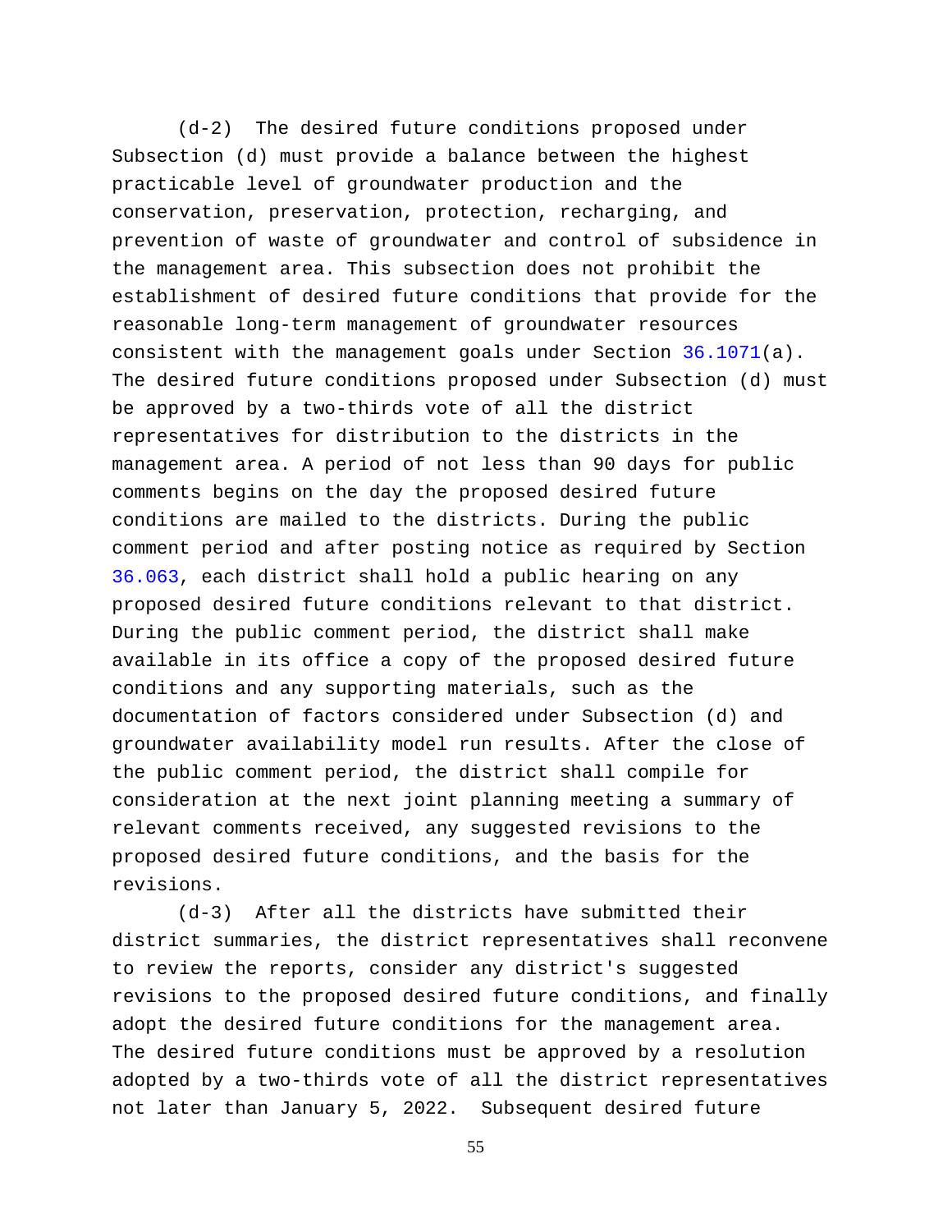(d-2) The desired future conditions proposed under Subsection (d) must provide a balance between the highest practicable level of groundwater production and the conservation, preservation, protection, recharging, and prevention of waste of groundwater and control of subsidence in the management area. This subsection does not prohibit the establishment of desired future conditions that provide for the reasonable long-term management of groundwater resources consistent with the management goals under Section 36.1071(a). The desired future conditions proposed under Subsection (d) must be approved by a two-thirds vote of all the district representatives for distribution to the districts in the management area. A period of not less than 90 days for public comments begins on the day the proposed desired future conditions are mailed to the districts. During the public comment period and after posting notice as required by Section 36.063, each district shall hold a public hearing on any proposed desired future conditions relevant to that district. During the public comment period, the district shall make available in its office a copy of the proposed desired future conditions and any supporting materials, such as the documentation of factors considered under Subsection (d) and groundwater availability model run results. After the close of the public comment period, the district shall compile for consideration at the next joint planning meeting a summary of relevant comments received, any suggested revisions to the proposed desired future conditions, and the basis for the revisions.

(d-3) After all the districts have submitted their district summaries, the district representatives shall reconvene to review the reports, consider any district's suggested revisions to the proposed desired future conditions, and finally adopt the desired future conditions for the management area. The desired future conditions must be approved by a resolution adopted by a two-thirds vote of all the district representatives not later than January 5, 2022. Subsequent desired future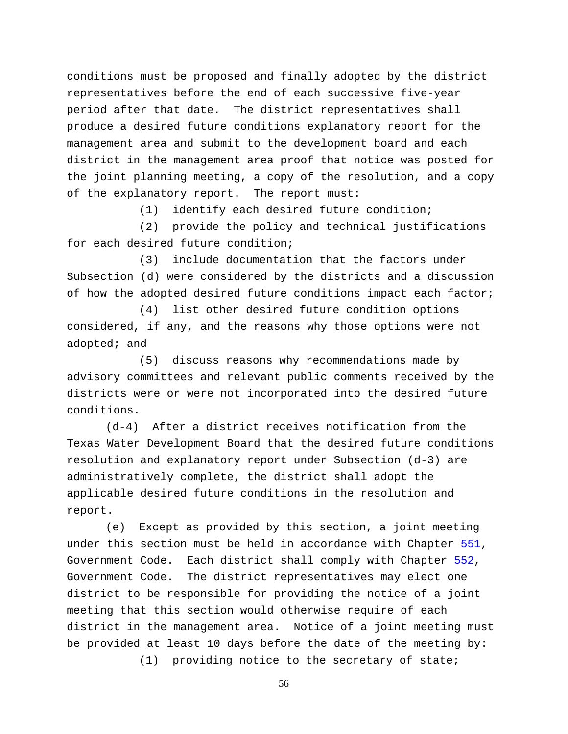conditions must be proposed and finally adopted by the district representatives before the end of each successive five-year period after that date. The district representatives shall produce a desired future conditions explanatory report for the management area and submit to the development board and each district in the management area proof that notice was posted for the joint planning meeting, a copy of the resolution, and a copy of the explanatory report. The report must:

(1) identify each desired future condition;

(2) provide the policy and technical justifications for each desired future condition;

(3) include documentation that the factors under Subsection (d) were considered by the districts and a discussion of how the adopted desired future conditions impact each factor;

(4) list other desired future condition options considered, if any, and the reasons why those options were not adopted; and

(5) discuss reasons why recommendations made by advisory committees and relevant public comments received by the districts were or were not incorporated into the desired future conditions.

(d-4) After a district receives notification from the Texas Water Development Board that the desired future conditions resolution and explanatory report under Subsection (d-3) are administratively complete, the district shall adopt the applicable desired future conditions in the resolution and report.

(e) Except as provided by this section, a joint meeting under this section must be held in accordance with Chapter 551, Government Code. Each district shall comply with Chapter 552, Government Code. The district representatives may elect one district to be responsible for providing the notice of a joint meeting that this section would otherwise require of each district in the management area. Notice of a joint meeting must be provided at least 10 days before the date of the meeting by:

(1) providing notice to the secretary of state;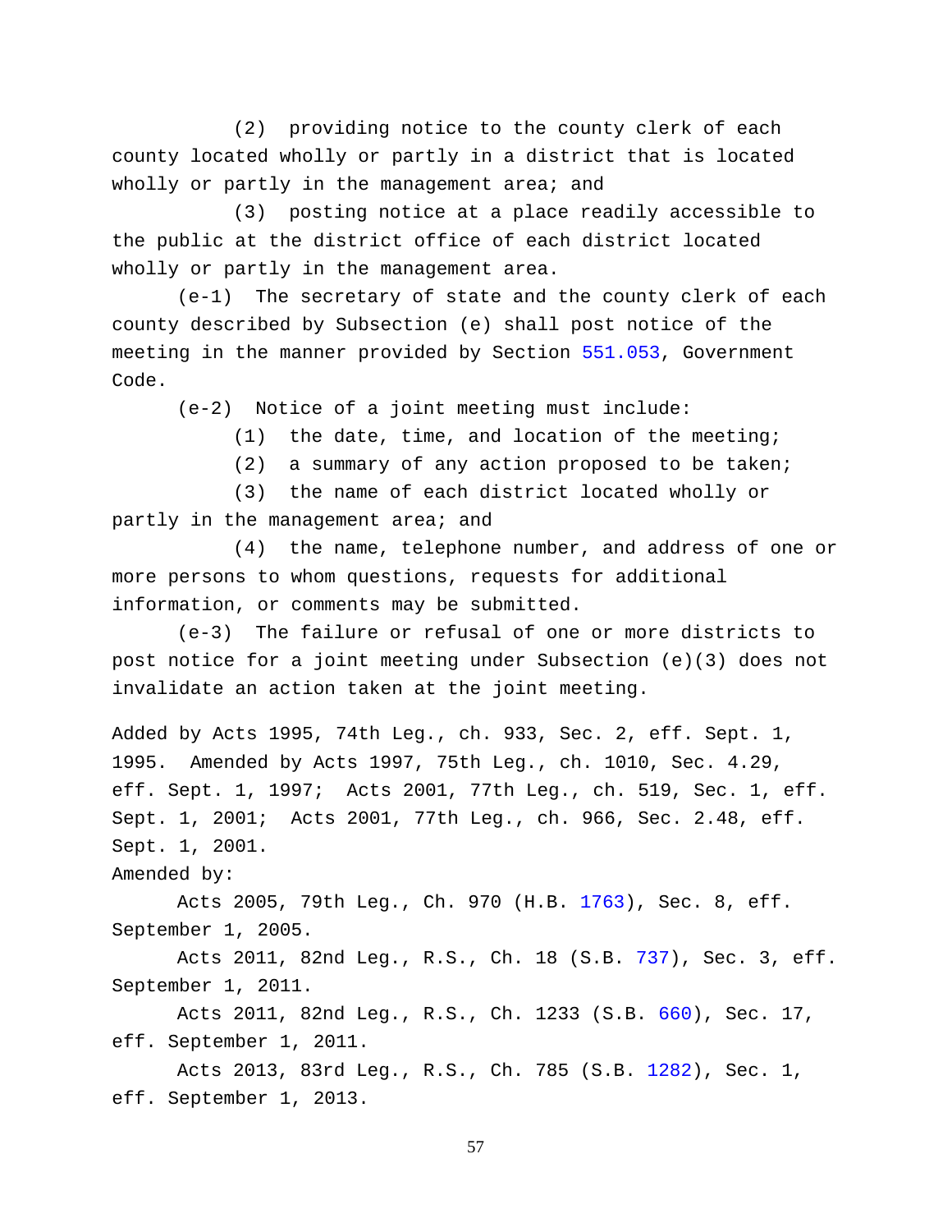(2) providing notice to the county clerk of each county located wholly or partly in a district that is located wholly or partly in the management area; and

(3) posting notice at a place readily accessible to the public at the district office of each district located wholly or partly in the management area.

(e-1) The secretary of state and the county clerk of each county described by Subsection (e) shall post notice of the meeting in the manner provided by Section 551.053, Government Code.

(e-2) Notice of a joint meeting must include:

(1) the date, time, and location of the meeting;

(2) a summary of any action proposed to be taken;

(3) the name of each district located wholly or partly in the management area; and

(4) the name, telephone number, and address of one or more persons to whom questions, requests for additional information, or comments may be submitted.

(e-3) The failure or refusal of one or more districts to post notice for a joint meeting under Subsection (e)(3) does not invalidate an action taken at the joint meeting.

Added by Acts 1995, 74th Leg., ch. 933, Sec. 2, eff. Sept. 1, 1995. Amended by Acts 1997, 75th Leg., ch. 1010, Sec. 4.29, eff. Sept. 1, 1997; Acts 2001, 77th Leg., ch. 519, Sec. 1, eff. Sept. 1, 2001; Acts 2001, 77th Leg., ch. 966, Sec. 2.48, eff. Sept. 1, 2001.

Amended by:

Acts 2005, 79th Leg., Ch. 970 (H.B. 1763), Sec. 8, eff. September 1, 2005.

Acts 2011, 82nd Leg., R.S., Ch. 18 (S.B. 737), Sec. 3, eff. September 1, 2011.

Acts 2011, 82nd Leg., R.S., Ch. 1233 (S.B. 660), Sec. 17, eff. September 1, 2011.

Acts 2013, 83rd Leg., R.S., Ch. 785 (S.B. 1282), Sec. 1, eff. September 1, 2013.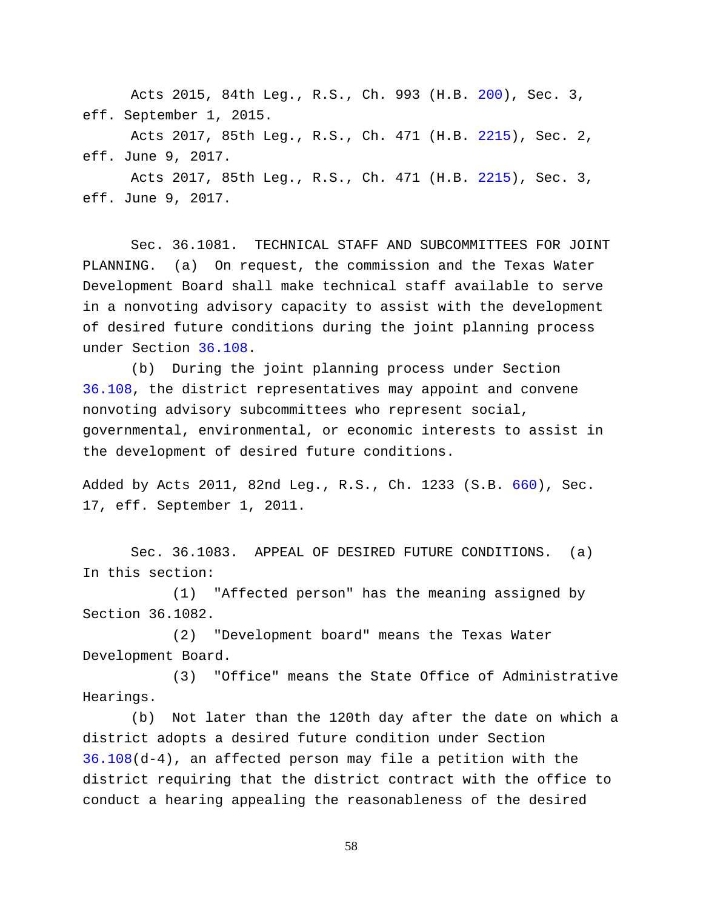Acts 2015, 84th Leg., R.S., Ch. 993 (H.B. 200), Sec. 3, eff. September 1, 2015.

Acts 2017, 85th Leg., R.S., Ch. 471 (H.B. 2215), Sec. 2, eff. June 9, 2017.

Acts 2017, 85th Leg., R.S., Ch. 471 (H.B. 2215), Sec. 3, eff. June 9, 2017.

Sec. 36.1081. TECHNICAL STAFF AND SUBCOMMITTEES FOR JOINT PLANNING. (a) On request, the commission and the Texas Water Development Board shall make technical staff available to serve in a nonvoting advisory capacity to assist with the development of desired future conditions during the joint planning process under Section 36.108.

(b) During the joint planning process under Section 36.108, the district representatives may appoint and convene nonvoting advisory subcommittees who represent social, governmental, environmental, or economic interests to assist in the development of desired future conditions.

Added by Acts 2011, 82nd Leg., R.S., Ch. 1233 (S.B. 660), Sec. 17, eff. September 1, 2011.

Sec. 36.1083. APPEAL OF DESIRED FUTURE CONDITIONS. (a) In this section:

(1) "Affected person" has the meaning assigned by Section 36.1082.

(2) "Development board" means the Texas Water Development Board.

(3) "Office" means the State Office of Administrative Hearings.

(b) Not later than the 120th day after the date on which a district adopts a desired future condition under Section 36.108(d-4), an affected person may file a petition with the district requiring that the district contract with the office to conduct a hearing appealing the reasonableness of the desired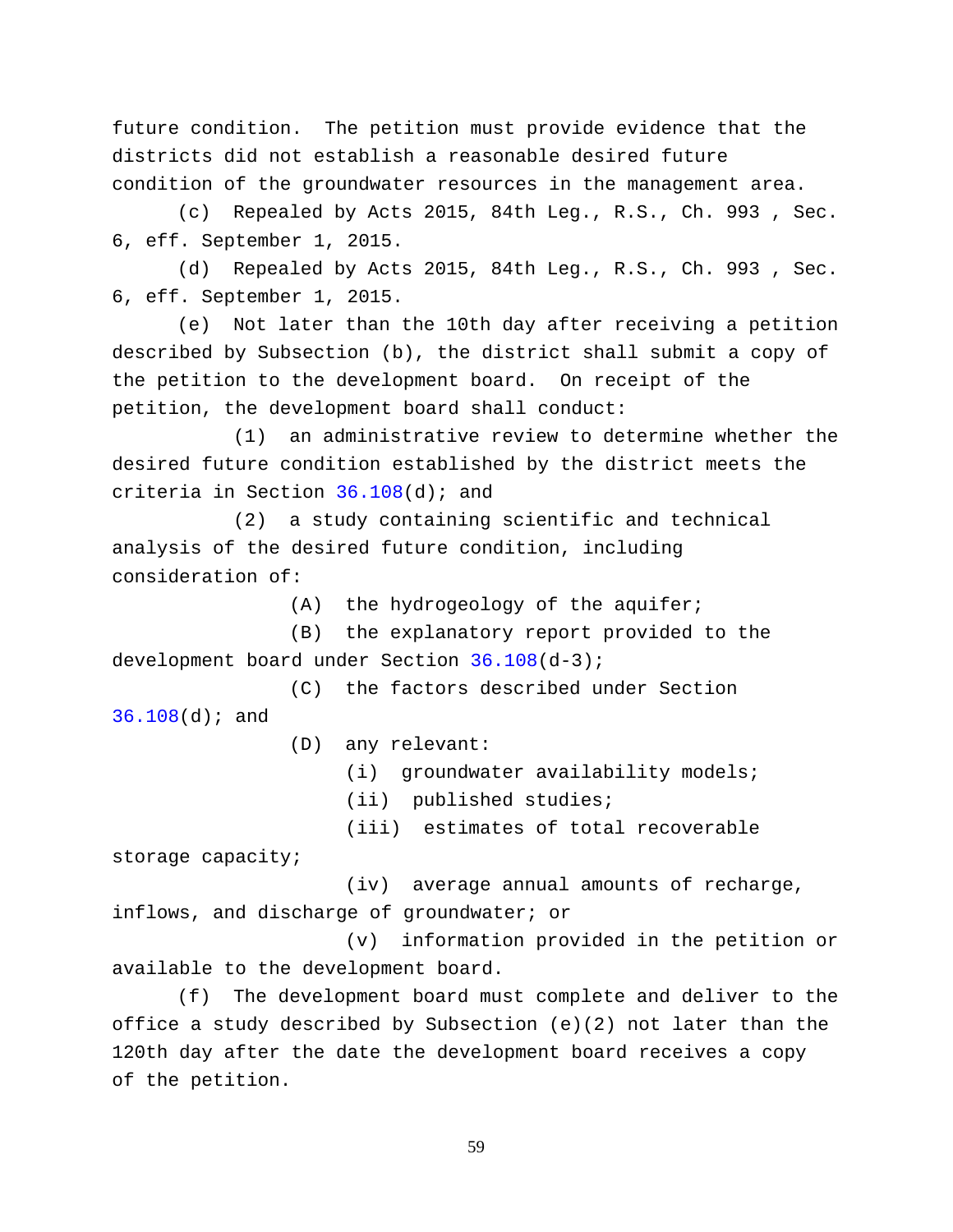future condition. The petition must provide evidence that the districts did not establish a reasonable desired future condition of the groundwater resources in the management area.

(c) Repealed by Acts 2015, 84th Leg., R.S., Ch. 993 , Sec. 6, eff. September 1, 2015.

(d) Repealed by Acts 2015, 84th Leg., R.S., Ch. 993 , Sec. 6, eff. September 1, 2015.

(e) Not later than the 10th day after receiving a petition described by Subsection (b), the district shall submit a copy of the petition to the development board. On receipt of the petition, the development board shall conduct:

(1) an administrative review to determine whether the desired future condition established by the district meets the criteria in Section 36.108(d); and

(2) a study containing scientific and technical analysis of the desired future condition, including consideration of:

(A) the hydrogeology of the aquifer;

(B) the explanatory report provided to the development board under Section 36.108(d-3);

(C) the factors described under Section 36.108(d); and

(D) any relevant:

(i) groundwater availability models;

(ii) published studies;

(iii) estimates of total recoverable storage capacity;

(iv) average annual amounts of recharge, inflows, and discharge of groundwater; or

(v) information provided in the petition or available to the development board.

(f) The development board must complete and deliver to the office a study described by Subsection (e)(2) not later than the 120th day after the date the development board receives a copy of the petition.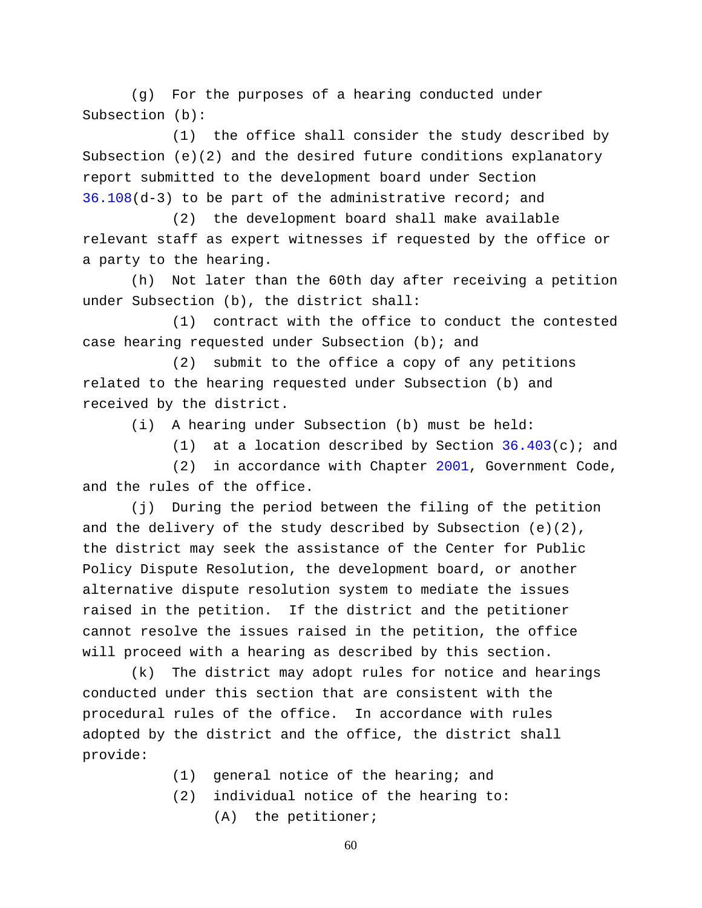(g) For the purposes of a hearing conducted under Subsection (b):

(1) the office shall consider the study described by Subsection (e)(2) and the desired future conditions explanatory report submitted to the development board under Section 36.108(d-3) to be part of the administrative record; and

(2) the development board shall make available relevant staff as expert witnesses if requested by the office or a party to the hearing.

(h) Not later than the 60th day after receiving a petition under Subsection (b), the district shall:

(1) contract with the office to conduct the contested case hearing requested under Subsection (b); and

(2) submit to the office a copy of any petitions related to the hearing requested under Subsection (b) and received by the district.

(i) A hearing under Subsection (b) must be held:

(1) at a location described by Section 36.403(c); and

(2) in accordance with Chapter 2001, Government Code, and the rules of the office.

(j) During the period between the filing of the petition and the delivery of the study described by Subsection (e)(2), the district may seek the assistance of the Center for Public Policy Dispute Resolution, the development board, or another alternative dispute resolution system to mediate the issues raised in the petition. If the district and the petitioner cannot resolve the issues raised in the petition, the office will proceed with a hearing as described by this section.

(k) The district may adopt rules for notice and hearings conducted under this section that are consistent with the procedural rules of the office. In accordance with rules adopted by the district and the office, the district shall provide:

(1) general notice of the hearing; and

(2) individual notice of the hearing to:

(A) the petitioner;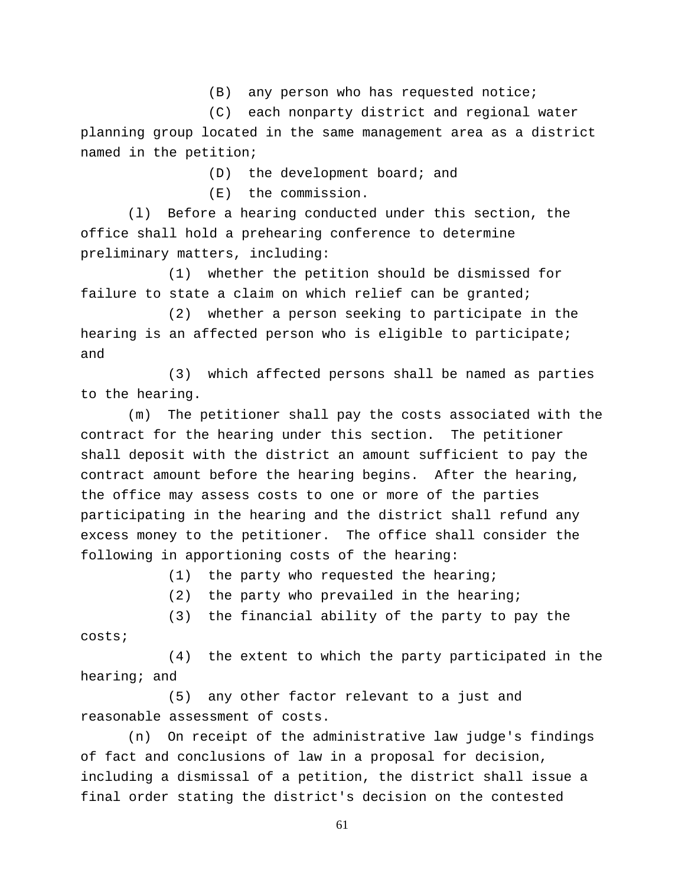(B) any person who has requested notice;

(C) each nonparty district and regional water planning group located in the same management area as a district named in the petition;

(D) the development board; and

(E) the commission.

(l) Before a hearing conducted under this section, the office shall hold a prehearing conference to determine preliminary matters, including:

(1) whether the petition should be dismissed for failure to state a claim on which relief can be granted;

(2) whether a person seeking to participate in the hearing is an affected person who is eligible to participate; and

(3) which affected persons shall be named as parties to the hearing.

(m) The petitioner shall pay the costs associated with the contract for the hearing under this section. The petitioner shall deposit with the district an amount sufficient to pay the contract amount before the hearing begins. After the hearing, the office may assess costs to one or more of the parties participating in the hearing and the district shall refund any excess money to the petitioner. The office shall consider the following in apportioning costs of the hearing:

(1) the party who requested the hearing;

(2) the party who prevailed in the hearing;

(3) the financial ability of the party to pay the costs;

(4) the extent to which the party participated in the hearing; and

(5) any other factor relevant to a just and reasonable assessment of costs.

(n) On receipt of the administrative law judge's findings of fact and conclusions of law in a proposal for decision, including a dismissal of a petition, the district shall issue a final order stating the district's decision on the contested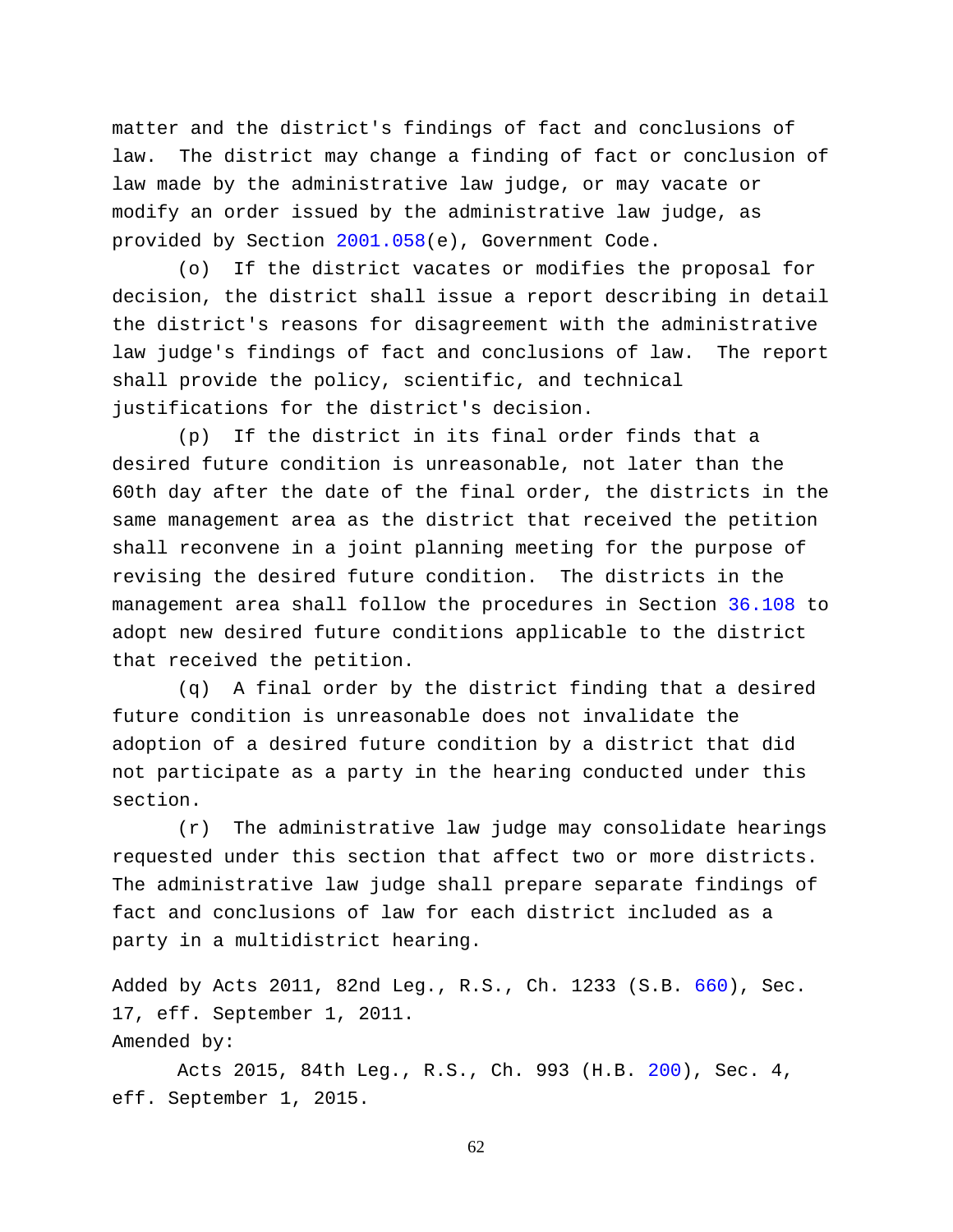matter and the district's findings of fact and conclusions of law. The district may change a finding of fact or conclusion of law made by the administrative law judge, or may vacate or modify an order issued by the administrative law judge, as provided by Section 2001.058(e), Government Code.

(o) If the district vacates or modifies the proposal for decision, the district shall issue a report describing in detail the district's reasons for disagreement with the administrative law judge's findings of fact and conclusions of law. The report shall provide the policy, scientific, and technical justifications for the district's decision.

(p) If the district in its final order finds that a desired future condition is unreasonable, not later than the 60th day after the date of the final order, the districts in the same management area as the district that received the petition shall reconvene in a joint planning meeting for the purpose of revising the desired future condition. The districts in the management area shall follow the procedures in Section 36.108 to adopt new desired future conditions applicable to the district that received the petition.

(q) A final order by the district finding that a desired future condition is unreasonable does not invalidate the adoption of a desired future condition by a district that did not participate as a party in the hearing conducted under this section.

(r) The administrative law judge may consolidate hearings requested under this section that affect two or more districts. The administrative law judge shall prepare separate findings of fact and conclusions of law for each district included as a party in a multidistrict hearing.

Added by Acts 2011, 82nd Leg., R.S., Ch. 1233 (S.B. 660), Sec. 17, eff. September 1, 2011.
Amended by:

Acts 2015, 84th Leg., R.S., Ch. 993 (H.B. 200), Sec. 4, eff. September 1, 2015.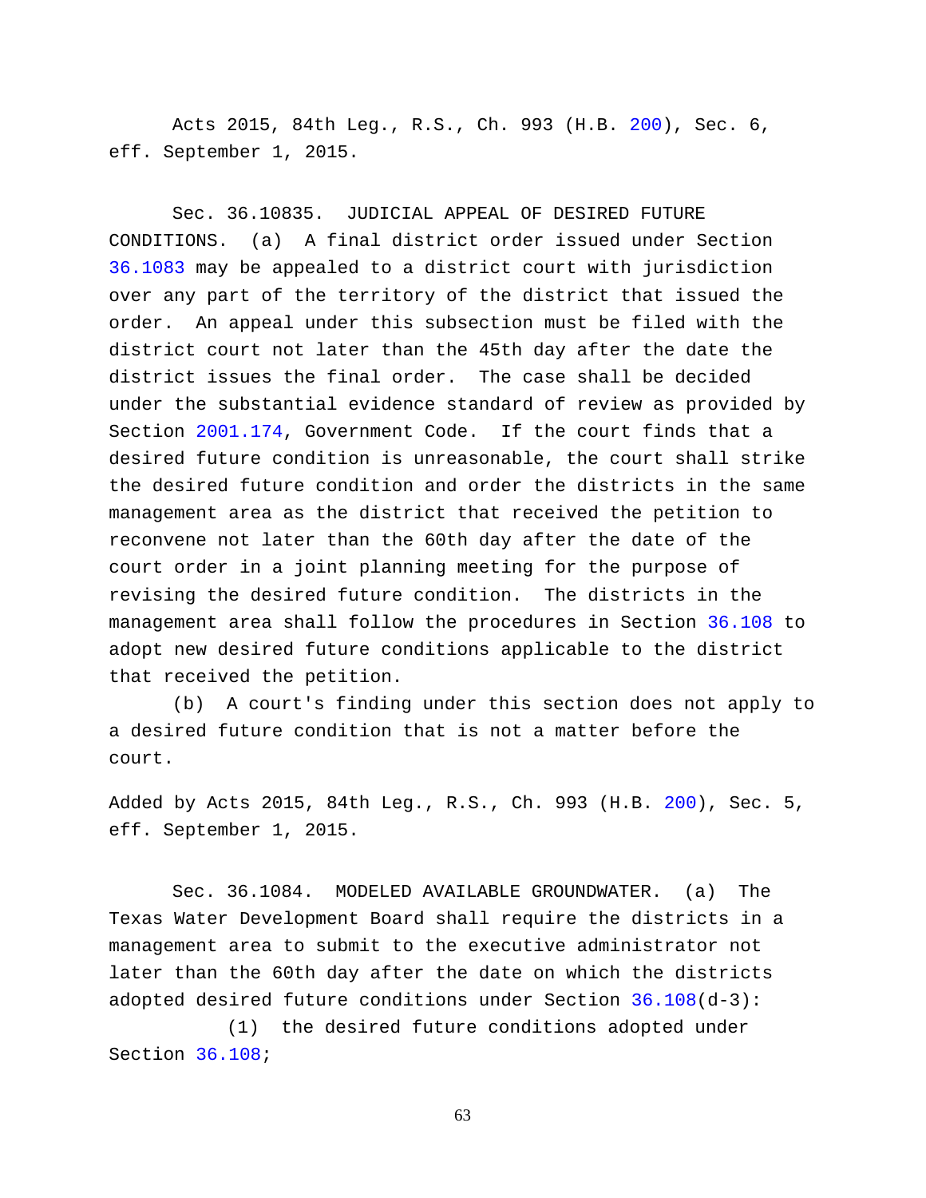Acts 2015, 84th Leg., R.S., Ch. 993 (H.B. 200), Sec. 6, eff. September 1, 2015.

Sec. 36.10835. JUDICIAL APPEAL OF DESIRED FUTURE CONDITIONS. (a) A final district order issued under Section 36.1083 may be appealed to a district court with jurisdiction over any part of the territory of the district that issued the order. An appeal under this subsection must be filed with the district court not later than the 45th day after the date the district issues the final order. The case shall be decided under the substantial evidence standard of review as provided by Section 2001.174, Government Code. If the court finds that a desired future condition is unreasonable, the court shall strike the desired future condition and order the districts in the same management area as the district that received the petition to reconvene not later than the 60th day after the date of the court order in a joint planning meeting for the purpose of revising the desired future condition. The districts in the management area shall follow the procedures in Section 36.108 to adopt new desired future conditions applicable to the district that received the petition.

(b) A court's finding under this section does not apply to a desired future condition that is not a matter before the court.

Added by Acts 2015, 84th Leg., R.S., Ch. 993 (H.B. 200), Sec. 5, eff. September 1, 2015.

Sec. 36.1084. MODELED AVAILABLE GROUNDWATER. (a) The Texas Water Development Board shall require the districts in a management area to submit to the executive administrator not later than the 60th day after the date on which the districts adopted desired future conditions under Section 36.108(d-3):

(1) the desired future conditions adopted under Section 36.108;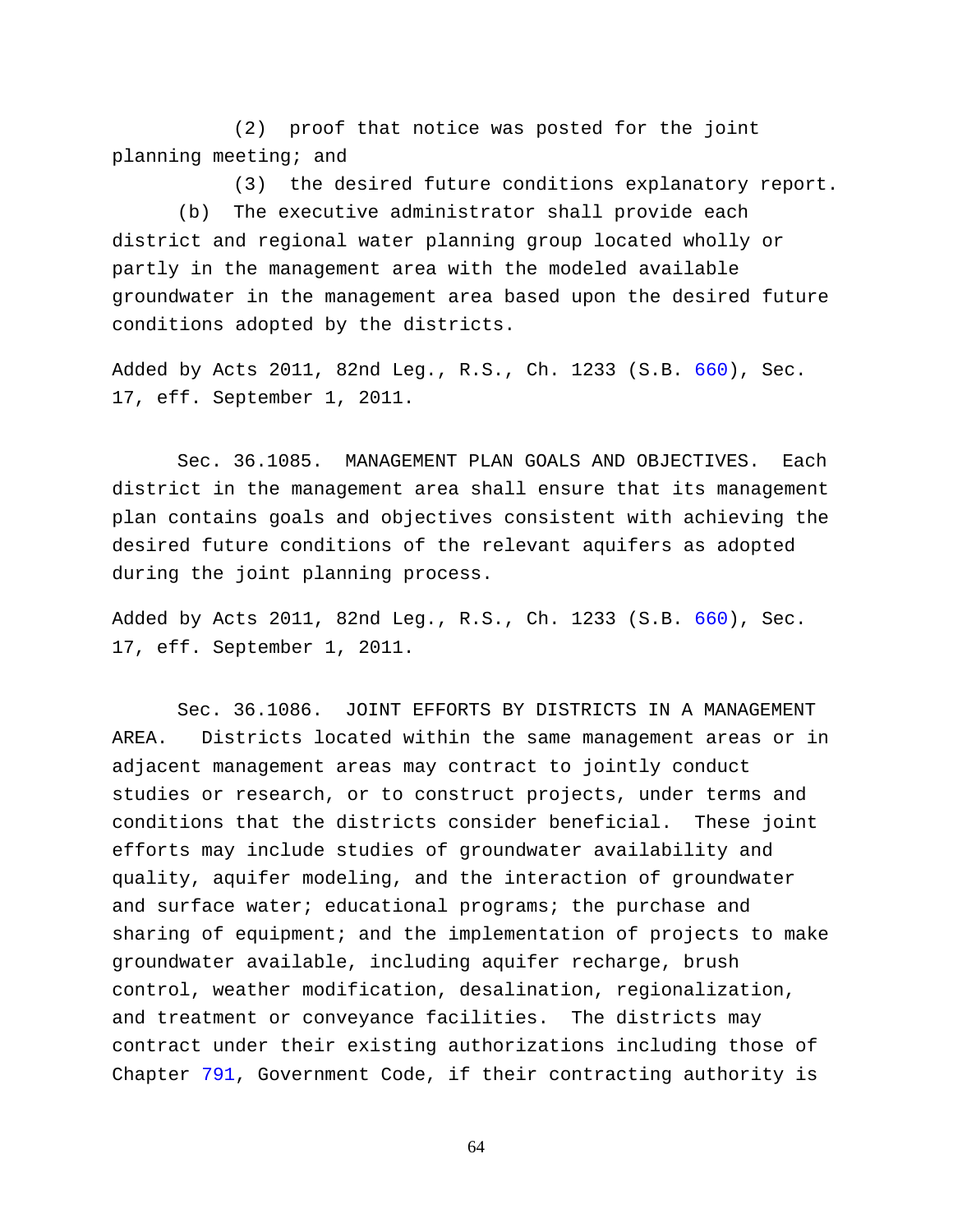(2) proof that notice was posted for the joint planning meeting; and

(3) the desired future conditions explanatory report.

(b) The executive administrator shall provide each district and regional water planning group located wholly or partly in the management area with the modeled available groundwater in the management area based upon the desired future conditions adopted by the districts.

Added by Acts 2011, 82nd Leg., R.S., Ch. 1233 (S.B. 660), Sec. 17, eff. September 1, 2011.

Sec. 36.1085. MANAGEMENT PLAN GOALS AND OBJECTIVES. Each district in the management area shall ensure that its management plan contains goals and objectives consistent with achieving the desired future conditions of the relevant aquifers as adopted during the joint planning process.

Added by Acts 2011, 82nd Leg., R.S., Ch. 1233 (S.B. 660), Sec. 17, eff. September 1, 2011.

Sec. 36.1086. JOINT EFFORTS BY DISTRICTS IN A MANAGEMENT AREA. Districts located within the same management areas or in adjacent management areas may contract to jointly conduct studies or research, or to construct projects, under terms and conditions that the districts consider beneficial. These joint efforts may include studies of groundwater availability and quality, aquifer modeling, and the interaction of groundwater and surface water; educational programs; the purchase and sharing of equipment; and the implementation of projects to make groundwater available, including aquifer recharge, brush control, weather modification, desalination, regionalization, and treatment or conveyance facilities. The districts may contract under their existing authorizations including those of Chapter 791, Government Code, if their contracting authority is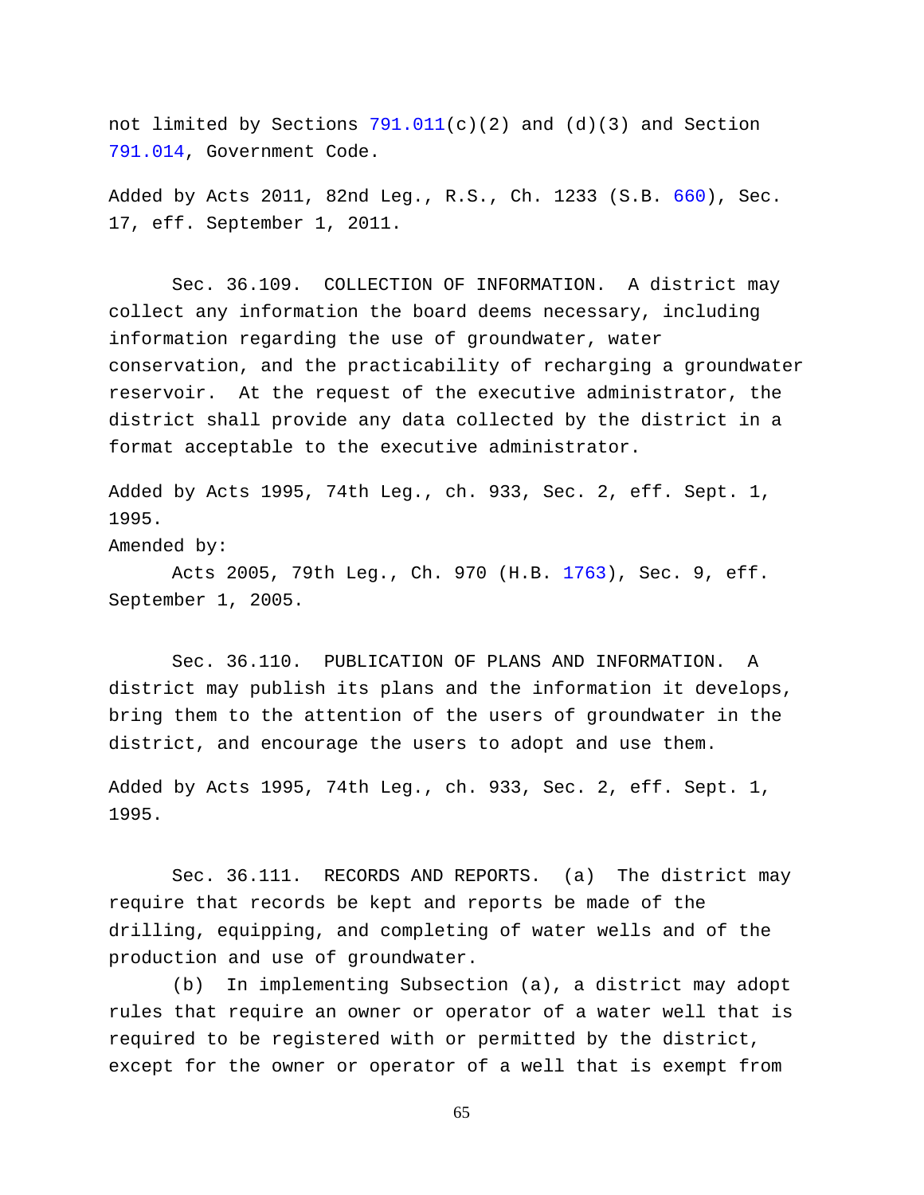not limited by Sections 791.011(c)(2) and (d)(3) and Section 791.014, Government Code.

Added by Acts 2011, 82nd Leg., R.S., Ch. 1233 (S.B. 660), Sec. 17, eff. September 1, 2011.

Sec. 36.109. COLLECTION OF INFORMATION. A district may collect any information the board deems necessary, including information regarding the use of groundwater, water conservation, and the practicability of recharging a groundwater reservoir. At the request of the executive administrator, the district shall provide any data collected by the district in a format acceptable to the executive administrator.

Added by Acts 1995, 74th Leg., ch. 933, Sec. 2, eff. Sept. 1, 1995.
Amended by:
Acts 2005, 79th Leg., Ch. 970 (H.B. 1763), Sec. 9, eff. September 1, 2005.

Sec. 36.110. PUBLICATION OF PLANS AND INFORMATION. A district may publish its plans and the information it develops, bring them to the attention of the users of groundwater in the district, and encourage the users to adopt and use them.

Added by Acts 1995, 74th Leg., ch. 933, Sec. 2, eff. Sept. 1, 1995.

Sec. 36.111. RECORDS AND REPORTS. (a) The district may require that records be kept and reports be made of the drilling, equipping, and completing of water wells and of the production and use of groundwater.

(b) In implementing Subsection (a), a district may adopt rules that require an owner or operator of a water well that is required to be registered with or permitted by the district, except for the owner or operator of a well that is exempt from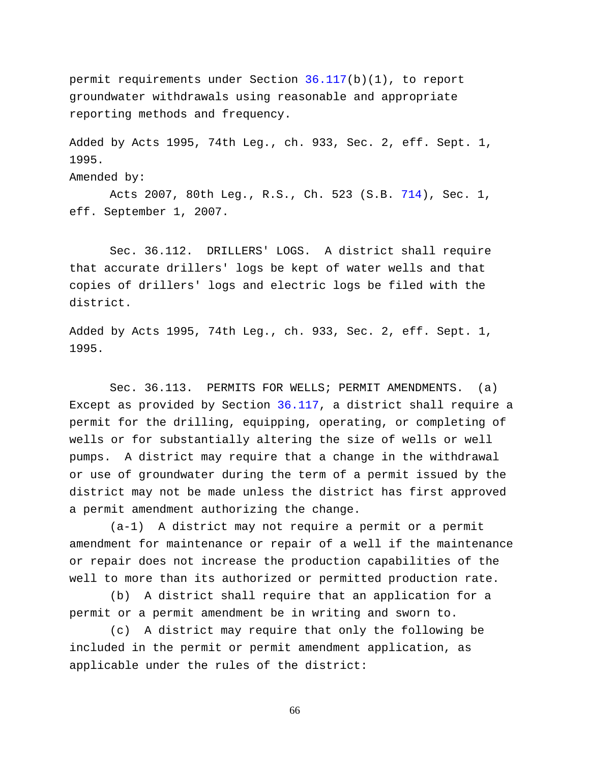permit requirements under Section 36.117(b)(1), to report groundwater withdrawals using reasonable and appropriate reporting methods and frequency.

Added by Acts 1995, 74th Leg., ch. 933, Sec. 2, eff. Sept. 1, 1995.

Amended by:

Acts 2007, 80th Leg., R.S., Ch. 523 (S.B. 714), Sec. 1, eff. September 1, 2007.

Sec. 36.112. DRILLERS' LOGS. A district shall require that accurate drillers' logs be kept of water wells and that copies of drillers' logs and electric logs be filed with the district.

Added by Acts 1995, 74th Leg., ch. 933, Sec. 2, eff. Sept. 1, 1995.

Sec. 36.113. PERMITS FOR WELLS; PERMIT AMENDMENTS. (a) Except as provided by Section 36.117, a district shall require a permit for the drilling, equipping, operating, or completing of wells or for substantially altering the size of wells or well pumps. A district may require that a change in the withdrawal or use of groundwater during the term of a permit issued by the district may not be made unless the district has first approved a permit amendment authorizing the change.

(a-1) A district may not require a permit or a permit amendment for maintenance or repair of a well if the maintenance or repair does not increase the production capabilities of the well to more than its authorized or permitted production rate.

(b) A district shall require that an application for a permit or a permit amendment be in writing and sworn to.

(c) A district may require that only the following be included in the permit or permit amendment application, as applicable under the rules of the district: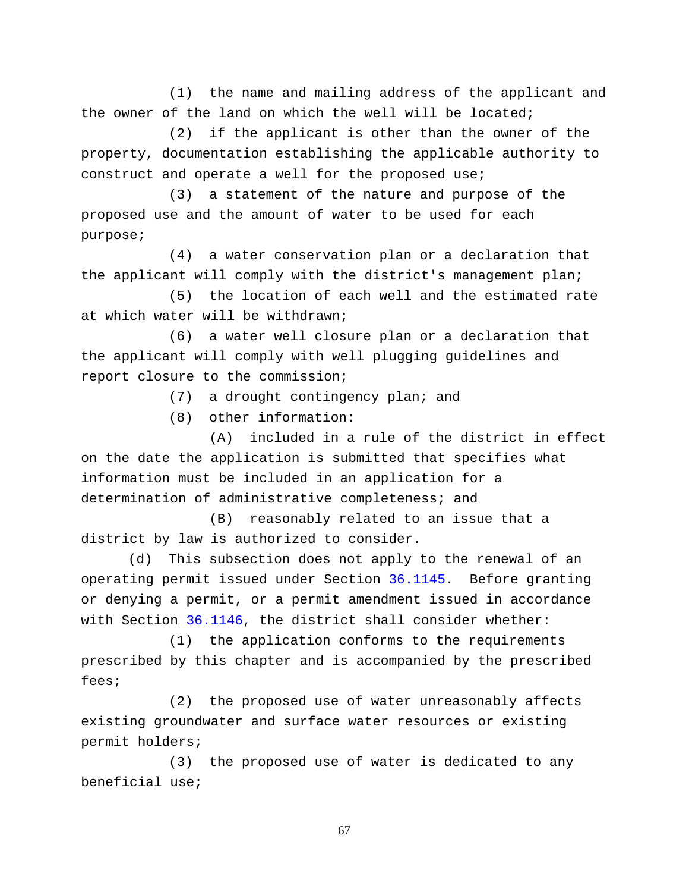(1) the name and mailing address of the applicant and the owner of the land on which the well will be located;

(2) if the applicant is other than the owner of the property, documentation establishing the applicable authority to construct and operate a well for the proposed use;

(3) a statement of the nature and purpose of the proposed use and the amount of water to be used for each purpose;

(4) a water conservation plan or a declaration that the applicant will comply with the district's management plan;

(5) the location of each well and the estimated rate at which water will be withdrawn;

(6) a water well closure plan or a declaration that the applicant will comply with well plugging guidelines and report closure to the commission;

(7) a drought contingency plan; and

(8) other information:

(A) included in a rule of the district in effect on the date the application is submitted that specifies what information must be included in an application for a determination of administrative completeness; and

(B) reasonably related to an issue that a district by law is authorized to consider.

(d) This subsection does not apply to the renewal of an operating permit issued under Section 36.1145. Before granting or denying a permit, or a permit amendment issued in accordance with Section 36.1146, the district shall consider whether:

(1) the application conforms to the requirements prescribed by this chapter and is accompanied by the prescribed fees;

(2) the proposed use of water unreasonably affects existing groundwater and surface water resources or existing permit holders;

(3) the proposed use of water is dedicated to any beneficial use;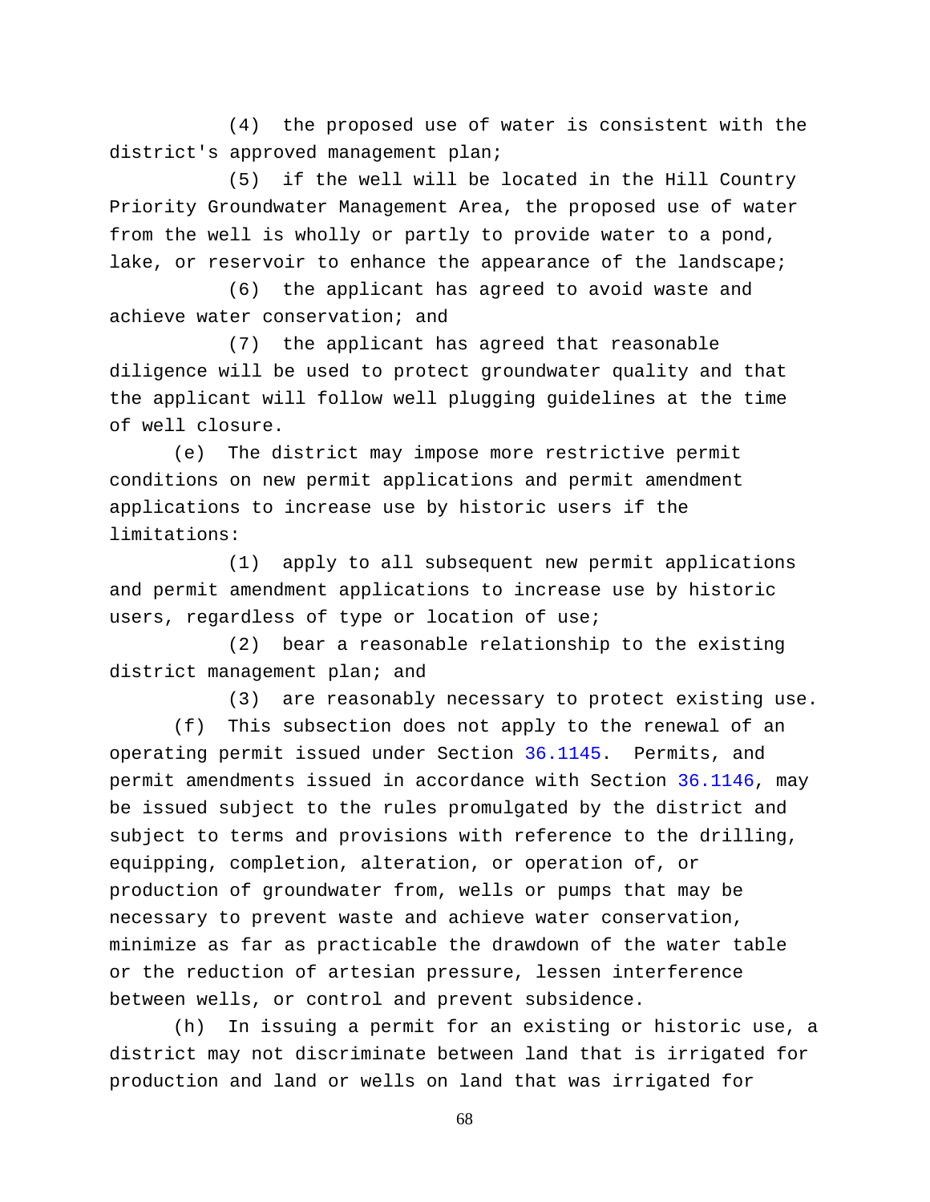(4) the proposed use of water is consistent with the district's approved management plan;

(5) if the well will be located in the Hill Country Priority Groundwater Management Area, the proposed use of water from the well is wholly or partly to provide water to a pond, lake, or reservoir to enhance the appearance of the landscape;

(6) the applicant has agreed to avoid waste and achieve water conservation; and

(7) the applicant has agreed that reasonable diligence will be used to protect groundwater quality and that the applicant will follow well plugging guidelines at the time of well closure.

(e) The district may impose more restrictive permit conditions on new permit applications and permit amendment applications to increase use by historic users if the limitations:

(1) apply to all subsequent new permit applications and permit amendment applications to increase use by historic users, regardless of type or location of use;

(2) bear a reasonable relationship to the existing district management plan; and

(3) are reasonably necessary to protect existing use.

(f) This subsection does not apply to the renewal of an operating permit issued under Section 36.1145. Permits, and permit amendments issued in accordance with Section 36.1146, may be issued subject to the rules promulgated by the district and subject to terms and provisions with reference to the drilling, equipping, completion, alteration, or operation of, or production of groundwater from, wells or pumps that may be necessary to prevent waste and achieve water conservation, minimize as far as practicable the drawdown of the water table or the reduction of artesian pressure, lessen interference between wells, or control and prevent subsidence.

(h) In issuing a permit for an existing or historic use, a district may not discriminate between land that is irrigated for production and land or wells on land that was irrigated for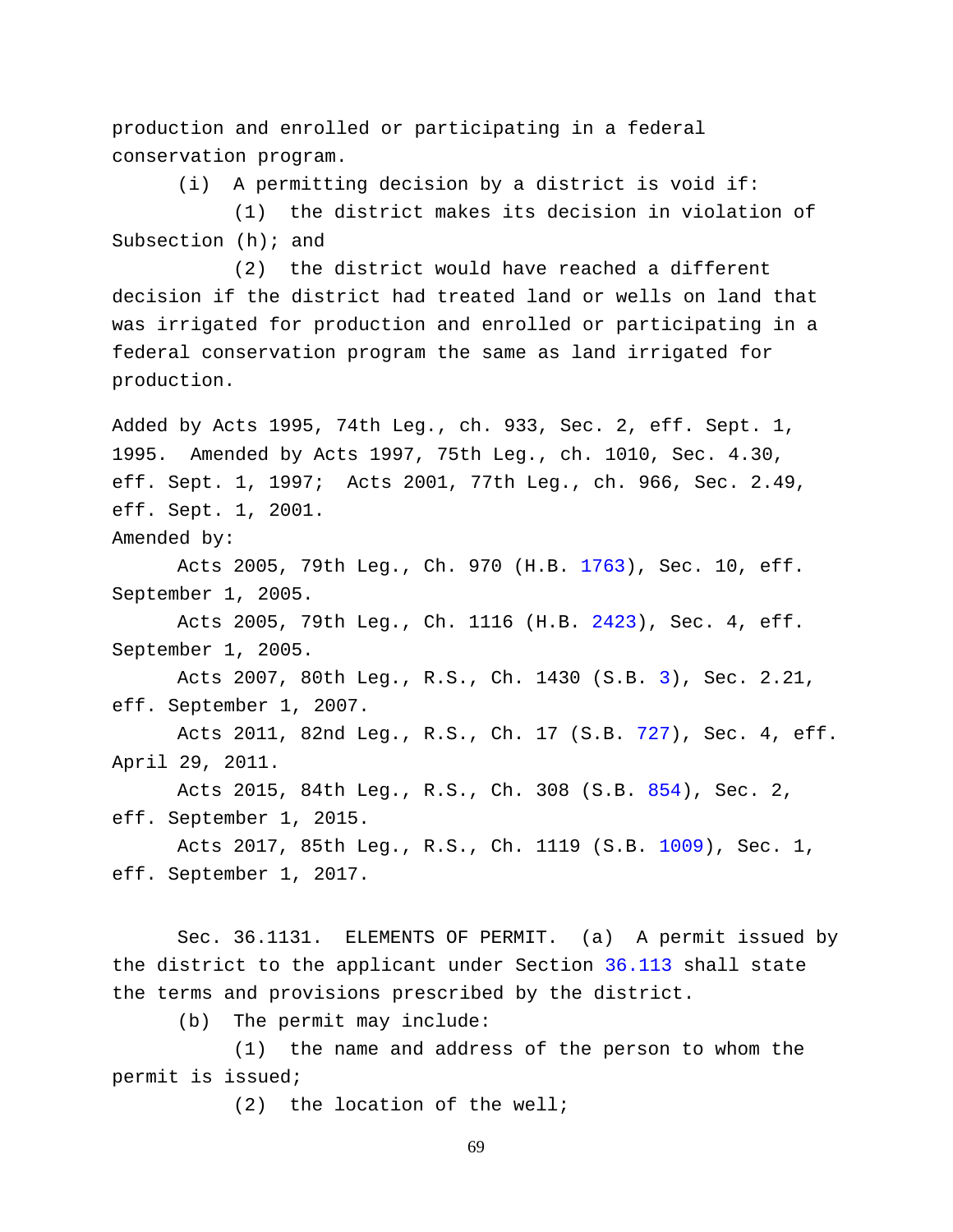production and enrolled or participating in a federal conservation program.

(i) A permitting decision by a district is void if:

(1) the district makes its decision in violation of Subsection (h); and

(2) the district would have reached a different decision if the district had treated land or wells on land that was irrigated for production and enrolled or participating in a federal conservation program the same as land irrigated for production.

Added by Acts 1995, 74th Leg., ch. 933, Sec. 2, eff. Sept. 1, 1995. Amended by Acts 1997, 75th Leg., ch. 1010, Sec. 4.30, eff. Sept. 1, 1997; Acts 2001, 77th Leg., ch. 966, Sec. 2.49, eff. Sept. 1, 2001.

Amended by:

Acts 2005, 79th Leg., Ch. 970 (H.B. 1763), Sec. 10, eff. September 1, 2005.

Acts 2005, 79th Leg., Ch. 1116 (H.B. 2423), Sec. 4, eff. September 1, 2005.

Acts 2007, 80th Leg., R.S., Ch. 1430 (S.B. 3), Sec. 2.21, eff. September 1, 2007.

Acts 2011, 82nd Leg., R.S., Ch. 17 (S.B. 727), Sec. 4, eff. April 29, 2011.

Acts 2015, 84th Leg., R.S., Ch. 308 (S.B. 854), Sec. 2, eff. September 1, 2015.

Acts 2017, 85th Leg., R.S., Ch. 1119 (S.B. 1009), Sec. 1, eff. September 1, 2017.

Sec. 36.1131. ELEMENTS OF PERMIT. (a) A permit issued by the district to the applicant under Section 36.113 shall state the terms and provisions prescribed by the district.

(b) The permit may include:

(1) the name and address of the person to whom the permit is issued;

(2) the location of the well;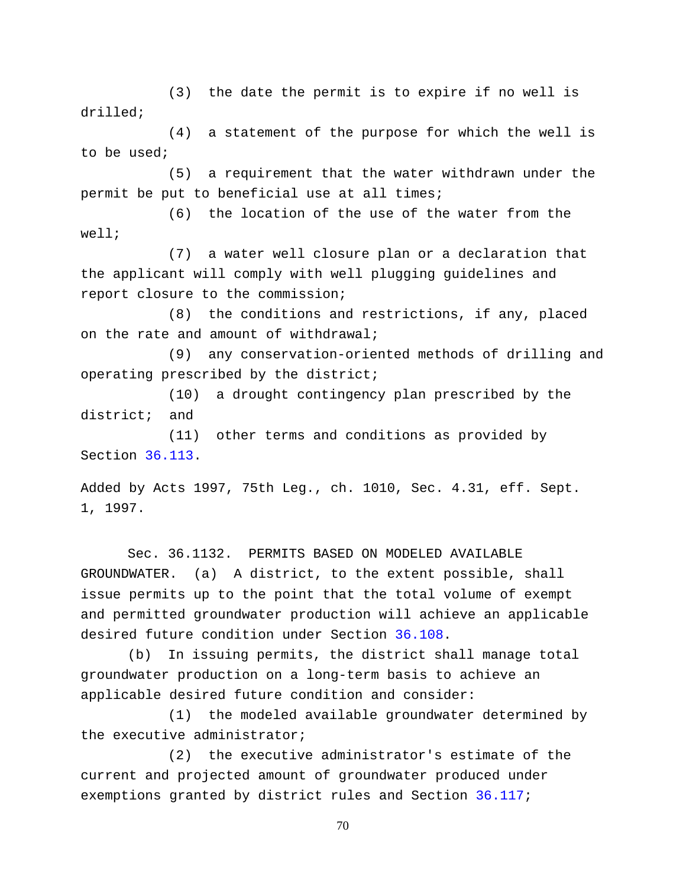(3) the date the permit is to expire if no well is drilled;

(4) a statement of the purpose for which the well is to be used;

(5) a requirement that the water withdrawn under the permit be put to beneficial use at all times;

(6) the location of the use of the water from the well;

(7) a water well closure plan or a declaration that the applicant will comply with well plugging guidelines and report closure to the commission;

(8) the conditions and restrictions, if any, placed on the rate and amount of withdrawal;

(9) any conservation-oriented methods of drilling and operating prescribed by the district;

(10) a drought contingency plan prescribed by the district; and

(11) other terms and conditions as provided by Section 36.113.

Added by Acts 1997, 75th Leg., ch. 1010, Sec. 4.31, eff. Sept. 1, 1997.

Sec. 36.1132. PERMITS BASED ON MODELED AVAILABLE GROUNDWATER. (a) A district, to the extent possible, shall issue permits up to the point that the total volume of exempt and permitted groundwater production will achieve an applicable desired future condition under Section 36.108.

(b) In issuing permits, the district shall manage total groundwater production on a long-term basis to achieve an applicable desired future condition and consider:

(1) the modeled available groundwater determined by the executive administrator;

(2) the executive administrator's estimate of the current and projected amount of groundwater produced under exemptions granted by district rules and Section 36.117;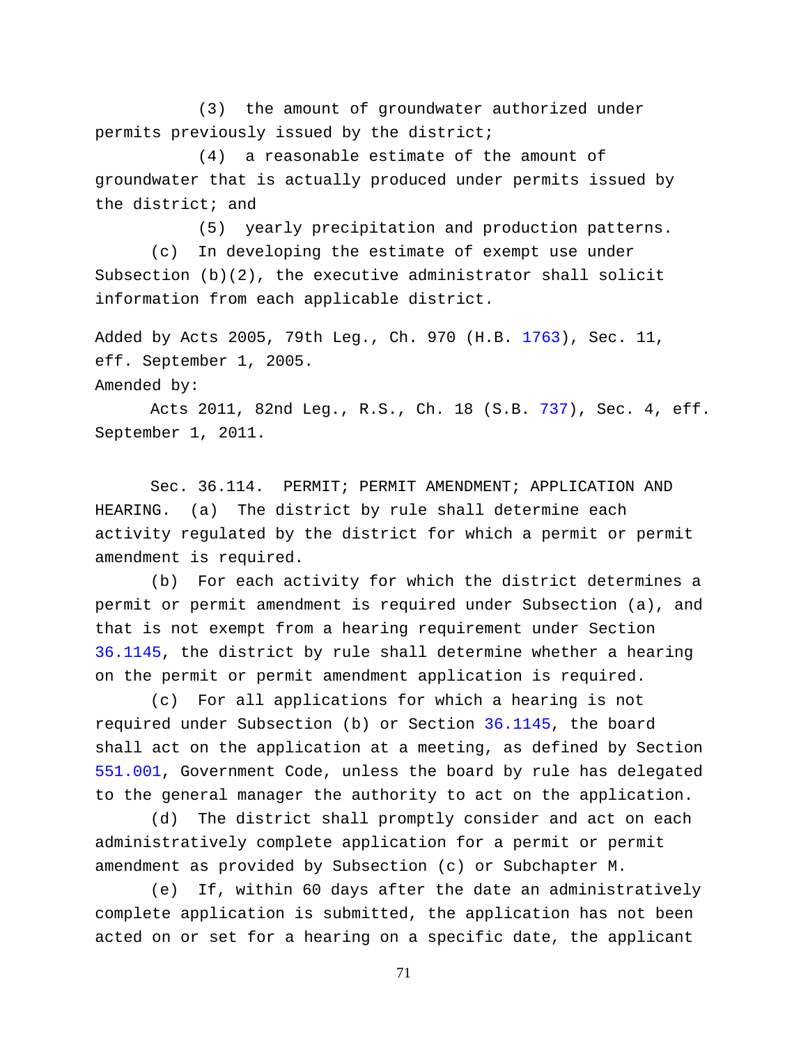(3) the amount of groundwater authorized under permits previously issued by the district;

(4) a reasonable estimate of the amount of groundwater that is actually produced under permits issued by the district; and

(5) yearly precipitation and production patterns.

(c) In developing the estimate of exempt use under Subsection (b)(2), the executive administrator shall solicit information from each applicable district.

Added by Acts 2005, 79th Leg., Ch. 970 (H.B. 1763), Sec. 11, eff. September 1, 2005.

Amended by:

Acts 2011, 82nd Leg., R.S., Ch. 18 (S.B. 737), Sec. 4, eff. September 1, 2011.

Sec. 36.114. PERMIT; PERMIT AMENDMENT; APPLICATION AND HEARING. (a) The district by rule shall determine each activity regulated by the district for which a permit or permit amendment is required.

(b) For each activity for which the district determines a permit or permit amendment is required under Subsection (a), and that is not exempt from a hearing requirement under Section 36.1145, the district by rule shall determine whether a hearing on the permit or permit amendment application is required.

(c) For all applications for which a hearing is not required under Subsection (b) or Section 36.1145, the board shall act on the application at a meeting, as defined by Section 551.001, Government Code, unless the board by rule has delegated to the general manager the authority to act on the application.

(d) The district shall promptly consider and act on each administratively complete application for a permit or permit amendment as provided by Subsection (c) or Subchapter M.

(e) If, within 60 days after the date an administratively complete application is submitted, the application has not been acted on or set for a hearing on a specific date, the applicant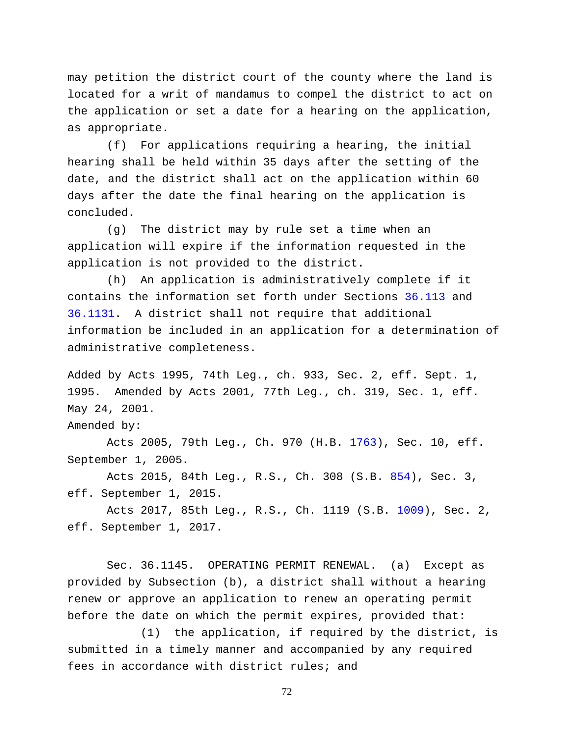may petition the district court of the county where the land is located for a writ of mandamus to compel the district to act on the application or set a date for a hearing on the application, as appropriate.

(f) For applications requiring a hearing, the initial hearing shall be held within 35 days after the setting of the date, and the district shall act on the application within 60 days after the date the final hearing on the application is concluded.

(g) The district may by rule set a time when an application will expire if the information requested in the application is not provided to the district.

(h) An application is administratively complete if it contains the information set forth under Sections 36.113 and 36.1131. A district shall not require that additional information be included in an application for a determination of administrative completeness.

Added by Acts 1995, 74th Leg., ch. 933, Sec. 2, eff. Sept. 1, 1995. Amended by Acts 2001, 77th Leg., ch. 319, Sec. 1, eff. May 24, 2001.

Amended by:

Acts 2005, 79th Leg., Ch. 970 (H.B. 1763), Sec. 10, eff. September 1, 2005.

Acts 2015, 84th Leg., R.S., Ch. 308 (S.B. 854), Sec. 3, eff. September 1, 2015.

Acts 2017, 85th Leg., R.S., Ch. 1119 (S.B. 1009), Sec. 2, eff. September 1, 2017.

Sec. 36.1145. OPERATING PERMIT RENEWAL. (a) Except as provided by Subsection (b), a district shall without a hearing renew or approve an application to renew an operating permit before the date on which the permit expires, provided that:

(1) the application, if required by the district, is submitted in a timely manner and accompanied by any required fees in accordance with district rules; and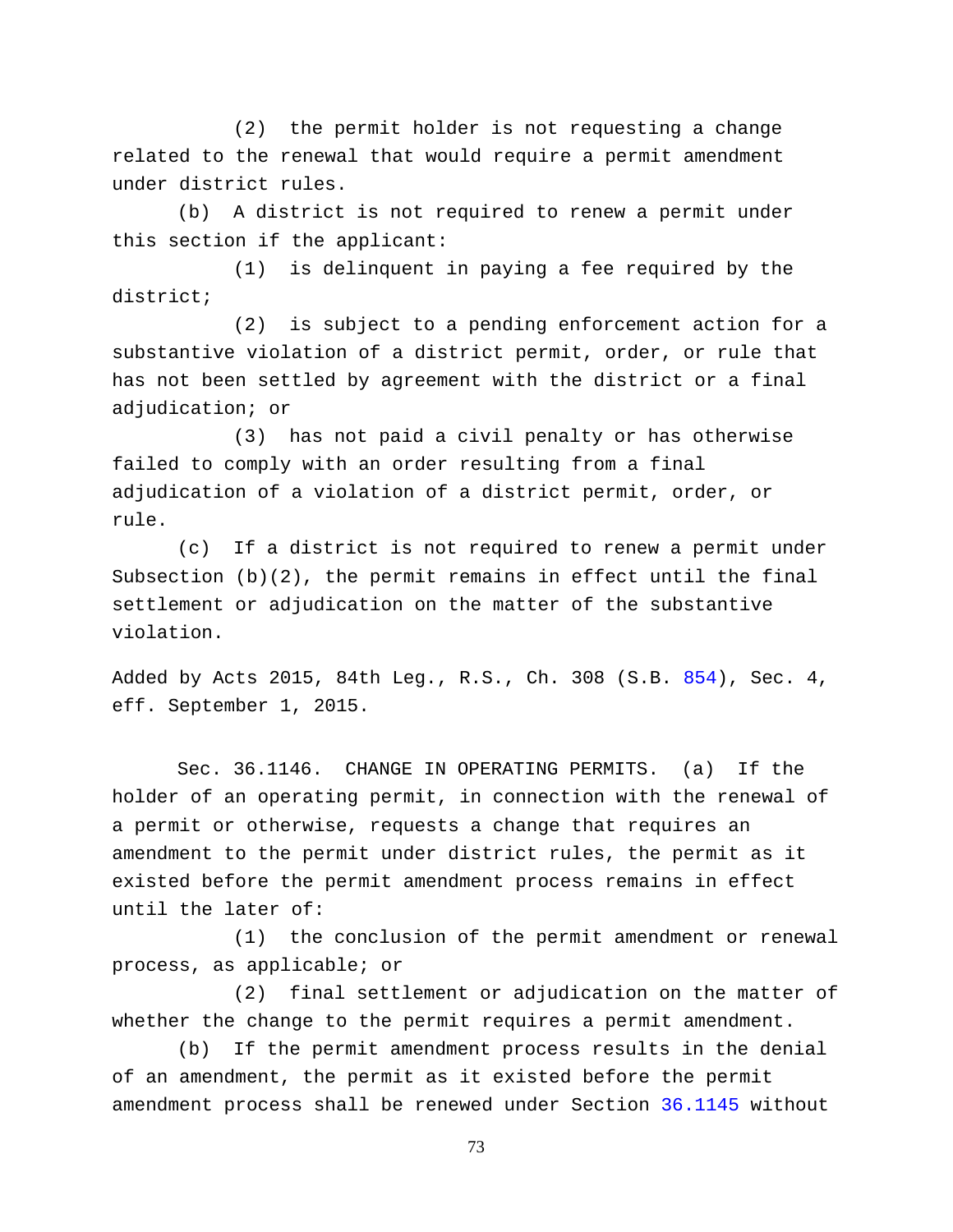(2) the permit holder is not requesting a change related to the renewal that would require a permit amendment under district rules.

(b) A district is not required to renew a permit under this section if the applicant:

(1) is delinquent in paying a fee required by the district;

(2) is subject to a pending enforcement action for a substantive violation of a district permit, order, or rule that has not been settled by agreement with the district or a final adjudication; or

(3) has not paid a civil penalty or has otherwise failed to comply with an order resulting from a final adjudication of a violation of a district permit, order, or rule.

(c) If a district is not required to renew a permit under Subsection (b)(2), the permit remains in effect until the final settlement or adjudication on the matter of the substantive violation.

Added by Acts 2015, 84th Leg., R.S., Ch. 308 (S.B. 854), Sec. 4, eff. September 1, 2015.

Sec. 36.1146. CHANGE IN OPERATING PERMITS. (a) If the holder of an operating permit, in connection with the renewal of a permit or otherwise, requests a change that requires an amendment to the permit under district rules, the permit as it existed before the permit amendment process remains in effect until the later of:

(1) the conclusion of the permit amendment or renewal process, as applicable; or

(2) final settlement or adjudication on the matter of whether the change to the permit requires a permit amendment.

(b) If the permit amendment process results in the denial of an amendment, the permit as it existed before the permit amendment process shall be renewed under Section 36.1145 without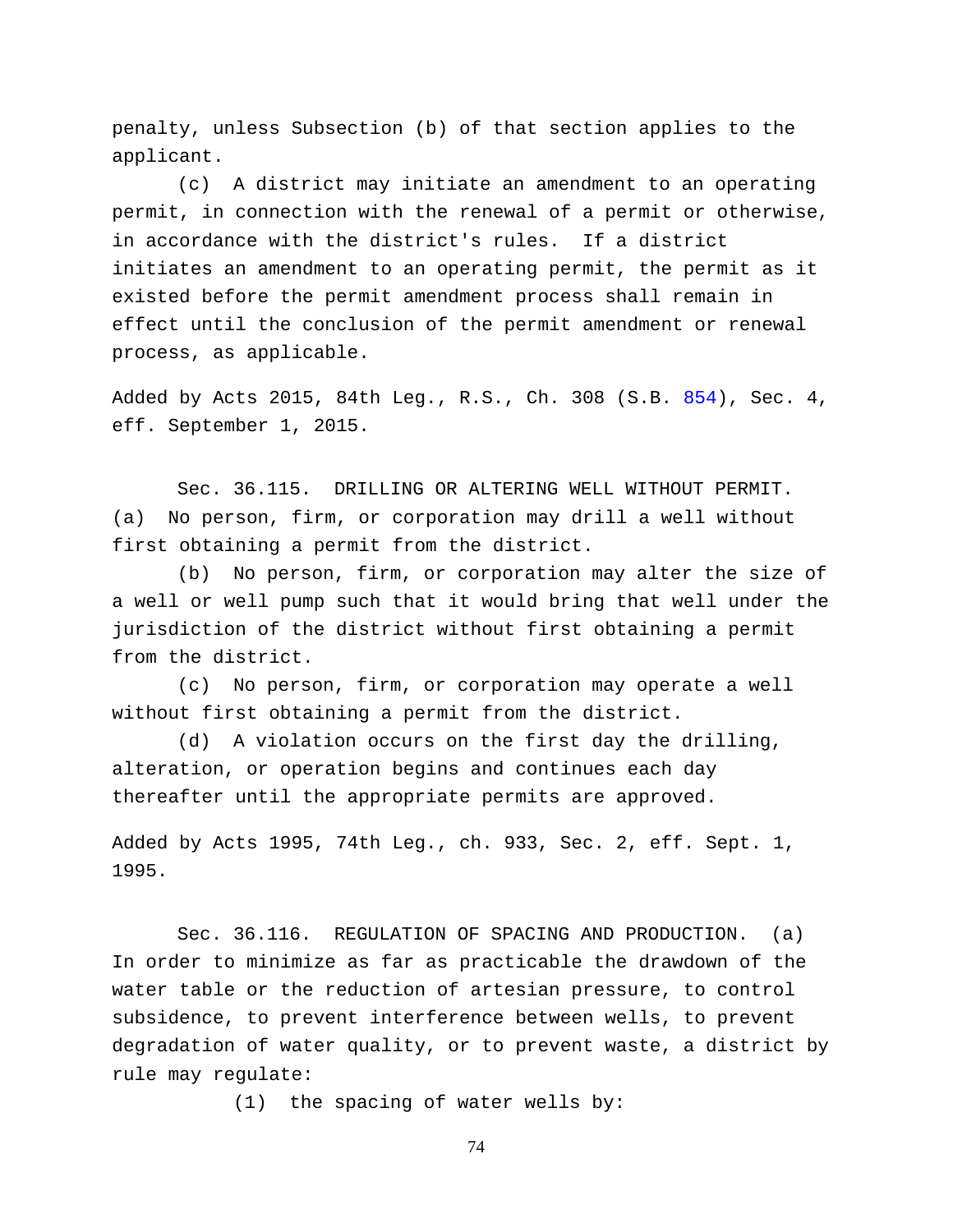penalty, unless Subsection (b) of that section applies to the applicant.

(c) A district may initiate an amendment to an operating permit, in connection with the renewal of a permit or otherwise, in accordance with the district's rules. If a district initiates an amendment to an operating permit, the permit as it existed before the permit amendment process shall remain in effect until the conclusion of the permit amendment or renewal process, as applicable.

Added by Acts 2015, 84th Leg., R.S., Ch. 308 (S.B. 854), Sec. 4, eff. September 1, 2015.

Sec. 36.115. DRILLING OR ALTERING WELL WITHOUT PERMIT. (a) No person, firm, or corporation may drill a well without first obtaining a permit from the district.

(b) No person, firm, or corporation may alter the size of a well or well pump such that it would bring that well under the jurisdiction of the district without first obtaining a permit from the district.

(c) No person, firm, or corporation may operate a well without first obtaining a permit from the district.

(d) A violation occurs on the first day the drilling, alteration, or operation begins and continues each day thereafter until the appropriate permits are approved.

Added by Acts 1995, 74th Leg., ch. 933, Sec. 2, eff. Sept. 1, 1995.

Sec. 36.116. REGULATION OF SPACING AND PRODUCTION. (a) In order to minimize as far as practicable the drawdown of the water table or the reduction of artesian pressure, to control subsidence, to prevent interference between wells, to prevent degradation of water quality, or to prevent waste, a district by rule may regulate:

(1) the spacing of water wells by: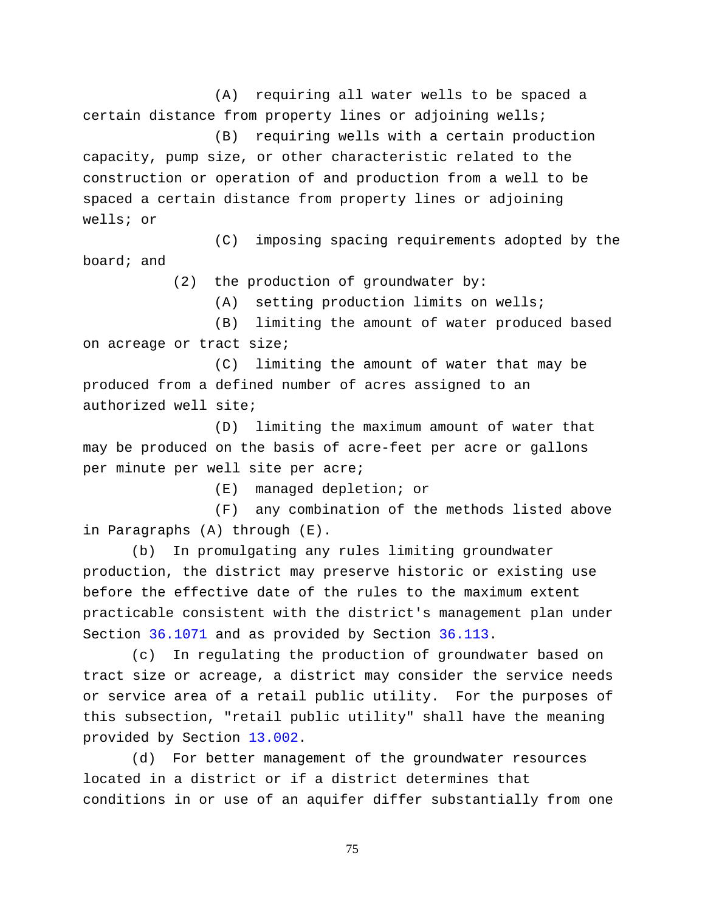(A) requiring all water wells to be spaced a certain distance from property lines or adjoining wells;

(B) requiring wells with a certain production capacity, pump size, or other characteristic related to the construction or operation of and production from a well to be spaced a certain distance from property lines or adjoining wells; or

(C) imposing spacing requirements adopted by the board; and

(2) the production of groundwater by:

(A) setting production limits on wells;

(B) limiting the amount of water produced based on acreage or tract size;

(C) limiting the amount of water that may be produced from a defined number of acres assigned to an authorized well site;

(D) limiting the maximum amount of water that may be produced on the basis of acre-feet per acre or gallons per minute per well site per acre;

(E) managed depletion; or

(F) any combination of the methods listed above in Paragraphs (A) through (E).

(b) In promulgating any rules limiting groundwater production, the district may preserve historic or existing use before the effective date of the rules to the maximum extent practicable consistent with the district's management plan under Section 36.1071 and as provided by Section 36.113.

(c) In regulating the production of groundwater based on tract size or acreage, a district may consider the service needs or service area of a retail public utility. For the purposes of this subsection, "retail public utility" shall have the meaning provided by Section 13.002.

(d) For better management of the groundwater resources located in a district or if a district determines that conditions in or use of an aquifer differ substantially from one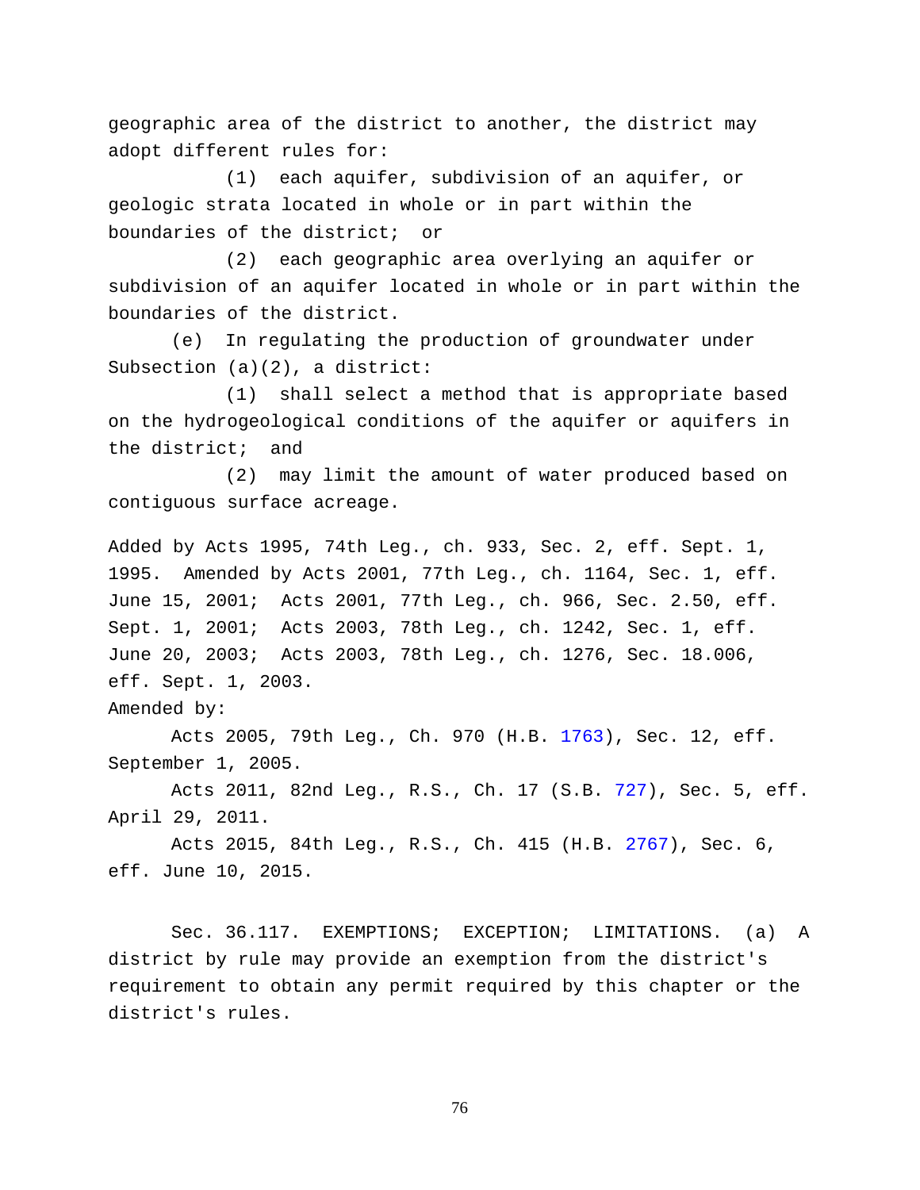geographic area of the district to another, the district may adopt different rules for:

(1) each aquifer, subdivision of an aquifer, or geologic strata located in whole or in part within the boundaries of the district; or

(2) each geographic area overlying an aquifer or subdivision of an aquifer located in whole or in part within the boundaries of the district.

(e) In regulating the production of groundwater under Subsection (a)(2), a district:

(1) shall select a method that is appropriate based on the hydrogeological conditions of the aquifer or aquifers in the district; and

(2) may limit the amount of water produced based on contiguous surface acreage.

Added by Acts 1995, 74th Leg., ch. 933, Sec. 2, eff. Sept. 1, 1995. Amended by Acts 2001, 77th Leg., ch. 1164, Sec. 1, eff. June 15, 2001; Acts 2001, 77th Leg., ch. 966, Sec. 2.50, eff. Sept. 1, 2001; Acts 2003, 78th Leg., ch. 1242, Sec. 1, eff. June 20, 2003; Acts 2003, 78th Leg., ch. 1276, Sec. 18.006, eff. Sept. 1, 2003.

Amended by:

Acts 2005, 79th Leg., Ch. 970 (H.B. 1763), Sec. 12, eff. September 1, 2005.

Acts 2011, 82nd Leg., R.S., Ch. 17 (S.B. 727), Sec. 5, eff. April 29, 2011.

Acts 2015, 84th Leg., R.S., Ch. 415 (H.B. 2767), Sec. 6, eff. June 10, 2015.

Sec. 36.117. EXEMPTIONS; EXCEPTION; LIMITATIONS. (a) A district by rule may provide an exemption from the district's requirement to obtain any permit required by this chapter or the district's rules.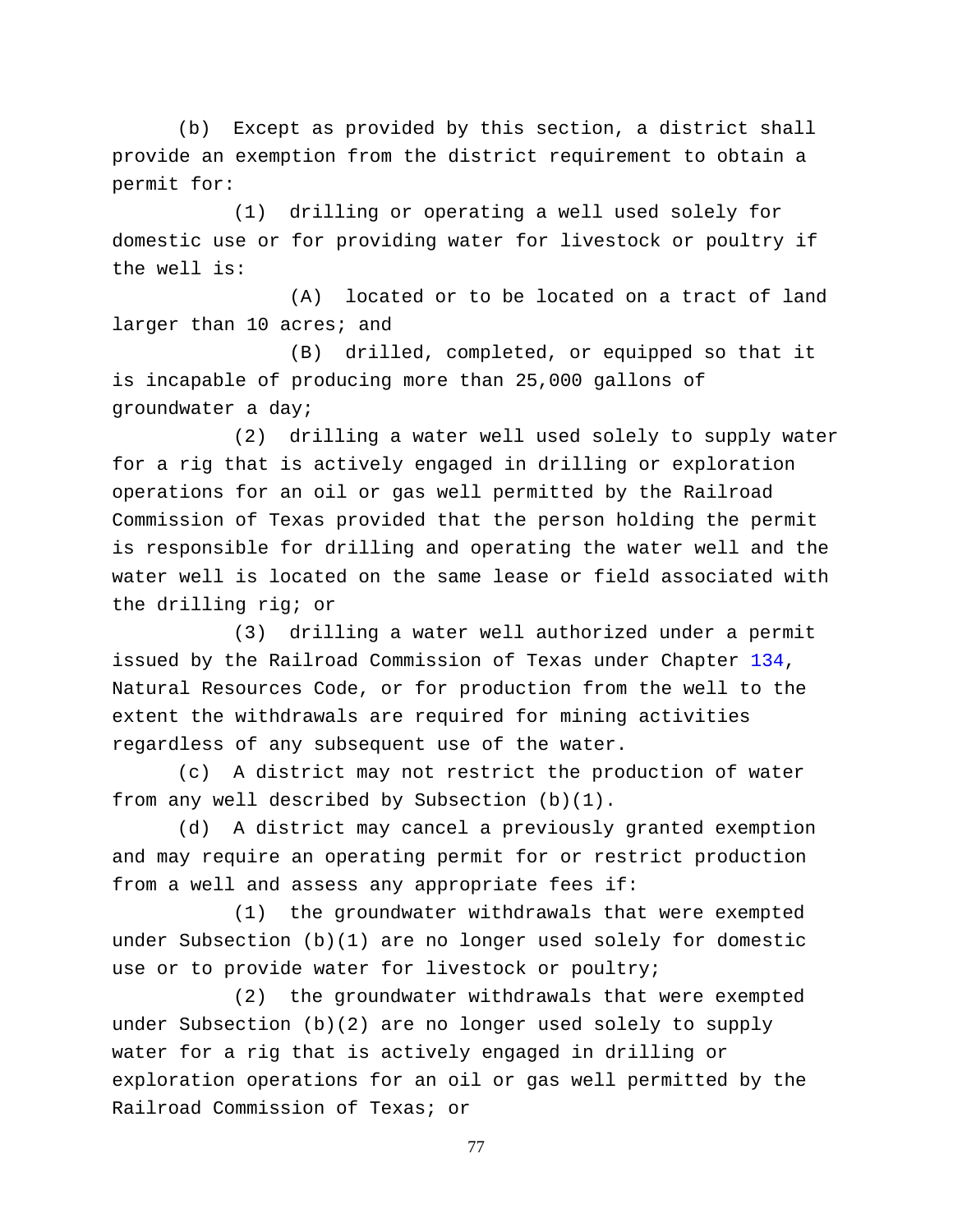(b) Except as provided by this section, a district shall provide an exemption from the district requirement to obtain a permit for:

(1) drilling or operating a well used solely for domestic use or for providing water for livestock or poultry if the well is:

(A) located or to be located on a tract of land larger than 10 acres; and

(B) drilled, completed, or equipped so that it is incapable of producing more than 25,000 gallons of groundwater a day;

(2) drilling a water well used solely to supply water for a rig that is actively engaged in drilling or exploration operations for an oil or gas well permitted by the Railroad Commission of Texas provided that the person holding the permit is responsible for drilling and operating the water well and the water well is located on the same lease or field associated with the drilling rig; or

(3) drilling a water well authorized under a permit issued by the Railroad Commission of Texas under Chapter 134, Natural Resources Code, or for production from the well to the extent the withdrawals are required for mining activities regardless of any subsequent use of the water.

(c) A district may not restrict the production of water from any well described by Subsection (b)(1).

(d) A district may cancel a previously granted exemption and may require an operating permit for or restrict production from a well and assess any appropriate fees if:

(1) the groundwater withdrawals that were exempted under Subsection (b)(1) are no longer used solely for domestic use or to provide water for livestock or poultry;

(2) the groundwater withdrawals that were exempted under Subsection (b)(2) are no longer used solely to supply water for a rig that is actively engaged in drilling or exploration operations for an oil or gas well permitted by the Railroad Commission of Texas; or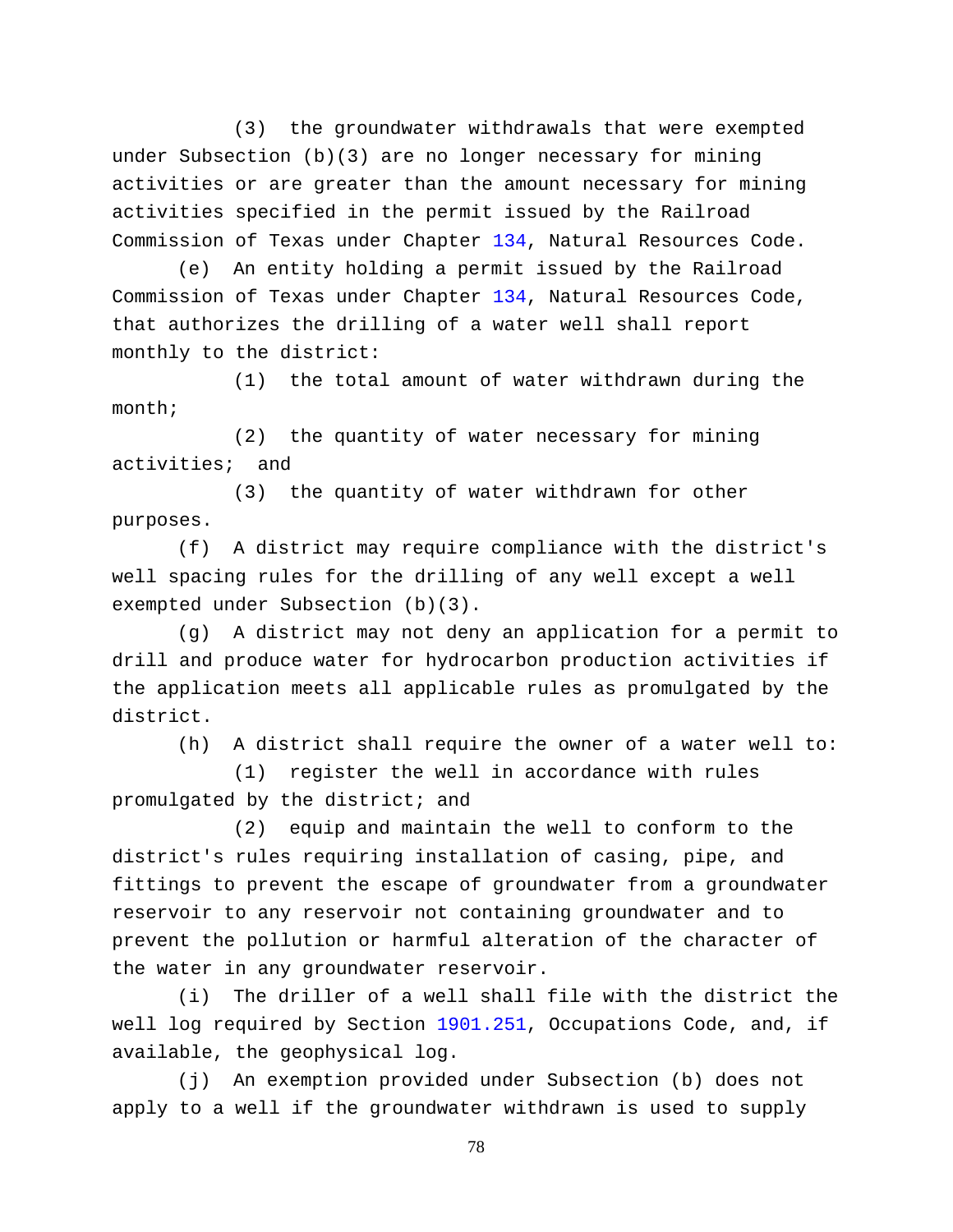(3) the groundwater withdrawals that were exempted under Subsection (b)(3) are no longer necessary for mining activities or are greater than the amount necessary for mining activities specified in the permit issued by the Railroad Commission of Texas under Chapter 134, Natural Resources Code.

(e) An entity holding a permit issued by the Railroad Commission of Texas under Chapter 134, Natural Resources Code, that authorizes the drilling of a water well shall report monthly to the district:

(1) the total amount of water withdrawn during the month;

(2) the quantity of water necessary for mining activities; and

(3) the quantity of water withdrawn for other purposes.

(f) A district may require compliance with the district's well spacing rules for the drilling of any well except a well exempted under Subsection (b)(3).

(g) A district may not deny an application for a permit to drill and produce water for hydrocarbon production activities if the application meets all applicable rules as promulgated by the district.

(h) A district shall require the owner of a water well to:

(1) register the well in accordance with rules promulgated by the district; and

(2) equip and maintain the well to conform to the district's rules requiring installation of casing, pipe, and fittings to prevent the escape of groundwater from a groundwater reservoir to any reservoir not containing groundwater and to prevent the pollution or harmful alteration of the character of the water in any groundwater reservoir.

(i) The driller of a well shall file with the district the well log required by Section 1901.251, Occupations Code, and, if available, the geophysical log.

(j) An exemption provided under Subsection (b) does not apply to a well if the groundwater withdrawn is used to supply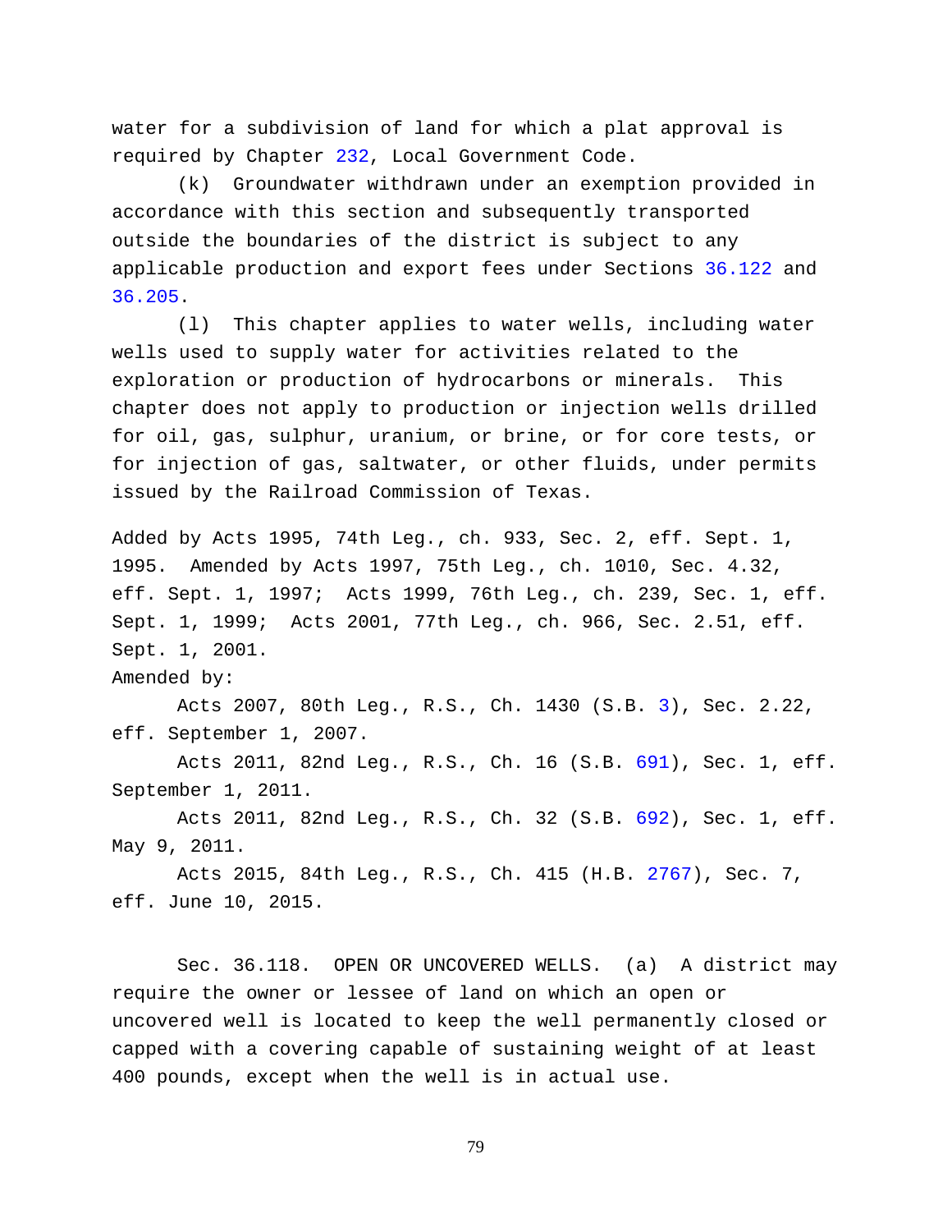water for a subdivision of land for which a plat approval is required by Chapter 232, Local Government Code.

(k) Groundwater withdrawn under an exemption provided in accordance with this section and subsequently transported outside the boundaries of the district is subject to any applicable production and export fees under Sections 36.122 and 36.205.

(l) This chapter applies to water wells, including water wells used to supply water for activities related to the exploration or production of hydrocarbons or minerals. This chapter does not apply to production or injection wells drilled for oil, gas, sulphur, uranium, or brine, or for core tests, or for injection of gas, saltwater, or other fluids, under permits issued by the Railroad Commission of Texas.

Added by Acts 1995, 74th Leg., ch. 933, Sec. 2, eff. Sept. 1, 1995. Amended by Acts 1997, 75th Leg., ch. 1010, Sec. 4.32, eff. Sept. 1, 1997; Acts 1999, 76th Leg., ch. 239, Sec. 1, eff. Sept. 1, 1999; Acts 2001, 77th Leg., ch. 966, Sec. 2.51, eff. Sept. 1, 2001.

Amended by:

Acts 2007, 80th Leg., R.S., Ch. 1430 (S.B. 3), Sec. 2.22, eff. September 1, 2007.

Acts 2011, 82nd Leg., R.S., Ch. 16 (S.B. 691), Sec. 1, eff. September 1, 2011.

Acts 2011, 82nd Leg., R.S., Ch. 32 (S.B. 692), Sec. 1, eff. May 9, 2011.

Acts 2015, 84th Leg., R.S., Ch. 415 (H.B. 2767), Sec. 7, eff. June 10, 2015.

Sec. 36.118. OPEN OR UNCOVERED WELLS. (a) A district may require the owner or lessee of land on which an open or uncovered well is located to keep the well permanently closed or capped with a covering capable of sustaining weight of at least 400 pounds, except when the well is in actual use.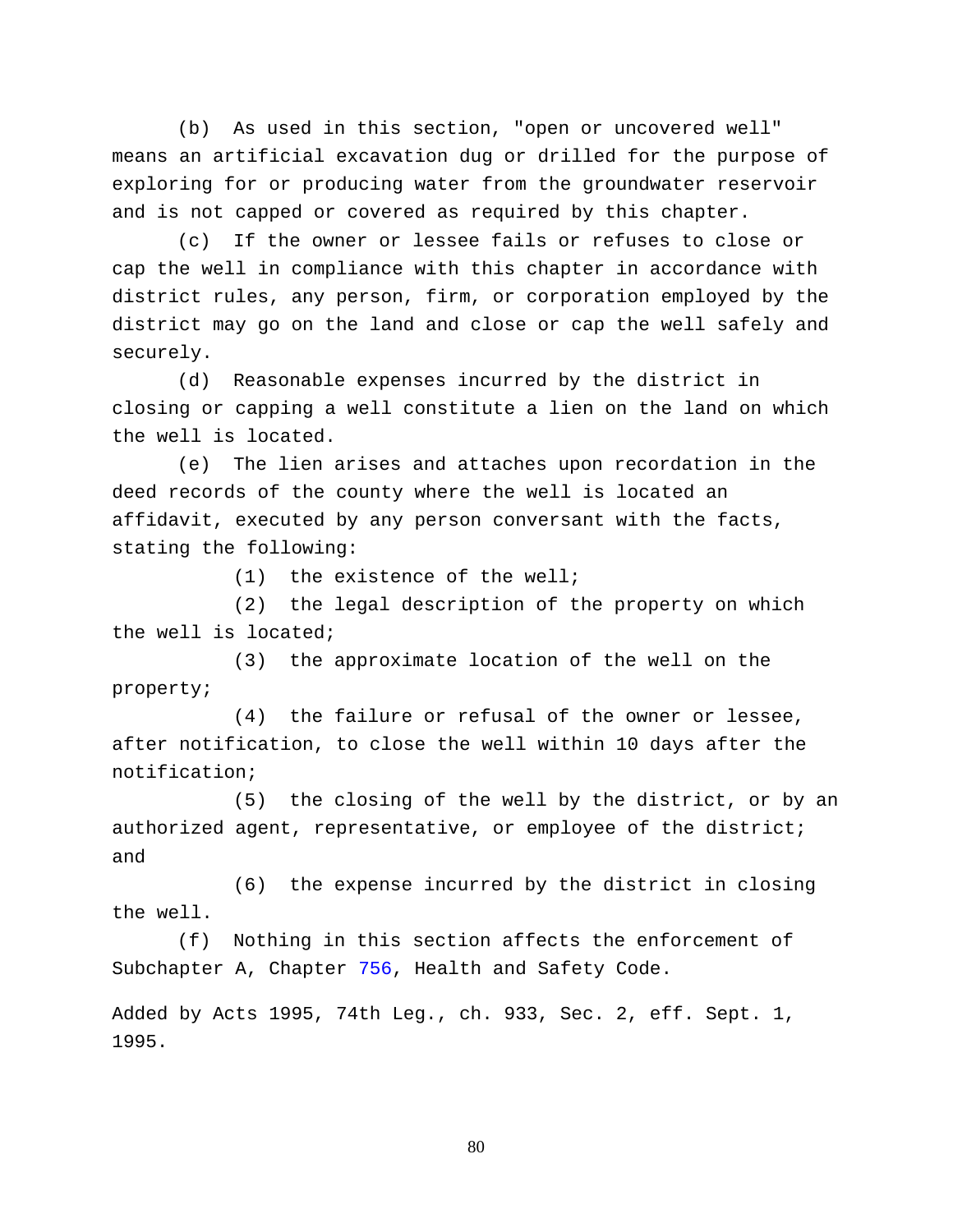(b) As used in this section, "open or uncovered well" means an artificial excavation dug or drilled for the purpose of exploring for or producing water from the groundwater reservoir and is not capped or covered as required by this chapter.

(c) If the owner or lessee fails or refuses to close or cap the well in compliance with this chapter in accordance with district rules, any person, firm, or corporation employed by the district may go on the land and close or cap the well safely and securely.

(d) Reasonable expenses incurred by the district in closing or capping a well constitute a lien on the land on which the well is located.

(e) The lien arises and attaches upon recordation in the deed records of the county where the well is located an affidavit, executed by any person conversant with the facts, stating the following:

(1) the existence of the well;

(2) the legal description of the property on which the well is located;

(3) the approximate location of the well on the property;

(4) the failure or refusal of the owner or lessee, after notification, to close the well within 10 days after the notification;

(5) the closing of the well by the district, or by an authorized agent, representative, or employee of the district; and

(6) the expense incurred by the district in closing the well.

(f) Nothing in this section affects the enforcement of Subchapter A, Chapter 756, Health and Safety Code.

Added by Acts 1995, 74th Leg., ch. 933, Sec. 2, eff. Sept. 1, 1995.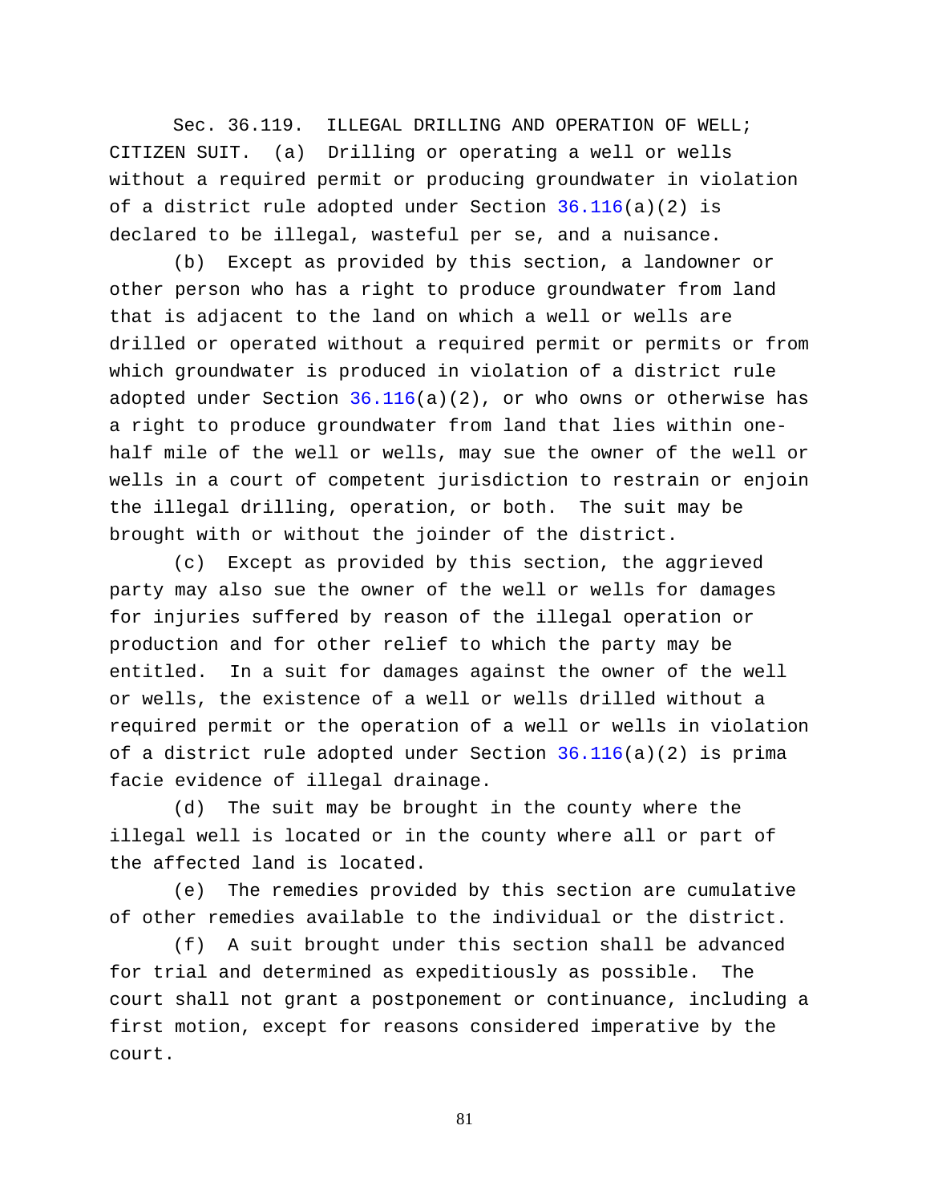Sec. 36.119. ILLEGAL DRILLING AND OPERATION OF WELL; CITIZEN SUIT. (a) Drilling or operating a well or wells without a required permit or producing groundwater in violation of a district rule adopted under Section 36.116(a)(2) is declared to be illegal, wasteful per se, and a nuisance.

(b) Except as provided by this section, a landowner or other person who has a right to produce groundwater from land that is adjacent to the land on which a well or wells are drilled or operated without a required permit or permits or from which groundwater is produced in violation of a district rule adopted under Section 36.116(a)(2), or who owns or otherwise has a right to produce groundwater from land that lies within one-half mile of the well or wells, may sue the owner of the well or wells in a court of competent jurisdiction to restrain or enjoin the illegal drilling, operation, or both. The suit may be brought with or without the joinder of the district.

(c) Except as provided by this section, the aggrieved party may also sue the owner of the well or wells for damages for injuries suffered by reason of the illegal operation or production and for other relief to which the party may be entitled. In a suit for damages against the owner of the well or wells, the existence of a well or wells drilled without a required permit or the operation of a well or wells in violation of a district rule adopted under Section 36.116(a)(2) is prima facie evidence of illegal drainage.

(d) The suit may be brought in the county where the illegal well is located or in the county where all or part of the affected land is located.

(e) The remedies provided by this section are cumulative of other remedies available to the individual or the district.

(f) A suit brought under this section shall be advanced for trial and determined as expeditiously as possible. The court shall not grant a postponement or continuance, including a first motion, except for reasons considered imperative by the court.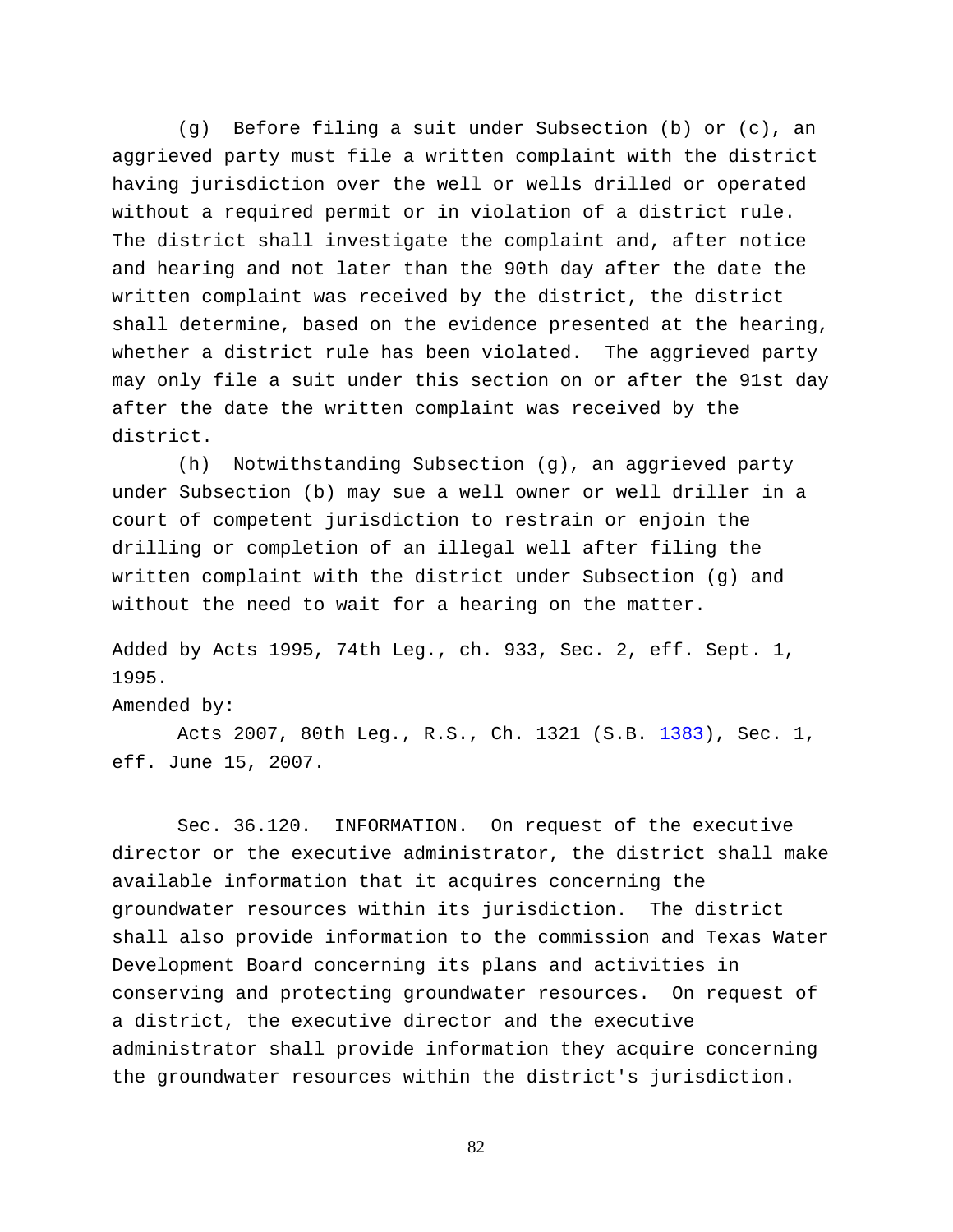(g) Before filing a suit under Subsection (b) or (c), an aggrieved party must file a written complaint with the district having jurisdiction over the well or wells drilled or operated without a required permit or in violation of a district rule. The district shall investigate the complaint and, after notice and hearing and not later than the 90th day after the date the written complaint was received by the district, the district shall determine, based on the evidence presented at the hearing, whether a district rule has been violated. The aggrieved party may only file a suit under this section on or after the 91st day after the date the written complaint was received by the district.

(h) Notwithstanding Subsection (g), an aggrieved party under Subsection (b) may sue a well owner or well driller in a court of competent jurisdiction to restrain or enjoin the drilling or completion of an illegal well after filing the written complaint with the district under Subsection (g) and without the need to wait for a hearing on the matter.

Added by Acts 1995, 74th Leg., ch. 933, Sec. 2, eff. Sept. 1, 1995.

Amended by:

Acts 2007, 80th Leg., R.S., Ch. 1321 (S.B. 1383), Sec. 1, eff. June 15, 2007.

Sec. 36.120. INFORMATION. On request of the executive director or the executive administrator, the district shall make available information that it acquires concerning the groundwater resources within its jurisdiction. The district shall also provide information to the commission and Texas Water Development Board concerning its plans and activities in conserving and protecting groundwater resources. On request of a district, the executive director and the executive administrator shall provide information they acquire concerning the groundwater resources within the district's jurisdiction.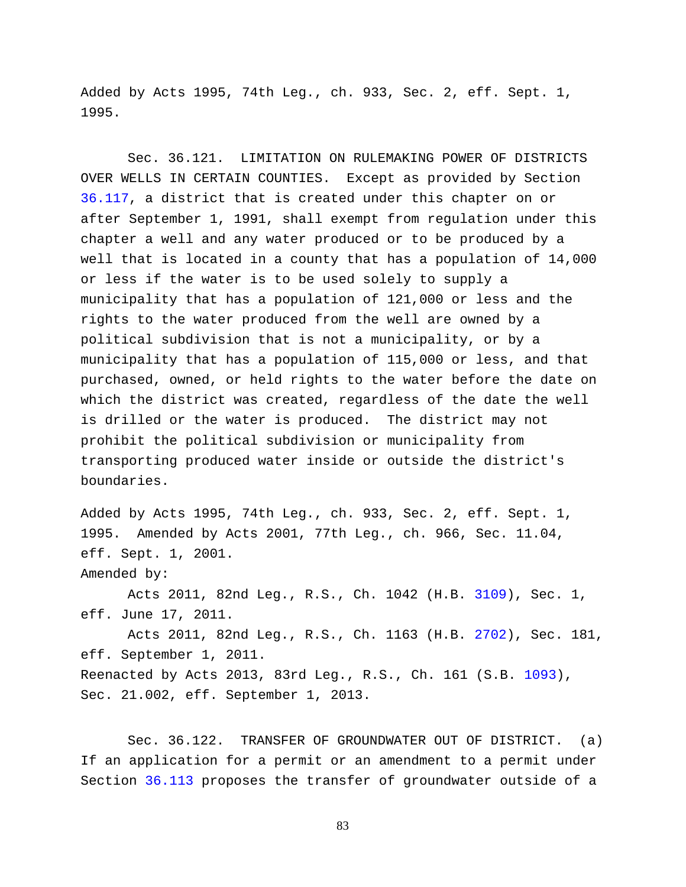Added by Acts 1995, 74th Leg., ch. 933, Sec. 2, eff. Sept. 1, 1995.

Sec. 36.121. LIMITATION ON RULEMAKING POWER OF DISTRICTS OVER WELLS IN CERTAIN COUNTIES. Except as provided by Section 36.117, a district that is created under this chapter on or after September 1, 1991, shall exempt from regulation under this chapter a well and any water produced or to be produced by a well that is located in a county that has a population of 14,000 or less if the water is to be used solely to supply a municipality that has a population of 121,000 or less and the rights to the water produced from the well are owned by a political subdivision that is not a municipality, or by a municipality that has a population of 115,000 or less, and that purchased, owned, or held rights to the water before the date on which the district was created, regardless of the date the well is drilled or the water is produced. The district may not prohibit the political subdivision or municipality from transporting produced water inside or outside the district's boundaries.

Added by Acts 1995, 74th Leg., ch. 933, Sec. 2, eff. Sept. 1, 1995. Amended by Acts 2001, 77th Leg., ch. 966, Sec. 11.04, eff. Sept. 1, 2001.
Amended by:

Acts 2011, 82nd Leg., R.S., Ch. 1042 (H.B. 3109), Sec. 1, eff. June 17, 2011.

Acts 2011, 82nd Leg., R.S., Ch. 1163 (H.B. 2702), Sec. 181, eff. September 1, 2011.

Reenacted by Acts 2013, 83rd Leg., R.S., Ch. 161 (S.B. 1093), Sec. 21.002, eff. September 1, 2013.

Sec. 36.122. TRANSFER OF GROUNDWATER OUT OF DISTRICT. (a) If an application for a permit or an amendment to a permit under Section 36.113 proposes the transfer of groundwater outside of a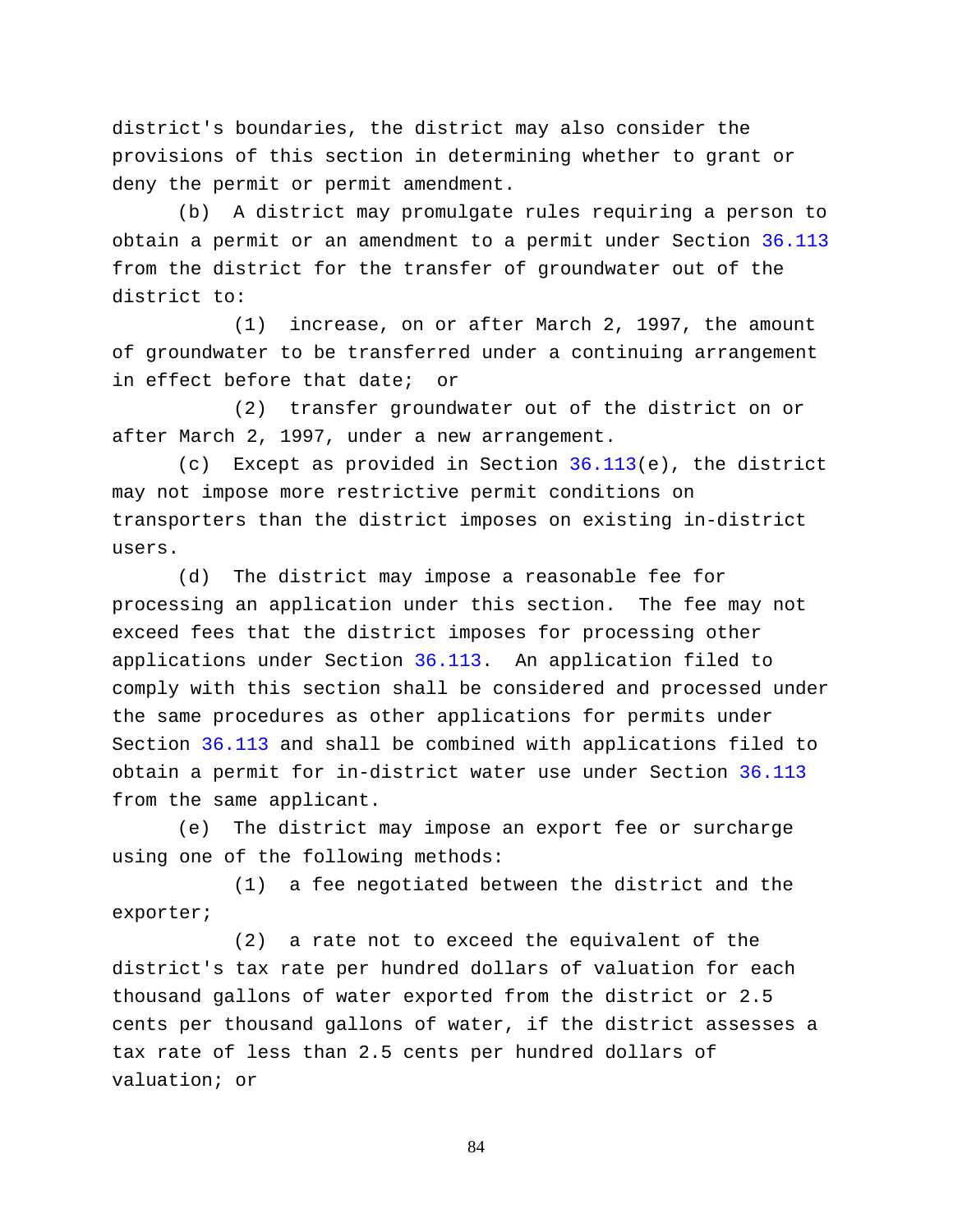district's boundaries, the district may also consider the provisions of this section in determining whether to grant or deny the permit or permit amendment.

(b) A district may promulgate rules requiring a person to obtain a permit or an amendment to a permit under Section 36.113 from the district for the transfer of groundwater out of the district to:

(1) increase, on or after March 2, 1997, the amount of groundwater to be transferred under a continuing arrangement in effect before that date; or

(2) transfer groundwater out of the district on or after March 2, 1997, under a new arrangement.

(c) Except as provided in Section 36.113(e), the district may not impose more restrictive permit conditions on transporters than the district imposes on existing in-district users.

(d) The district may impose a reasonable fee for processing an application under this section. The fee may not exceed fees that the district imposes for processing other applications under Section 36.113. An application filed to comply with this section shall be considered and processed under the same procedures as other applications for permits under Section 36.113 and shall be combined with applications filed to obtain a permit for in-district water use under Section 36.113 from the same applicant.

(e) The district may impose an export fee or surcharge using one of the following methods:

(1) a fee negotiated between the district and the exporter;

(2) a rate not to exceed the equivalent of the district's tax rate per hundred dollars of valuation for each thousand gallons of water exported from the district or 2.5 cents per thousand gallons of water, if the district assesses a tax rate of less than 2.5 cents per hundred dollars of valuation; or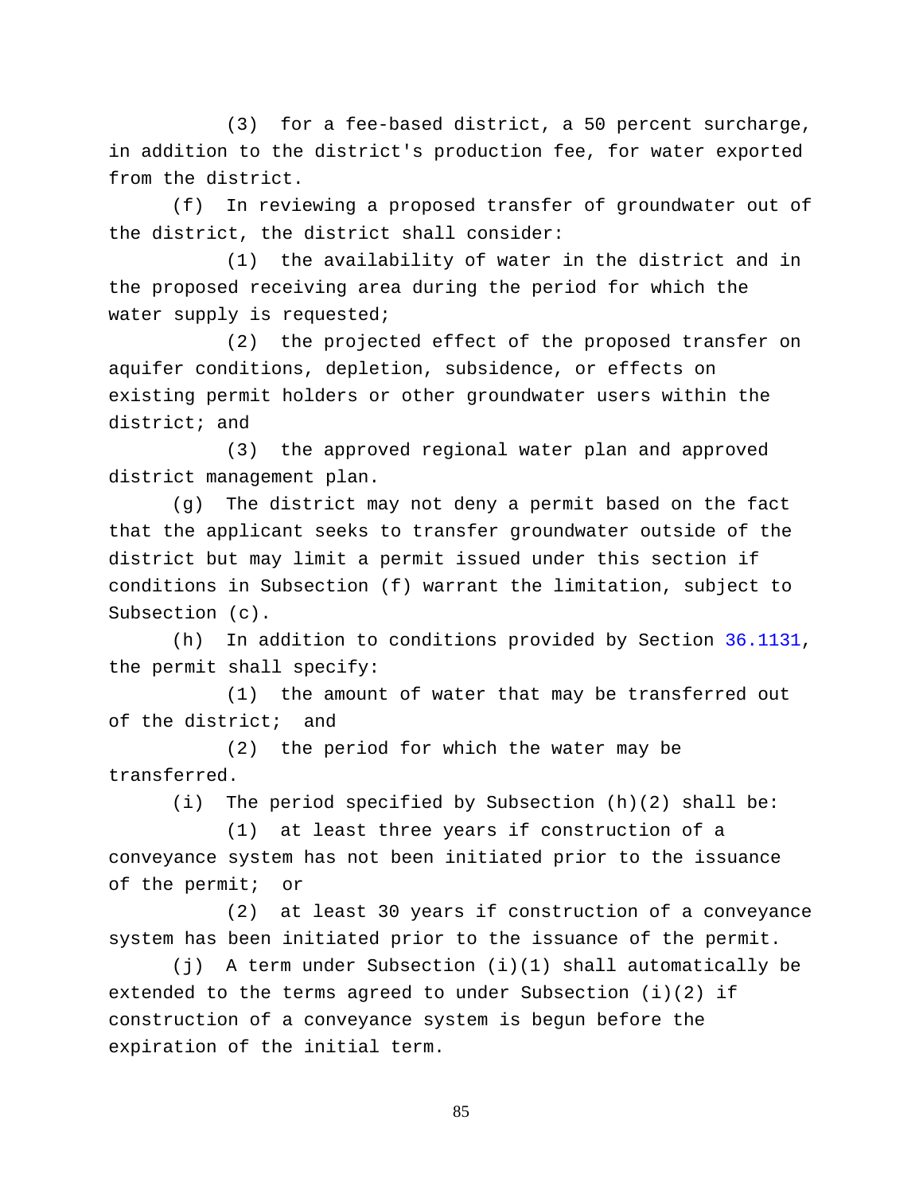(3) for a fee-based district, a 50 percent surcharge, in addition to the district's production fee, for water exported from the district.

(f) In reviewing a proposed transfer of groundwater out of the district, the district shall consider:

(1) the availability of water in the district and in the proposed receiving area during the period for which the water supply is requested;

(2) the projected effect of the proposed transfer on aquifer conditions, depletion, subsidence, or effects on existing permit holders or other groundwater users within the district; and

(3) the approved regional water plan and approved district management plan.

(g) The district may not deny a permit based on the fact that the applicant seeks to transfer groundwater outside of the district but may limit a permit issued under this section if conditions in Subsection (f) warrant the limitation, subject to Subsection (c).

(h) In addition to conditions provided by Section 36.1131, the permit shall specify:

(1) the amount of water that may be transferred out of the district; and

(2) the period for which the water may be transferred.

(i) The period specified by Subsection (h)(2) shall be:

(1) at least three years if construction of a conveyance system has not been initiated prior to the issuance of the permit; or

(2) at least 30 years if construction of a conveyance system has been initiated prior to the issuance of the permit.

(j) A term under Subsection (i)(1) shall automatically be extended to the terms agreed to under Subsection (i)(2) if construction of a conveyance system is begun before the expiration of the initial term.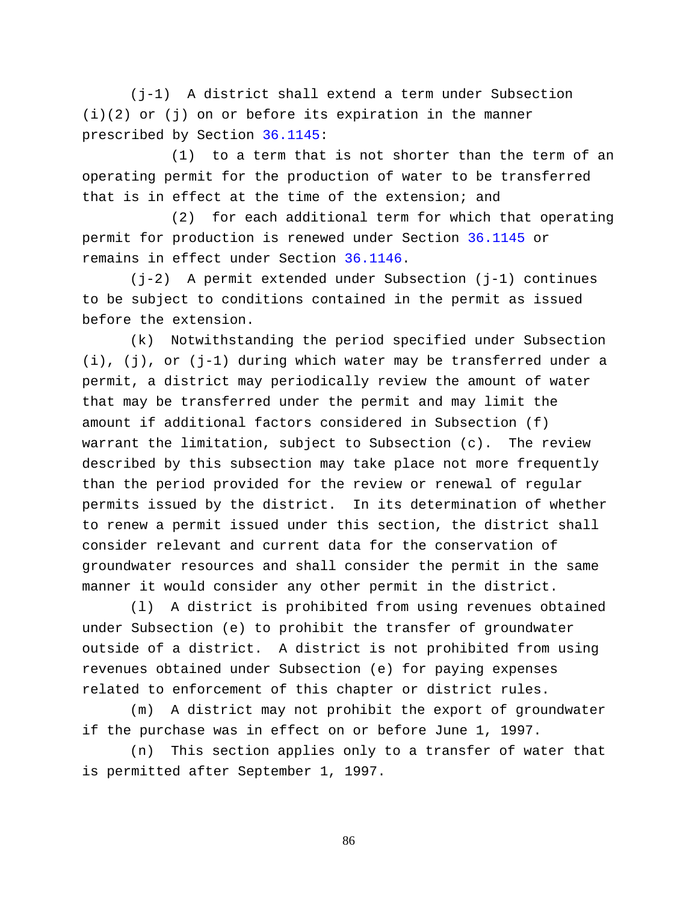(j-1) A district shall extend a term under Subsection (i)(2) or (j) on or before its expiration in the manner prescribed by Section 36.1145:

(1) to a term that is not shorter than the term of an operating permit for the production of water to be transferred that is in effect at the time of the extension; and

(2) for each additional term for which that operating permit for production is renewed under Section 36.1145 or remains in effect under Section 36.1146.

(j-2) A permit extended under Subsection (j-1) continues to be subject to conditions contained in the permit as issued before the extension.

(k) Notwithstanding the period specified under Subsection (i), (j), or (j-1) during which water may be transferred under a permit, a district may periodically review the amount of water that may be transferred under the permit and may limit the amount if additional factors considered in Subsection (f) warrant the limitation, subject to Subsection (c). The review described by this subsection may take place not more frequently than the period provided for the review or renewal of regular permits issued by the district. In its determination of whether to renew a permit issued under this section, the district shall consider relevant and current data for the conservation of groundwater resources and shall consider the permit in the same manner it would consider any other permit in the district.

(l) A district is prohibited from using revenues obtained under Subsection (e) to prohibit the transfer of groundwater outside of a district. A district is not prohibited from using revenues obtained under Subsection (e) for paying expenses related to enforcement of this chapter or district rules.

(m) A district may not prohibit the export of groundwater if the purchase was in effect on or before June 1, 1997.

(n) This section applies only to a transfer of water that is permitted after September 1, 1997.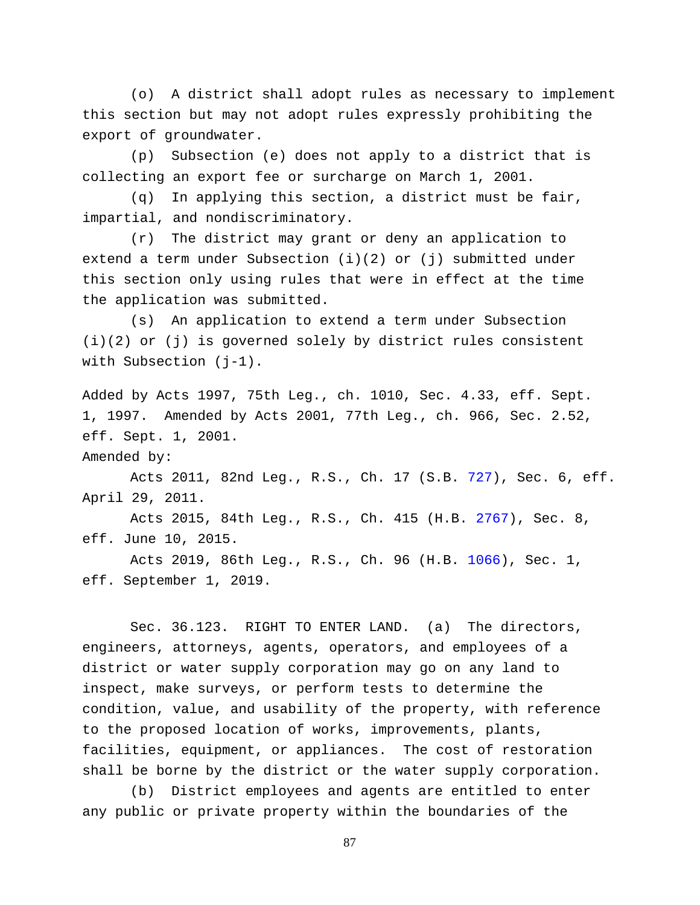(o) A district shall adopt rules as necessary to implement this section but may not adopt rules expressly prohibiting the export of groundwater.

(p) Subsection (e) does not apply to a district that is collecting an export fee or surcharge on March 1, 2001.

(q) In applying this section, a district must be fair, impartial, and nondiscriminatory.

(r) The district may grant or deny an application to extend a term under Subsection (i)(2) or (j) submitted under this section only using rules that were in effect at the time the application was submitted.

(s) An application to extend a term under Subsection (i)(2) or (j) is governed solely by district rules consistent with Subsection (j-1).

Added by Acts 1997, 75th Leg., ch. 1010, Sec. 4.33, eff. Sept. 1, 1997. Amended by Acts 2001, 77th Leg., ch. 966, Sec. 2.52, eff. Sept. 1, 2001.

Amended by:

Acts 2011, 82nd Leg., R.S., Ch. 17 (S.B. 727), Sec. 6, eff. April 29, 2011.

Acts 2015, 84th Leg., R.S., Ch. 415 (H.B. 2767), Sec. 8, eff. June 10, 2015.

Acts 2019, 86th Leg., R.S., Ch. 96 (H.B. 1066), Sec. 1, eff. September 1, 2019.

Sec. 36.123. RIGHT TO ENTER LAND. (a) The directors, engineers, attorneys, agents, operators, and employees of a district or water supply corporation may go on any land to inspect, make surveys, or perform tests to determine the condition, value, and usability of the property, with reference to the proposed location of works, improvements, plants, facilities, equipment, or appliances. The cost of restoration shall be borne by the district or the water supply corporation.

(b) District employees and agents are entitled to enter any public or private property within the boundaries of the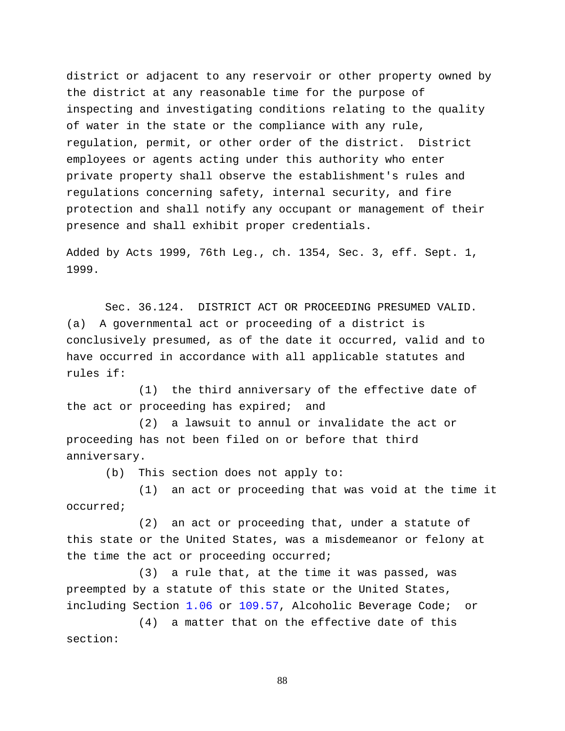district or adjacent to any reservoir or other property owned by the district at any reasonable time for the purpose of inspecting and investigating conditions relating to the quality of water in the state or the compliance with any rule, regulation, permit, or other order of the district. District employees or agents acting under this authority who enter private property shall observe the establishment's rules and regulations concerning safety, internal security, and fire protection and shall notify any occupant or management of their presence and shall exhibit proper credentials.

Added by Acts 1999, 76th Leg., ch. 1354, Sec. 3, eff. Sept. 1, 1999.

Sec. 36.124. DISTRICT ACT OR PROCEEDING PRESUMED VALID.

(a) A governmental act or proceeding of a district is conclusively presumed, as of the date it occurred, valid and to have occurred in accordance with all applicable statutes and rules if:

(1) the third anniversary of the effective date of the act or proceeding has expired; and

(2) a lawsuit to annul or invalidate the act or proceeding has not been filed on or before that third anniversary.

(b) This section does not apply to:

(1) an act or proceeding that was void at the time it occurred;

(2) an act or proceeding that, under a statute of this state or the United States, was a misdemeanor or felony at the time the act or proceeding occurred;

(3) a rule that, at the time it was passed, was preempted by a statute of this state or the United States, including Section 1.06 or 109.57, Alcoholic Beverage Code; or

(4) a matter that on the effective date of this section: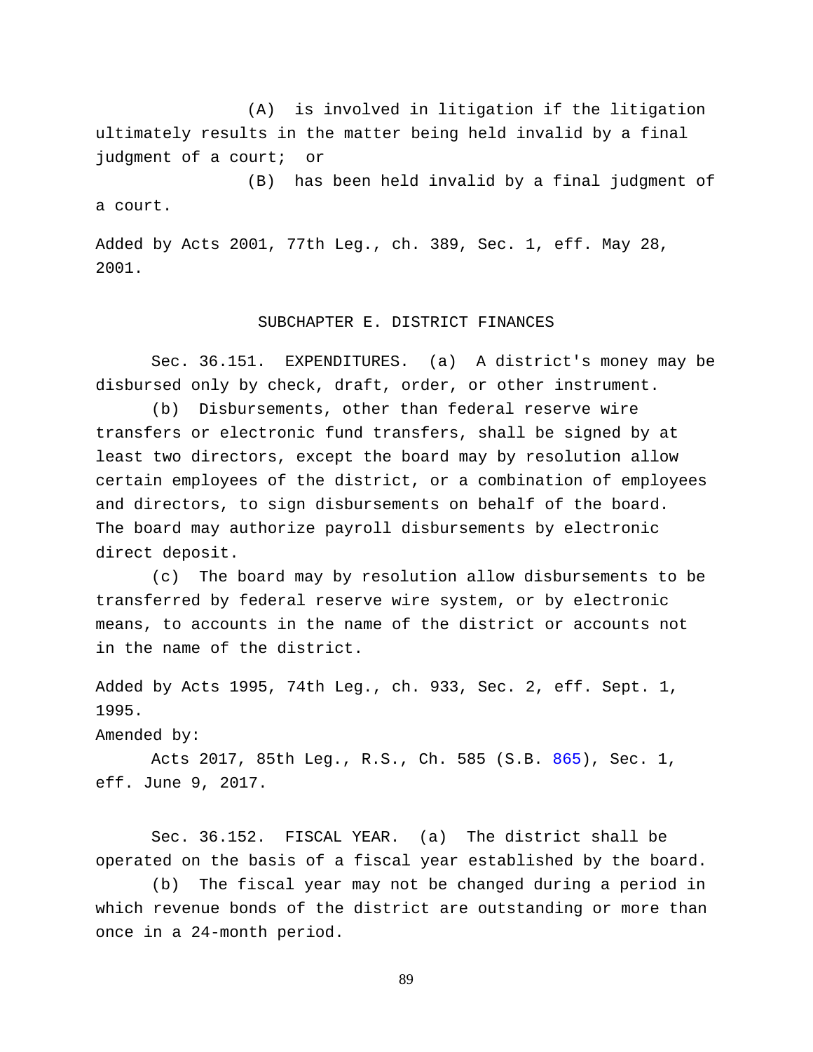(A) is involved in litigation if the litigation ultimately results in the matter being held invalid by a final judgment of a court; or

(B) has been held invalid by a final judgment of a court.

Added by Acts 2001, 77th Leg., ch. 389, Sec. 1, eff. May 28, 2001.

## SUBCHAPTER E. DISTRICT FINANCES

Sec. 36.151. EXPENDITURES. (a) A district's money may be disbursed only by check, draft, order, or other instrument.

(b) Disbursements, other than federal reserve wire transfers or electronic fund transfers, shall be signed by at least two directors, except the board may by resolution allow certain employees of the district, or a combination of employees and directors, to sign disbursements on behalf of the board. The board may authorize payroll disbursements by electronic direct deposit.

(c) The board may by resolution allow disbursements to be transferred by federal reserve wire system, or by electronic means, to accounts in the name of the district or accounts not in the name of the district.

Added by Acts 1995, 74th Leg., ch. 933, Sec. 2, eff. Sept. 1, 1995.

Amended by:

Acts 2017, 85th Leg., R.S., Ch. 585 (S.B. 865), Sec. 1, eff. June 9, 2017.

Sec. 36.152. FISCAL YEAR. (a) The district shall be operated on the basis of a fiscal year established by the board.

(b) The fiscal year may not be changed during a period in which revenue bonds of the district are outstanding or more than once in a 24-month period.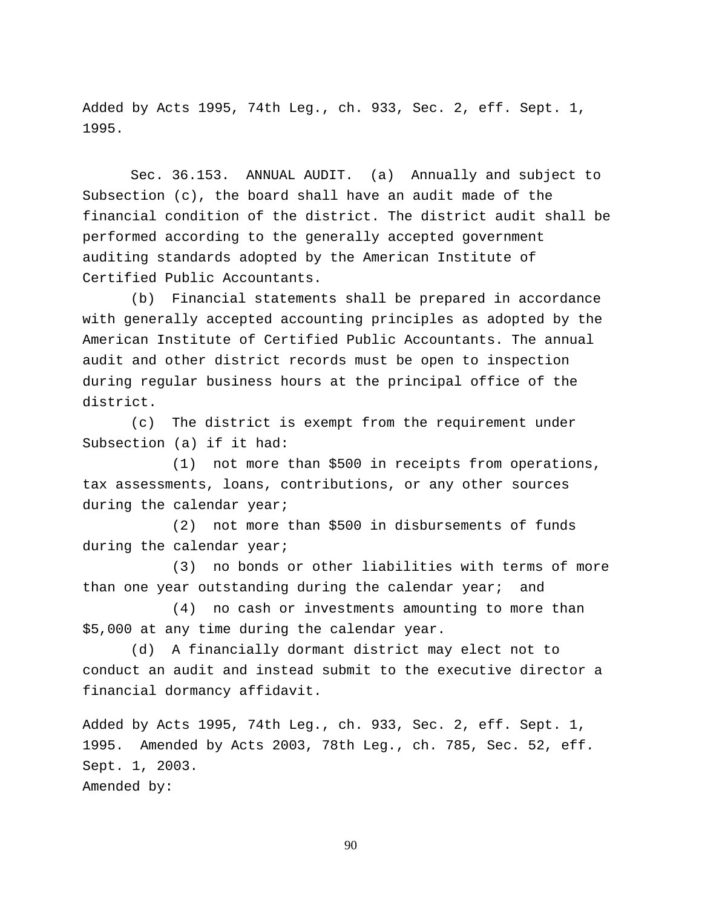Added by Acts 1995, 74th Leg., ch. 933, Sec. 2, eff. Sept. 1, 1995.

Sec. 36.153. ANNUAL AUDIT. (a) Annually and subject to Subsection (c), the board shall have an audit made of the financial condition of the district. The district audit shall be performed according to the generally accepted government auditing standards adopted by the American Institute of Certified Public Accountants.

(b) Financial statements shall be prepared in accordance with generally accepted accounting principles as adopted by the American Institute of Certified Public Accountants. The annual audit and other district records must be open to inspection during regular business hours at the principal office of the district.

(c) The district is exempt from the requirement under Subsection (a) if it had:

(1) not more than $500 in receipts from operations, tax assessments, loans, contributions, or any other sources during the calendar year;

(2) not more than $500 in disbursements of funds during the calendar year;

(3) no bonds or other liabilities with terms of more than one year outstanding during the calendar year; and

(4) no cash or investments amounting to more than $5,000 at any time during the calendar year.

(d) A financially dormant district may elect not to conduct an audit and instead submit to the executive director a financial dormancy affidavit.

Added by Acts 1995, 74th Leg., ch. 933, Sec. 2, eff. Sept. 1, 1995. Amended by Acts 2003, 78th Leg., ch. 785, Sec. 52, eff. Sept. 1, 2003.
Amended by: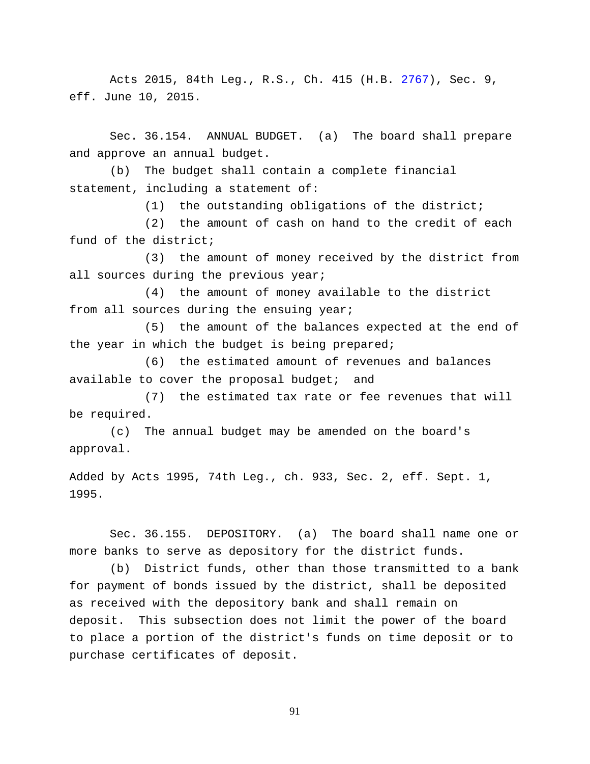Acts 2015, 84th Leg., R.S., Ch. 415 (H.B. 2767), Sec. 9, eff. June 10, 2015.

Sec. 36.154. ANNUAL BUDGET. (a) The board shall prepare and approve an annual budget.

(b) The budget shall contain a complete financial statement, including a statement of:

(1) the outstanding obligations of the district;

(2) the amount of cash on hand to the credit of each fund of the district;

(3) the amount of money received by the district from all sources during the previous year;

(4) the amount of money available to the district from all sources during the ensuing year;

(5) the amount of the balances expected at the end of the year in which the budget is being prepared;

(6) the estimated amount of revenues and balances available to cover the proposal budget; and

(7) the estimated tax rate or fee revenues that will be required.

(c) The annual budget may be amended on the board's approval.

Added by Acts 1995, 74th Leg., ch. 933, Sec. 2, eff. Sept. 1, 1995.

Sec. 36.155. DEPOSITORY. (a) The board shall name one or more banks to serve as depository for the district funds.

(b) District funds, other than those transmitted to a bank for payment of bonds issued by the district, shall be deposited as received with the depository bank and shall remain on deposit. This subsection does not limit the power of the board to place a portion of the district's funds on time deposit or to purchase certificates of deposit.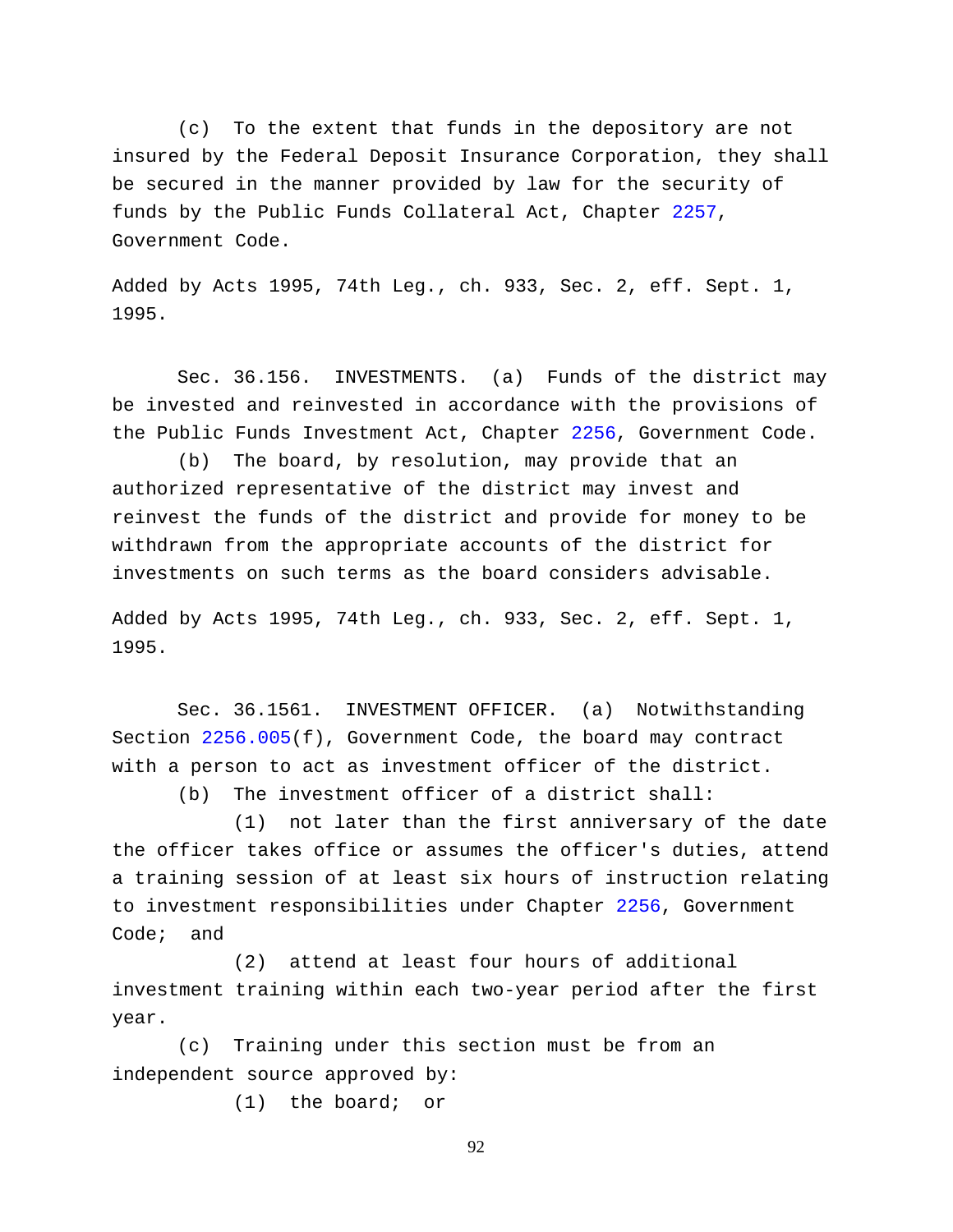(c) To the extent that funds in the depository are not insured by the Federal Deposit Insurance Corporation, they shall be secured in the manner provided by law for the security of funds by the Public Funds Collateral Act, Chapter 2257, Government Code.

Added by Acts 1995, 74th Leg., ch. 933, Sec. 2, eff. Sept. 1, 1995.

Sec. 36.156. INVESTMENTS. (a) Funds of the district may be invested and reinvested in accordance with the provisions of the Public Funds Investment Act, Chapter 2256, Government Code.

(b) The board, by resolution, may provide that an authorized representative of the district may invest and reinvest the funds of the district and provide for money to be withdrawn from the appropriate accounts of the district for investments on such terms as the board considers advisable.

Added by Acts 1995, 74th Leg., ch. 933, Sec. 2, eff. Sept. 1, 1995.

Sec. 36.1561. INVESTMENT OFFICER. (a) Notwithstanding Section 2256.005(f), Government Code, the board may contract with a person to act as investment officer of the district.

(b) The investment officer of a district shall:

(1) not later than the first anniversary of the date the officer takes office or assumes the officer's duties, attend a training session of at least six hours of instruction relating to investment responsibilities under Chapter 2256, Government Code; and

(2) attend at least four hours of additional investment training within each two-year period after the first year.

(c) Training under this section must be from an independent source approved by:

(1) the board; or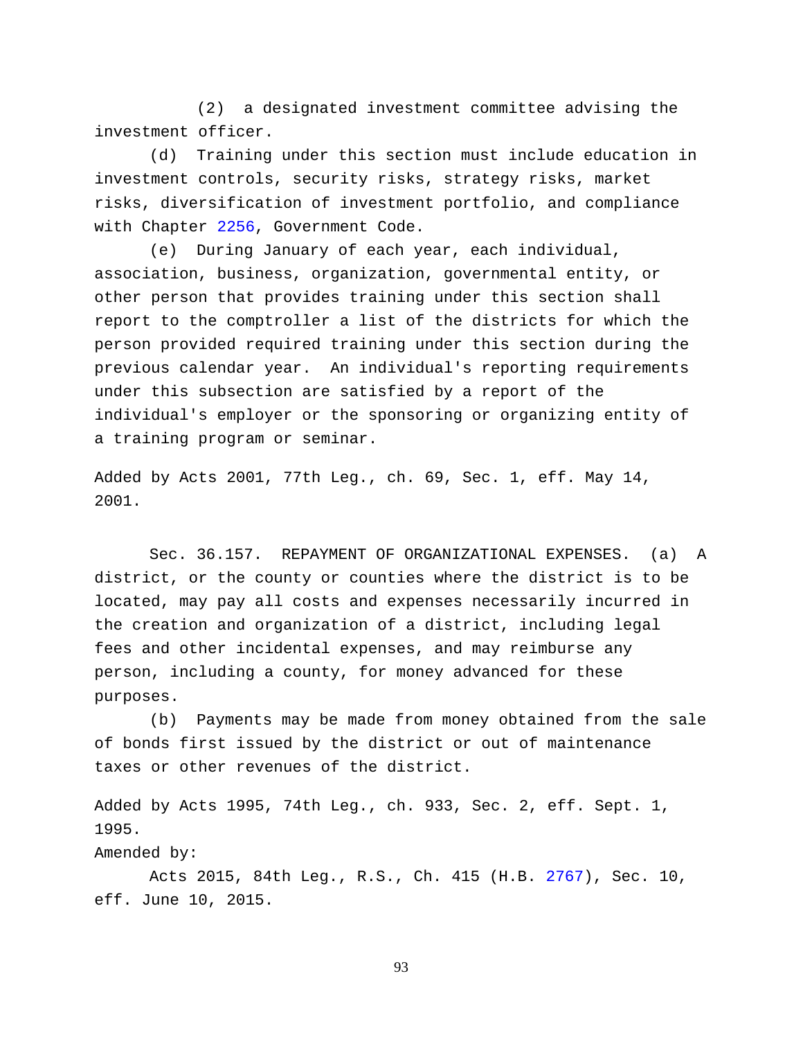(2) a designated investment committee advising the investment officer.

(d) Training under this section must include education in investment controls, security risks, strategy risks, market risks, diversification of investment portfolio, and compliance with Chapter 2256, Government Code.

(e) During January of each year, each individual, association, business, organization, governmental entity, or other person that provides training under this section shall report to the comptroller a list of the districts for which the person provided required training under this section during the previous calendar year. An individual's reporting requirements under this subsection are satisfied by a report of the individual's employer or the sponsoring or organizing entity of a training program or seminar.

Added by Acts 2001, 77th Leg., ch. 69, Sec. 1, eff. May 14, 2001.

Sec. 36.157. REPAYMENT OF ORGANIZATIONAL EXPENSES. (a) A district, or the county or counties where the district is to be located, may pay all costs and expenses necessarily incurred in the creation and organization of a district, including legal fees and other incidental expenses, and may reimburse any person, including a county, for money advanced for these purposes.

(b) Payments may be made from money obtained from the sale of bonds first issued by the district or out of maintenance taxes or other revenues of the district.

Added by Acts 1995, 74th Leg., ch. 933, Sec. 2, eff. Sept. 1, 1995.
Amended by:

Acts 2015, 84th Leg., R.S., Ch. 415 (H.B. 2767), Sec. 10, eff. June 10, 2015.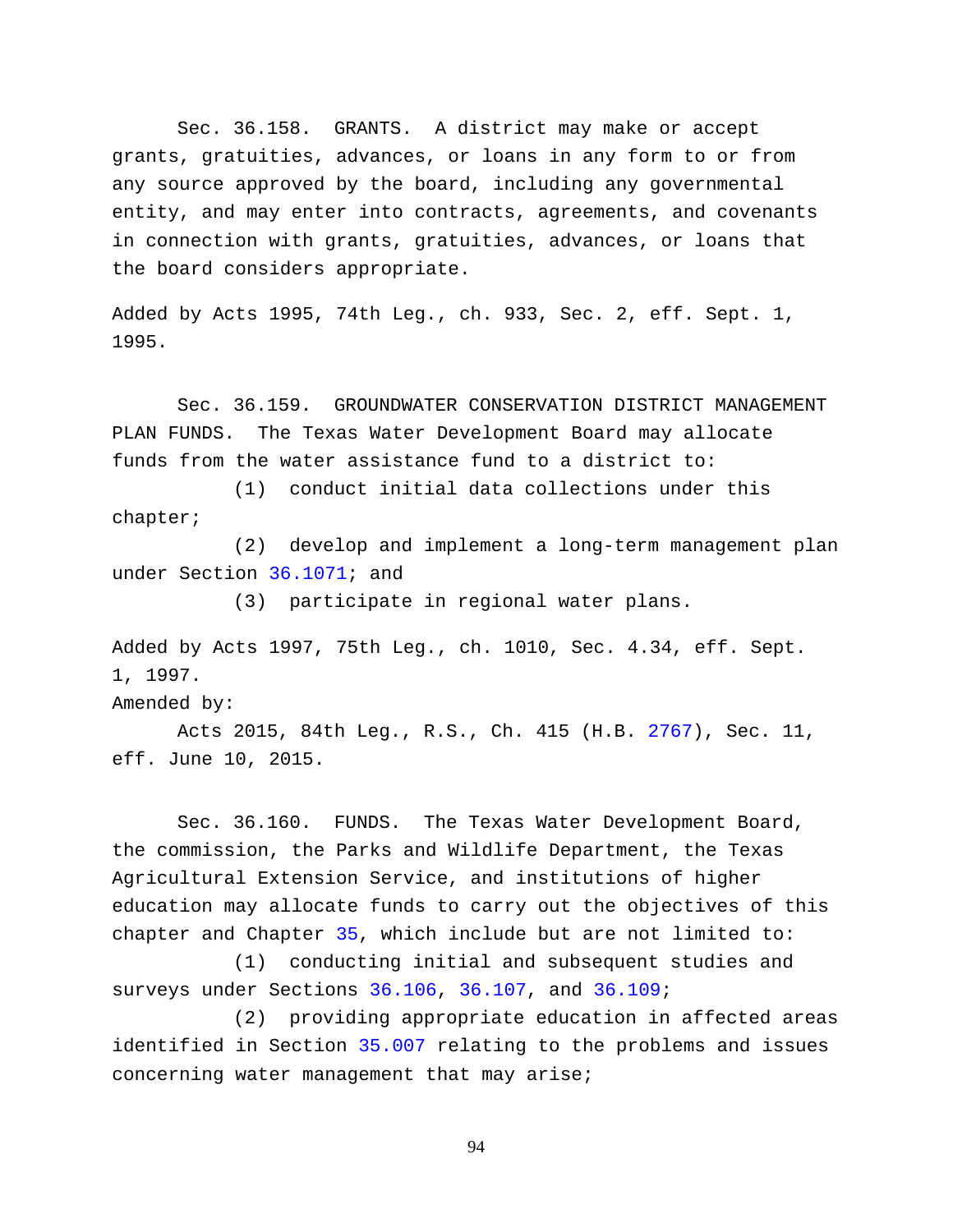Sec. 36.158. GRANTS. A district may make or accept grants, gratuities, advances, or loans in any form to or from any source approved by the board, including any governmental entity, and may enter into contracts, agreements, and covenants in connection with grants, gratuities, advances, or loans that the board considers appropriate.

Added by Acts 1995, 74th Leg., ch. 933, Sec. 2, eff. Sept. 1, 1995.

Sec. 36.159. GROUNDWATER CONSERVATION DISTRICT MANAGEMENT PLAN FUNDS. The Texas Water Development Board may allocate funds from the water assistance fund to a district to:

(1) conduct initial data collections under this chapter;

(2) develop and implement a long-term management plan under Section 36.1071; and

(3) participate in regional water plans.

Added by Acts 1997, 75th Leg., ch. 1010, Sec. 4.34, eff. Sept. 1, 1997.

Amended by:

Acts 2015, 84th Leg., R.S., Ch. 415 (H.B. 2767), Sec. 11, eff. June 10, 2015.

Sec. 36.160. FUNDS. The Texas Water Development Board, the commission, the Parks and Wildlife Department, the Texas Agricultural Extension Service, and institutions of higher education may allocate funds to carry out the objectives of this chapter and Chapter 35, which include but are not limited to:

(1) conducting initial and subsequent studies and surveys under Sections 36.106, 36.107, and 36.109;

(2) providing appropriate education in affected areas identified in Section 35.007 relating to the problems and issues concerning water management that may arise;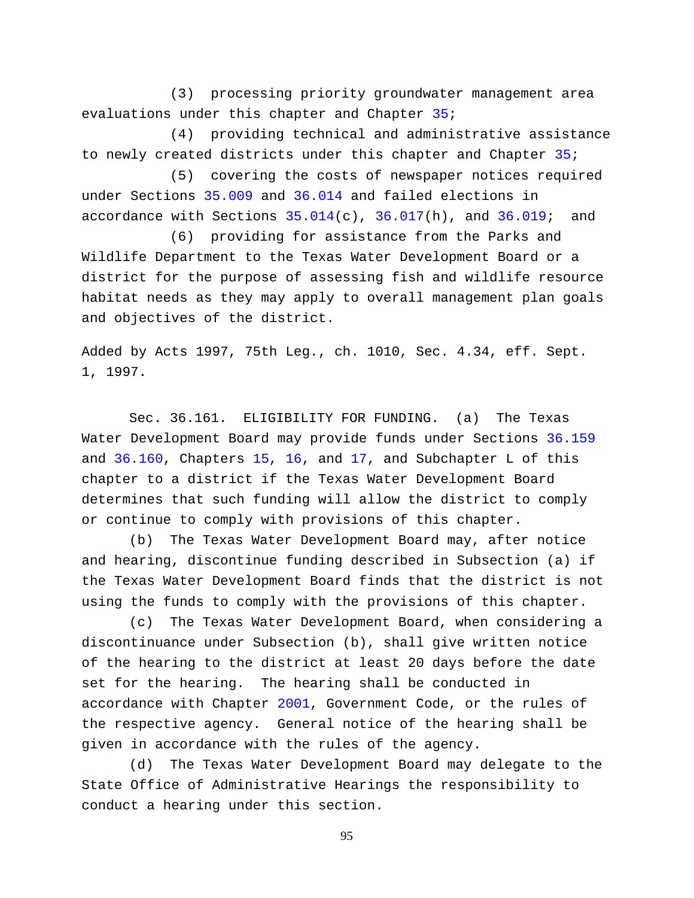(3) processing priority groundwater management area evaluations under this chapter and Chapter 35;

(4) providing technical and administrative assistance to newly created districts under this chapter and Chapter 35;

(5) covering the costs of newspaper notices required under Sections 35.009 and 36.014 and failed elections in accordance with Sections 35.014(c), 36.017(h), and 36.019; and

(6) providing for assistance from the Parks and Wildlife Department to the Texas Water Development Board or a district for the purpose of assessing fish and wildlife resource habitat needs as they may apply to overall management plan goals and objectives of the district.

Added by Acts 1997, 75th Leg., ch. 1010, Sec. 4.34, eff. Sept. 1, 1997.

Sec. 36.161. ELIGIBILITY FOR FUNDING. (a) The Texas Water Development Board may provide funds under Sections 36.159 and 36.160, Chapters 15, 16, and 17, and Subchapter L of this chapter to a district if the Texas Water Development Board determines that such funding will allow the district to comply or continue to comply with provisions of this chapter.

(b) The Texas Water Development Board may, after notice and hearing, discontinue funding described in Subsection (a) if the Texas Water Development Board finds that the district is not using the funds to comply with the provisions of this chapter.

(c) The Texas Water Development Board, when considering a discontinuance under Subsection (b), shall give written notice of the hearing to the district at least 20 days before the date set for the hearing. The hearing shall be conducted in accordance with Chapter 2001, Government Code, or the rules of the respective agency. General notice of the hearing shall be given in accordance with the rules of the agency.

(d) The Texas Water Development Board may delegate to the State Office of Administrative Hearings the responsibility to conduct a hearing under this section.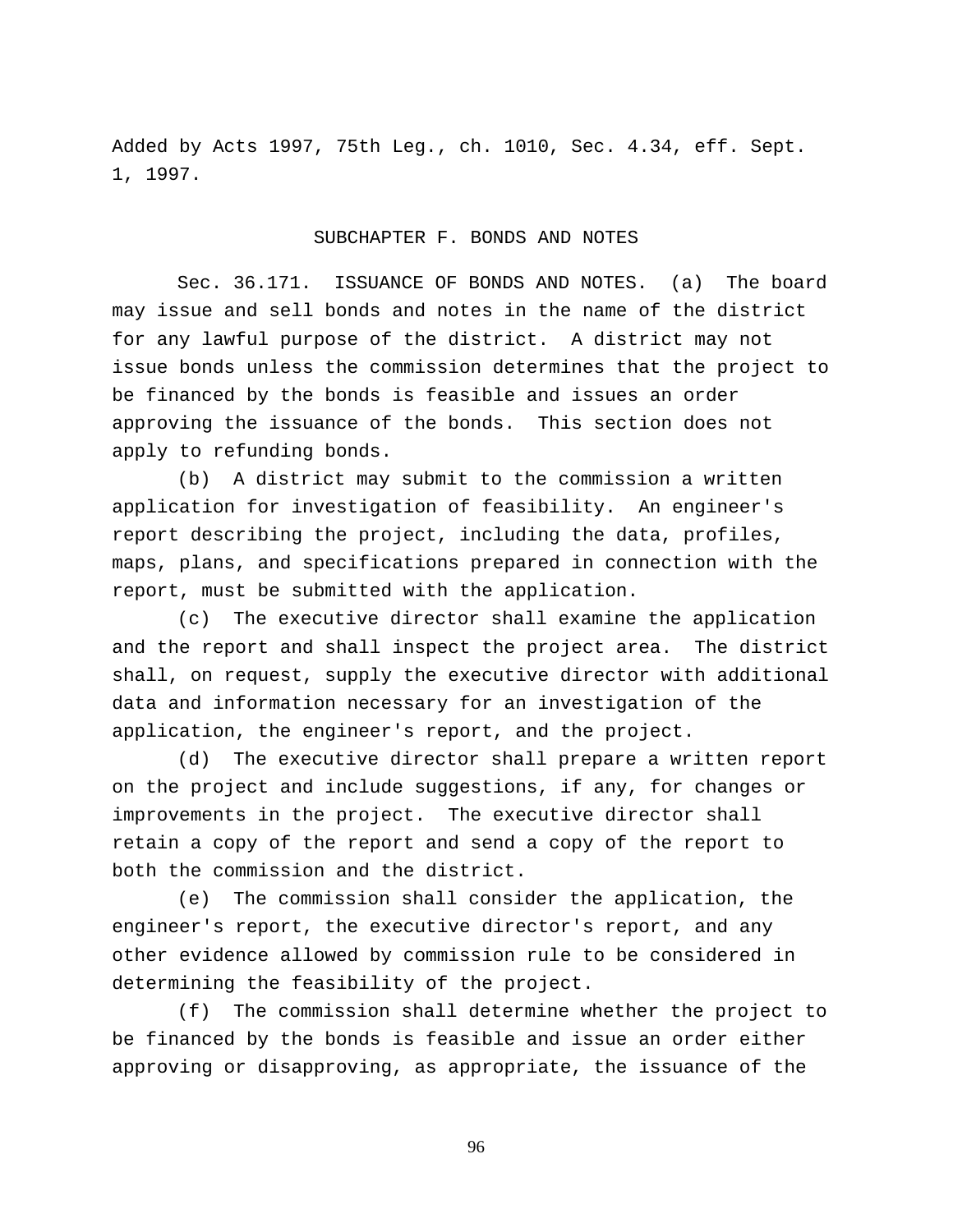Added by Acts 1997, 75th Leg., ch. 1010, Sec. 4.34, eff. Sept. 1, 1997.

## SUBCHAPTER F. BONDS AND NOTES

Sec. 36.171. ISSUANCE OF BONDS AND NOTES. (a) The board may issue and sell bonds and notes in the name of the district for any lawful purpose of the district. A district may not issue bonds unless the commission determines that the project to be financed by the bonds is feasible and issues an order approving the issuance of the bonds. This section does not apply to refunding bonds.

(b) A district may submit to the commission a written application for investigation of feasibility. An engineer's report describing the project, including the data, profiles, maps, plans, and specifications prepared in connection with the report, must be submitted with the application.

(c) The executive director shall examine the application and the report and shall inspect the project area. The district shall, on request, supply the executive director with additional data and information necessary for an investigation of the application, the engineer's report, and the project.

(d) The executive director shall prepare a written report on the project and include suggestions, if any, for changes or improvements in the project. The executive director shall retain a copy of the report and send a copy of the report to both the commission and the district.

(e) The commission shall consider the application, the engineer's report, the executive director's report, and any other evidence allowed by commission rule to be considered in determining the feasibility of the project.

(f) The commission shall determine whether the project to be financed by the bonds is feasible and issue an order either approving or disapproving, as appropriate, the issuance of the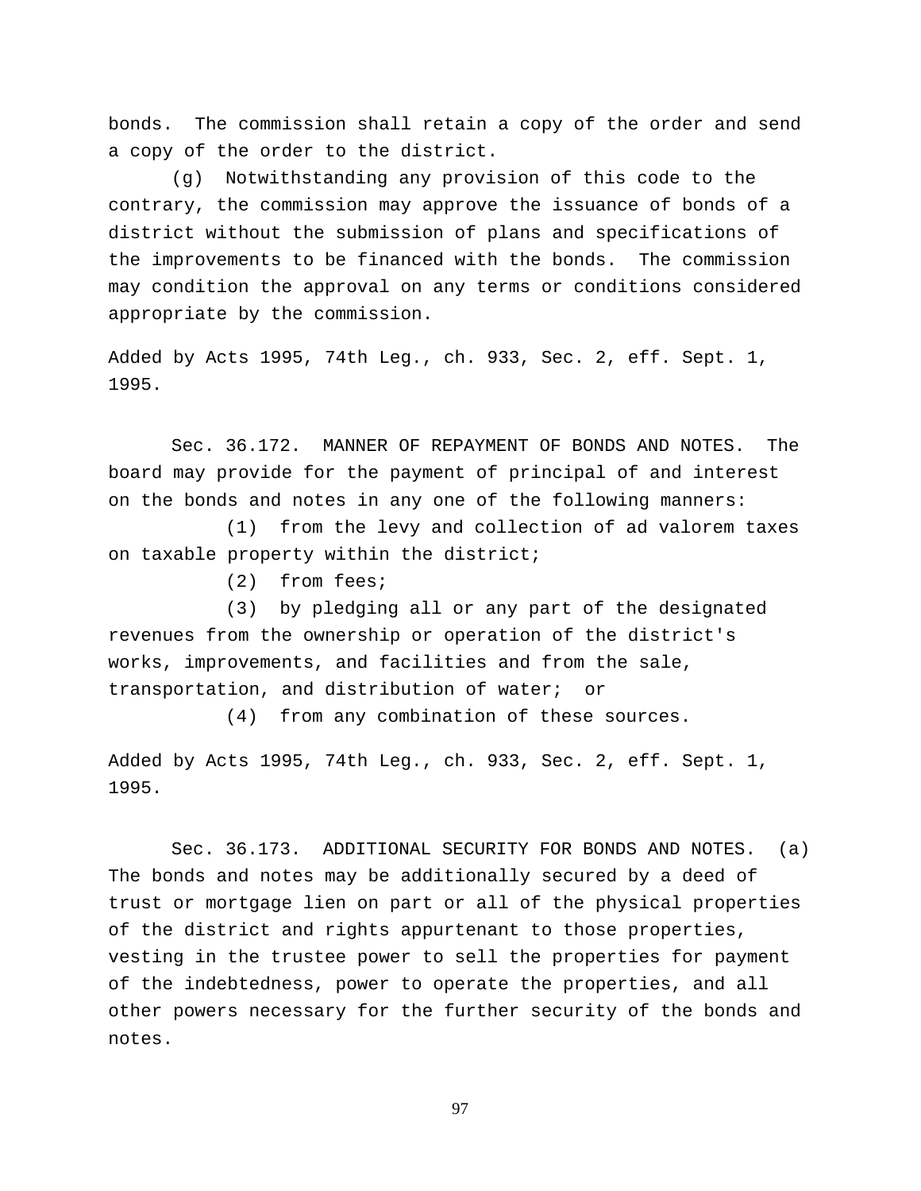bonds. The commission shall retain a copy of the order and send a copy of the order to the district.

(g) Notwithstanding any provision of this code to the contrary, the commission may approve the issuance of bonds of a district without the submission of plans and specifications of the improvements to be financed with the bonds. The commission may condition the approval on any terms or conditions considered appropriate by the commission.

Added by Acts 1995, 74th Leg., ch. 933, Sec. 2, eff. Sept. 1, 1995.

Sec. 36.172. MANNER OF REPAYMENT OF BONDS AND NOTES. The board may provide for the payment of principal of and interest on the bonds and notes in any one of the following manners:

(1) from the levy and collection of ad valorem taxes on taxable property within the district;

(2) from fees;

(3) by pledging all or any part of the designated revenues from the ownership or operation of the district's works, improvements, and facilities and from the sale, transportation, and distribution of water; or

(4) from any combination of these sources.

Added by Acts 1995, 74th Leg., ch. 933, Sec. 2, eff. Sept. 1, 1995.

Sec. 36.173. ADDITIONAL SECURITY FOR BONDS AND NOTES. (a) The bonds and notes may be additionally secured by a deed of trust or mortgage lien on part or all of the physical properties of the district and rights appurtenant to those properties, vesting in the trustee power to sell the properties for payment of the indebtedness, power to operate the properties, and all other powers necessary for the further security of the bonds and notes.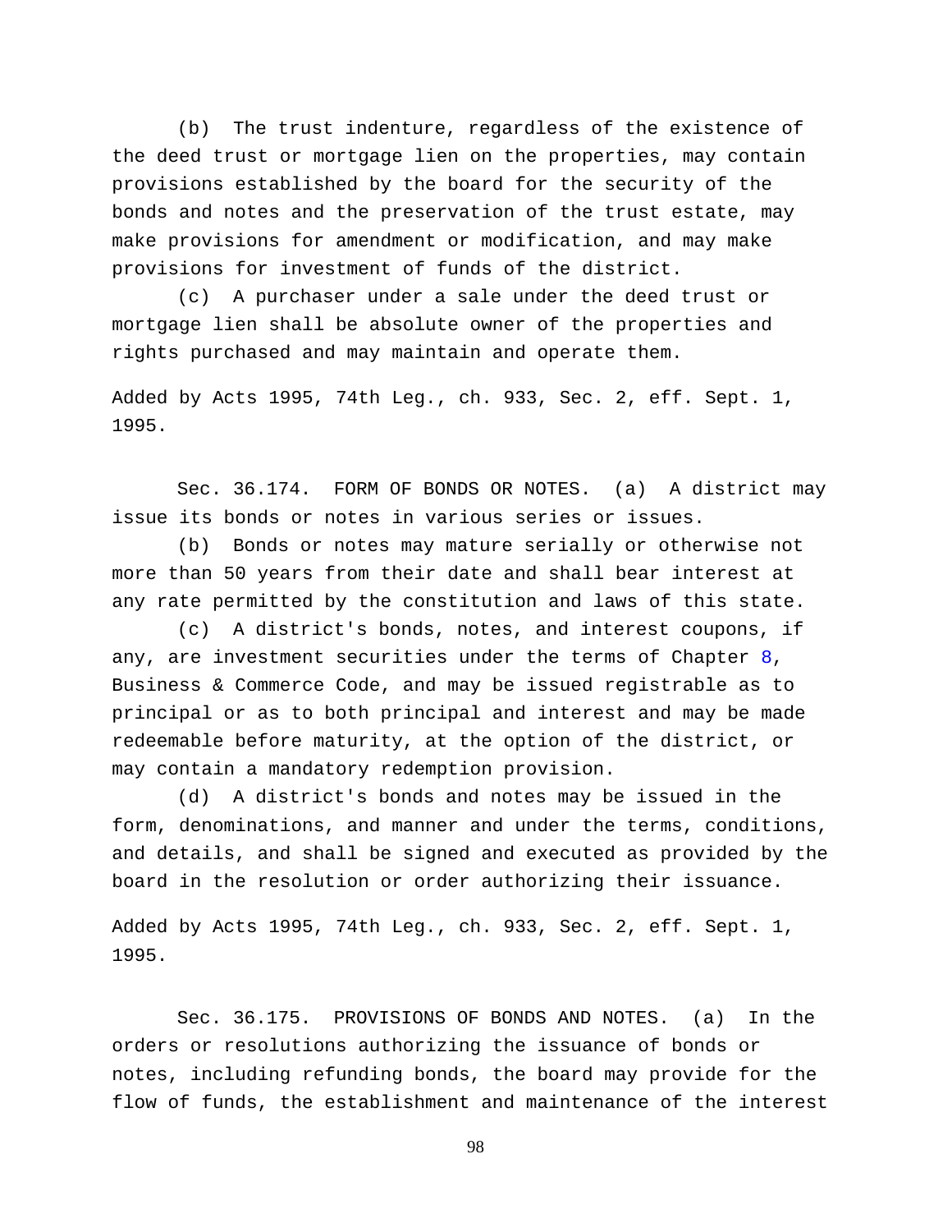(b) The trust indenture, regardless of the existence of the deed trust or mortgage lien on the properties, may contain provisions established by the board for the security of the bonds and notes and the preservation of the trust estate, may make provisions for amendment or modification, and may make provisions for investment of funds of the district.

(c) A purchaser under a sale under the deed trust or mortgage lien shall be absolute owner of the properties and rights purchased and may maintain and operate them.

Added by Acts 1995, 74th Leg., ch. 933, Sec. 2, eff. Sept. 1, 1995.

Sec. 36.174. FORM OF BONDS OR NOTES. (a) A district may issue its bonds or notes in various series or issues.

(b) Bonds or notes may mature serially or otherwise not more than 50 years from their date and shall bear interest at any rate permitted by the constitution and laws of this state.

(c) A district's bonds, notes, and interest coupons, if any, are investment securities under the terms of Chapter 8, Business & Commerce Code, and may be issued registrable as to principal or as to both principal and interest and may be made redeemable before maturity, at the option of the district, or may contain a mandatory redemption provision.

(d) A district's bonds and notes may be issued in the form, denominations, and manner and under the terms, conditions, and details, and shall be signed and executed as provided by the board in the resolution or order authorizing their issuance.

Added by Acts 1995, 74th Leg., ch. 933, Sec. 2, eff. Sept. 1, 1995.

Sec. 36.175. PROVISIONS OF BONDS AND NOTES. (a) In the orders or resolutions authorizing the issuance of bonds or notes, including refunding bonds, the board may provide for the flow of funds, the establishment and maintenance of the interest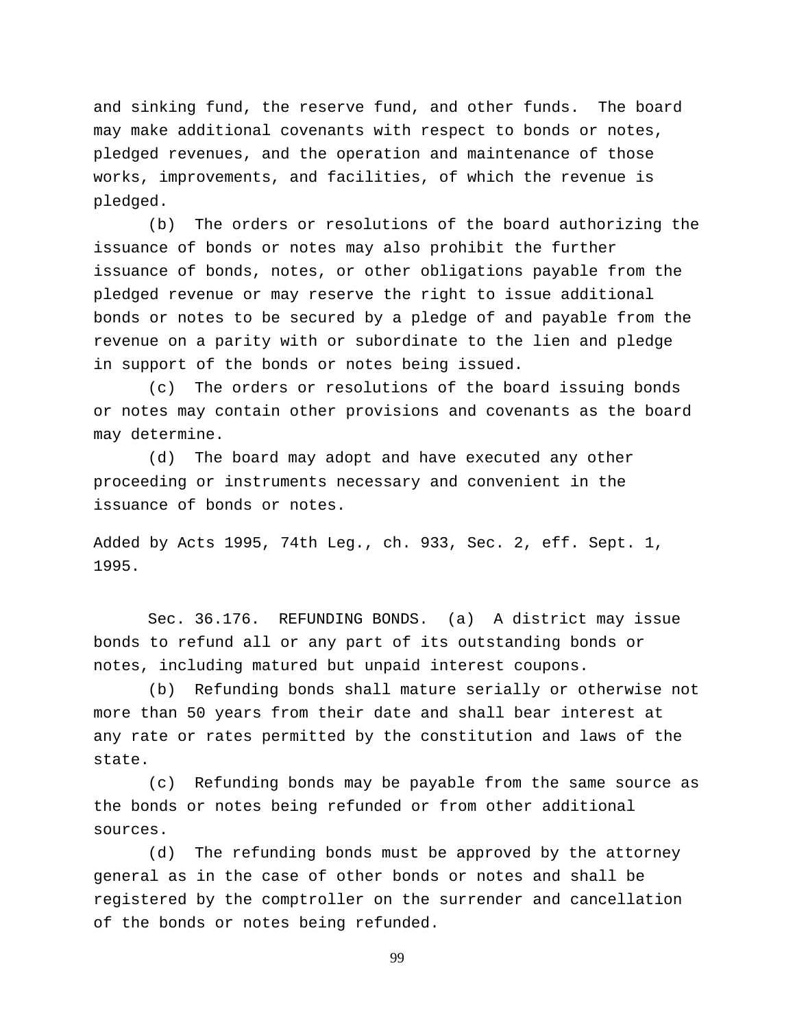and sinking fund, the reserve fund, and other funds. The board may make additional covenants with respect to bonds or notes, pledged revenues, and the operation and maintenance of those works, improvements, and facilities, of which the revenue is pledged.

(b) The orders or resolutions of the board authorizing the issuance of bonds or notes may also prohibit the further issuance of bonds, notes, or other obligations payable from the pledged revenue or may reserve the right to issue additional bonds or notes to be secured by a pledge of and payable from the revenue on a parity with or subordinate to the lien and pledge in support of the bonds or notes being issued.

(c) The orders or resolutions of the board issuing bonds or notes may contain other provisions and covenants as the board may determine.

(d) The board may adopt and have executed any other proceeding or instruments necessary and convenient in the issuance of bonds or notes.

Added by Acts 1995, 74th Leg., ch. 933, Sec. 2, eff. Sept. 1, 1995.

Sec. 36.176. REFUNDING BONDS. (a) A district may issue bonds to refund all or any part of its outstanding bonds or notes, including matured but unpaid interest coupons.

(b) Refunding bonds shall mature serially or otherwise not more than 50 years from their date and shall bear interest at any rate or rates permitted by the constitution and laws of the state.

(c) Refunding bonds may be payable from the same source as the bonds or notes being refunded or from other additional sources.

(d) The refunding bonds must be approved by the attorney general as in the case of other bonds or notes and shall be registered by the comptroller on the surrender and cancellation of the bonds or notes being refunded.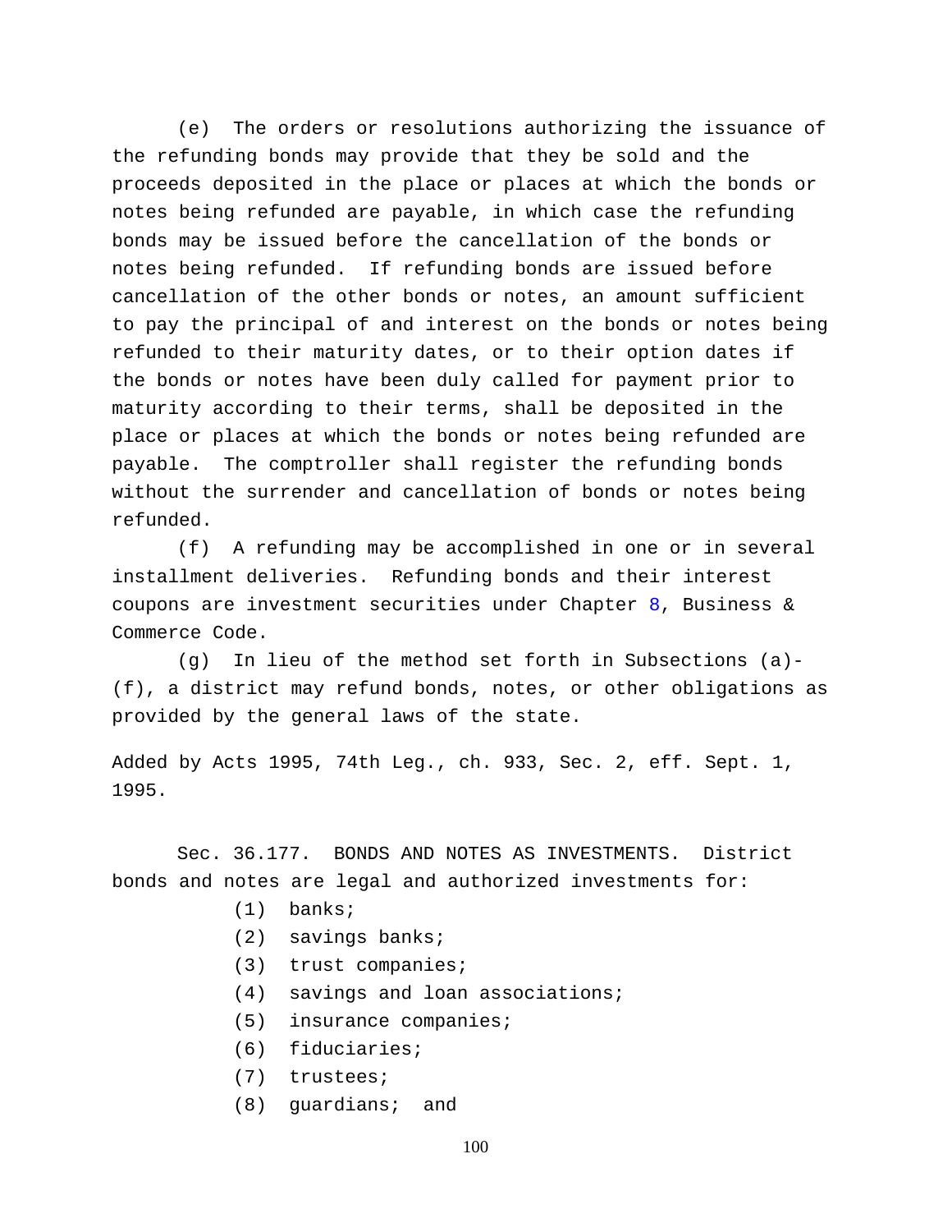(e) The orders or resolutions authorizing the issuance of the refunding bonds may provide that they be sold and the proceeds deposited in the place or places at which the bonds or notes being refunded are payable, in which case the refunding bonds may be issued before the cancellation of the bonds or notes being refunded. If refunding bonds are issued before cancellation of the other bonds or notes, an amount sufficient to pay the principal of and interest on the bonds or notes being refunded to their maturity dates, or to their option dates if the bonds or notes have been duly called for payment prior to maturity according to their terms, shall be deposited in the place or places at which the bonds or notes being refunded are payable. The comptroller shall register the refunding bonds without the surrender and cancellation of bonds or notes being refunded.

(f) A refunding may be accomplished in one or in several installment deliveries. Refunding bonds and their interest coupons are investment securities under Chapter 8, Business & Commerce Code.

(g) In lieu of the method set forth in Subsections (a)-(f), a district may refund bonds, notes, or other obligations as provided by the general laws of the state.

Added by Acts 1995, 74th Leg., ch. 933, Sec. 2, eff. Sept. 1, 1995.

Sec. 36.177. BONDS AND NOTES AS INVESTMENTS. District bonds and notes are legal and authorized investments for:

(1) banks;

(2) savings banks;

(3) trust companies;

(4) savings and loan associations;

(5) insurance companies;

(6) fiduciaries;

(7) trustees;

(8) guardians; and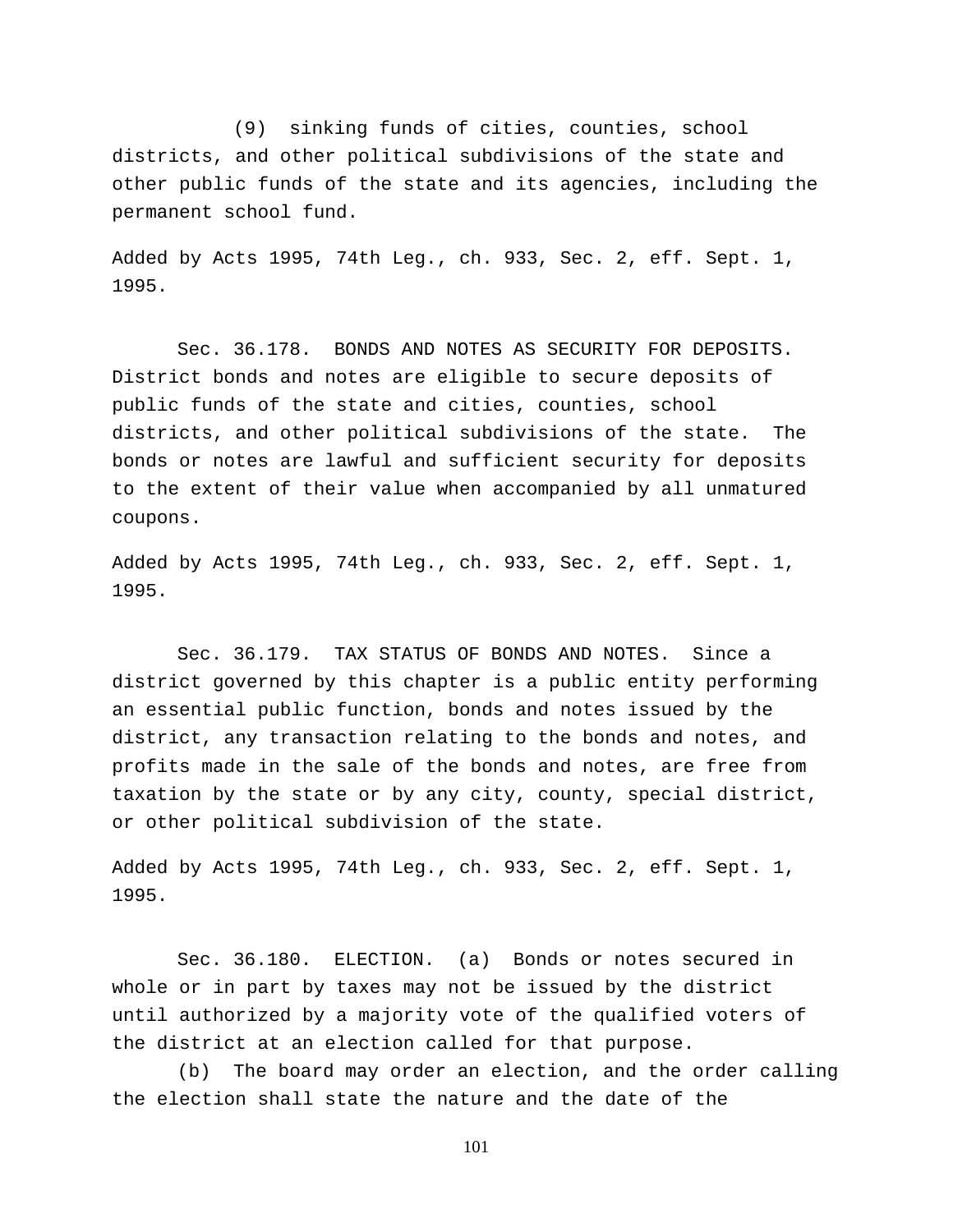(9) sinking funds of cities, counties, school districts, and other political subdivisions of the state and other public funds of the state and its agencies, including the permanent school fund.

Added by Acts 1995, 74th Leg., ch. 933, Sec. 2, eff. Sept. 1, 1995.

Sec. 36.178. BONDS AND NOTES AS SECURITY FOR DEPOSITS. District bonds and notes are eligible to secure deposits of public funds of the state and cities, counties, school districts, and other political subdivisions of the state. The bonds or notes are lawful and sufficient security for deposits to the extent of their value when accompanied by all unmatured coupons.

Added by Acts 1995, 74th Leg., ch. 933, Sec. 2, eff. Sept. 1, 1995.

Sec. 36.179. TAX STATUS OF BONDS AND NOTES. Since a district governed by this chapter is a public entity performing an essential public function, bonds and notes issued by the district, any transaction relating to the bonds and notes, and profits made in the sale of the bonds and notes, are free from taxation by the state or by any city, county, special district, or other political subdivision of the state.

Added by Acts 1995, 74th Leg., ch. 933, Sec. 2, eff. Sept. 1, 1995.

Sec. 36.180. ELECTION. (a) Bonds or notes secured in whole or in part by taxes may not be issued by the district until authorized by a majority vote of the qualified voters of the district at an election called for that purpose.

(b) The board may order an election, and the order calling the election shall state the nature and the date of the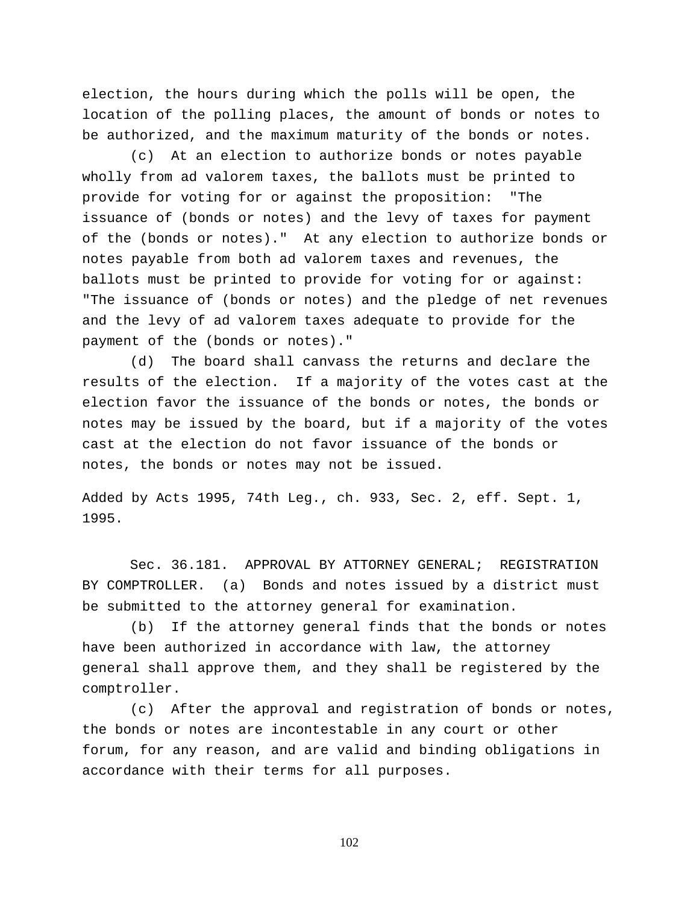election, the hours during which the polls will be open, the location of the polling places, the amount of bonds or notes to be authorized, and the maximum maturity of the bonds or notes.

(c) At an election to authorize bonds or notes payable wholly from ad valorem taxes, the ballots must be printed to provide for voting for or against the proposition: "The issuance of (bonds or notes) and the levy of taxes for payment of the (bonds or notes)." At any election to authorize bonds or notes payable from both ad valorem taxes and revenues, the ballots must be printed to provide for voting for or against: "The issuance of (bonds or notes) and the pledge of net revenues and the levy of ad valorem taxes adequate to provide for the payment of the (bonds or notes)."

(d) The board shall canvass the returns and declare the results of the election. If a majority of the votes cast at the election favor the issuance of the bonds or notes, the bonds or notes may be issued by the board, but if a majority of the votes cast at the election do not favor issuance of the bonds or notes, the bonds or notes may not be issued.

Added by Acts 1995, 74th Leg., ch. 933, Sec. 2, eff. Sept. 1, 1995.

Sec. 36.181. APPROVAL BY ATTORNEY GENERAL; REGISTRATION BY COMPTROLLER. (a) Bonds and notes issued by a district must be submitted to the attorney general for examination.

(b) If the attorney general finds that the bonds or notes have been authorized in accordance with law, the attorney general shall approve them, and they shall be registered by the comptroller.

(c) After the approval and registration of bonds or notes, the bonds or notes are incontestable in any court or other forum, for any reason, and are valid and binding obligations in accordance with their terms for all purposes.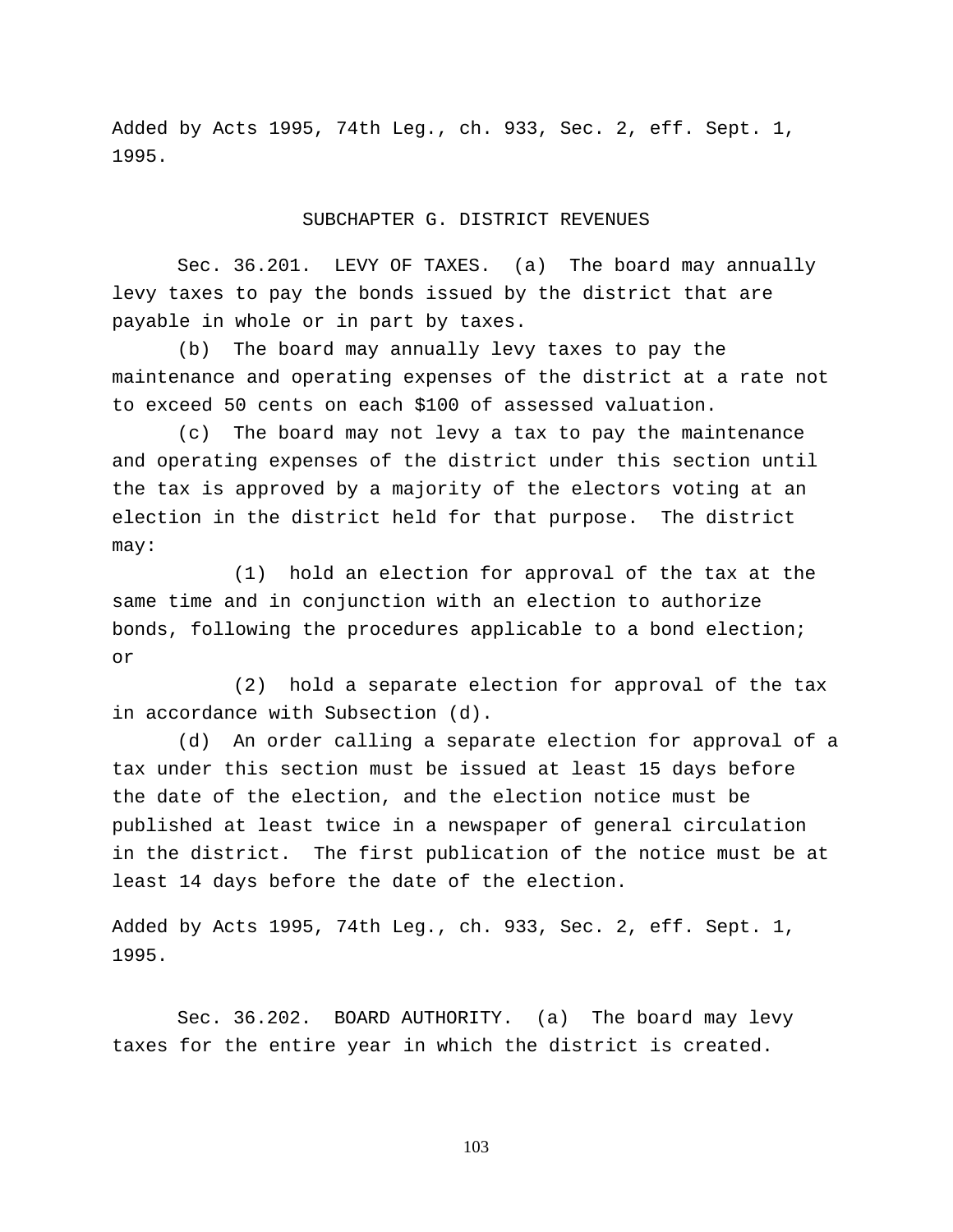Added by Acts 1995, 74th Leg., ch. 933, Sec. 2, eff. Sept. 1, 1995.

## SUBCHAPTER G. DISTRICT REVENUES

Sec. 36.201. LEVY OF TAXES. (a) The board may annually levy taxes to pay the bonds issued by the district that are payable in whole or in part by taxes.

(b) The board may annually levy taxes to pay the maintenance and operating expenses of the district at a rate not to exceed 50 cents on each $100 of assessed valuation.

(c) The board may not levy a tax to pay the maintenance and operating expenses of the district under this section until the tax is approved by a majority of the electors voting at an election in the district held for that purpose. The district may:

(1) hold an election for approval of the tax at the same time and in conjunction with an election to authorize bonds, following the procedures applicable to a bond election; or

(2) hold a separate election for approval of the tax in accordance with Subsection (d).

(d) An order calling a separate election for approval of a tax under this section must be issued at least 15 days before the date of the election, and the election notice must be published at least twice in a newspaper of general circulation in the district. The first publication of the notice must be at least 14 days before the date of the election.

Added by Acts 1995, 74th Leg., ch. 933, Sec. 2, eff. Sept. 1, 1995.

Sec. 36.202. BOARD AUTHORITY. (a) The board may levy taxes for the entire year in which the district is created.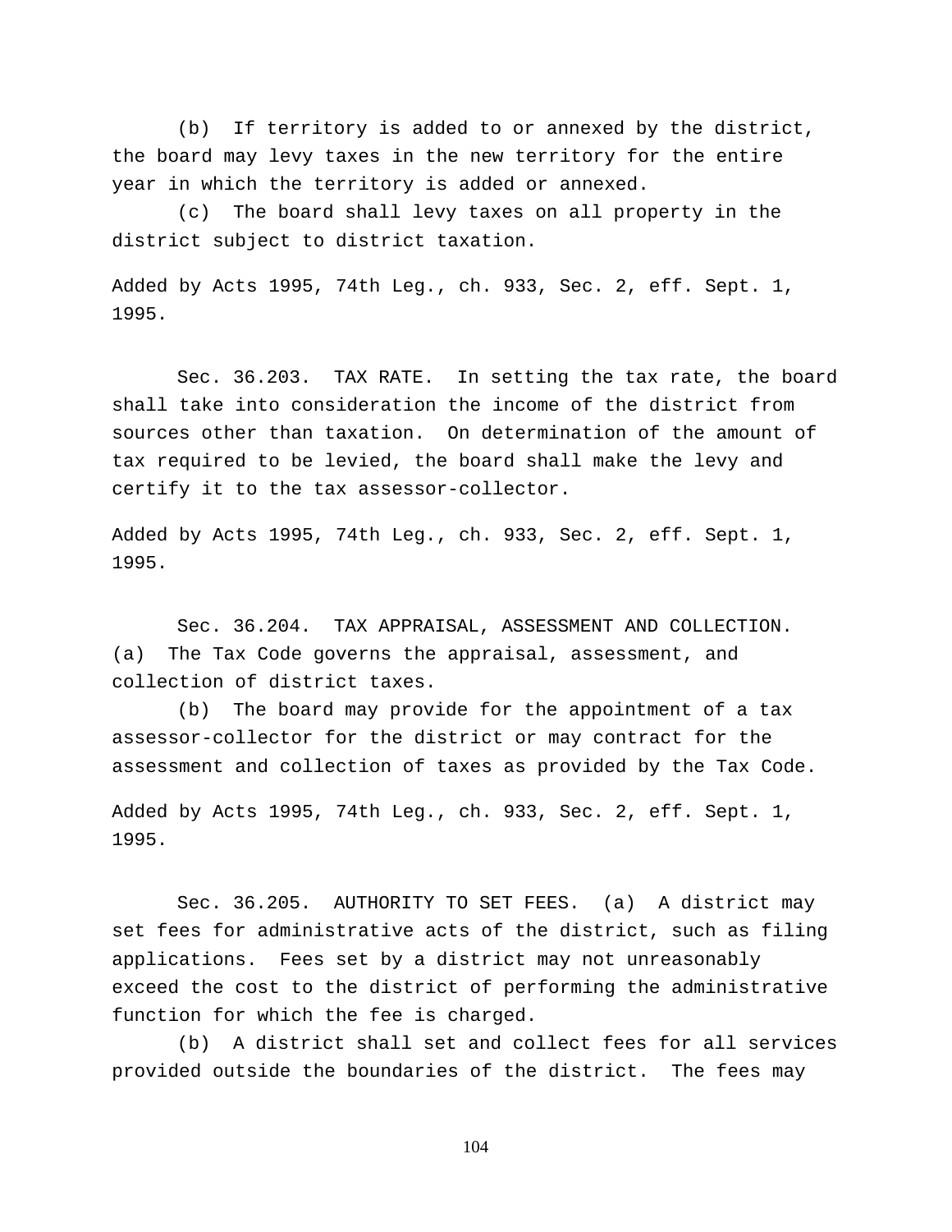(b) If territory is added to or annexed by the district, the board may levy taxes in the new territory for the entire year in which the territory is added or annexed.

(c) The board shall levy taxes on all property in the district subject to district taxation.

Added by Acts 1995, 74th Leg., ch. 933, Sec. 2, eff. Sept. 1, 1995.

Sec. 36.203. TAX RATE. In setting the tax rate, the board shall take into consideration the income of the district from sources other than taxation. On determination of the amount of tax required to be levied, the board shall make the levy and certify it to the tax assessor-collector.

Added by Acts 1995, 74th Leg., ch. 933, Sec. 2, eff. Sept. 1, 1995.

Sec. 36.204. TAX APPRAISAL, ASSESSMENT AND COLLECTION. (a) The Tax Code governs the appraisal, assessment, and collection of district taxes.

(b) The board may provide for the appointment of a tax assessor-collector for the district or may contract for the assessment and collection of taxes as provided by the Tax Code.

Added by Acts 1995, 74th Leg., ch. 933, Sec. 2, eff. Sept. 1, 1995.

Sec. 36.205. AUTHORITY TO SET FEES. (a) A district may set fees for administrative acts of the district, such as filing applications. Fees set by a district may not unreasonably exceed the cost to the district of performing the administrative function for which the fee is charged.

(b) A district shall set and collect fees for all services provided outside the boundaries of the district. The fees may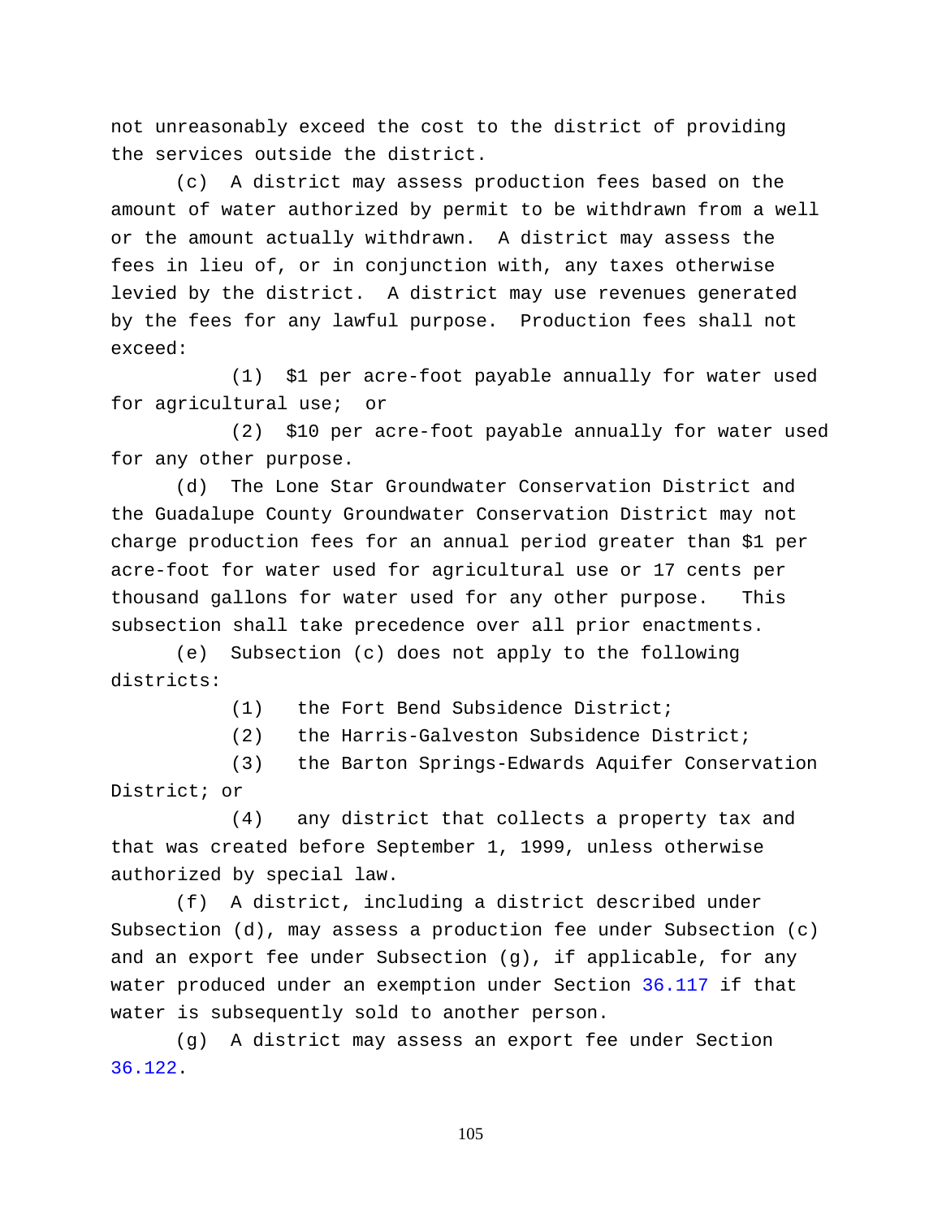not unreasonably exceed the cost to the district of providing the services outside the district.

(c) A district may assess production fees based on the amount of water authorized by permit to be withdrawn from a well or the amount actually withdrawn. A district may assess the fees in lieu of, or in conjunction with, any taxes otherwise levied by the district. A district may use revenues generated by the fees for any lawful purpose. Production fees shall not exceed:

(1) $1 per acre-foot payable annually for water used for agricultural use; or

(2) $10 per acre-foot payable annually for water used for any other purpose.

(d) The Lone Star Groundwater Conservation District and the Guadalupe County Groundwater Conservation District may not charge production fees for an annual period greater than $1 per acre-foot for water used for agricultural use or 17 cents per thousand gallons for water used for any other purpose. This subsection shall take precedence over all prior enactments.

(e) Subsection (c) does not apply to the following districts:

(1) the Fort Bend Subsidence District;

(2) the Harris-Galveston Subsidence District;

(3) the Barton Springs-Edwards Aquifer Conservation District; or

(4) any district that collects a property tax and that was created before September 1, 1999, unless otherwise authorized by special law.

(f) A district, including a district described under Subsection (d), may assess a production fee under Subsection (c) and an export fee under Subsection (g), if applicable, for any water produced under an exemption under Section 36.117 if that water is subsequently sold to another person.

(g) A district may assess an export fee under Section 36.122.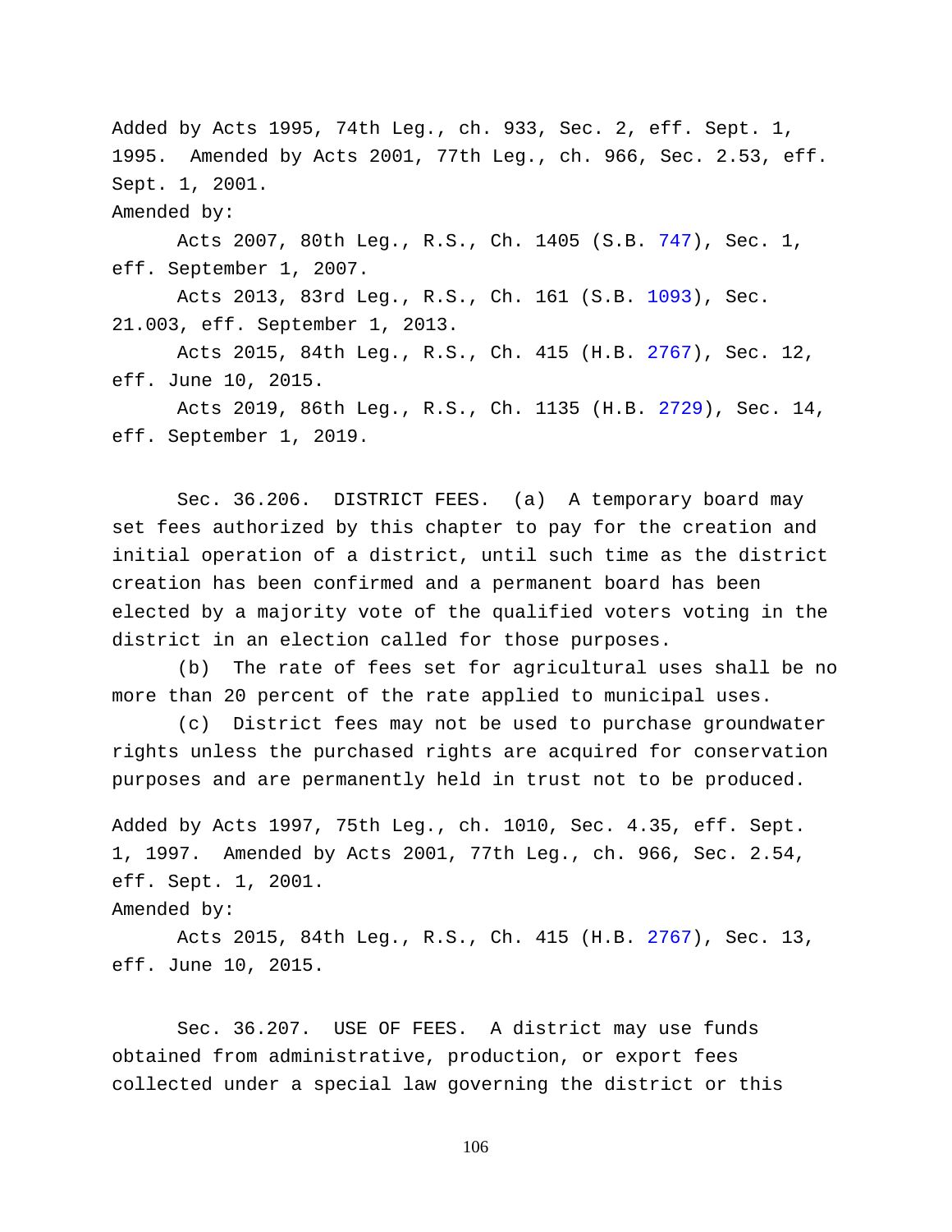Added by Acts 1995, 74th Leg., ch. 933, Sec. 2, eff. Sept. 1, 1995. Amended by Acts 2001, 77th Leg., ch. 966, Sec. 2.53, eff. Sept. 1, 2001.

Amended by:

Acts 2007, 80th Leg., R.S., Ch. 1405 (S.B. 747), Sec. 1, eff. September 1, 2007.

Acts 2013, 83rd Leg., R.S., Ch. 161 (S.B. 1093), Sec. 21.003, eff. September 1, 2013.

Acts 2015, 84th Leg., R.S., Ch. 415 (H.B. 2767), Sec. 12, eff. June 10, 2015.

Acts 2019, 86th Leg., R.S., Ch. 1135 (H.B. 2729), Sec. 14, eff. September 1, 2019.

Sec. 36.206. DISTRICT FEES. (a) A temporary board may set fees authorized by this chapter to pay for the creation and initial operation of a district, until such time as the district creation has been confirmed and a permanent board has been elected by a majority vote of the qualified voters voting in the district in an election called for those purposes.

(b) The rate of fees set for agricultural uses shall be no more than 20 percent of the rate applied to municipal uses.

(c) District fees may not be used to purchase groundwater rights unless the purchased rights are acquired for conservation purposes and are permanently held in trust not to be produced.

Added by Acts 1997, 75th Leg., ch. 1010, Sec. 4.35, eff. Sept. 1, 1997. Amended by Acts 2001, 77th Leg., ch. 966, Sec. 2.54, eff. Sept. 1, 2001.

Amended by:

Acts 2015, 84th Leg., R.S., Ch. 415 (H.B. 2767), Sec. 13, eff. June 10, 2015.

Sec. 36.207. USE OF FEES. A district may use funds obtained from administrative, production, or export fees collected under a special law governing the district or this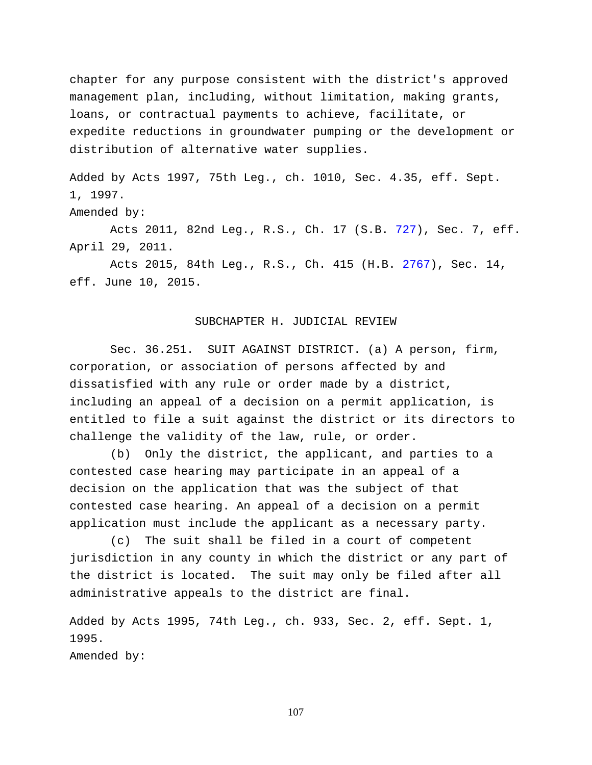chapter for any purpose consistent with the district's approved management plan, including, without limitation, making grants, loans, or contractual payments to achieve, facilitate, or expedite reductions in groundwater pumping or the development or distribution of alternative water supplies.

Added by Acts 1997, 75th Leg., ch. 1010, Sec. 4.35, eff. Sept. 1, 1997.
Amended by:

Acts 2011, 82nd Leg., R.S., Ch. 17 (S.B. 727), Sec. 7, eff. April 29, 2011.

Acts 2015, 84th Leg., R.S., Ch. 415 (H.B. 2767), Sec. 14, eff. June 10, 2015.

## SUBCHAPTER H. JUDICIAL REVIEW

Sec. 36.251. SUIT AGAINST DISTRICT. (a) A person, firm, corporation, or association of persons affected by and dissatisfied with any rule or order made by a district, including an appeal of a decision on a permit application, is entitled to file a suit against the district or its directors to challenge the validity of the law, rule, or order.

(b) Only the district, the applicant, and parties to a contested case hearing may participate in an appeal of a decision on the application that was the subject of that contested case hearing. An appeal of a decision on a permit application must include the applicant as a necessary party.

(c) The suit shall be filed in a court of competent jurisdiction in any county in which the district or any part of the district is located. The suit may only be filed after all administrative appeals to the district are final.

Added by Acts 1995, 74th Leg., ch. 933, Sec. 2, eff. Sept. 1, 1995.
Amended by: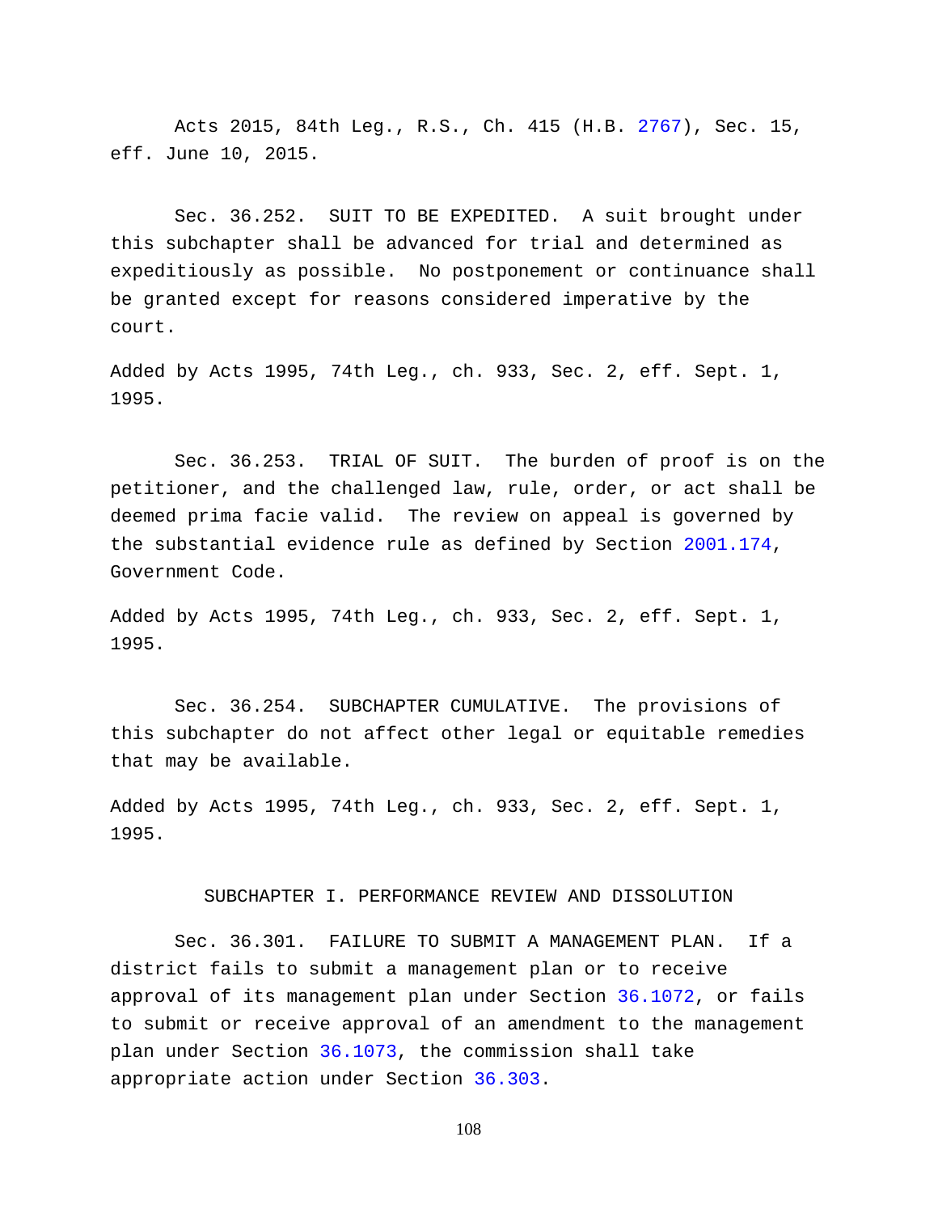Acts 2015, 84th Leg., R.S., Ch. 415 (H.B. 2767), Sec. 15, eff. June 10, 2015.

Sec. 36.252. SUIT TO BE EXPEDITED. A suit brought under this subchapter shall be advanced for trial and determined as expeditiously as possible. No postponement or continuance shall be granted except for reasons considered imperative by the court.

Added by Acts 1995, 74th Leg., ch. 933, Sec. 2, eff. Sept. 1, 1995.

Sec. 36.253. TRIAL OF SUIT. The burden of proof is on the petitioner, and the challenged law, rule, order, or act shall be deemed prima facie valid. The review on appeal is governed by the substantial evidence rule as defined by Section 2001.174, Government Code.

Added by Acts 1995, 74th Leg., ch. 933, Sec. 2, eff. Sept. 1, 1995.

Sec. 36.254. SUBCHAPTER CUMULATIVE. The provisions of this subchapter do not affect other legal or equitable remedies that may be available.

Added by Acts 1995, 74th Leg., ch. 933, Sec. 2, eff. Sept. 1, 1995.

## SUBCHAPTER I. PERFORMANCE REVIEW AND DISSOLUTION

Sec. 36.301. FAILURE TO SUBMIT A MANAGEMENT PLAN. If a district fails to submit a management plan or to receive approval of its management plan under Section 36.1072, or fails to submit or receive approval of an amendment to the management plan under Section 36.1073, the commission shall take appropriate action under Section 36.303.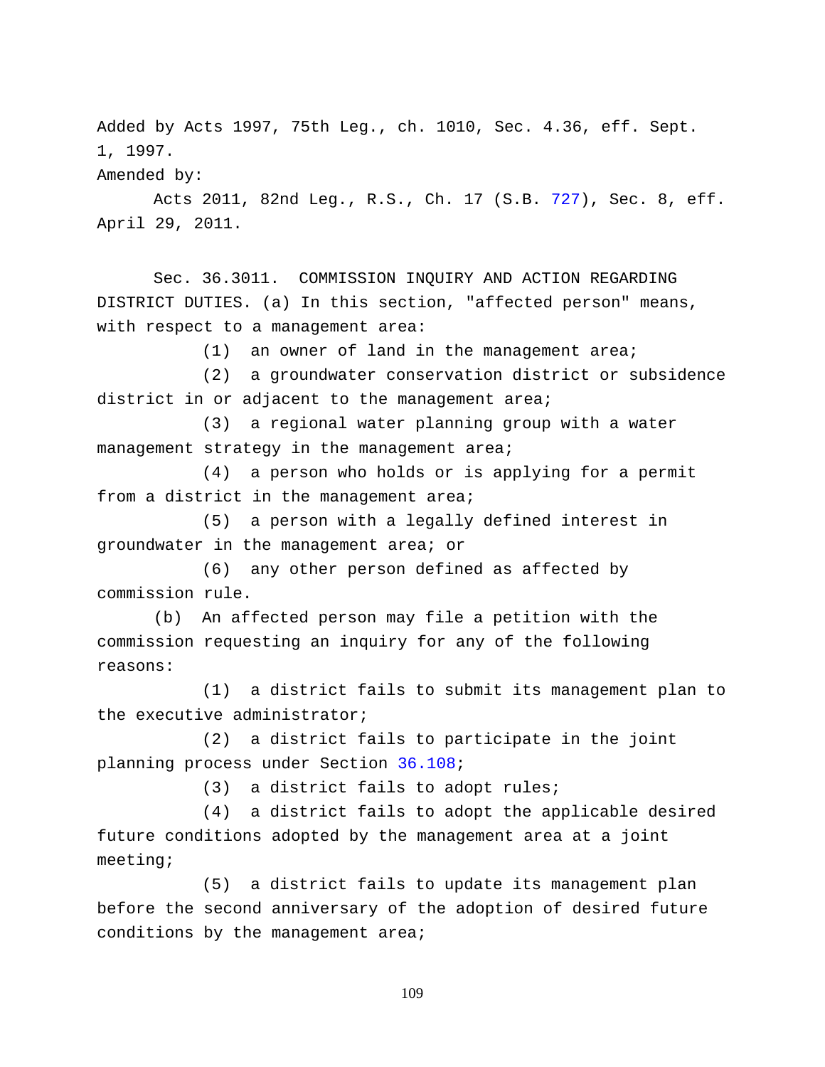Added by Acts 1997, 75th Leg., ch. 1010, Sec. 4.36, eff. Sept. 1, 1997.

Amended by:

Acts 2011, 82nd Leg., R.S., Ch. 17 (S.B. 727), Sec. 8, eff. April 29, 2011.

Sec. 36.3011. COMMISSION INQUIRY AND ACTION REGARDING DISTRICT DUTIES. (a) In this section, "affected person" means, with respect to a management area:

(1) an owner of land in the management area;

(2) a groundwater conservation district or subsidence district in or adjacent to the management area;

(3) a regional water planning group with a water management strategy in the management area;

(4) a person who holds or is applying for a permit from a district in the management area;

(5) a person with a legally defined interest in groundwater in the management area; or

(6) any other person defined as affected by commission rule.

(b) An affected person may file a petition with the commission requesting an inquiry for any of the following reasons:

(1) a district fails to submit its management plan to the executive administrator;

(2) a district fails to participate in the joint planning process under Section 36.108;

(3) a district fails to adopt rules;

(4) a district fails to adopt the applicable desired future conditions adopted by the management area at a joint meeting;

(5) a district fails to update its management plan before the second anniversary of the adoption of desired future conditions by the management area;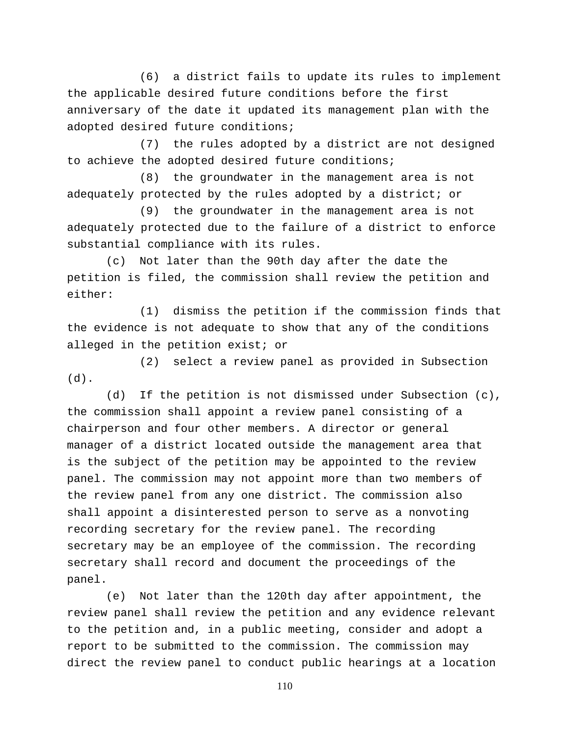(6) a district fails to update its rules to implement the applicable desired future conditions before the first anniversary of the date it updated its management plan with the adopted desired future conditions;

(7) the rules adopted by a district are not designed to achieve the adopted desired future conditions;

(8) the groundwater in the management area is not adequately protected by the rules adopted by a district; or

(9) the groundwater in the management area is not adequately protected due to the failure of a district to enforce substantial compliance with its rules.

(c) Not later than the 90th day after the date the petition is filed, the commission shall review the petition and either:

(1) dismiss the petition if the commission finds that the evidence is not adequate to show that any of the conditions alleged in the petition exist; or

(2) select a review panel as provided in Subsection (d).

(d) If the petition is not dismissed under Subsection (c), the commission shall appoint a review panel consisting of a chairperson and four other members. A director or general manager of a district located outside the management area that is the subject of the petition may be appointed to the review panel. The commission may not appoint more than two members of the review panel from any one district. The commission also shall appoint a disinterested person to serve as a nonvoting recording secretary for the review panel. The recording secretary may be an employee of the commission. The recording secretary shall record and document the proceedings of the panel.

(e) Not later than the 120th day after appointment, the review panel shall review the petition and any evidence relevant to the petition and, in a public meeting, consider and adopt a report to be submitted to the commission. The commission may direct the review panel to conduct public hearings at a location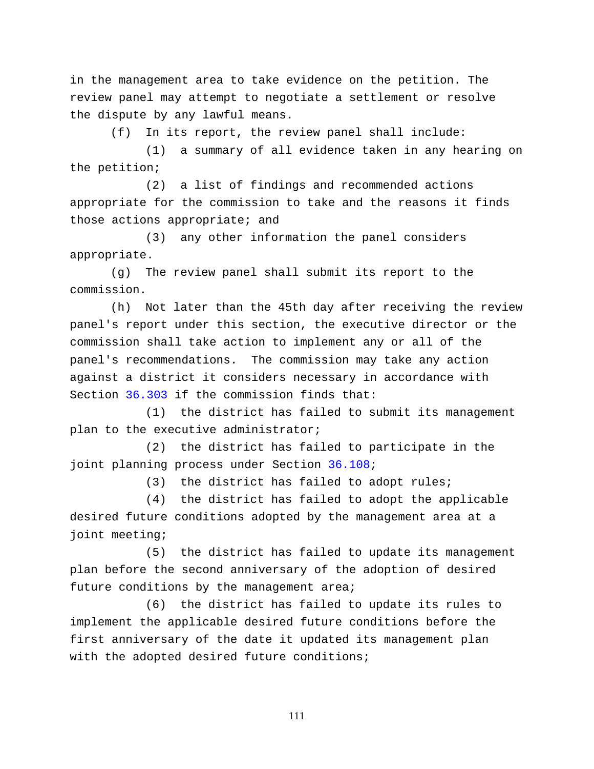in the management area to take evidence on the petition. The review panel may attempt to negotiate a settlement or resolve the dispute by any lawful means.

(f) In its report, the review panel shall include:

(1) a summary of all evidence taken in any hearing on the petition;

(2) a list of findings and recommended actions appropriate for the commission to take and the reasons it finds those actions appropriate; and

(3) any other information the panel considers appropriate.

(g) The review panel shall submit its report to the commission.

(h) Not later than the 45th day after receiving the review panel's report under this section, the executive director or the commission shall take action to implement any or all of the panel's recommendations. The commission may take any action against a district it considers necessary in accordance with Section 36.303 if the commission finds that:

(1) the district has failed to submit its management plan to the executive administrator;

(2) the district has failed to participate in the joint planning process under Section 36.108;

(3) the district has failed to adopt rules;

(4) the district has failed to adopt the applicable desired future conditions adopted by the management area at a joint meeting;

(5) the district has failed to update its management plan before the second anniversary of the adoption of desired future conditions by the management area;

(6) the district has failed to update its rules to implement the applicable desired future conditions before the first anniversary of the date it updated its management plan with the adopted desired future conditions;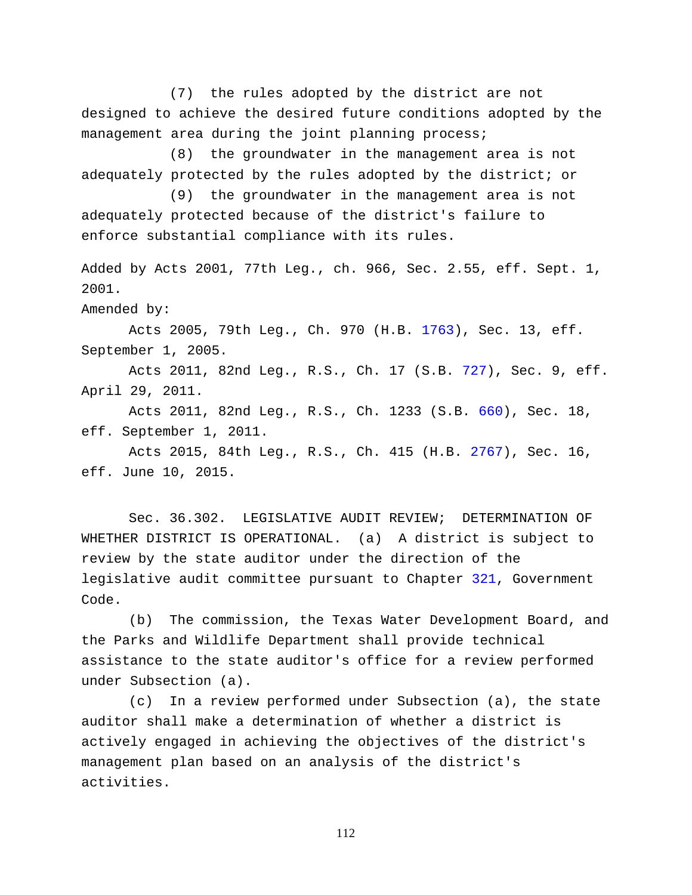(7) the rules adopted by the district are not designed to achieve the desired future conditions adopted by the management area during the joint planning process;

(8) the groundwater in the management area is not adequately protected by the rules adopted by the district; or

(9) the groundwater in the management area is not adequately protected because of the district's failure to enforce substantial compliance with its rules.

Added by Acts 2001, 77th Leg., ch. 966, Sec. 2.55, eff. Sept. 1, 2001.

Amended by:

Acts 2005, 79th Leg., Ch. 970 (H.B. 1763), Sec. 13, eff. September 1, 2005.

Acts 2011, 82nd Leg., R.S., Ch. 17 (S.B. 727), Sec. 9, eff. April 29, 2011.

Acts 2011, 82nd Leg., R.S., Ch. 1233 (S.B. 660), Sec. 18, eff. September 1, 2011.

Acts 2015, 84th Leg., R.S., Ch. 415 (H.B. 2767), Sec. 16, eff. June 10, 2015.

Sec. 36.302. LEGISLATIVE AUDIT REVIEW; DETERMINATION OF WHETHER DISTRICT IS OPERATIONAL. (a) A district is subject to review by the state auditor under the direction of the legislative audit committee pursuant to Chapter 321, Government Code.

(b) The commission, the Texas Water Development Board, and the Parks and Wildlife Department shall provide technical assistance to the state auditor's office for a review performed under Subsection (a).

(c) In a review performed under Subsection (a), the state auditor shall make a determination of whether a district is actively engaged in achieving the objectives of the district's management plan based on an analysis of the district's activities.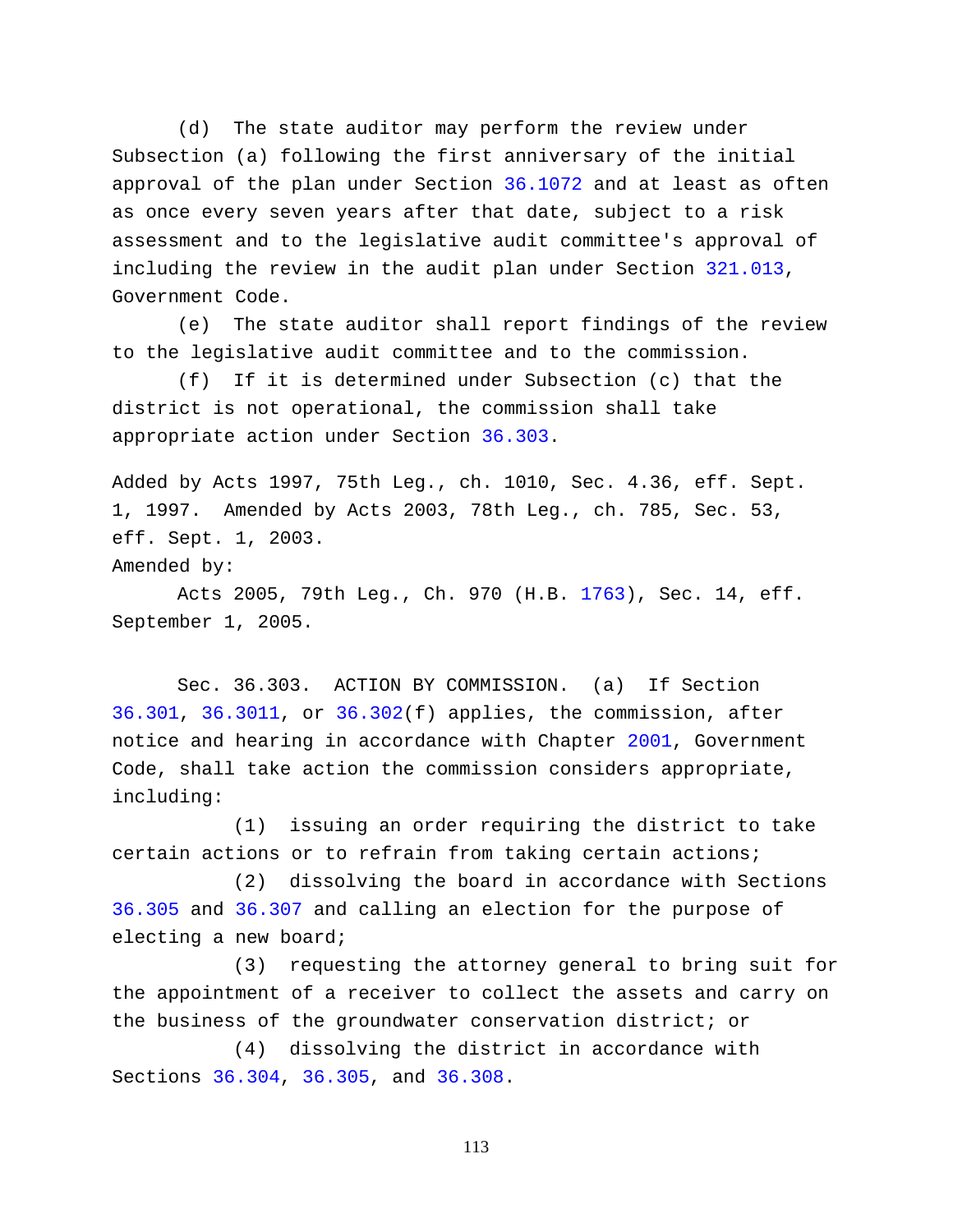(d) The state auditor may perform the review under Subsection (a) following the first anniversary of the initial approval of the plan under Section 36.1072 and at least as often as once every seven years after that date, subject to a risk assessment and to the legislative audit committee's approval of including the review in the audit plan under Section 321.013, Government Code.

(e) The state auditor shall report findings of the review to the legislative audit committee and to the commission.

(f) If it is determined under Subsection (c) that the district is not operational, the commission shall take appropriate action under Section 36.303.

Added by Acts 1997, 75th Leg., ch. 1010, Sec. 4.36, eff. Sept. 1, 1997. Amended by Acts 2003, 78th Leg., ch. 785, Sec. 53, eff. Sept. 1, 2003.

Amended by:

Acts 2005, 79th Leg., Ch. 970 (H.B. 1763), Sec. 14, eff. September 1, 2005.

Sec. 36.303. ACTION BY COMMISSION. (a) If Section 36.301, 36.3011, or 36.302(f) applies, the commission, after notice and hearing in accordance with Chapter 2001, Government Code, shall take action the commission considers appropriate, including:

(1) issuing an order requiring the district to take certain actions or to refrain from taking certain actions;

(2) dissolving the board in accordance with Sections 36.305 and 36.307 and calling an election for the purpose of electing a new board;

(3) requesting the attorney general to bring suit for the appointment of a receiver to collect the assets and carry on the business of the groundwater conservation district; or

(4) dissolving the district in accordance with Sections 36.304, 36.305, and 36.308.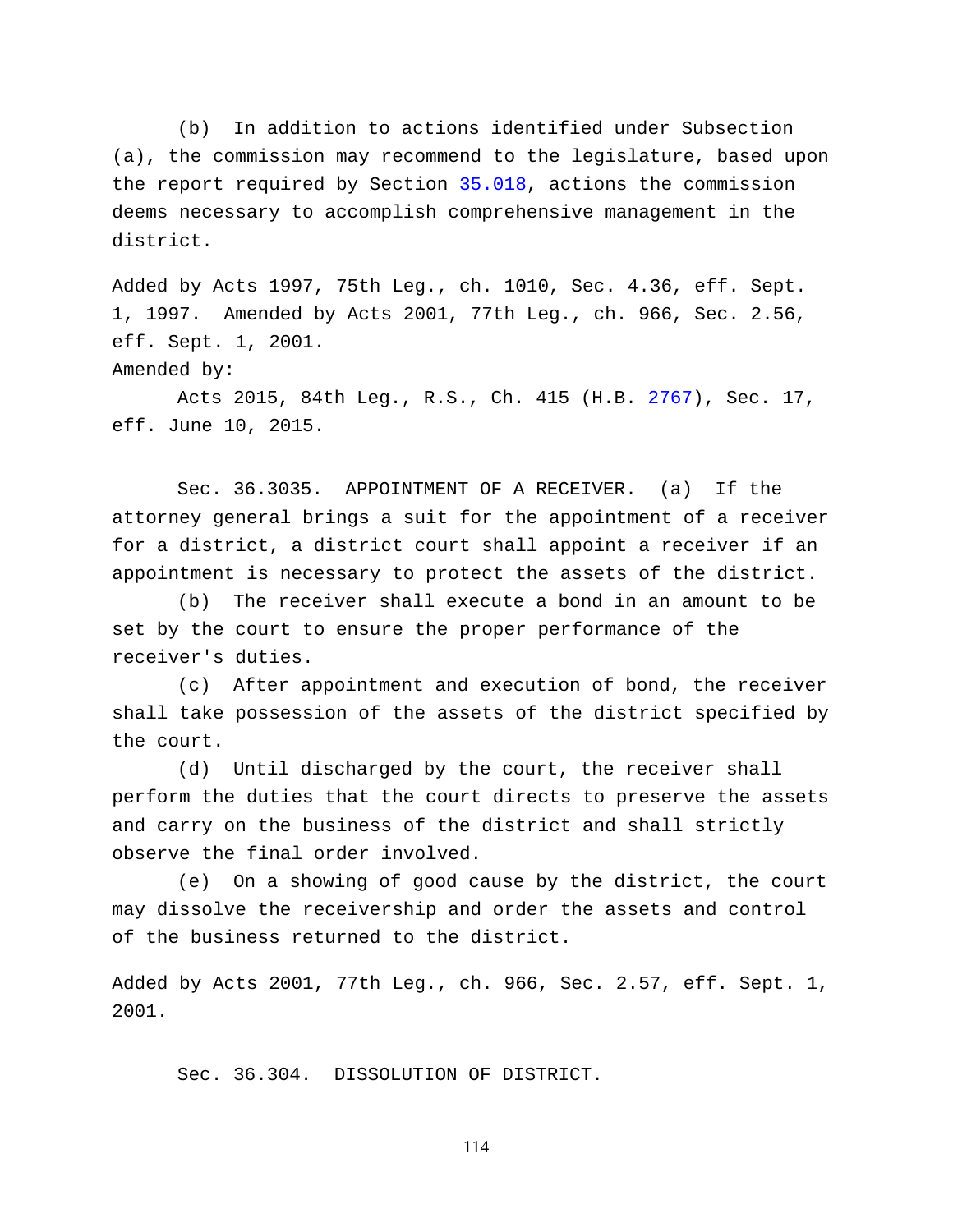(b) In addition to actions identified under Subsection (a), the commission may recommend to the legislature, based upon the report required by Section 35.018, actions the commission deems necessary to accomplish comprehensive management in the district.

Added by Acts 1997, 75th Leg., ch. 1010, Sec. 4.36, eff. Sept. 1, 1997. Amended by Acts 2001, 77th Leg., ch. 966, Sec. 2.56, eff. Sept. 1, 2001.
Amended by:

Acts 2015, 84th Leg., R.S., Ch. 415 (H.B. 2767), Sec. 17, eff. June 10, 2015.

Sec. 36.3035. APPOINTMENT OF A RECEIVER. (a) If the attorney general brings a suit for the appointment of a receiver for a district, a district court shall appoint a receiver if an appointment is necessary to protect the assets of the district.

(b) The receiver shall execute a bond in an amount to be set by the court to ensure the proper performance of the receiver's duties.

(c) After appointment and execution of bond, the receiver shall take possession of the assets of the district specified by the court.

(d) Until discharged by the court, the receiver shall perform the duties that the court directs to preserve the assets and carry on the business of the district and shall strictly observe the final order involved.

(e) On a showing of good cause by the district, the court may dissolve the receivership and order the assets and control of the business returned to the district.

Added by Acts 2001, 77th Leg., ch. 966, Sec. 2.57, eff. Sept. 1, 2001.

Sec. 36.304. DISSOLUTION OF DISTRICT.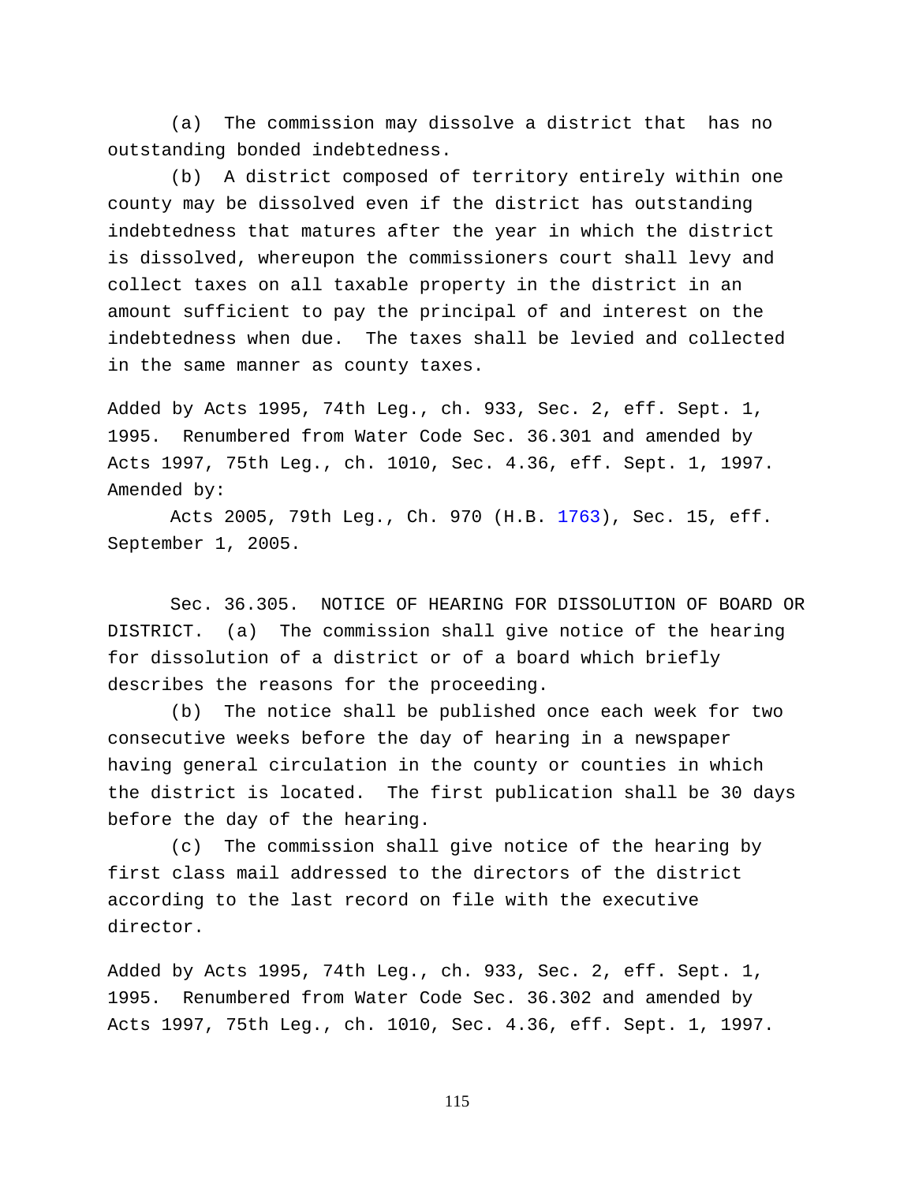(a) The commission may dissolve a district that has no outstanding bonded indebtedness.

(b) A district composed of territory entirely within one county may be dissolved even if the district has outstanding indebtedness that matures after the year in which the district is dissolved, whereupon the commissioners court shall levy and collect taxes on all taxable property in the district in an amount sufficient to pay the principal of and interest on the indebtedness when due. The taxes shall be levied and collected in the same manner as county taxes.

Added by Acts 1995, 74th Leg., ch. 933, Sec. 2, eff. Sept. 1, 1995. Renumbered from Water Code Sec. 36.301 and amended by Acts 1997, 75th Leg., ch. 1010, Sec. 4.36, eff. Sept. 1, 1997.
Amended by:

Acts 2005, 79th Leg., Ch. 970 (H.B. 1763), Sec. 15, eff. September 1, 2005.

Sec. 36.305. NOTICE OF HEARING FOR DISSOLUTION OF BOARD OR DISTRICT. (a) The commission shall give notice of the hearing for dissolution of a district or of a board which briefly describes the reasons for the proceeding.

(b) The notice shall be published once each week for two consecutive weeks before the day of hearing in a newspaper having general circulation in the county or counties in which the district is located. The first publication shall be 30 days before the day of the hearing.

(c) The commission shall give notice of the hearing by first class mail addressed to the directors of the district according to the last record on file with the executive director.

Added by Acts 1995, 74th Leg., ch. 933, Sec. 2, eff. Sept. 1, 1995. Renumbered from Water Code Sec. 36.302 and amended by Acts 1997, 75th Leg., ch. 1010, Sec. 4.36, eff. Sept. 1, 1997.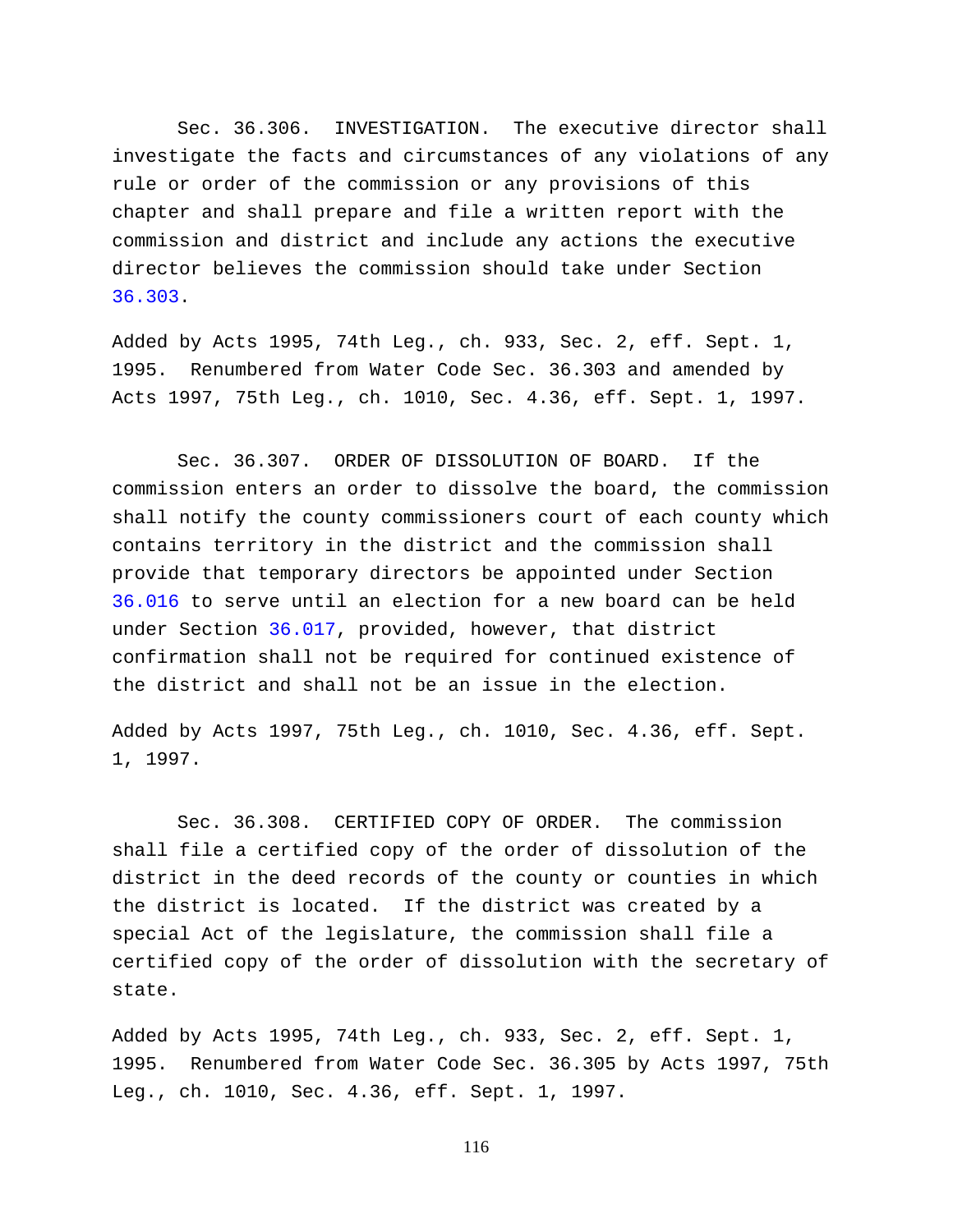Sec. 36.306. INVESTIGATION. The executive director shall investigate the facts and circumstances of any violations of any rule or order of the commission or any provisions of this chapter and shall prepare and file a written report with the commission and district and include any actions the executive director believes the commission should take under Section 36.303.

Added by Acts 1995, 74th Leg., ch. 933, Sec. 2, eff. Sept. 1, 1995. Renumbered from Water Code Sec. 36.303 and amended by Acts 1997, 75th Leg., ch. 1010, Sec. 4.36, eff. Sept. 1, 1997.

Sec. 36.307. ORDER OF DISSOLUTION OF BOARD. If the commission enters an order to dissolve the board, the commission shall notify the county commissioners court of each county which contains territory in the district and the commission shall provide that temporary directors be appointed under Section 36.016 to serve until an election for a new board can be held under Section 36.017, provided, however, that district confirmation shall not be required for continued existence of the district and shall not be an issue in the election.

Added by Acts 1997, 75th Leg., ch. 1010, Sec. 4.36, eff. Sept. 1, 1997.

Sec. 36.308. CERTIFIED COPY OF ORDER. The commission shall file a certified copy of the order of dissolution of the district in the deed records of the county or counties in which the district is located. If the district was created by a special Act of the legislature, the commission shall file a certified copy of the order of dissolution with the secretary of state.

Added by Acts 1995, 74th Leg., ch. 933, Sec. 2, eff. Sept. 1, 1995. Renumbered from Water Code Sec. 36.305 by Acts 1997, 75th Leg., ch. 1010, Sec. 4.36, eff. Sept. 1, 1997.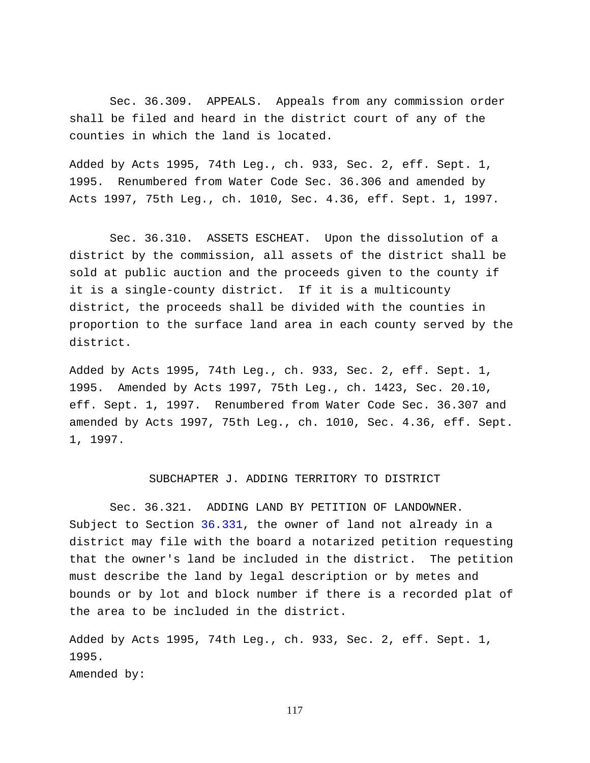Sec. 36.309. APPEALS. Appeals from any commission order shall be filed and heard in the district court of any of the counties in which the land is located.

Added by Acts 1995, 74th Leg., ch. 933, Sec. 2, eff. Sept. 1, 1995. Renumbered from Water Code Sec. 36.306 and amended by Acts 1997, 75th Leg., ch. 1010, Sec. 4.36, eff. Sept. 1, 1997.

Sec. 36.310. ASSETS ESCHEAT. Upon the dissolution of a district by the commission, all assets of the district shall be sold at public auction and the proceeds given to the county if it is a single-county district. If it is a multicounty district, the proceeds shall be divided with the counties in proportion to the surface land area in each county served by the district.

Added by Acts 1995, 74th Leg., ch. 933, Sec. 2, eff. Sept. 1, 1995. Amended by Acts 1997, 75th Leg., ch. 1423, Sec. 20.10, eff. Sept. 1, 1997. Renumbered from Water Code Sec. 36.307 and amended by Acts 1997, 75th Leg., ch. 1010, Sec. 4.36, eff. Sept. 1, 1997.

## SUBCHAPTER J. ADDING TERRITORY TO DISTRICT

Sec. 36.321. ADDING LAND BY PETITION OF LANDOWNER. Subject to Section 36.331, the owner of land not already in a district may file with the board a notarized petition requesting that the owner's land be included in the district. The petition must describe the land by legal description or by metes and bounds or by lot and block number if there is a recorded plat of the area to be included in the district.

Added by Acts 1995, 74th Leg., ch. 933, Sec. 2, eff. Sept. 1, 1995.
Amended by: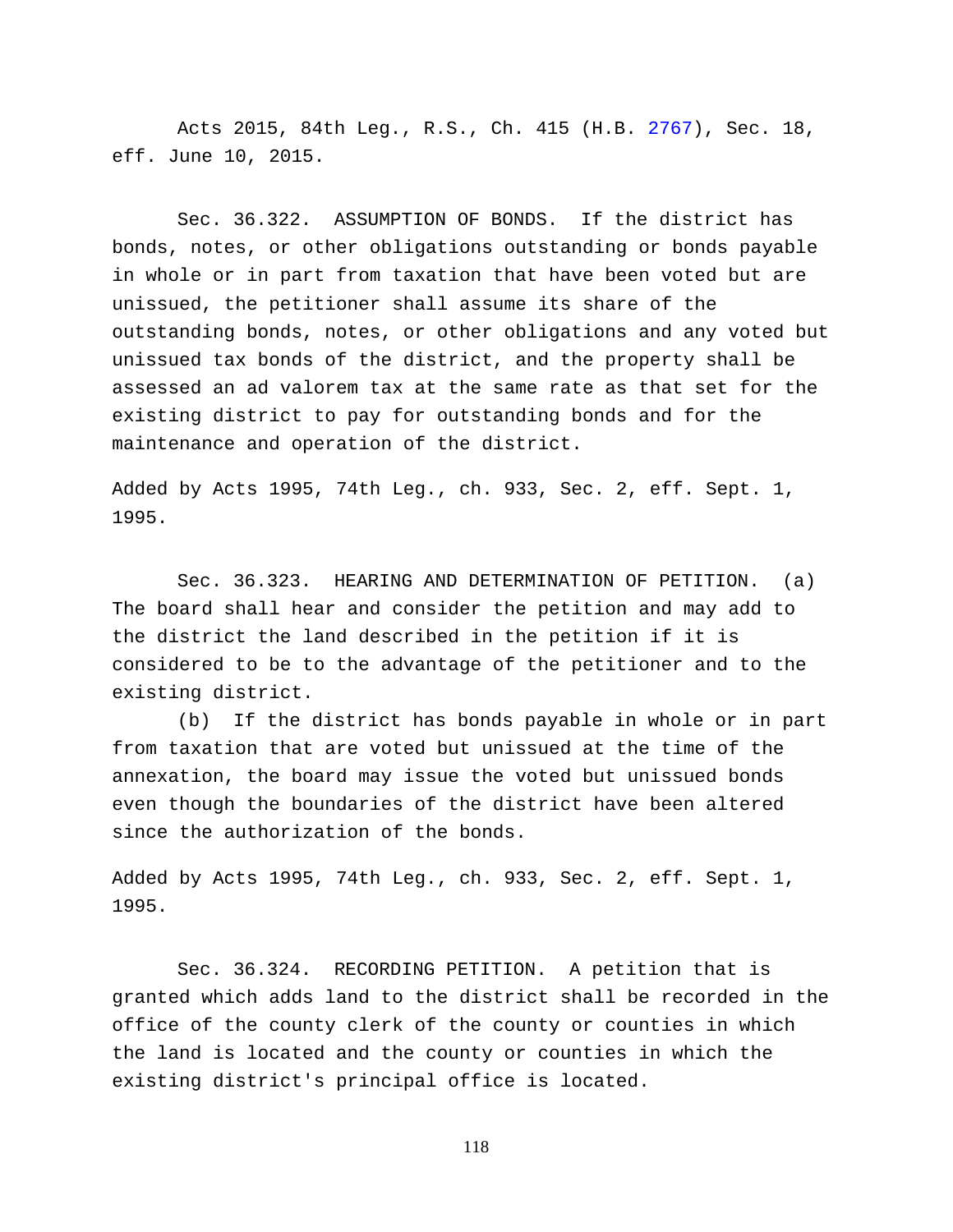Acts 2015, 84th Leg., R.S., Ch. 415 (H.B. 2767), Sec. 18, eff. June 10, 2015.

Sec. 36.322. ASSUMPTION OF BONDS. If the district has bonds, notes, or other obligations outstanding or bonds payable in whole or in part from taxation that have been voted but are unissued, the petitioner shall assume its share of the outstanding bonds, notes, or other obligations and any voted but unissued tax bonds of the district, and the property shall be assessed an ad valorem tax at the same rate as that set for the existing district to pay for outstanding bonds and for the maintenance and operation of the district.

Added by Acts 1995, 74th Leg., ch. 933, Sec. 2, eff. Sept. 1, 1995.

Sec. 36.323. HEARING AND DETERMINATION OF PETITION. (a) The board shall hear and consider the petition and may add to the district the land described in the petition if it is considered to be to the advantage of the petitioner and to the existing district.

(b) If the district has bonds payable in whole or in part from taxation that are voted but unissued at the time of the annexation, the board may issue the voted but unissued bonds even though the boundaries of the district have been altered since the authorization of the bonds.

Added by Acts 1995, 74th Leg., ch. 933, Sec. 2, eff. Sept. 1, 1995.

Sec. 36.324. RECORDING PETITION. A petition that is granted which adds land to the district shall be recorded in the office of the county clerk of the county or counties in which the land is located and the county or counties in which the existing district's principal office is located.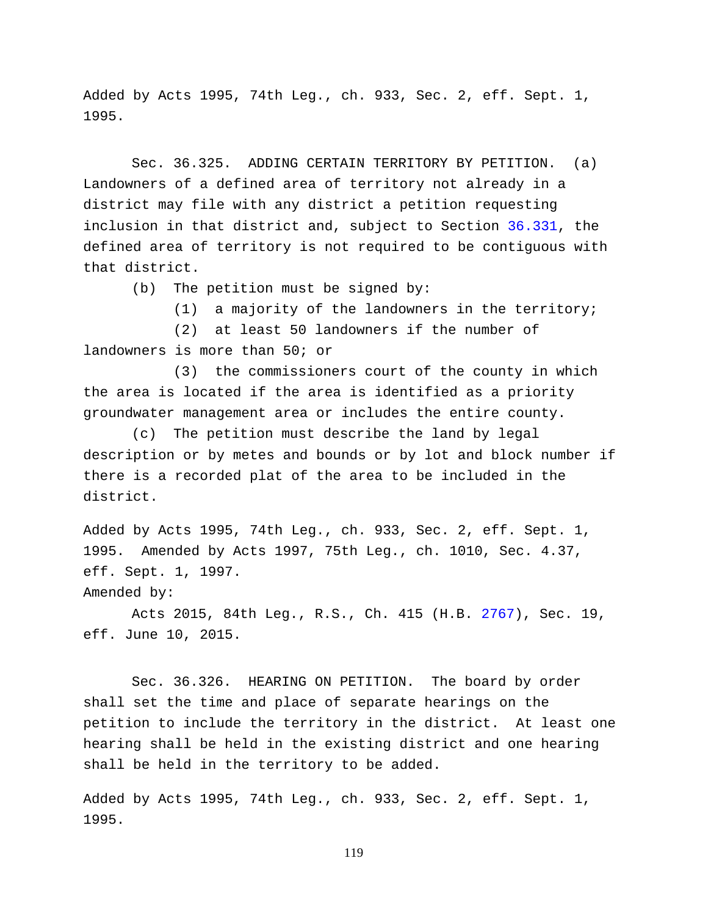Added by Acts 1995, 74th Leg., ch. 933, Sec. 2, eff. Sept. 1, 1995.

Sec. 36.325. ADDING CERTAIN TERRITORY BY PETITION. (a) Landowners of a defined area of territory not already in a district may file with any district a petition requesting inclusion in that district and, subject to Section 36.331, the defined area of territory is not required to be contiguous with that district.

(b) The petition must be signed by:

(1) a majority of the landowners in the territory;

(2) at least 50 landowners if the number of landowners is more than 50; or

(3) the commissioners court of the county in which the area is located if the area is identified as a priority groundwater management area or includes the entire county.

(c) The petition must describe the land by legal description or by metes and bounds or by lot and block number if there is a recorded plat of the area to be included in the district.

Added by Acts 1995, 74th Leg., ch. 933, Sec. 2, eff. Sept. 1, 1995. Amended by Acts 1997, 75th Leg., ch. 1010, Sec. 4.37, eff. Sept. 1, 1997.

Amended by:

Acts 2015, 84th Leg., R.S., Ch. 415 (H.B. 2767), Sec. 19, eff. June 10, 2015.

Sec. 36.326. HEARING ON PETITION. The board by order shall set the time and place of separate hearings on the petition to include the territory in the district. At least one hearing shall be held in the existing district and one hearing shall be held in the territory to be added.

Added by Acts 1995, 74th Leg., ch. 933, Sec. 2, eff. Sept. 1, 1995.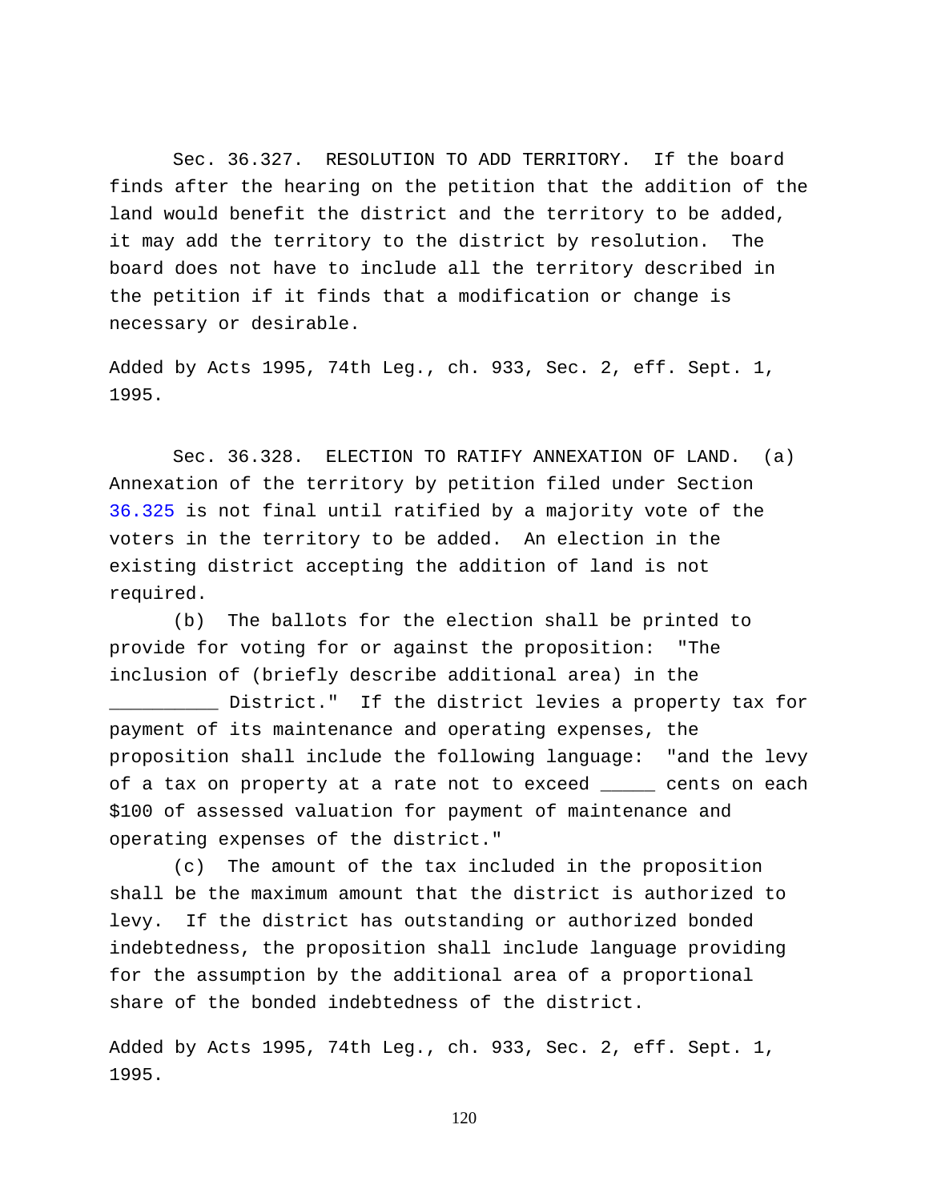Sec. 36.327. RESOLUTION TO ADD TERRITORY. If the board finds after the hearing on the petition that the addition of the land would benefit the district and the territory to be added, it may add the territory to the district by resolution. The board does not have to include all the territory described in the petition if it finds that a modification or change is necessary or desirable.

Added by Acts 1995, 74th Leg., ch. 933, Sec. 2, eff. Sept. 1, 1995.

Sec. 36.328. ELECTION TO RATIFY ANNEXATION OF LAND. (a) Annexation of the territory by petition filed under Section 36.325 is not final until ratified by a majority vote of the voters in the territory to be added. An election in the existing district accepting the addition of land is not required.

(b) The ballots for the election shall be printed to provide for voting for or against the proposition: "The inclusion of (briefly describe additional area) in the __________ District." If the district levies a property tax for payment of its maintenance and operating expenses, the proposition shall include the following language: "and the levy of a tax on property at a rate not to exceed _____ cents on each $100 of assessed valuation for payment of maintenance and operating expenses of the district."

(c) The amount of the tax included in the proposition shall be the maximum amount that the district is authorized to levy. If the district has outstanding or authorized bonded indebtedness, the proposition shall include language providing for the assumption by the additional area of a proportional share of the bonded indebtedness of the district.

Added by Acts 1995, 74th Leg., ch. 933, Sec. 2, eff. Sept. 1, 1995.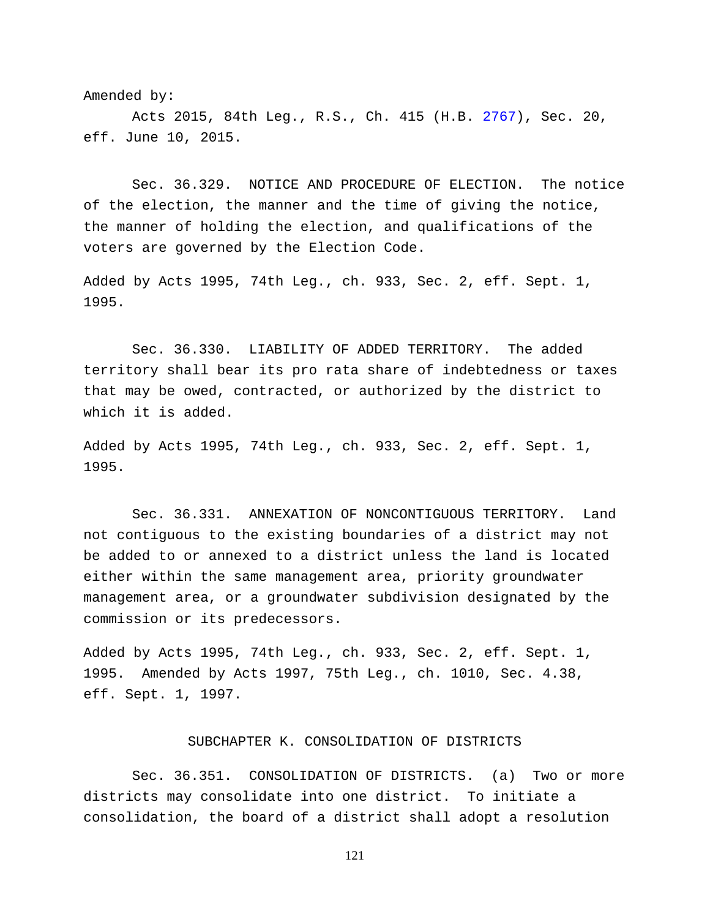Amended by:

Acts 2015, 84th Leg., R.S., Ch. 415 (H.B. 2767), Sec. 20, eff. June 10, 2015.

Sec. 36.329. NOTICE AND PROCEDURE OF ELECTION. The notice of the election, the manner and the time of giving the notice, the manner of holding the election, and qualifications of the voters are governed by the Election Code.

Added by Acts 1995, 74th Leg., ch. 933, Sec. 2, eff. Sept. 1, 1995.

Sec. 36.330. LIABILITY OF ADDED TERRITORY. The added territory shall bear its pro rata share of indebtedness or taxes that may be owed, contracted, or authorized by the district to which it is added.

Added by Acts 1995, 74th Leg., ch. 933, Sec. 2, eff. Sept. 1, 1995.

Sec. 36.331. ANNEXATION OF NONCONTIGUOUS TERRITORY. Land not contiguous to the existing boundaries of a district may not be added to or annexed to a district unless the land is located either within the same management area, priority groundwater management area, or a groundwater subdivision designated by the commission or its predecessors.

Added by Acts 1995, 74th Leg., ch. 933, Sec. 2, eff. Sept. 1, 1995. Amended by Acts 1997, 75th Leg., ch. 1010, Sec. 4.38, eff. Sept. 1, 1997.

## SUBCHAPTER K. CONSOLIDATION OF DISTRICTS

Sec. 36.351. CONSOLIDATION OF DISTRICTS. (a) Two or more districts may consolidate into one district. To initiate a consolidation, the board of a district shall adopt a resolution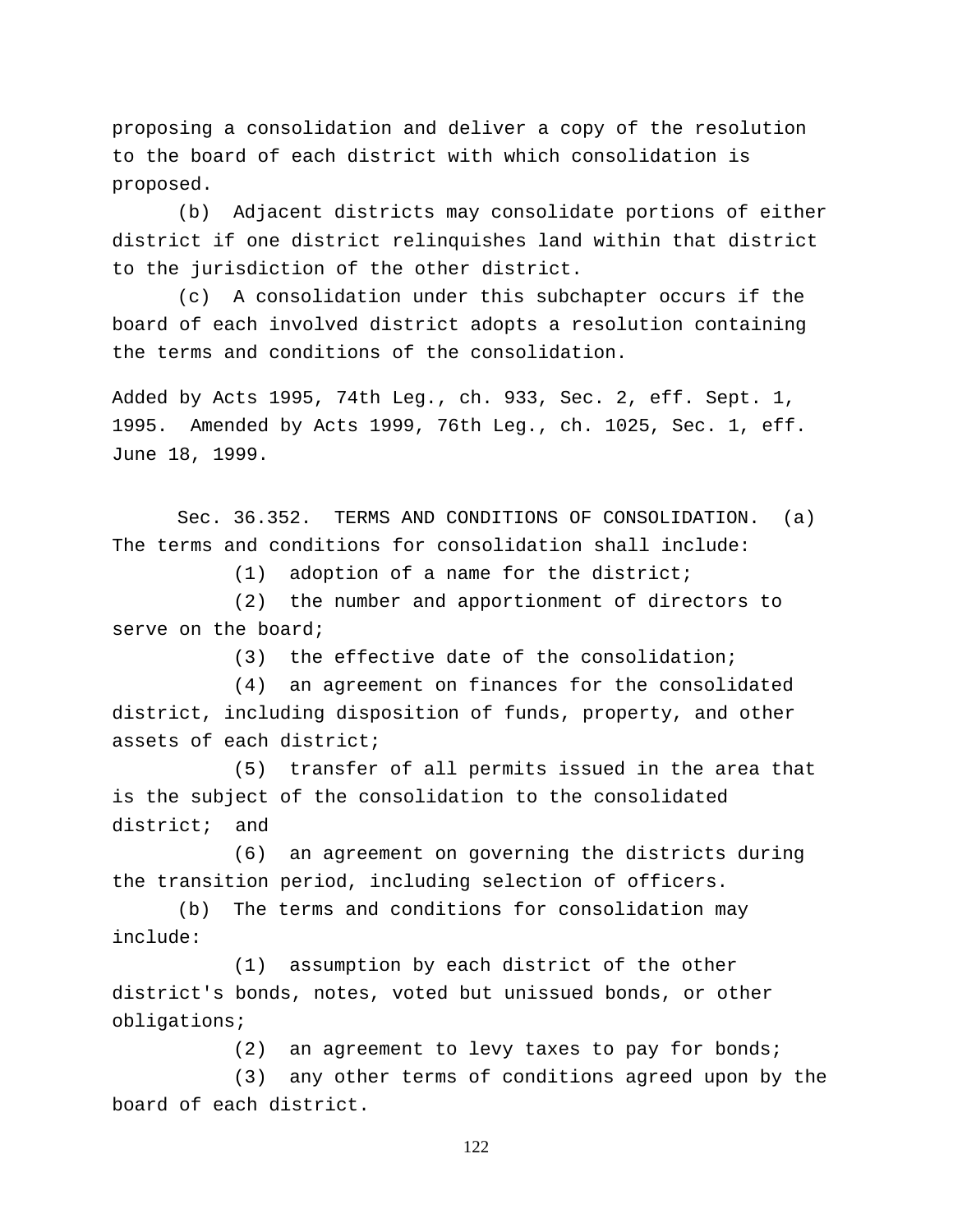proposing a consolidation and deliver a copy of the resolution to the board of each district with which consolidation is proposed.

(b) Adjacent districts may consolidate portions of either district if one district relinquishes land within that district to the jurisdiction of the other district.

(c) A consolidation under this subchapter occurs if the board of each involved district adopts a resolution containing the terms and conditions of the consolidation.

Added by Acts 1995, 74th Leg., ch. 933, Sec. 2, eff. Sept. 1, 1995. Amended by Acts 1999, 76th Leg., ch. 1025, Sec. 1, eff. June 18, 1999.

Sec. 36.352. TERMS AND CONDITIONS OF CONSOLIDATION. (a) The terms and conditions for consolidation shall include:

(1) adoption of a name for the district;

(2) the number and apportionment of directors to serve on the board;

(3) the effective date of the consolidation;

(4) an agreement on finances for the consolidated district, including disposition of funds, property, and other assets of each district;

(5) transfer of all permits issued in the area that is the subject of the consolidation to the consolidated district; and

(6) an agreement on governing the districts during the transition period, including selection of officers.

(b) The terms and conditions for consolidation may include:

(1) assumption by each district of the other district's bonds, notes, voted but unissued bonds, or other obligations;

(2) an agreement to levy taxes to pay for bonds;

(3) any other terms of conditions agreed upon by the board of each district.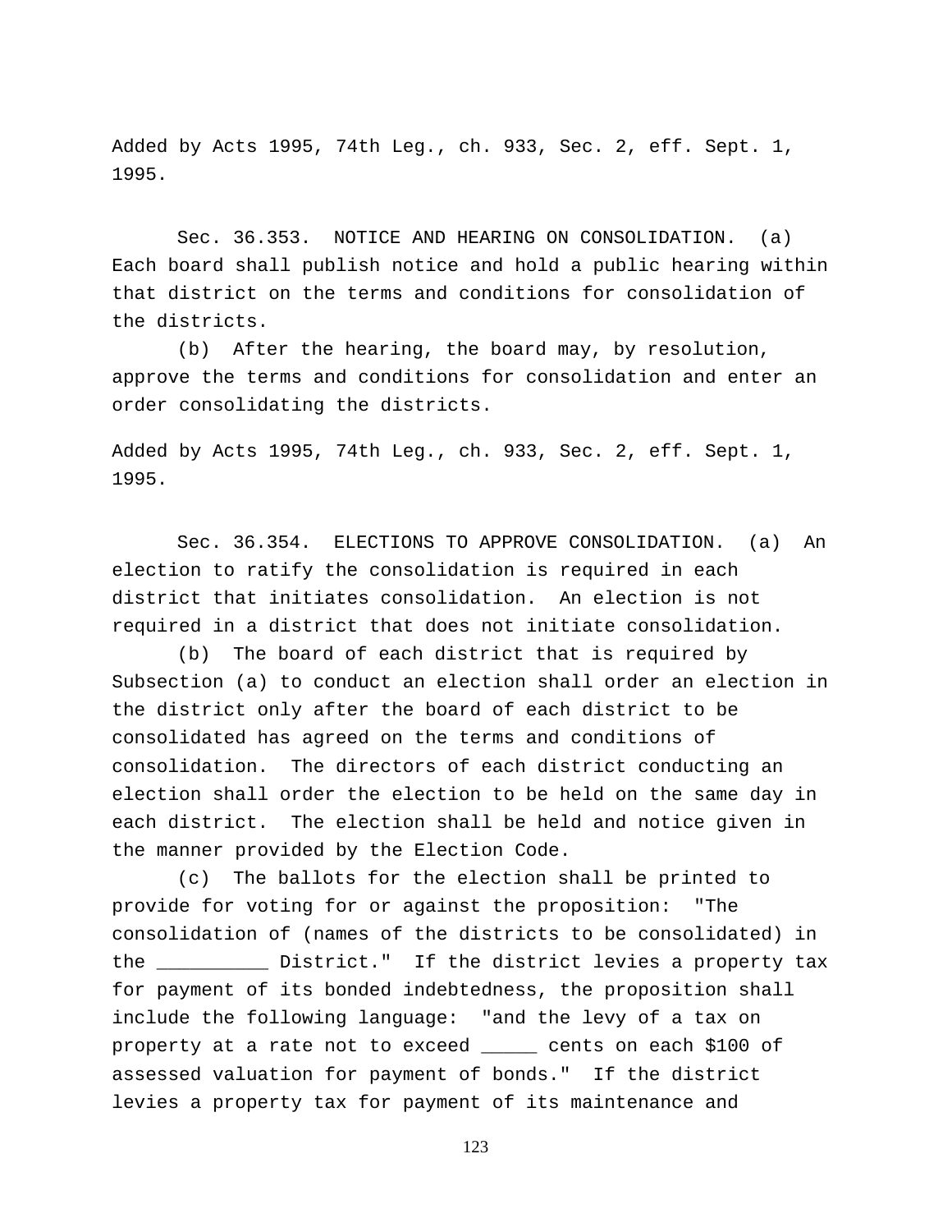Added by Acts 1995, 74th Leg., ch. 933, Sec. 2, eff. Sept. 1, 1995.

Sec. 36.353. NOTICE AND HEARING ON CONSOLIDATION. (a) Each board shall publish notice and hold a public hearing within that district on the terms and conditions for consolidation of the districts.

(b) After the hearing, the board may, by resolution, approve the terms and conditions for consolidation and enter an order consolidating the districts.

Added by Acts 1995, 74th Leg., ch. 933, Sec. 2, eff. Sept. 1, 1995.

Sec. 36.354. ELECTIONS TO APPROVE CONSOLIDATION. (a) An election to ratify the consolidation is required in each district that initiates consolidation. An election is not required in a district that does not initiate consolidation.

(b) The board of each district that is required by Subsection (a) to conduct an election shall order an election in the district only after the board of each district to be consolidated has agreed on the terms and conditions of consolidation. The directors of each district conducting an election shall order the election to be held on the same day in each district. The election shall be held and notice given in the manner provided by the Election Code.

(c) The ballots for the election shall be printed to provide for voting for or against the proposition: "The consolidation of (names of the districts to be consolidated) in the __________ District." If the district levies a property tax for payment of its bonded indebtedness, the proposition shall include the following language: "and the levy of a tax on property at a rate not to exceed _____ cents on each $100 of assessed valuation for payment of bonds." If the district levies a property tax for payment of its maintenance and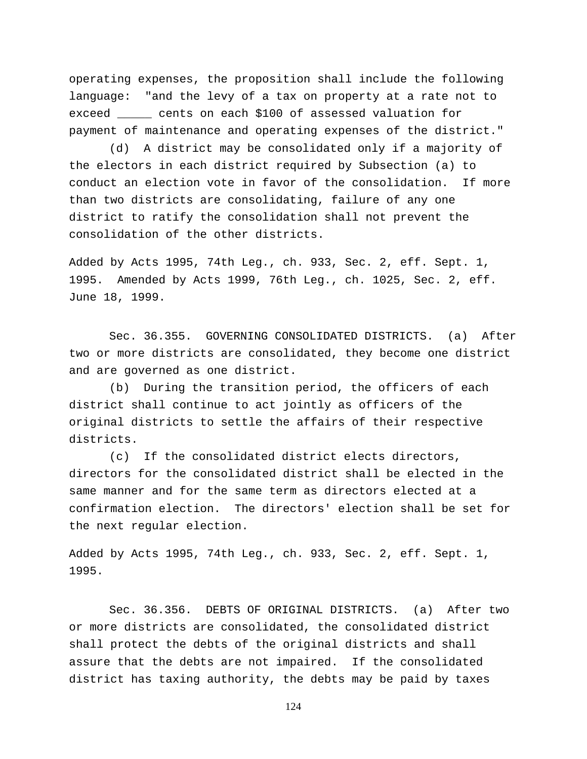operating expenses, the proposition shall include the following language: "and the levy of a tax on property at a rate not to exceed _____ cents on each $100 of assessed valuation for payment of maintenance and operating expenses of the district."

(d) A district may be consolidated only if a majority of the electors in each district required by Subsection (a) to conduct an election vote in favor of the consolidation. If more than two districts are consolidating, failure of any one district to ratify the consolidation shall not prevent the consolidation of the other districts.

Added by Acts 1995, 74th Leg., ch. 933, Sec. 2, eff. Sept. 1, 1995. Amended by Acts 1999, 76th Leg., ch. 1025, Sec. 2, eff. June 18, 1999.

Sec. 36.355. GOVERNING CONSOLIDATED DISTRICTS. (a) After two or more districts are consolidated, they become one district and are governed as one district.

(b) During the transition period, the officers of each district shall continue to act jointly as officers of the original districts to settle the affairs of their respective districts.

(c) If the consolidated district elects directors, directors for the consolidated district shall be elected in the same manner and for the same term as directors elected at a confirmation election. The directors' election shall be set for the next regular election.

Added by Acts 1995, 74th Leg., ch. 933, Sec. 2, eff. Sept. 1, 1995.

Sec. 36.356. DEBTS OF ORIGINAL DISTRICTS. (a) After two or more districts are consolidated, the consolidated district shall protect the debts of the original districts and shall assure that the debts are not impaired. If the consolidated district has taxing authority, the debts may be paid by taxes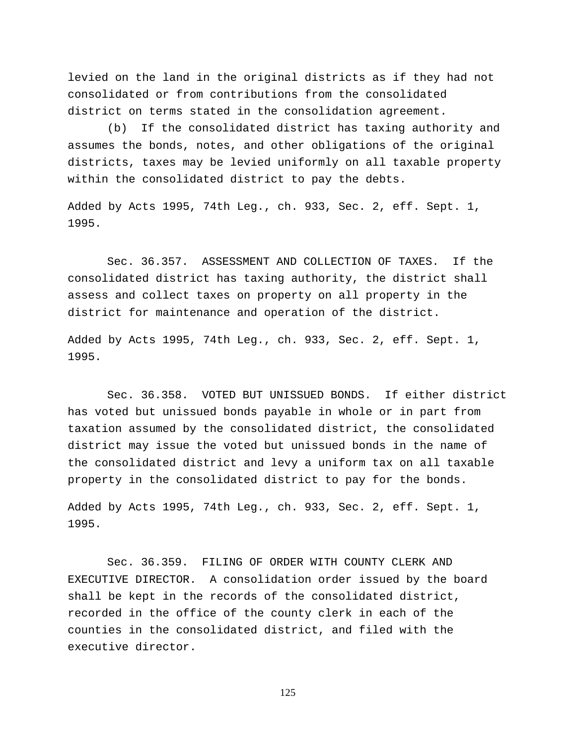levied on the land in the original districts as if they had not consolidated or from contributions from the consolidated district on terms stated in the consolidation agreement.

(b) If the consolidated district has taxing authority and assumes the bonds, notes, and other obligations of the original districts, taxes may be levied uniformly on all taxable property within the consolidated district to pay the debts.

Added by Acts 1995, 74th Leg., ch. 933, Sec. 2, eff. Sept. 1, 1995.

Sec. 36.357. ASSESSMENT AND COLLECTION OF TAXES. If the consolidated district has taxing authority, the district shall assess and collect taxes on property on all property in the district for maintenance and operation of the district.

Added by Acts 1995, 74th Leg., ch. 933, Sec. 2, eff. Sept. 1, 1995.

Sec. 36.358. VOTED BUT UNISSUED BONDS. If either district has voted but unissued bonds payable in whole or in part from taxation assumed by the consolidated district, the consolidated district may issue the voted but unissued bonds in the name of the consolidated district and levy a uniform tax on all taxable property in the consolidated district to pay for the bonds.

Added by Acts 1995, 74th Leg., ch. 933, Sec. 2, eff. Sept. 1, 1995.

Sec. 36.359. FILING OF ORDER WITH COUNTY CLERK AND EXECUTIVE DIRECTOR. A consolidation order issued by the board shall be kept in the records of the consolidated district, recorded in the office of the county clerk in each of the counties in the consolidated district, and filed with the executive director.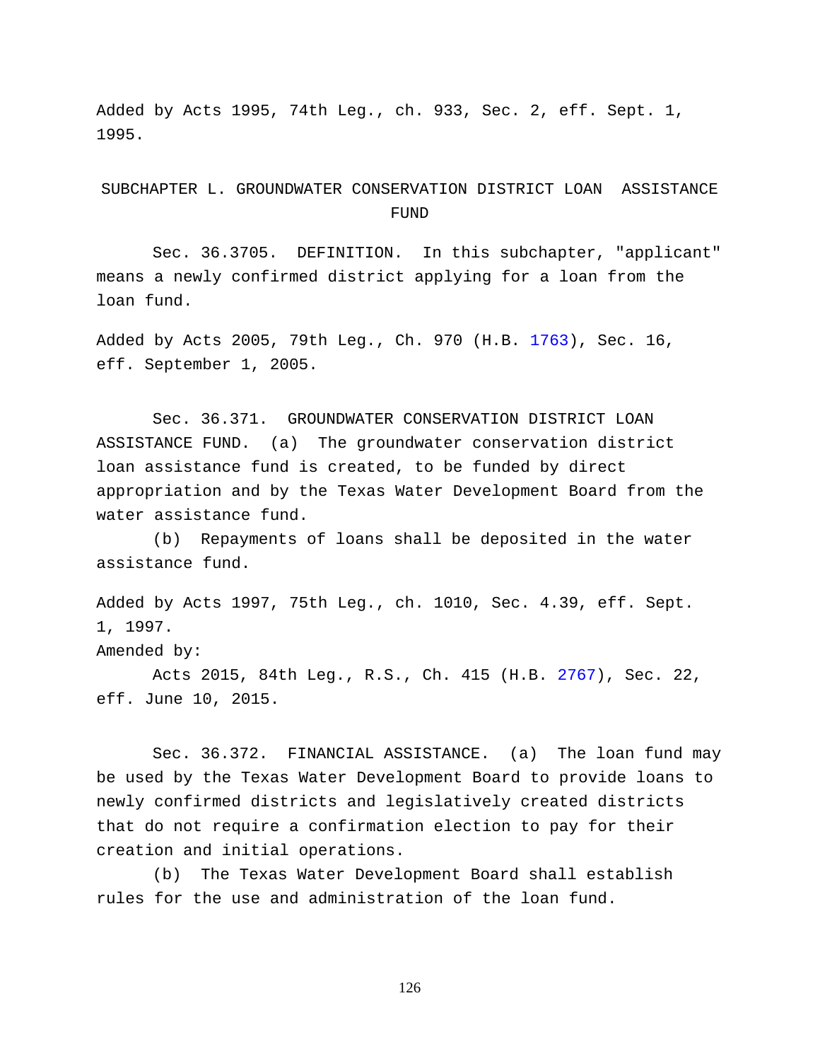Added by Acts 1995, 74th Leg., ch. 933, Sec. 2, eff. Sept. 1, 1995.

## SUBCHAPTER L. GROUNDWATER CONSERVATION DISTRICT LOAN ASSISTANCE FUND

Sec. 36.3705. DEFINITION. In this subchapter, "applicant" means a newly confirmed district applying for a loan from the loan fund.

Added by Acts 2005, 79th Leg., Ch. 970 (H.B. 1763), Sec. 16, eff. September 1, 2005.

Sec. 36.371. GROUNDWATER CONSERVATION DISTRICT LOAN ASSISTANCE FUND. (a) The groundwater conservation district loan assistance fund is created, to be funded by direct appropriation and by the Texas Water Development Board from the water assistance fund.

(b) Repayments of loans shall be deposited in the water assistance fund.

Added by Acts 1997, 75th Leg., ch. 1010, Sec. 4.39, eff. Sept. 1, 1997.

Amended by:

Acts 2015, 84th Leg., R.S., Ch. 415 (H.B. 2767), Sec. 22, eff. June 10, 2015.

Sec. 36.372. FINANCIAL ASSISTANCE. (a) The loan fund may be used by the Texas Water Development Board to provide loans to newly confirmed districts and legislatively created districts that do not require a confirmation election to pay for their creation and initial operations.

(b) The Texas Water Development Board shall establish rules for the use and administration of the loan fund.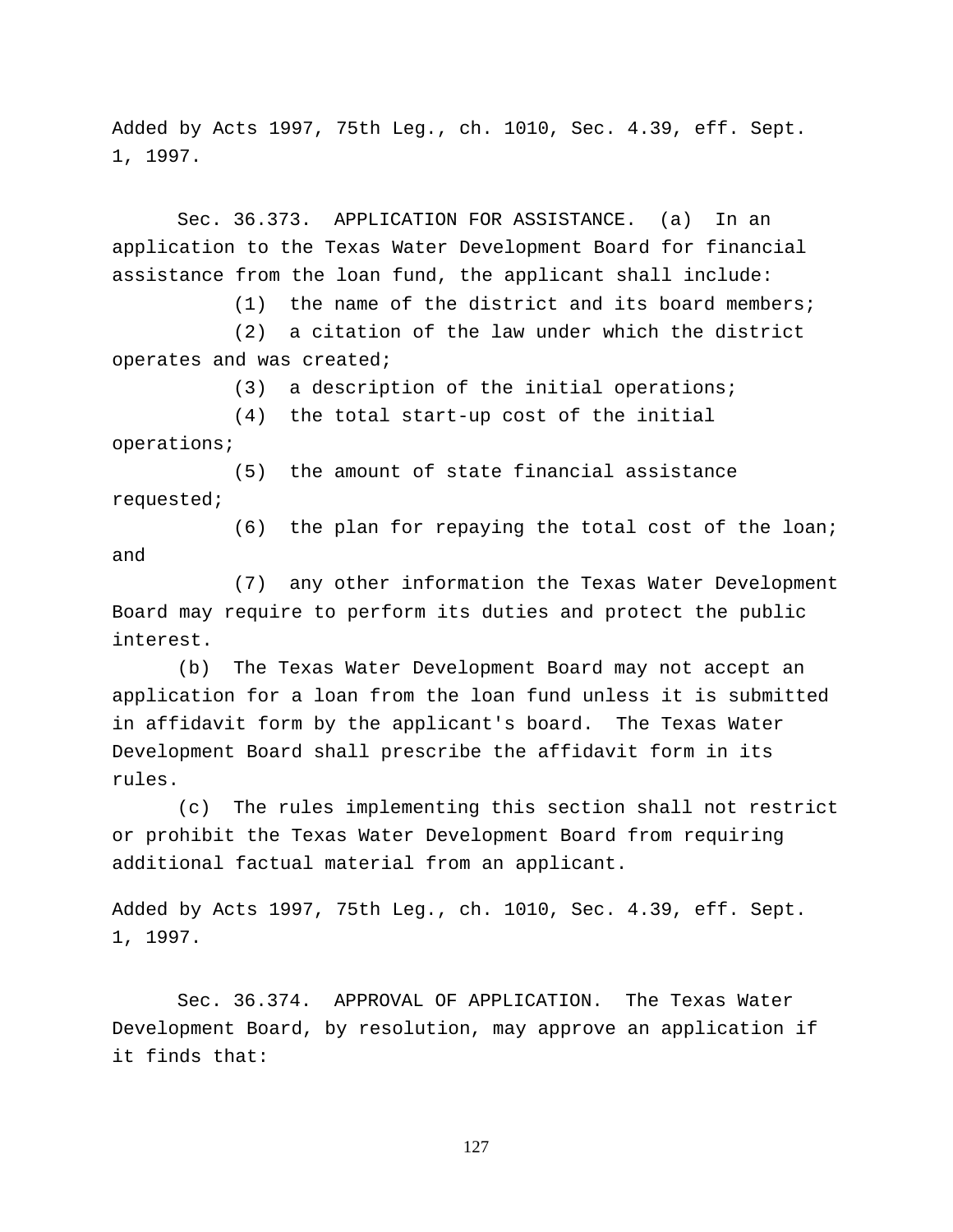Added by Acts 1997, 75th Leg., ch. 1010, Sec. 4.39, eff. Sept. 1, 1997.

Sec. 36.373. APPLICATION FOR ASSISTANCE. (a) In an application to the Texas Water Development Board for financial assistance from the loan fund, the applicant shall include:

(1) the name of the district and its board members;

(2) a citation of the law under which the district operates and was created;

(3) a description of the initial operations;

(4) the total start-up cost of the initial operations;

(5) the amount of state financial assistance requested;

(6) the plan for repaying the total cost of the loan; and

(7) any other information the Texas Water Development Board may require to perform its duties and protect the public interest.

(b) The Texas Water Development Board may not accept an application for a loan from the loan fund unless it is submitted in affidavit form by the applicant's board. The Texas Water Development Board shall prescribe the affidavit form in its rules.

(c) The rules implementing this section shall not restrict or prohibit the Texas Water Development Board from requiring additional factual material from an applicant.

Added by Acts 1997, 75th Leg., ch. 1010, Sec. 4.39, eff. Sept. 1, 1997.

Sec. 36.374. APPROVAL OF APPLICATION. The Texas Water Development Board, by resolution, may approve an application if it finds that: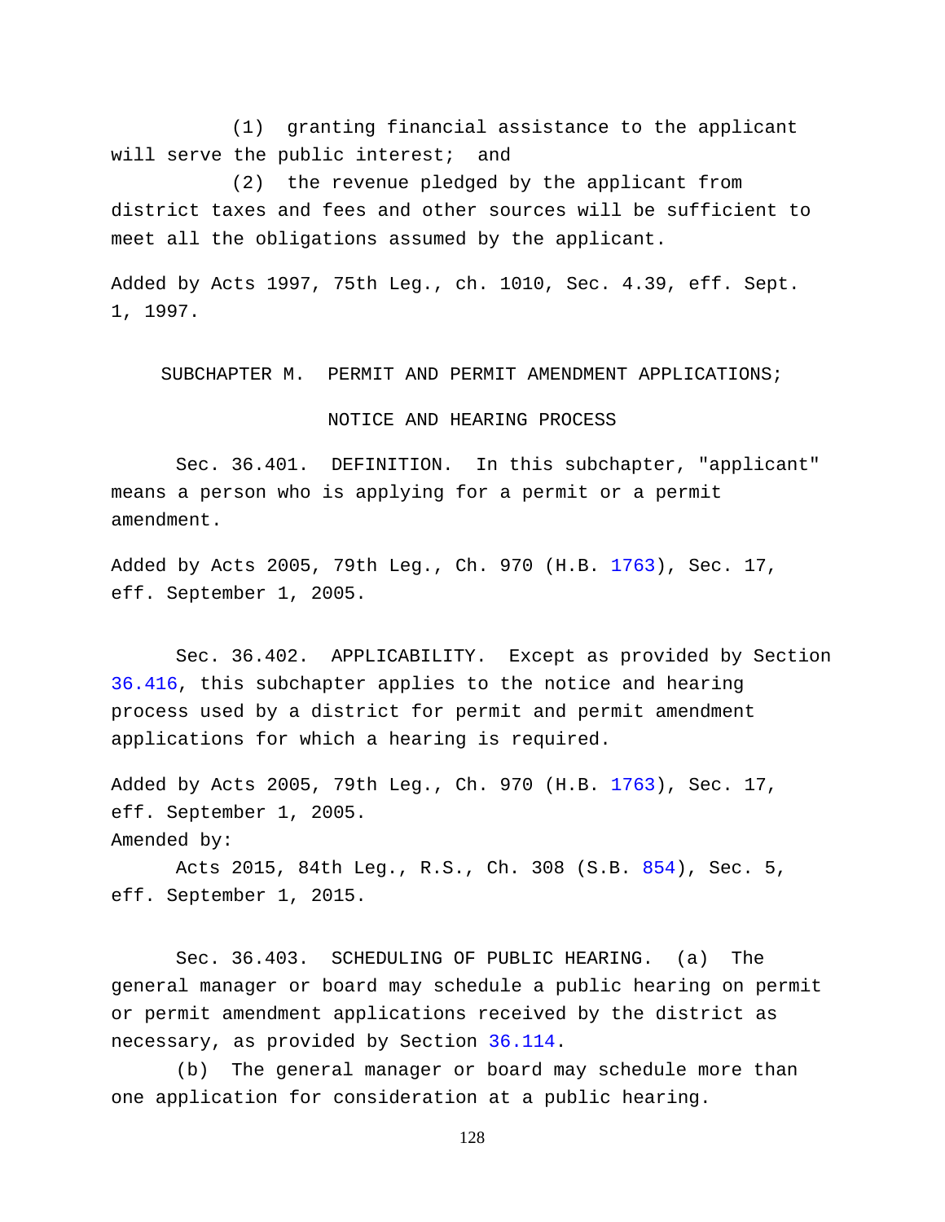(1) granting financial assistance to the applicant will serve the public interest; and

(2) the revenue pledged by the applicant from district taxes and fees and other sources will be sufficient to meet all the obligations assumed by the applicant.

Added by Acts 1997, 75th Leg., ch. 1010, Sec. 4.39, eff. Sept. 1, 1997.

## SUBCHAPTER M. PERMIT AND PERMIT AMENDMENT APPLICATIONS; NOTICE AND HEARING PROCESS

Sec. 36.401. DEFINITION. In this subchapter, "applicant" means a person who is applying for a permit or a permit amendment.

Added by Acts 2005, 79th Leg., Ch. 970 (H.B. 1763), Sec. 17, eff. September 1, 2005.

Sec. 36.402. APPLICABILITY. Except as provided by Section 36.416, this subchapter applies to the notice and hearing process used by a district for permit and permit amendment applications for which a hearing is required.

Added by Acts 2005, 79th Leg., Ch. 970 (H.B. 1763), Sec. 17, eff. September 1, 2005.
Amended by:

Acts 2015, 84th Leg., R.S., Ch. 308 (S.B. 854), Sec. 5, eff. September 1, 2015.

Sec. 36.403. SCHEDULING OF PUBLIC HEARING. (a) The general manager or board may schedule a public hearing on permit or permit amendment applications received by the district as necessary, as provided by Section 36.114.

(b) The general manager or board may schedule more than one application for consideration at a public hearing.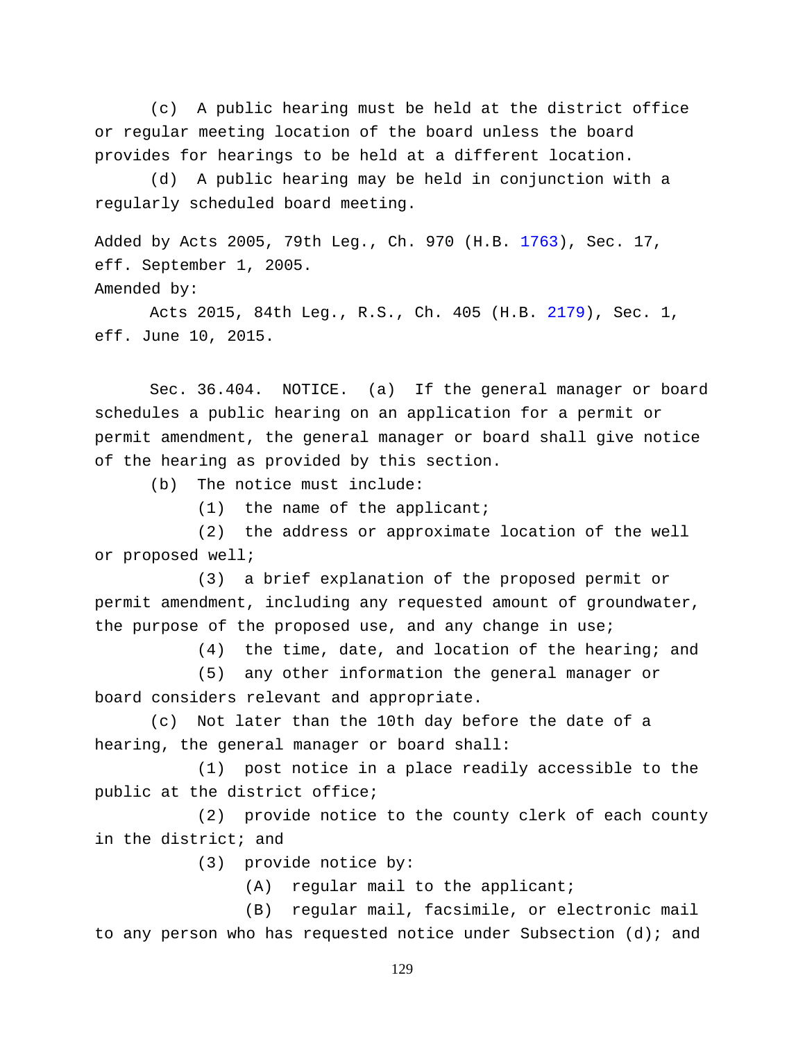(c) A public hearing must be held at the district office or regular meeting location of the board unless the board provides for hearings to be held at a different location.

(d) A public hearing may be held in conjunction with a regularly scheduled board meeting.

Added by Acts 2005, 79th Leg., Ch. 970 (H.B. 1763), Sec. 17, eff. September 1, 2005.

Amended by:

Acts 2015, 84th Leg., R.S., Ch. 405 (H.B. 2179), Sec. 1, eff. June 10, 2015.

Sec. 36.404. NOTICE. (a) If the general manager or board schedules a public hearing on an application for a permit or permit amendment, the general manager or board shall give notice of the hearing as provided by this section.

(b) The notice must include:

(1) the name of the applicant;

(2) the address or approximate location of the well or proposed well;

(3) a brief explanation of the proposed permit or permit amendment, including any requested amount of groundwater, the purpose of the proposed use, and any change in use;

(4) the time, date, and location of the hearing; and

(5) any other information the general manager or board considers relevant and appropriate.

(c) Not later than the 10th day before the date of a hearing, the general manager or board shall:

(1) post notice in a place readily accessible to the public at the district office;

(2) provide notice to the county clerk of each county in the district; and

(3) provide notice by:

(A) regular mail to the applicant;

(B) regular mail, facsimile, or electronic mail to any person who has requested notice under Subsection (d); and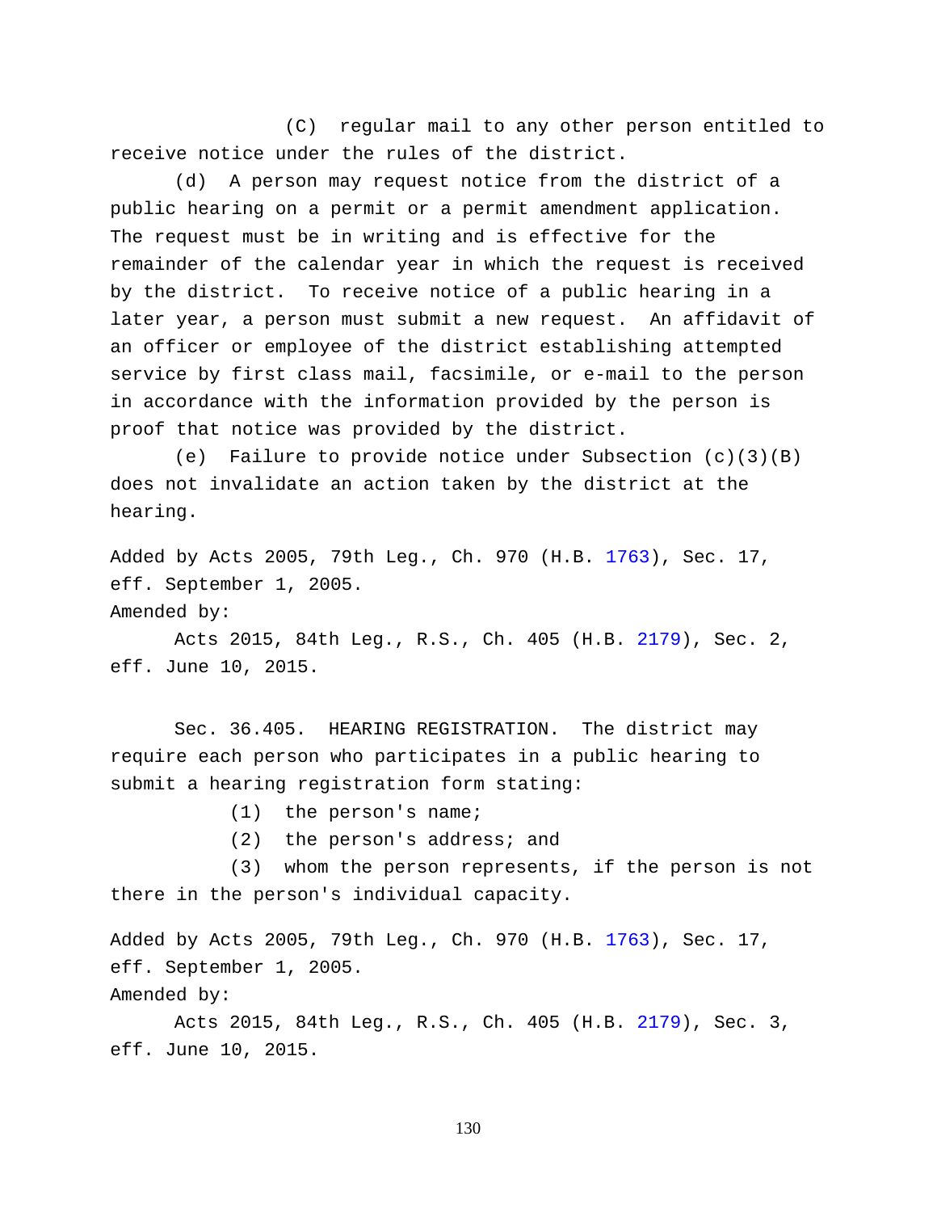(C) regular mail to any other person entitled to receive notice under the rules of the district.

(d) A person may request notice from the district of a public hearing on a permit or a permit amendment application. The request must be in writing and is effective for the remainder of the calendar year in which the request is received by the district. To receive notice of a public hearing in a later year, a person must submit a new request. An affidavit of an officer or employee of the district establishing attempted service by first class mail, facsimile, or e-mail to the person in accordance with the information provided by the person is proof that notice was provided by the district.

(e) Failure to provide notice under Subsection (c)(3)(B) does not invalidate an action taken by the district at the hearing.

Added by Acts 2005, 79th Leg., Ch. 970 (H.B. 1763), Sec. 17, eff. September 1, 2005.
Amended by:

Acts 2015, 84th Leg., R.S., Ch. 405 (H.B. 2179), Sec. 2, eff. June 10, 2015.

Sec. 36.405. HEARING REGISTRATION. The district may require each person who participates in a public hearing to submit a hearing registration form stating:

(1) the person's name;

(2) the person's address; and

(3) whom the person represents, if the person is not there in the person's individual capacity.

Added by Acts 2005, 79th Leg., Ch. 970 (H.B. 1763), Sec. 17, eff. September 1, 2005.
Amended by:

Acts 2015, 84th Leg., R.S., Ch. 405 (H.B. 2179), Sec. 3, eff. June 10, 2015.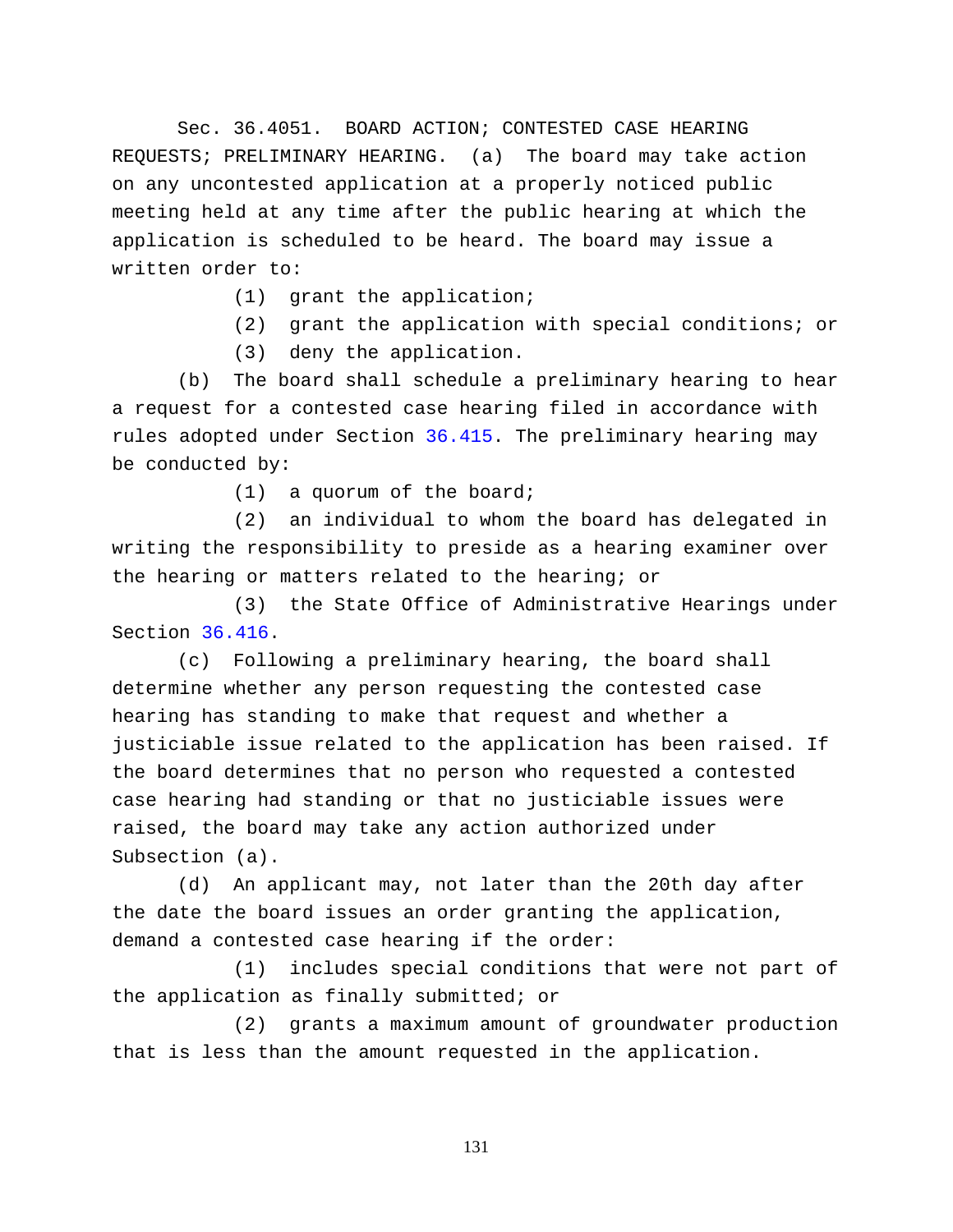Sec. 36.4051. BOARD ACTION; CONTESTED CASE HEARING REQUESTS; PRELIMINARY HEARING. (a) The board may take action on any uncontested application at a properly noticed public meeting held at any time after the public hearing at which the application is scheduled to be heard. The board may issue a written order to:

(1) grant the application;

(2) grant the application with special conditions; or

(3) deny the application.

(b) The board shall schedule a preliminary hearing to hear a request for a contested case hearing filed in accordance with rules adopted under Section 36.415. The preliminary hearing may be conducted by:

(1) a quorum of the board;

(2) an individual to whom the board has delegated in writing the responsibility to preside as a hearing examiner over the hearing or matters related to the hearing; or

(3) the State Office of Administrative Hearings under Section 36.416.

(c) Following a preliminary hearing, the board shall determine whether any person requesting the contested case hearing has standing to make that request and whether a justiciable issue related to the application has been raised. If the board determines that no person who requested a contested case hearing had standing or that no justiciable issues were raised, the board may take any action authorized under Subsection (a).

(d) An applicant may, not later than the 20th day after the date the board issues an order granting the application, demand a contested case hearing if the order:

(1) includes special conditions that were not part of the application as finally submitted; or

(2) grants a maximum amount of groundwater production that is less than the amount requested in the application.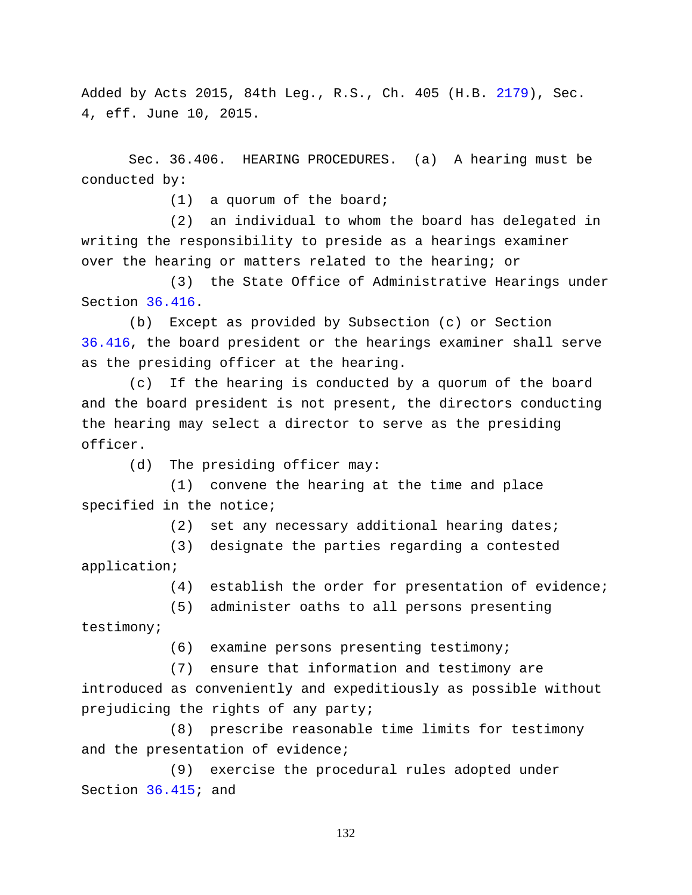Added by Acts 2015, 84th Leg., R.S., Ch. 405 (H.B. 2179), Sec. 4, eff. June 10, 2015.

Sec. 36.406. HEARING PROCEDURES. (a) A hearing must be conducted by:

(1) a quorum of the board;

(2) an individual to whom the board has delegated in writing the responsibility to preside as a hearings examiner over the hearing or matters related to the hearing; or

(3) the State Office of Administrative Hearings under Section 36.416.

(b) Except as provided by Subsection (c) or Section 36.416, the board president or the hearings examiner shall serve as the presiding officer at the hearing.

(c) If the hearing is conducted by a quorum of the board and the board president is not present, the directors conducting the hearing may select a director to serve as the presiding officer.

(d) The presiding officer may:

(1) convene the hearing at the time and place specified in the notice;

(2) set any necessary additional hearing dates;

(3) designate the parties regarding a contested application;

(4) establish the order for presentation of evidence;

(5) administer oaths to all persons presenting testimony;

(6) examine persons presenting testimony;

(7) ensure that information and testimony are introduced as conveniently and expeditiously as possible without prejudicing the rights of any party;

(8) prescribe reasonable time limits for testimony and the presentation of evidence;

(9) exercise the procedural rules adopted under Section 36.415; and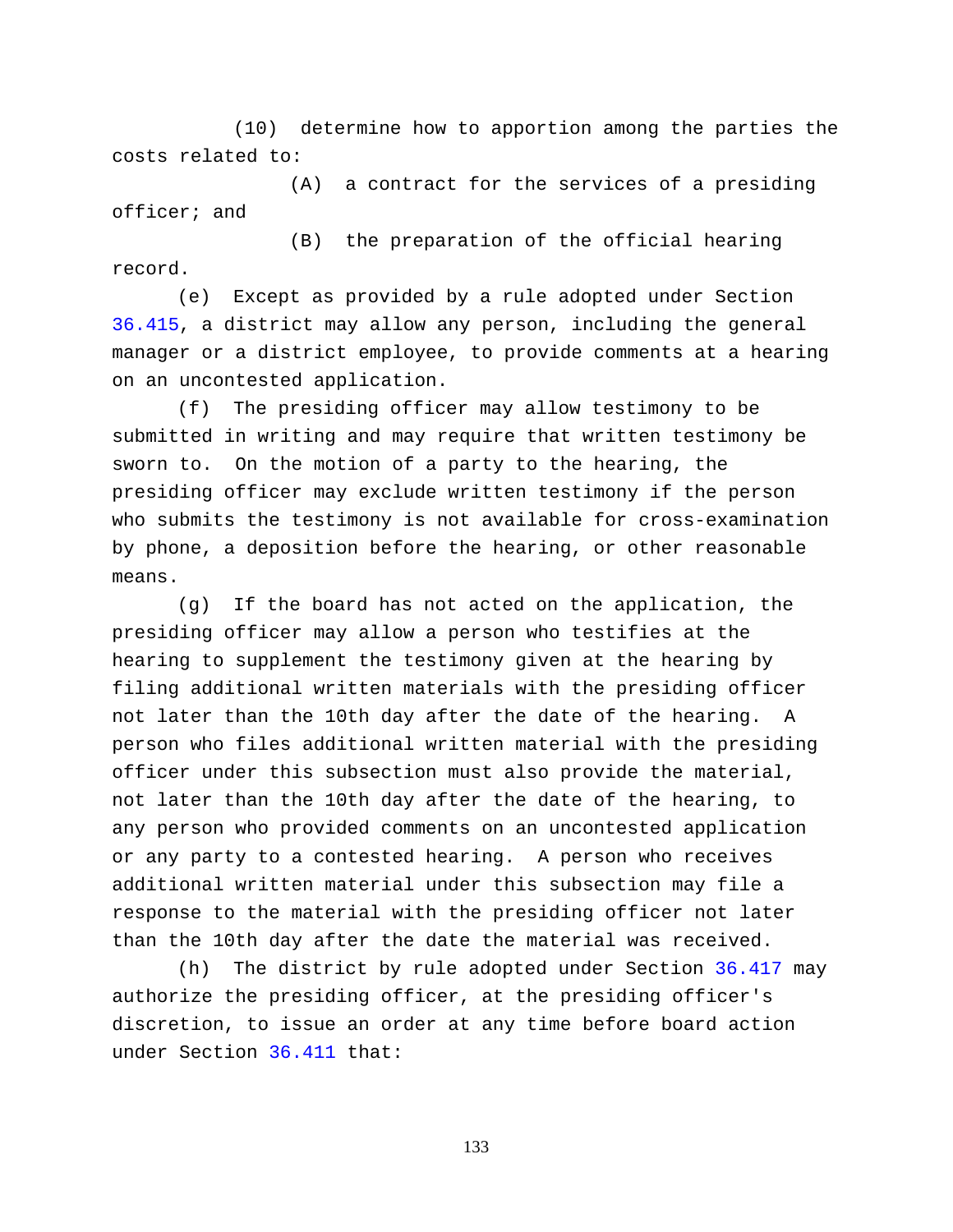(10) determine how to apportion among the parties the costs related to:

(A) a contract for the services of a presiding officer; and

(B) the preparation of the official hearing record.

(e) Except as provided by a rule adopted under Section 36.415, a district may allow any person, including the general manager or a district employee, to provide comments at a hearing on an uncontested application.

(f) The presiding officer may allow testimony to be submitted in writing and may require that written testimony be sworn to. On the motion of a party to the hearing, the presiding officer may exclude written testimony if the person who submits the testimony is not available for cross-examination by phone, a deposition before the hearing, or other reasonable means.

(g) If the board has not acted on the application, the presiding officer may allow a person who testifies at the hearing to supplement the testimony given at the hearing by filing additional written materials with the presiding officer not later than the 10th day after the date of the hearing. A person who files additional written material with the presiding officer under this subsection must also provide the material, not later than the 10th day after the date of the hearing, to any person who provided comments on an uncontested application or any party to a contested hearing. A person who receives additional written material under this subsection may file a response to the material with the presiding officer not later than the 10th day after the date the material was received.

(h) The district by rule adopted under Section 36.417 may authorize the presiding officer, at the presiding officer's discretion, to issue an order at any time before board action under Section 36.411 that: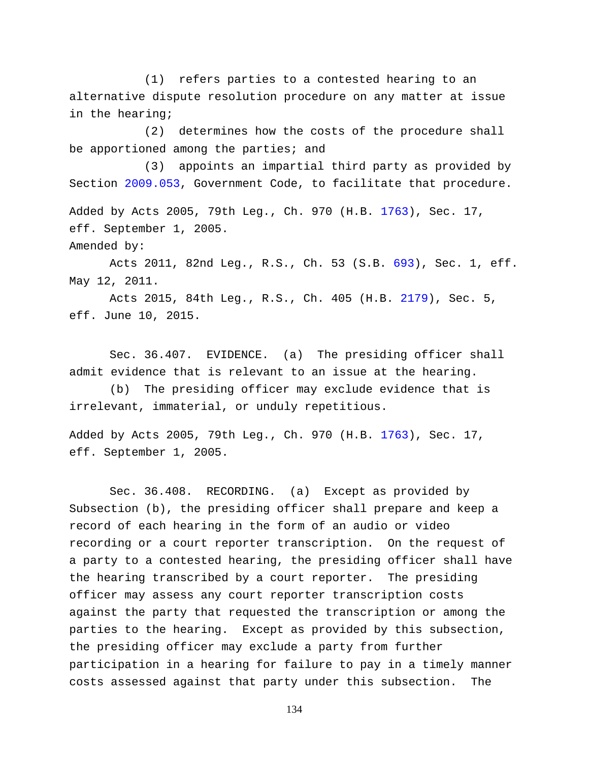(1) refers parties to a contested hearing to an alternative dispute resolution procedure on any matter at issue in the hearing;

(2) determines how the costs of the procedure shall be apportioned among the parties; and

(3) appoints an impartial third party as provided by Section 2009.053, Government Code, to facilitate that procedure.

Added by Acts 2005, 79th Leg., Ch. 970 (H.B. 1763), Sec. 17, eff. September 1, 2005.

Amended by:

Acts 2011, 82nd Leg., R.S., Ch. 53 (S.B. 693), Sec. 1, eff. May 12, 2011.

Acts 2015, 84th Leg., R.S., Ch. 405 (H.B. 2179), Sec. 5, eff. June 10, 2015.

Sec. 36.407. EVIDENCE. (a) The presiding officer shall admit evidence that is relevant to an issue at the hearing.

(b) The presiding officer may exclude evidence that is irrelevant, immaterial, or unduly repetitious.

Added by Acts 2005, 79th Leg., Ch. 970 (H.B. 1763), Sec. 17, eff. September 1, 2005.

Sec. 36.408. RECORDING. (a) Except as provided by Subsection (b), the presiding officer shall prepare and keep a record of each hearing in the form of an audio or video recording or a court reporter transcription. On the request of a party to a contested hearing, the presiding officer shall have the hearing transcribed by a court reporter. The presiding officer may assess any court reporter transcription costs against the party that requested the transcription or among the parties to the hearing. Except as provided by this subsection, the presiding officer may exclude a party from further participation in a hearing for failure to pay in a timely manner costs assessed against that party under this subsection. The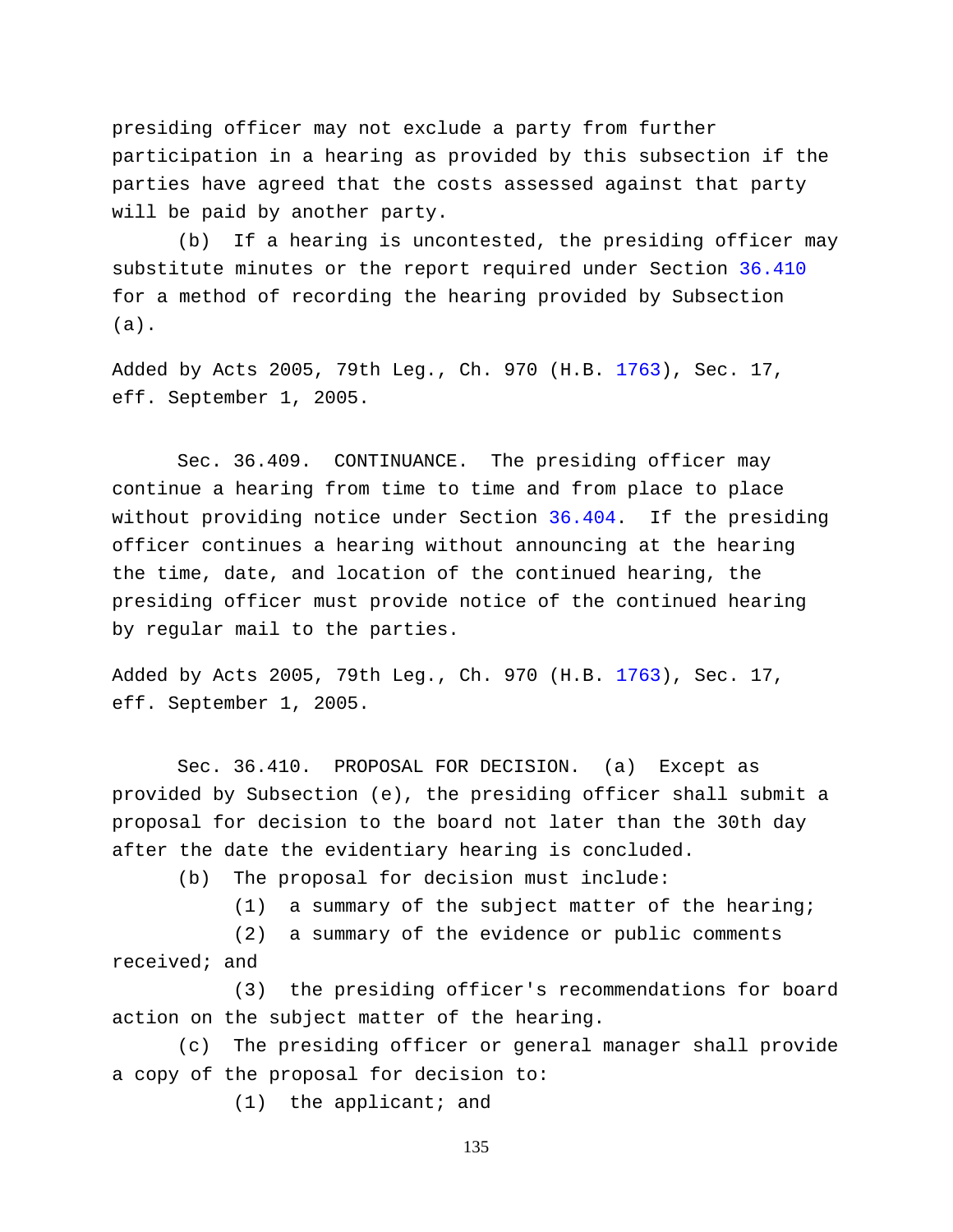presiding officer may not exclude a party from further participation in a hearing as provided by this subsection if the parties have agreed that the costs assessed against that party will be paid by another party.

(b) If a hearing is uncontested, the presiding officer may substitute minutes or the report required under Section 36.410 for a method of recording the hearing provided by Subsection (a).

Added by Acts 2005, 79th Leg., Ch. 970 (H.B. 1763), Sec. 17, eff. September 1, 2005.

Sec. 36.409. CONTINUANCE. The presiding officer may continue a hearing from time to time and from place to place without providing notice under Section 36.404. If the presiding officer continues a hearing without announcing at the hearing the time, date, and location of the continued hearing, the presiding officer must provide notice of the continued hearing by regular mail to the parties.

Added by Acts 2005, 79th Leg., Ch. 970 (H.B. 1763), Sec. 17, eff. September 1, 2005.

Sec. 36.410. PROPOSAL FOR DECISION. (a) Except as provided by Subsection (e), the presiding officer shall submit a proposal for decision to the board not later than the 30th day after the date the evidentiary hearing is concluded.

(b) The proposal for decision must include:

(1) a summary of the subject matter of the hearing;

(2) a summary of the evidence or public comments received; and

(3) the presiding officer's recommendations for board action on the subject matter of the hearing.

(c) The presiding officer or general manager shall provide a copy of the proposal for decision to:

(1) the applicant; and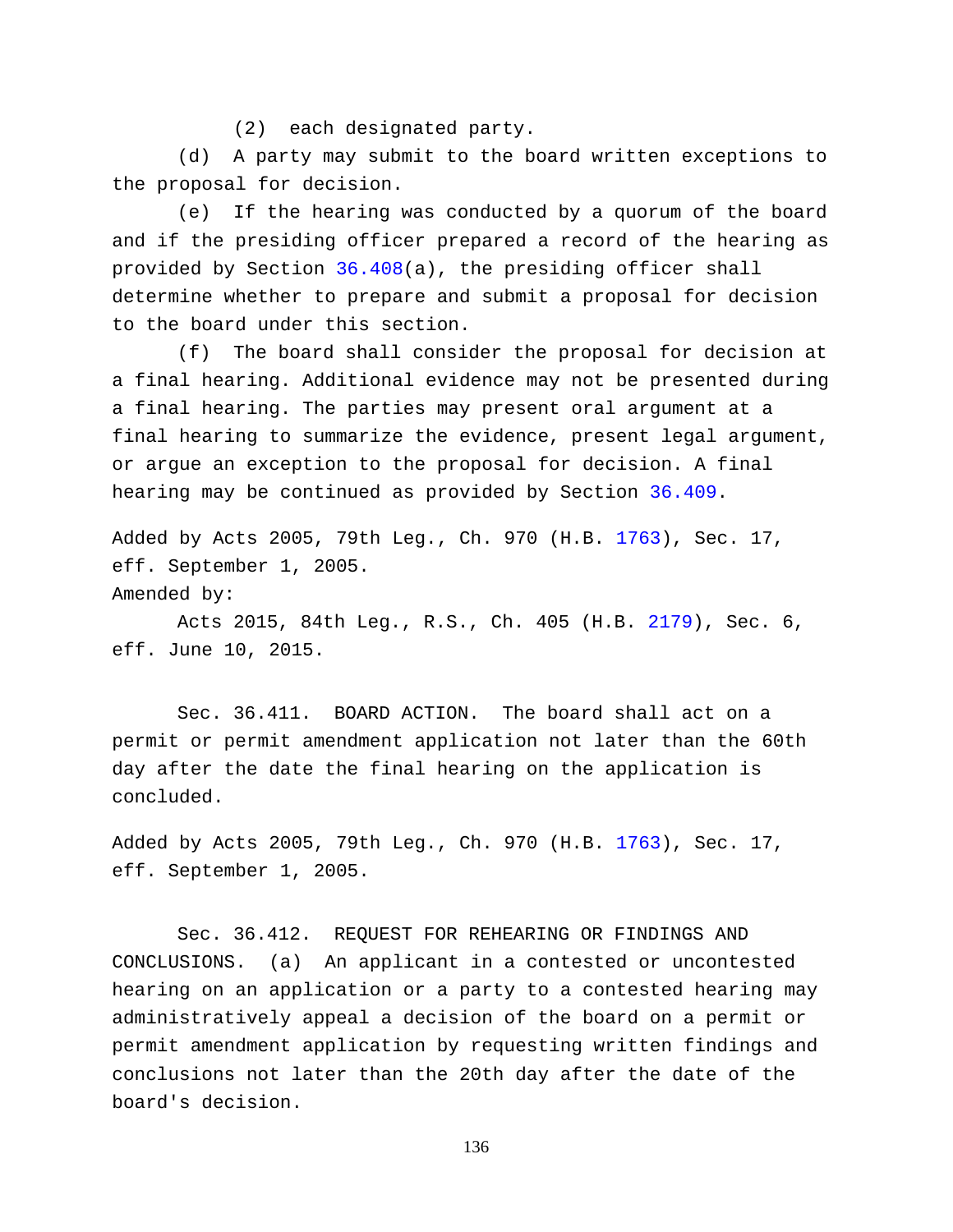(2) each designated party.

(d) A party may submit to the board written exceptions to the proposal for decision.

(e) If the hearing was conducted by a quorum of the board and if the presiding officer prepared a record of the hearing as provided by Section 36.408(a), the presiding officer shall determine whether to prepare and submit a proposal for decision to the board under this section.

(f) The board shall consider the proposal for decision at a final hearing. Additional evidence may not be presented during a final hearing. The parties may present oral argument at a final hearing to summarize the evidence, present legal argument, or argue an exception to the proposal for decision. A final hearing may be continued as provided by Section 36.409.

Added by Acts 2005, 79th Leg., Ch. 970 (H.B. 1763), Sec. 17, eff. September 1, 2005.

Amended by:

Acts 2015, 84th Leg., R.S., Ch. 405 (H.B. 2179), Sec. 6, eff. June 10, 2015.

Sec. 36.411. BOARD ACTION. The board shall act on a permit or permit amendment application not later than the 60th day after the date the final hearing on the application is concluded.

Added by Acts 2005, 79th Leg., Ch. 970 (H.B. 1763), Sec. 17, eff. September 1, 2005.

Sec. 36.412. REQUEST FOR REHEARING OR FINDINGS AND CONCLUSIONS. (a) An applicant in a contested or uncontested hearing on an application or a party to a contested hearing may administratively appeal a decision of the board on a permit or permit amendment application by requesting written findings and conclusions not later than the 20th day after the date of the board's decision.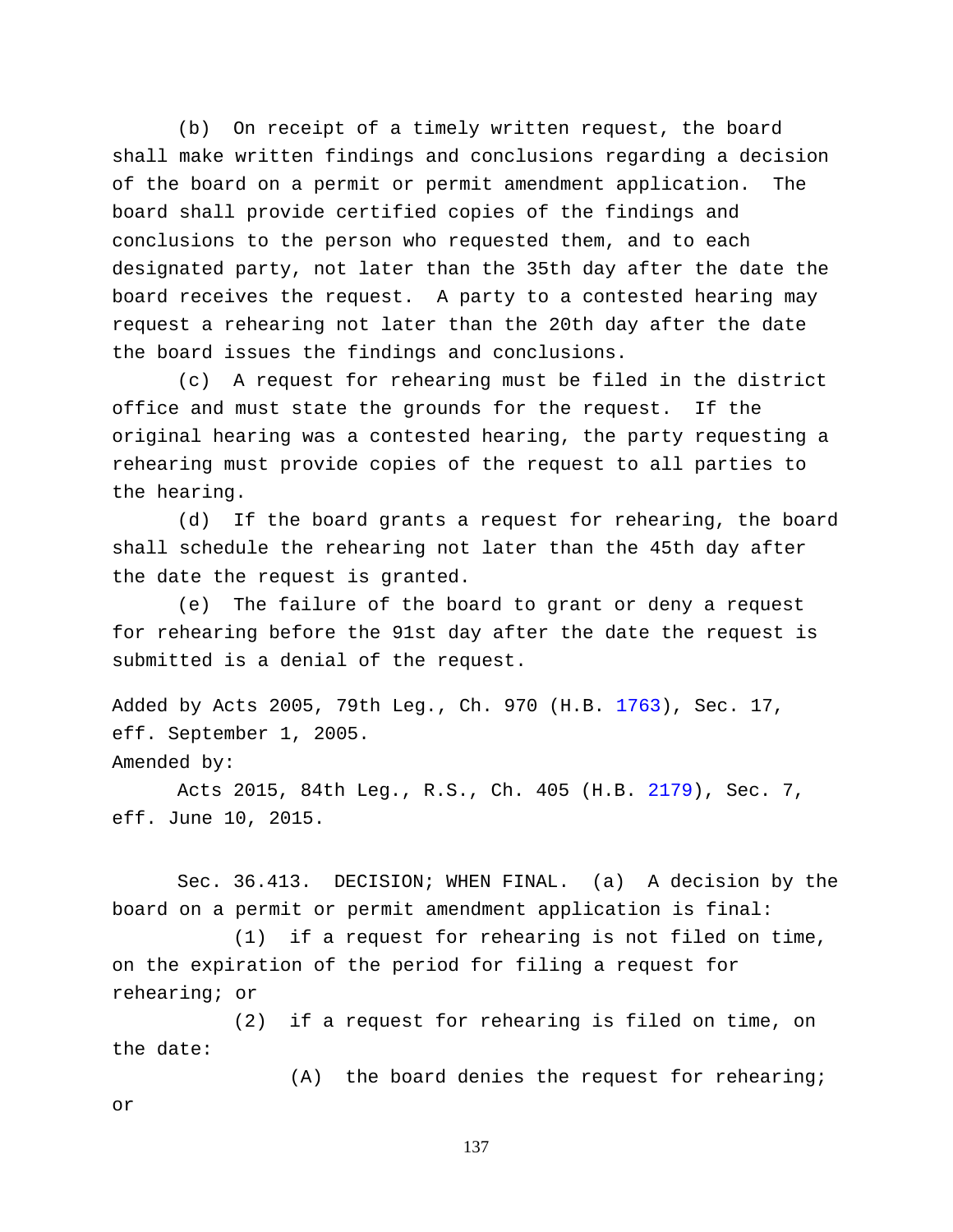(b) On receipt of a timely written request, the board shall make written findings and conclusions regarding a decision of the board on a permit or permit amendment application. The board shall provide certified copies of the findings and conclusions to the person who requested them, and to each designated party, not later than the 35th day after the date the board receives the request. A party to a contested hearing may request a rehearing not later than the 20th day after the date the board issues the findings and conclusions.

(c) A request for rehearing must be filed in the district office and must state the grounds for the request. If the original hearing was a contested hearing, the party requesting a rehearing must provide copies of the request to all parties to the hearing.

(d) If the board grants a request for rehearing, the board shall schedule the rehearing not later than the 45th day after the date the request is granted.

(e) The failure of the board to grant or deny a request for rehearing before the 91st day after the date the request is submitted is a denial of the request.

Added by Acts 2005, 79th Leg., Ch. 970 (H.B. 1763), Sec. 17, eff. September 1, 2005.
Amended by:

Acts 2015, 84th Leg., R.S., Ch. 405 (H.B. 2179), Sec. 7, eff. June 10, 2015.

Sec. 36.413. DECISION; WHEN FINAL. (a) A decision by the board on a permit or permit amendment application is final:

(1) if a request for rehearing is not filed on time, on the expiration of the period for filing a request for rehearing; or

(2) if a request for rehearing is filed on time, on the date:

(A) the board denies the request for rehearing; or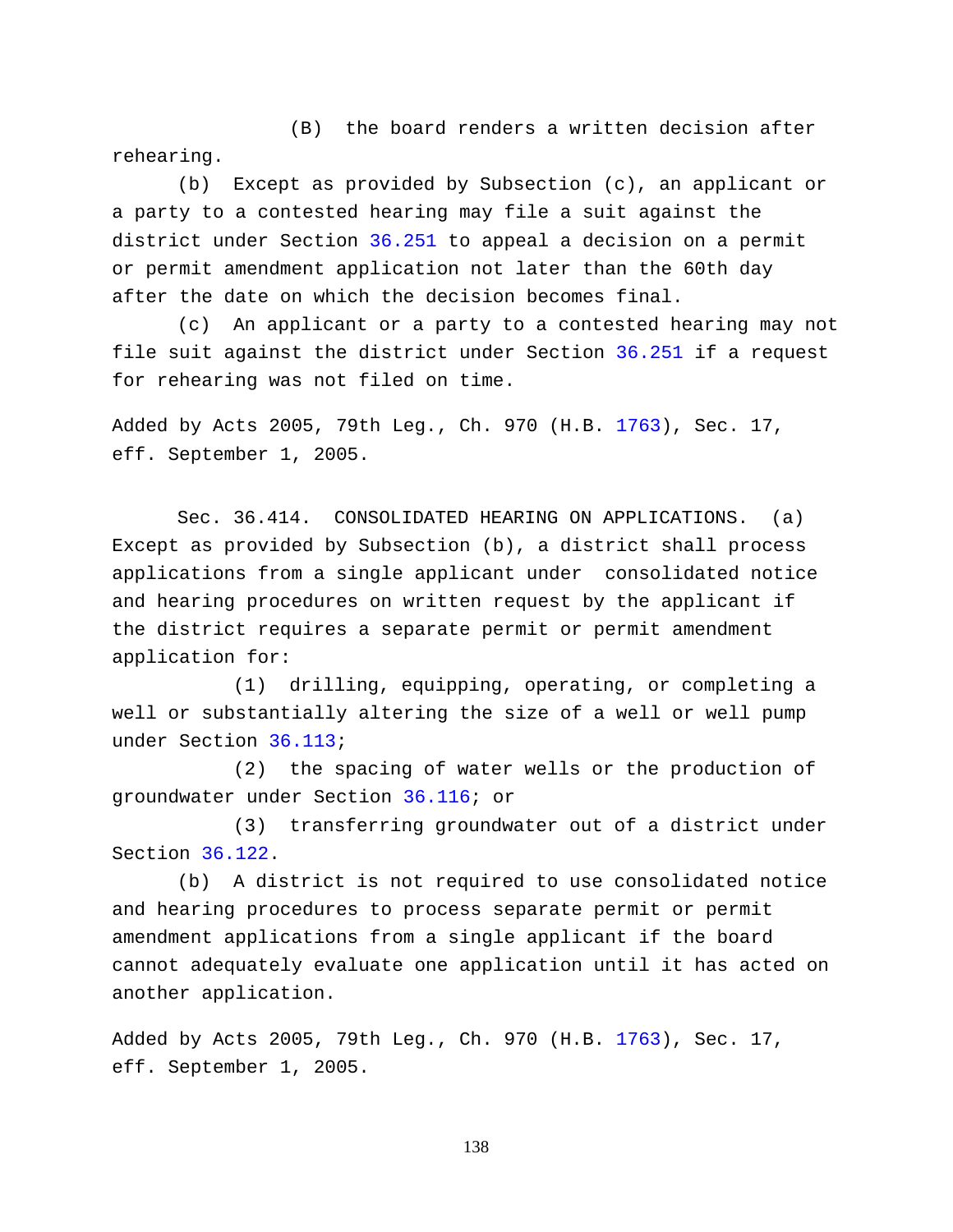(B) the board renders a written decision after rehearing.

(b) Except as provided by Subsection (c), an applicant or a party to a contested hearing may file a suit against the district under Section 36.251 to appeal a decision on a permit or permit amendment application not later than the 60th day after the date on which the decision becomes final.

(c) An applicant or a party to a contested hearing may not file suit against the district under Section 36.251 if a request for rehearing was not filed on time.

Added by Acts 2005, 79th Leg., Ch. 970 (H.B. 1763), Sec. 17, eff. September 1, 2005.

Sec. 36.414. CONSOLIDATED HEARING ON APPLICATIONS. (a) Except as provided by Subsection (b), a district shall process applications from a single applicant under consolidated notice and hearing procedures on written request by the applicant if the district requires a separate permit or permit amendment application for:

(1) drilling, equipping, operating, or completing a well or substantially altering the size of a well or well pump under Section 36.113;

(2) the spacing of water wells or the production of groundwater under Section 36.116; or

(3) transferring groundwater out of a district under Section 36.122.

(b) A district is not required to use consolidated notice and hearing procedures to process separate permit or permit amendment applications from a single applicant if the board cannot adequately evaluate one application until it has acted on another application.

Added by Acts 2005, 79th Leg., Ch. 970 (H.B. 1763), Sec. 17, eff. September 1, 2005.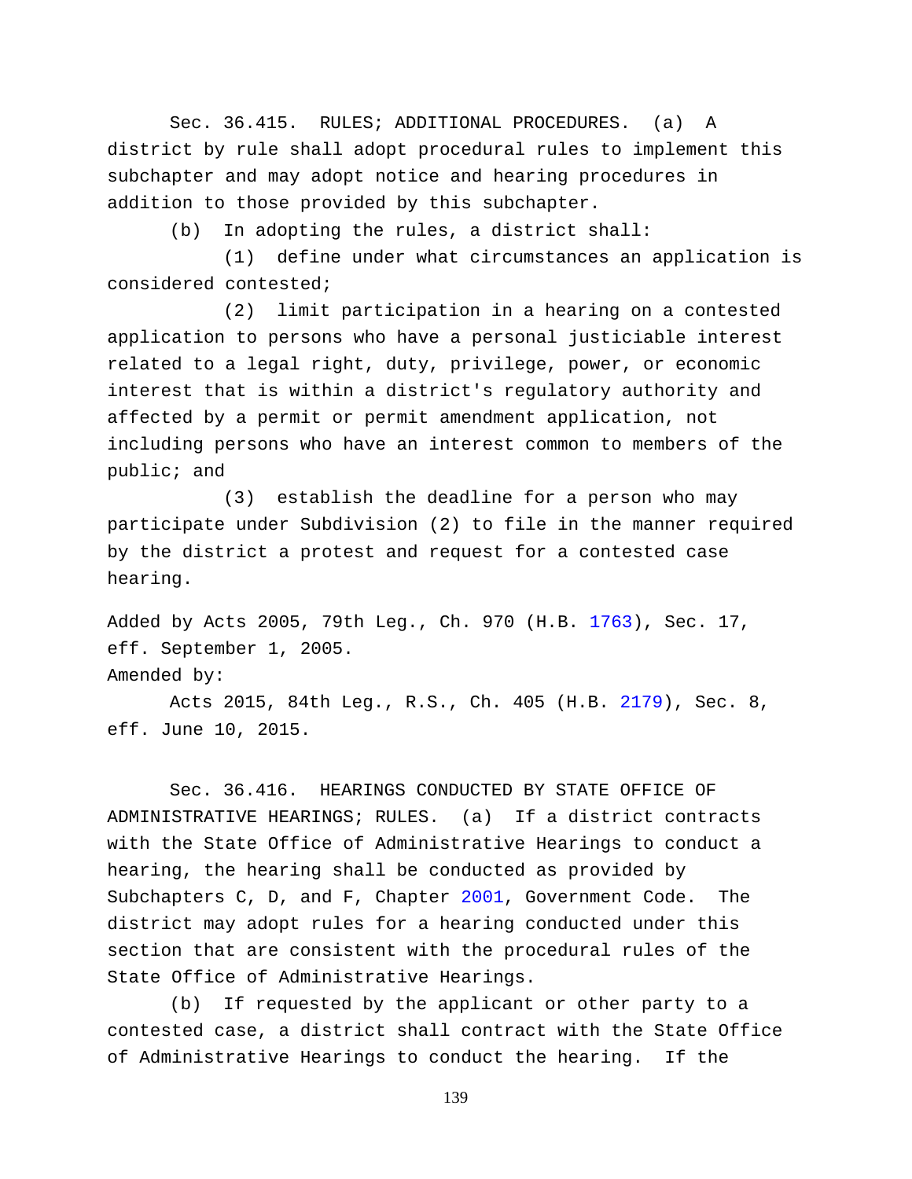Sec. 36.415. RULES; ADDITIONAL PROCEDURES. (a) A district by rule shall adopt procedural rules to implement this subchapter and may adopt notice and hearing procedures in addition to those provided by this subchapter.

(b) In adopting the rules, a district shall:

(1) define under what circumstances an application is considered contested;

(2) limit participation in a hearing on a contested application to persons who have a personal justiciable interest related to a legal right, duty, privilege, power, or economic interest that is within a district's regulatory authority and affected by a permit or permit amendment application, not including persons who have an interest common to members of the public; and

(3) establish the deadline for a person who may participate under Subdivision (2) to file in the manner required by the district a protest and request for a contested case hearing.

Added by Acts 2005, 79th Leg., Ch. 970 (H.B. 1763), Sec. 17, eff. September 1, 2005.
Amended by:

Acts 2015, 84th Leg., R.S., Ch. 405 (H.B. 2179), Sec. 8, eff. June 10, 2015.

Sec. 36.416. HEARINGS CONDUCTED BY STATE OFFICE OF ADMINISTRATIVE HEARINGS; RULES. (a) If a district contracts with the State Office of Administrative Hearings to conduct a hearing, the hearing shall be conducted as provided by Subchapters C, D, and F, Chapter 2001, Government Code. The district may adopt rules for a hearing conducted under this section that are consistent with the procedural rules of the State Office of Administrative Hearings.

(b) If requested by the applicant or other party to a contested case, a district shall contract with the State Office of Administrative Hearings to conduct the hearing. If the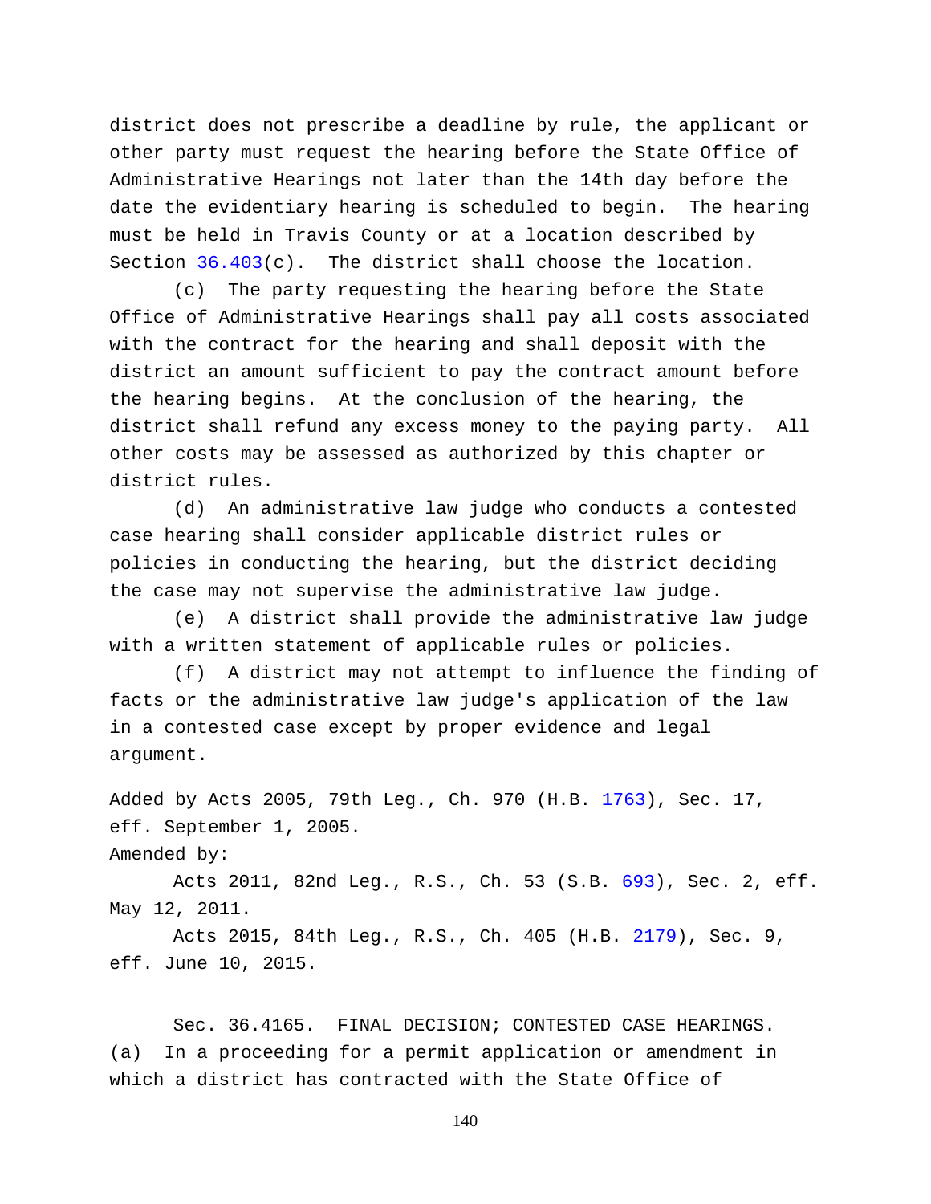district does not prescribe a deadline by rule, the applicant or other party must request the hearing before the State Office of Administrative Hearings not later than the 14th day before the date the evidentiary hearing is scheduled to begin. The hearing must be held in Travis County or at a location described by Section 36.403(c). The district shall choose the location.

(c) The party requesting the hearing before the State Office of Administrative Hearings shall pay all costs associated with the contract for the hearing and shall deposit with the district an amount sufficient to pay the contract amount before the hearing begins. At the conclusion of the hearing, the district shall refund any excess money to the paying party. All other costs may be assessed as authorized by this chapter or district rules.

(d) An administrative law judge who conducts a contested case hearing shall consider applicable district rules or policies in conducting the hearing, but the district deciding the case may not supervise the administrative law judge.

(e) A district shall provide the administrative law judge with a written statement of applicable rules or policies.

(f) A district may not attempt to influence the finding of facts or the administrative law judge's application of the law in a contested case except by proper evidence and legal argument.

Added by Acts 2005, 79th Leg., Ch. 970 (H.B. 1763), Sec. 17, eff. September 1, 2005.

Amended by:

Acts 2011, 82nd Leg., R.S., Ch. 53 (S.B. 693), Sec. 2, eff. May 12, 2011.

Acts 2015, 84th Leg., R.S., Ch. 405 (H.B. 2179), Sec. 9, eff. June 10, 2015.

Sec. 36.4165. FINAL DECISION; CONTESTED CASE HEARINGS. (a) In a proceeding for a permit application or amendment in which a district has contracted with the State Office of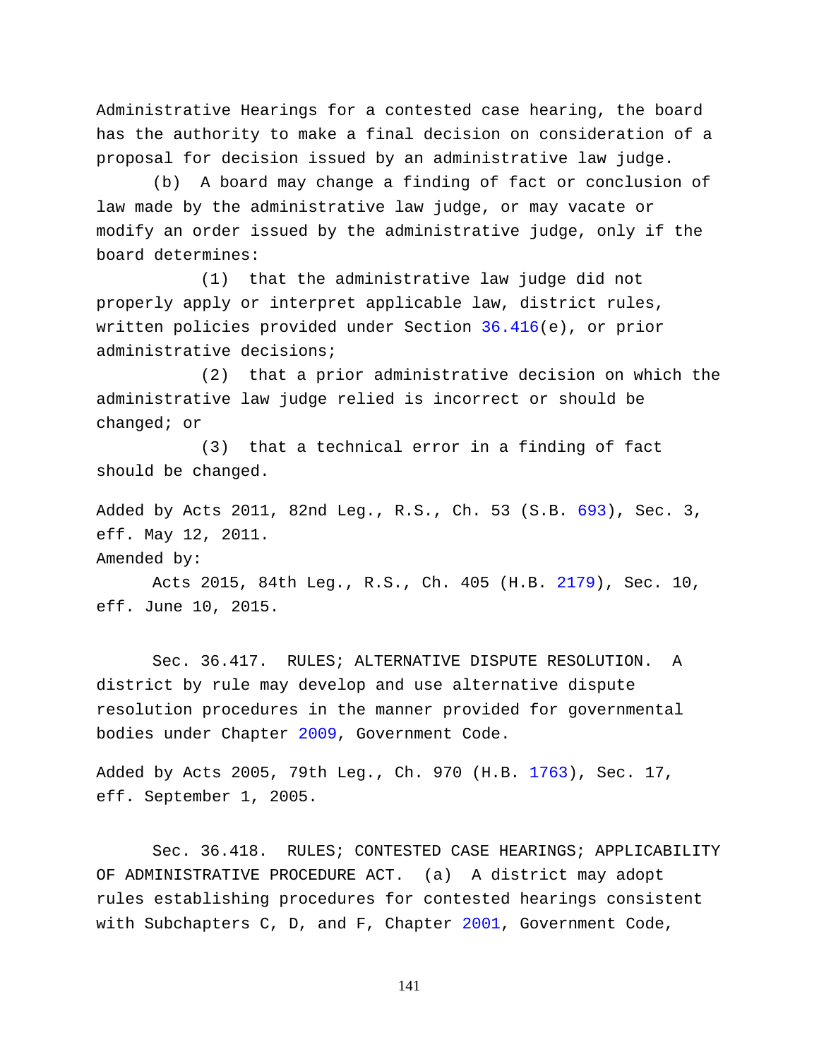Administrative Hearings for a contested case hearing, the board has the authority to make a final decision on consideration of a proposal for decision issued by an administrative law judge.

(b) A board may change a finding of fact or conclusion of law made by the administrative law judge, or may vacate or modify an order issued by the administrative judge, only if the board determines:

(1) that the administrative law judge did not properly apply or interpret applicable law, district rules, written policies provided under Section 36.416(e), or prior administrative decisions;

(2) that a prior administrative decision on which the administrative law judge relied is incorrect or should be changed; or

(3) that a technical error in a finding of fact should be changed.

Added by Acts 2011, 82nd Leg., R.S., Ch. 53 (S.B. 693), Sec. 3, eff. May 12, 2011.
Amended by:

Acts 2015, 84th Leg., R.S., Ch. 405 (H.B. 2179), Sec. 10, eff. June 10, 2015.

Sec. 36.417. RULES; ALTERNATIVE DISPUTE RESOLUTION. A district by rule may develop and use alternative dispute resolution procedures in the manner provided for governmental bodies under Chapter 2009, Government Code.

Added by Acts 2005, 79th Leg., Ch. 970 (H.B. 1763), Sec. 17, eff. September 1, 2005.

Sec. 36.418. RULES; CONTESTED CASE HEARINGS; APPLICABILITY OF ADMINISTRATIVE PROCEDURE ACT. (a) A district may adopt rules establishing procedures for contested hearings consistent with Subchapters C, D, and F, Chapter 2001, Government Code,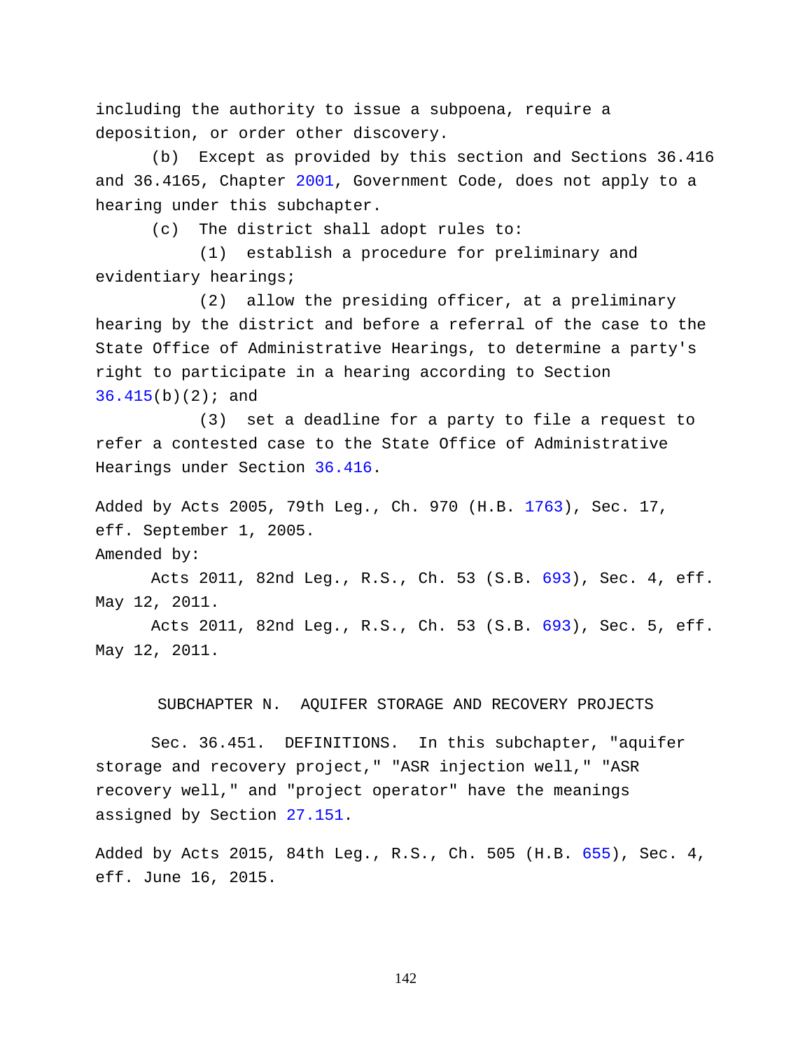including the authority to issue a subpoena, require a deposition, or order other discovery.

(b) Except as provided by this section and Sections 36.416 and 36.4165, Chapter 2001, Government Code, does not apply to a hearing under this subchapter.

(c) The district shall adopt rules to:

(1) establish a procedure for preliminary and evidentiary hearings;

(2) allow the presiding officer, at a preliminary hearing by the district and before a referral of the case to the State Office of Administrative Hearings, to determine a party's right to participate in a hearing according to Section 36.415(b)(2); and

(3) set a deadline for a party to file a request to refer a contested case to the State Office of Administrative Hearings under Section 36.416.

Added by Acts 2005, 79th Leg., Ch. 970 (H.B. 1763), Sec. 17, eff. September 1, 2005.

Amended by:

Acts 2011, 82nd Leg., R.S., Ch. 53 (S.B. 693), Sec. 4, eff. May 12, 2011.

Acts 2011, 82nd Leg., R.S., Ch. 53 (S.B. 693), Sec. 5, eff. May 12, 2011.

## SUBCHAPTER N. AQUIFER STORAGE AND RECOVERY PROJECTS

Sec. 36.451. DEFINITIONS. In this subchapter, "aquifer storage and recovery project," "ASR injection well," "ASR recovery well," and "project operator" have the meanings assigned by Section 27.151.

Added by Acts 2015, 84th Leg., R.S., Ch. 505 (H.B. 655), Sec. 4, eff. June 16, 2015.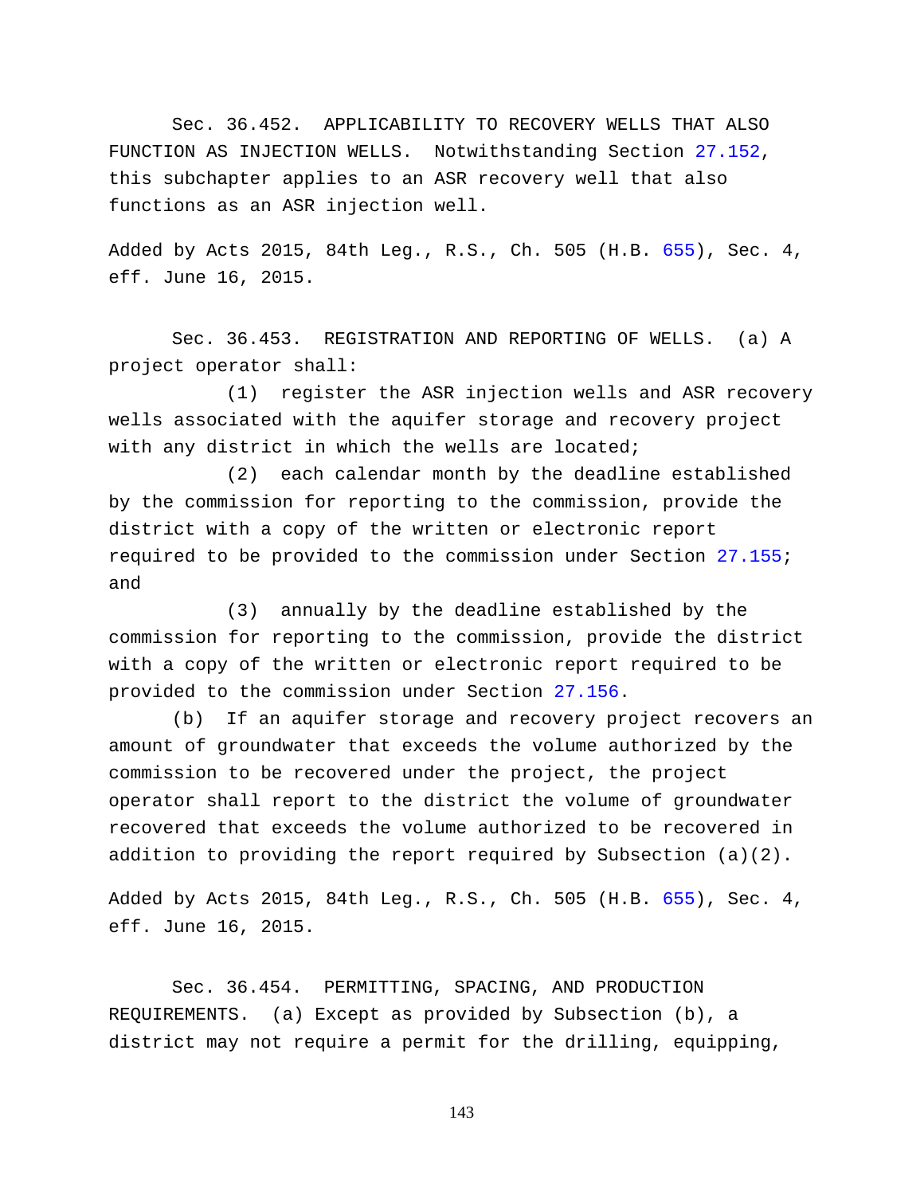Sec. 36.452. APPLICABILITY TO RECOVERY WELLS THAT ALSO FUNCTION AS INJECTION WELLS. Notwithstanding Section 27.152, this subchapter applies to an ASR recovery well that also functions as an ASR injection well.

Added by Acts 2015, 84th Leg., R.S., Ch. 505 (H.B. 655), Sec. 4, eff. June 16, 2015.

Sec. 36.453. REGISTRATION AND REPORTING OF WELLS. (a) A project operator shall:

(1) register the ASR injection wells and ASR recovery wells associated with the aquifer storage and recovery project with any district in which the wells are located;

(2) each calendar month by the deadline established by the commission for reporting to the commission, provide the district with a copy of the written or electronic report required to be provided to the commission under Section 27.155; and

(3) annually by the deadline established by the commission for reporting to the commission, provide the district with a copy of the written or electronic report required to be provided to the commission under Section 27.156.

(b) If an aquifer storage and recovery project recovers an amount of groundwater that exceeds the volume authorized by the commission to be recovered under the project, the project operator shall report to the district the volume of groundwater recovered that exceeds the volume authorized to be recovered in addition to providing the report required by Subsection (a)(2).

Added by Acts 2015, 84th Leg., R.S., Ch. 505 (H.B. 655), Sec. 4, eff. June 16, 2015.

Sec. 36.454. PERMITTING, SPACING, AND PRODUCTION REQUIREMENTS. (a) Except as provided by Subsection (b), a district may not require a permit for the drilling, equipping,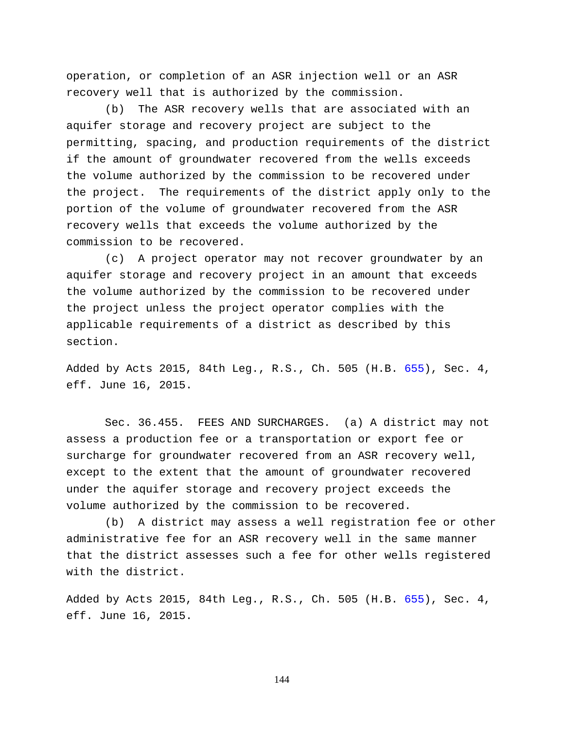operation, or completion of an ASR injection well or an ASR recovery well that is authorized by the commission.

(b) The ASR recovery wells that are associated with an aquifer storage and recovery project are subject to the permitting, spacing, and production requirements of the district if the amount of groundwater recovered from the wells exceeds the volume authorized by the commission to be recovered under the project. The requirements of the district apply only to the portion of the volume of groundwater recovered from the ASR recovery wells that exceeds the volume authorized by the commission to be recovered.

(c) A project operator may not recover groundwater by an aquifer storage and recovery project in an amount that exceeds the volume authorized by the commission to be recovered under the project unless the project operator complies with the applicable requirements of a district as described by this section.

Added by Acts 2015, 84th Leg., R.S., Ch. 505 (H.B. 655), Sec. 4, eff. June 16, 2015.

Sec. 36.455. FEES AND SURCHARGES. (a) A district may not assess a production fee or a transportation or export fee or surcharge for groundwater recovered from an ASR recovery well, except to the extent that the amount of groundwater recovered under the aquifer storage and recovery project exceeds the volume authorized by the commission to be recovered.

(b) A district may assess a well registration fee or other administrative fee for an ASR recovery well in the same manner that the district assesses such a fee for other wells registered with the district.

Added by Acts 2015, 84th Leg., R.S., Ch. 505 (H.B. 655), Sec. 4, eff. June 16, 2015.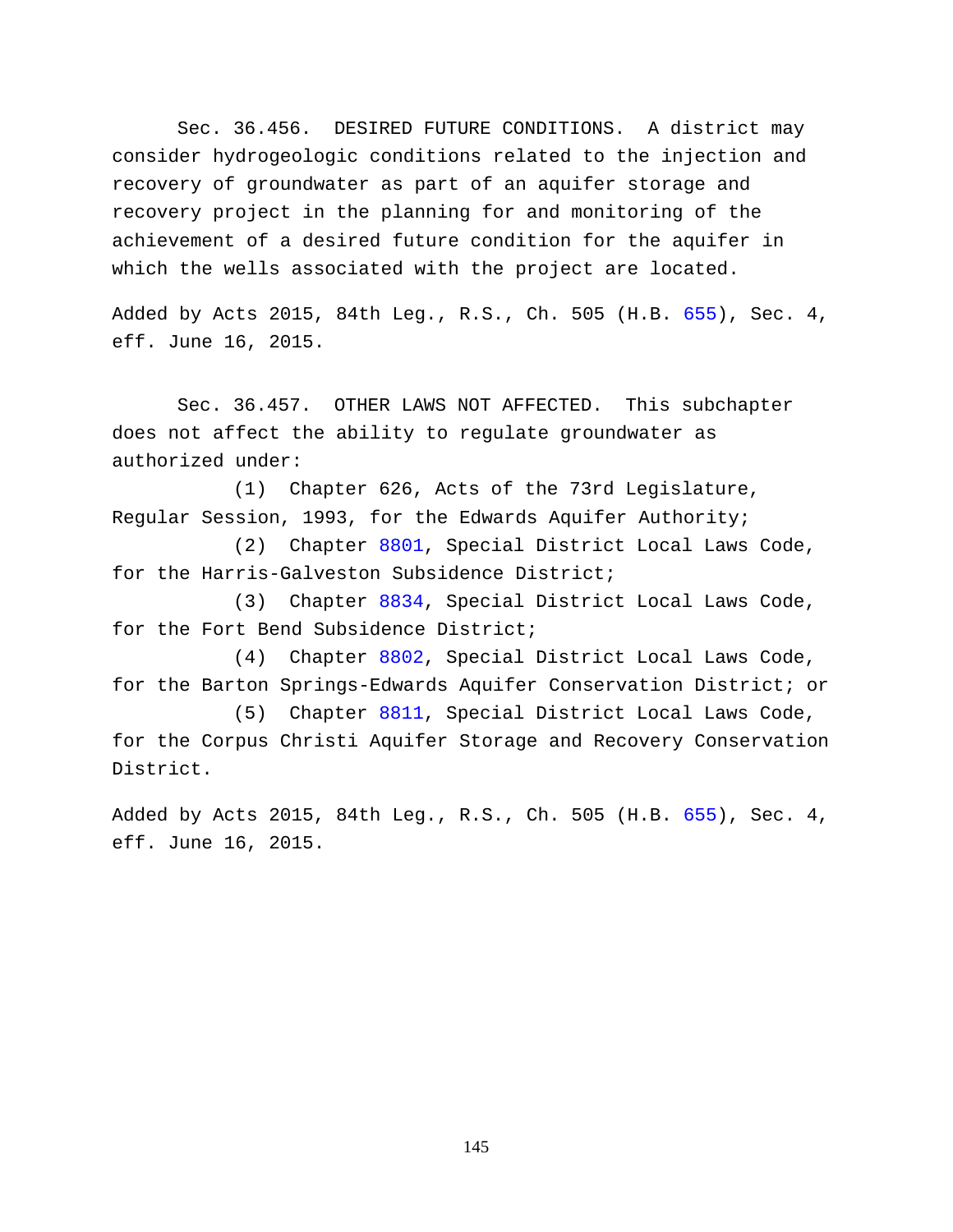Sec. 36.456. DESIRED FUTURE CONDITIONS. A district may consider hydrogeologic conditions related to the injection and recovery of groundwater as part of an aquifer storage and recovery project in the planning for and monitoring of the achievement of a desired future condition for the aquifer in which the wells associated with the project are located.

Added by Acts 2015, 84th Leg., R.S., Ch. 505 (H.B. 655), Sec. 4, eff. June 16, 2015.

Sec. 36.457. OTHER LAWS NOT AFFECTED. This subchapter does not affect the ability to regulate groundwater as authorized under:

(1) Chapter 626, Acts of the 73rd Legislature, Regular Session, 1993, for the Edwards Aquifer Authority;

(2) Chapter 8801, Special District Local Laws Code, for the Harris-Galveston Subsidence District;

(3) Chapter 8834, Special District Local Laws Code, for the Fort Bend Subsidence District;

(4) Chapter 8802, Special District Local Laws Code, for the Barton Springs-Edwards Aquifer Conservation District; or

(5) Chapter 8811, Special District Local Laws Code, for the Corpus Christi Aquifer Storage and Recovery Conservation District.

Added by Acts 2015, 84th Leg., R.S., Ch. 505 (H.B. 655), Sec. 4, eff. June 16, 2015.